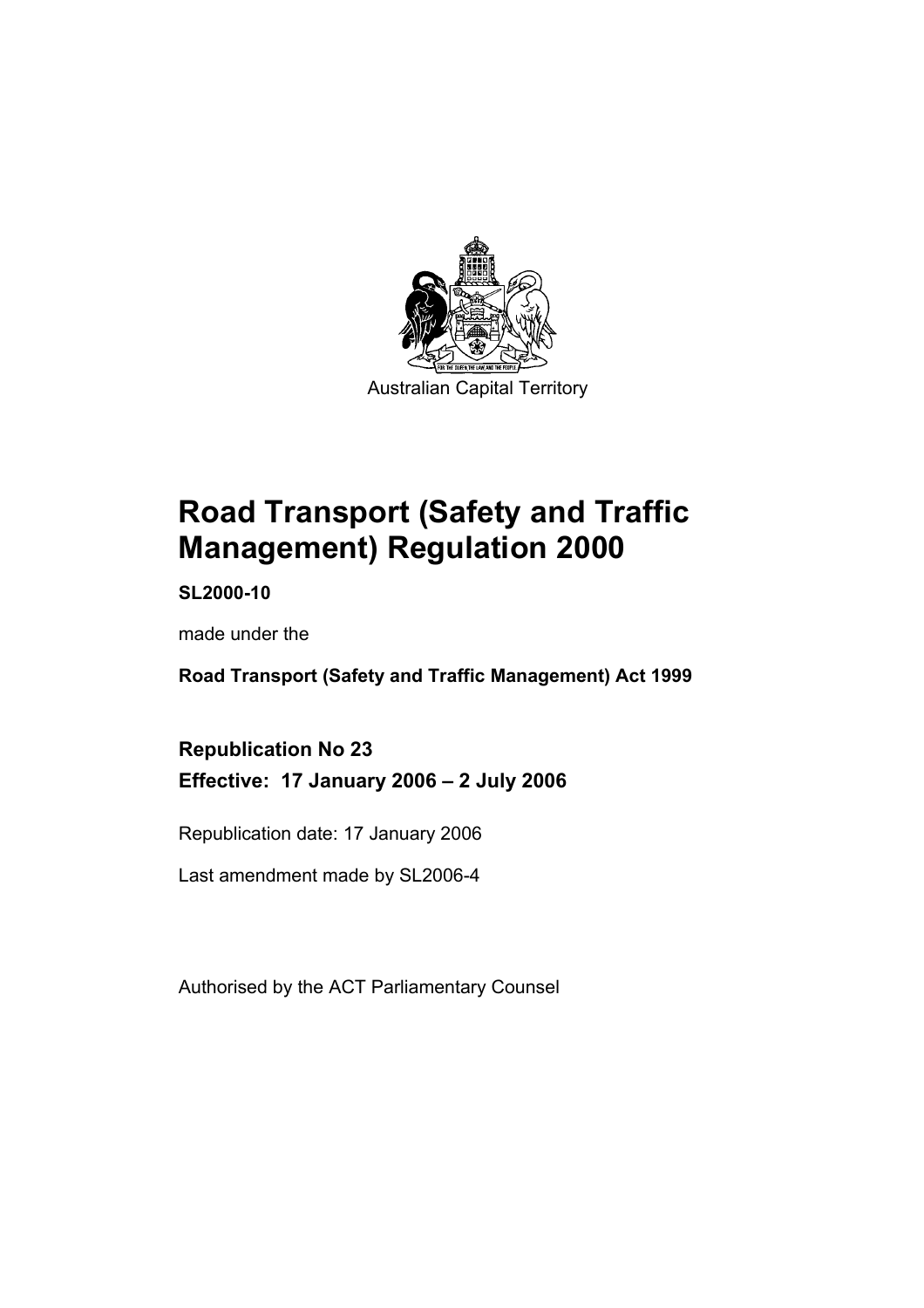Australian Capital Territory

# Road Transport (Safety and Traffic Management) Regulation 2000

**SL2000-10**

made under the

**Road Transport (Safety and Traffic Management) Act 1999**

## Republication No 23
## Effective: 17 January 2006 – 2 July 2006

Republication date: 17 January 2006

Last amendment made by SL2006-4

Authorised by the ACT Parliamentary Counsel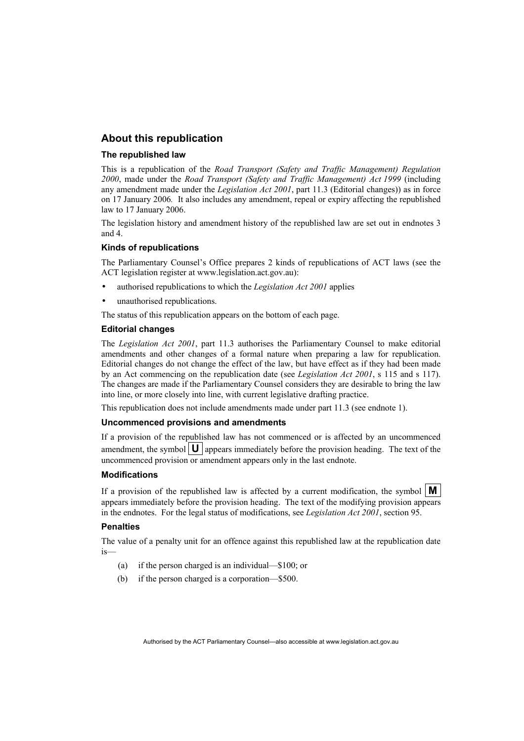## About this republication

### The republished law

This is a republication of the *Road Transport (Safety and Traffic Management) Regulation 2000*, made under the *Road Transport (Safety and Traffic Management) Act 1999* (including any amendment made under the *Legislation Act 2001*, part 11.3 (Editorial changes)) as in force on 17 January 2006*.* It also includes any amendment, repeal or expiry affecting the republished law to 17 January 2006.

The legislation history and amendment history of the republished law are set out in endnotes 3 and 4.

### Kinds of republications

The Parliamentary Counsel's Office prepares 2 kinds of republications of ACT laws (see the ACT legislation register at www.legislation.act.gov.au):

- authorised republications to which the *Legislation Act 2001* applies
- unauthorised republications.

The status of this republication appears on the bottom of each page.

### Editorial changes

The *Legislation Act 2001*, part 11.3 authorises the Parliamentary Counsel to make editorial amendments and other changes of a formal nature when preparing a law for republication. Editorial changes do not change the effect of the law, but have effect as if they had been made by an Act commencing on the republication date (see *Legislation Act 2001*, s 115 and s 117). The changes are made if the Parliamentary Counsel considers they are desirable to bring the law into line, or more closely into line, with current legislative drafting practice.

This republication does not include amendments made under part 11.3 (see endnote 1).

### Uncommenced provisions and amendments

If a provision of the republished law has not commenced or is affected by an uncommenced amendment, the symbol **U** appears immediately before the provision heading. The text of the uncommenced provision or amendment appears only in the last endnote.

### Modifications

If a provision of the republished law is affected by a current modification, the symbol **M** appears immediately before the provision heading. The text of the modifying provision appears in the endnotes. For the legal status of modifications, see *Legislation Act 2001*, section 95.

### Penalties

The value of a penalty unit for an offence against this republished law at the republication date is—

(a) if the person charged is an individual—$100; or

(b) if the person charged is a corporation—$500.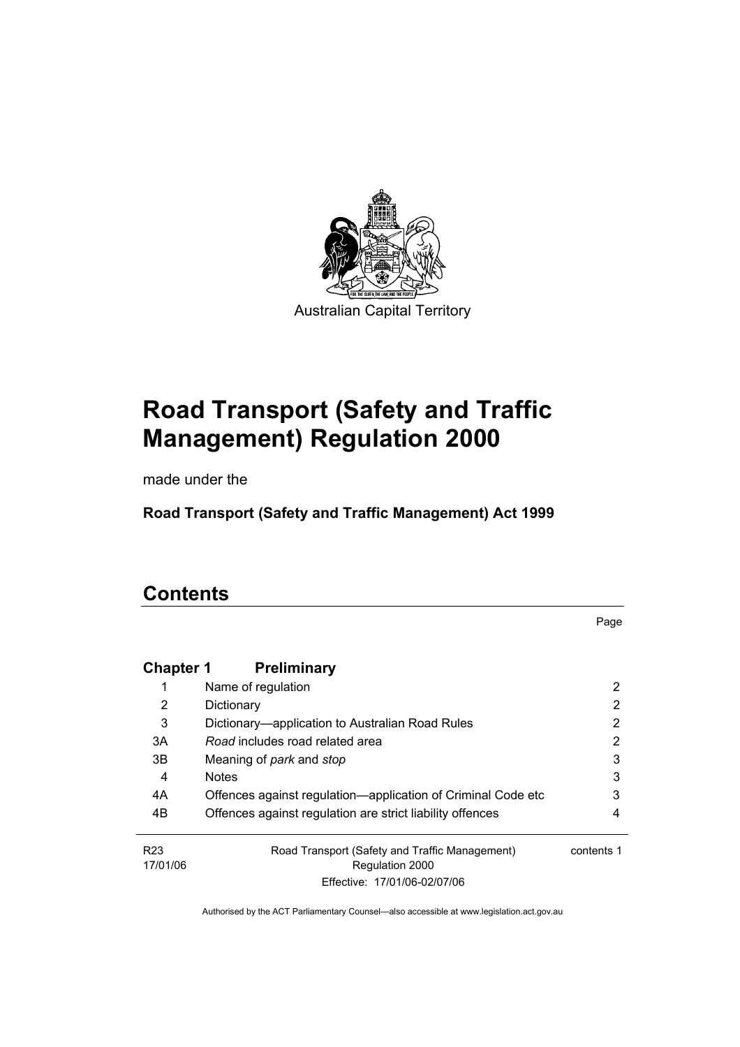Australian Capital Territory

# Road Transport (Safety and Traffic Management) Regulation 2000

made under the

**Road Transport (Safety and Traffic Management) Act 1999**

## Contents

| | | Page |
|---|---|---|
| **Chapter 1** | **Preliminary** | |
| 1 | Name of regulation | 2 |
| 2 | Dictionary | 2 |
| 3 | Dictionary—application to Australian Road Rules | 2 |
| 3A | *Road* includes road related area | 2 |
| 3B | Meaning of *park* and *stop* | 3 |
| 4 | Notes | 3 |
| 4A | Offences against regulation—application of Criminal Code etc | 3 |
| 4B | Offences against regulation are strict liability offences | 4 |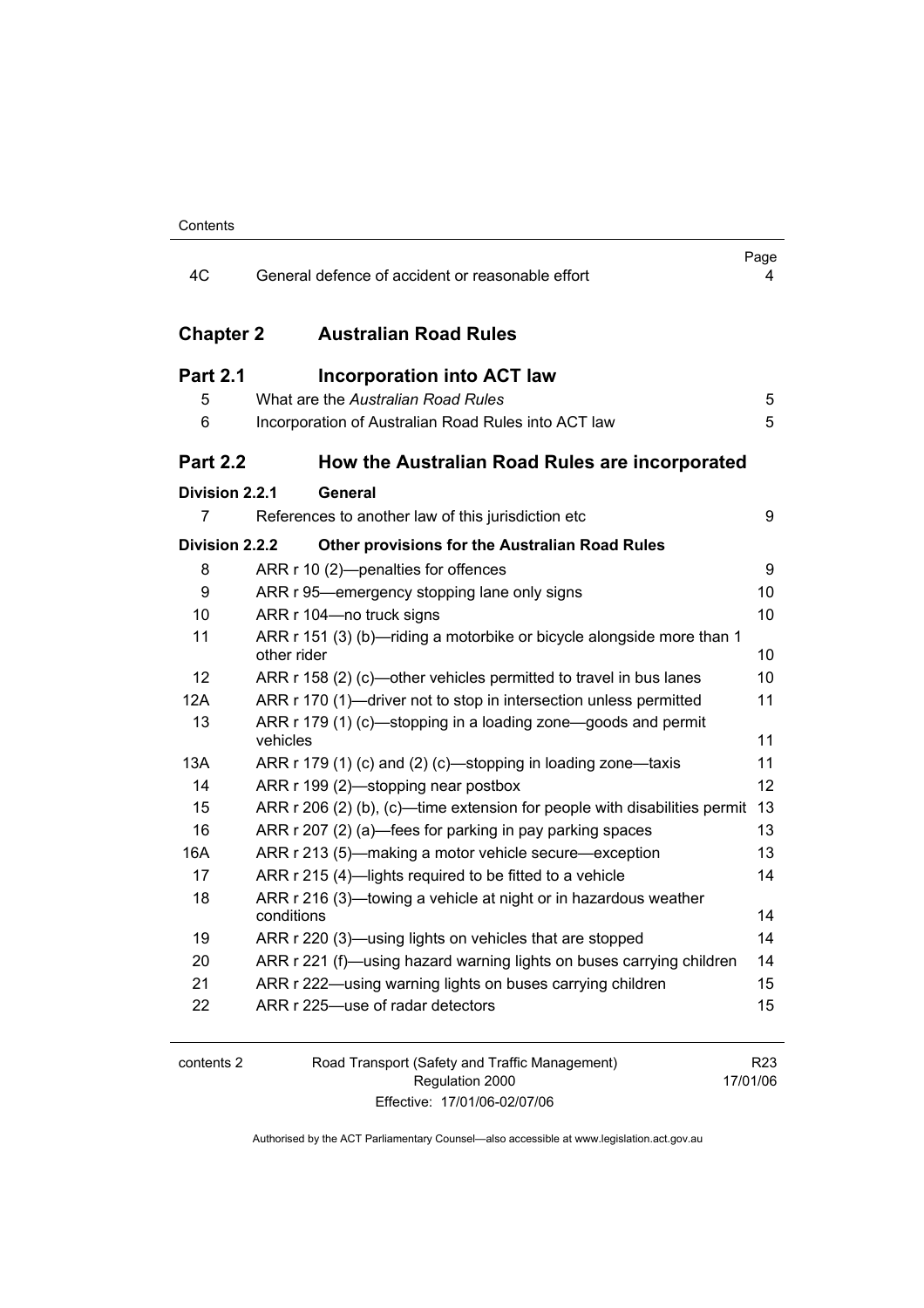| | | Page |
|---|---|---|
| 4C | General defence of accident or reasonable effort | 4 |

## Chapter 2 Australian Road Rules

### Part 2.1 Incorporation into ACT law

| | | |
|---|---|---|
| 5 | What are the *Australian Road Rules* | 5 |
| 6 | Incorporation of Australian Road Rules into ACT law | 5 |

### Part 2.2 How the Australian Road Rules are incorporated

**Division 2.2.1 General**

| | | |
|---|---|---|
| 7 | References to another law of this jurisdiction etc | 9 |

**Division 2.2.2 Other provisions for the Australian Road Rules**

| | | |
|---|---|---|
| 8 | ARR r 10 (2)—penalties for offences | 9 |
| 9 | ARR r 95—emergency stopping lane only signs | 10 |
| 10 | ARR r 104—no truck signs | 10 |
| 11 | ARR r 151 (3) (b)—riding a motorbike or bicycle alongside more than 1 other rider | 10 |
| 12 | ARR r 158 (2) (c)—other vehicles permitted to travel in bus lanes | 10 |
| 12A | ARR r 170 (1)—driver not to stop in intersection unless permitted | 11 |
| 13 | ARR r 179 (1) (c)—stopping in a loading zone—goods and permit vehicles | 11 |
| 13A | ARR r 179 (1) (c) and (2) (c)—stopping in loading zone—taxis | 11 |
| 14 | ARR r 199 (2)—stopping near postbox | 12 |
| 15 | ARR r 206 (2) (b), (c)—time extension for people with disabilities permit | 13 |
| 16 | ARR r 207 (2) (a)—fees for parking in pay parking spaces | 13 |
| 16A | ARR r 213 (5)—making a motor vehicle secure—exception | 13 |
| 17 | ARR r 215 (4)—lights required to be fitted to a vehicle | 14 |
| 18 | ARR r 216 (3)—towing a vehicle at night or in hazardous weather conditions | 14 |
| 19 | ARR r 220 (3)—using lights on vehicles that are stopped | 14 |
| 20 | ARR r 221 (f)—using hazard warning lights on buses carrying children | 14 |
| 21 | ARR r 222—using warning lights on buses carrying children | 15 |
| 22 | ARR r 225—use of radar detectors | 15 |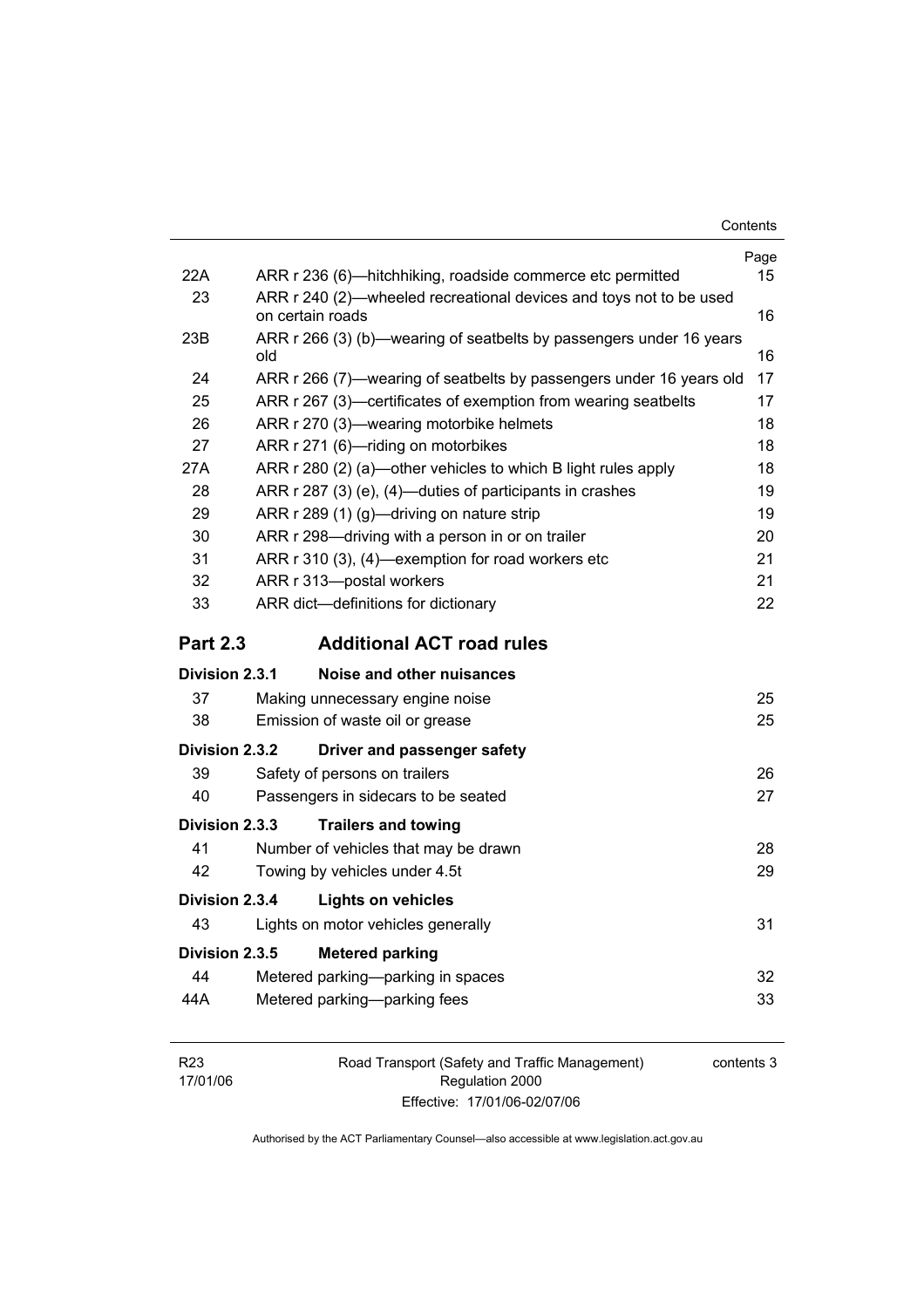| | | Page |
|---|---|---|
| 22A | ARR r 236 (6)—hitchhiking, roadside commerce etc permitted | 15 |
| 23 | ARR r 240 (2)—wheeled recreational devices and toys not to be used on certain roads | 16 |
| 23B | ARR r 266 (3) (b)—wearing of seatbelts by passengers under 16 years old | 16 |
| 24 | ARR r 266 (7)—wearing of seatbelts by passengers under 16 years old | 17 |
| 25 | ARR r 267 (3)—certificates of exemption from wearing seatbelts | 17 |
| 26 | ARR r 270 (3)—wearing motorbike helmets | 18 |
| 27 | ARR r 271 (6)—riding on motorbikes | 18 |
| 27A | ARR r 280 (2) (a)—other vehicles to which B light rules apply | 18 |
| 28 | ARR r 287 (3) (e), (4)—duties of participants in crashes | 19 |
| 29 | ARR r 289 (1) (g)—driving on nature strip | 19 |
| 30 | ARR r 298—driving with a person in or on trailer | 20 |
| 31 | ARR r 310 (3), (4)—exemption for road workers etc | 21 |
| 32 | ARR r 313—postal workers | 21 |
| 33 | ARR dict—definitions for dictionary | 22 |

## Part 2.3 Additional ACT road rules

**Division 2.3.1 Noise and other nuisances**

| | | |
|---|---|---|
| 37 | Making unnecessary engine noise | 25 |
| 38 | Emission of waste oil or grease | 25 |

**Division 2.3.2 Driver and passenger safety**

| | | |
|---|---|---|
| 39 | Safety of persons on trailers | 26 |
| 40 | Passengers in sidecars to be seated | 27 |

**Division 2.3.3 Trailers and towing**

| | | |
|---|---|---|
| 41 | Number of vehicles that may be drawn | 28 |
| 42 | Towing by vehicles under 4.5t | 29 |

**Division 2.3.4 Lights on vehicles**

| | | |
|---|---|---|
| 43 | Lights on motor vehicles generally | 31 |

**Division 2.3.5 Metered parking**

| | | |
|---|---|---|
| 44 | Metered parking—parking in spaces | 32 |
| 44A | Metered parking—parking fees | 33 |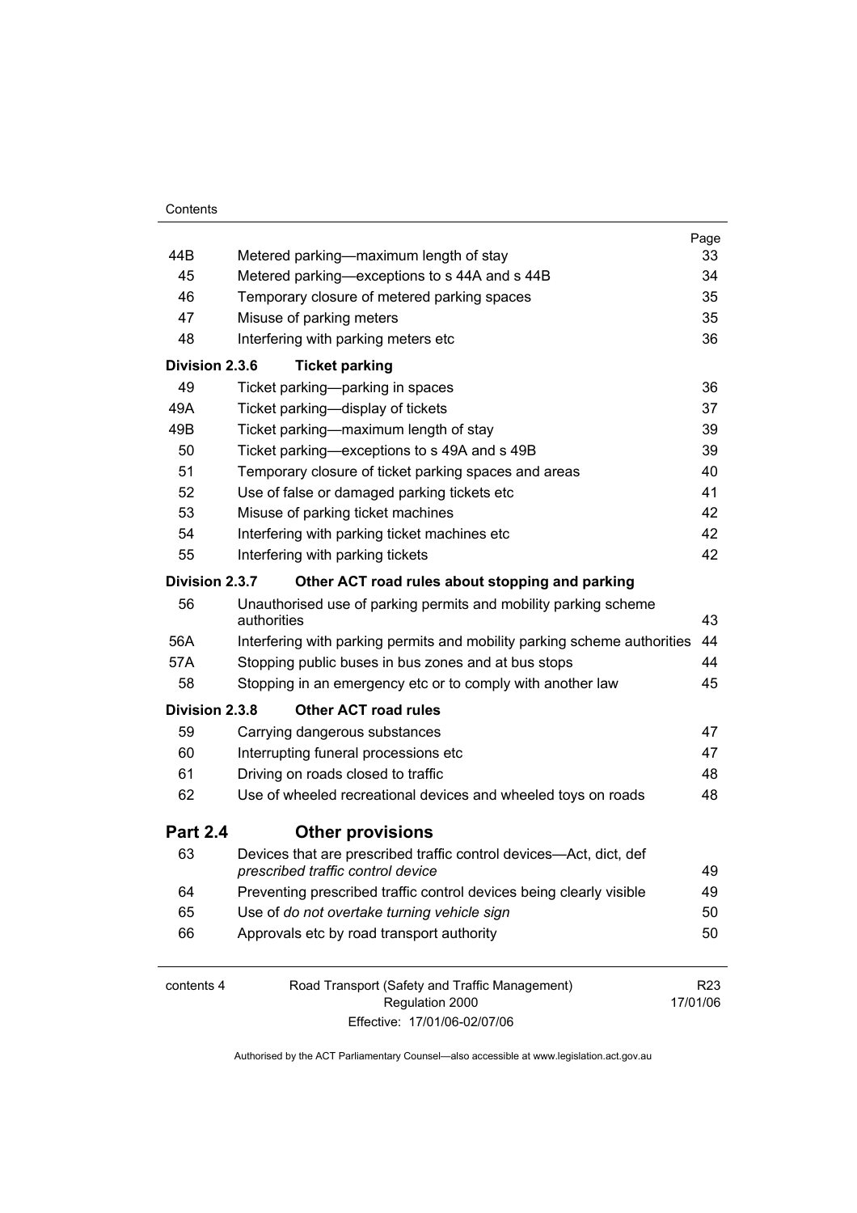| | | Page |
|---|---|---|
| 44B | Metered parking—maximum length of stay | 33 |
| 45 | Metered parking—exceptions to s 44A and s 44B | 34 |
| 46 | Temporary closure of metered parking spaces | 35 |
| 47 | Misuse of parking meters | 35 |
| 48 | Interfering with parking meters etc | 36 |
| **Division 2.3.6** | **Ticket parking** | |
| 49 | Ticket parking—parking in spaces | 36 |
| 49A | Ticket parking—display of tickets | 37 |
| 49B | Ticket parking—maximum length of stay | 39 |
| 50 | Ticket parking—exceptions to s 49A and s 49B | 39 |
| 51 | Temporary closure of ticket parking spaces and areas | 40 |
| 52 | Use of false or damaged parking tickets etc | 41 |
| 53 | Misuse of parking ticket machines | 42 |
| 54 | Interfering with parking ticket machines etc | 42 |
| 55 | Interfering with parking tickets | 42 |
| **Division 2.3.7** | **Other ACT road rules about stopping and parking** | |
| 56 | Unauthorised use of parking permits and mobility parking scheme authorities | 43 |
| 56A | Interfering with parking permits and mobility parking scheme authorities | 44 |
| 57A | Stopping public buses in bus zones and at bus stops | 44 |
| 58 | Stopping in an emergency etc or to comply with another law | 45 |
| **Division 2.3.8** | **Other ACT road rules** | |
| 59 | Carrying dangerous substances | 47 |
| 60 | Interrupting funeral processions etc | 47 |
| 61 | Driving on roads closed to traffic | 48 |
| 62 | Use of wheeled recreational devices and wheeled toys on roads | 48 |
| **Part 2.4** | **Other provisions** | |
| 63 | Devices that are prescribed traffic control devices—Act, dict, def *prescribed traffic control device* | 49 |
| 64 | Preventing prescribed traffic control devices being clearly visible | 49 |
| 65 | Use of *do not overtake turning vehicle sign* | 50 |
| 66 | Approvals etc by road transport authority | 50 |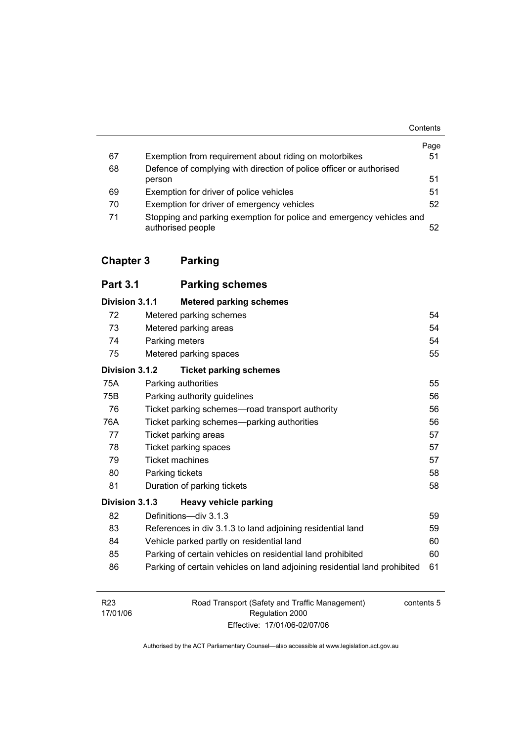| | | Page |
|---|---|---|
| 67 | Exemption from requirement about riding on motorbikes | 51 |
| 68 | Defence of complying with direction of police officer or authorised person | 51 |
| 69 | Exemption for driver of police vehicles | 51 |
| 70 | Exemption for driver of emergency vehicles | 52 |
| 71 | Stopping and parking exemption for police and emergency vehicles and authorised people | 52 |

## Chapter 3 Parking

### Part 3.1 Parking schemes

#### Division 3.1.1 Metered parking schemes

| | | |
|---|---|---|
| 72 | Metered parking schemes | 54 |
| 73 | Metered parking areas | 54 |
| 74 | Parking meters | 54 |
| 75 | Metered parking spaces | 55 |

#### Division 3.1.2 Ticket parking schemes

| | | |
|---|---|---|
| 75A | Parking authorities | 55 |
| 75B | Parking authority guidelines | 56 |
| 76 | Ticket parking schemes—road transport authority | 56 |
| 76A | Ticket parking schemes—parking authorities | 56 |
| 77 | Ticket parking areas | 57 |
| 78 | Ticket parking spaces | 57 |
| 79 | Ticket machines | 57 |
| 80 | Parking tickets | 58 |
| 81 | Duration of parking tickets | 58 |

#### Division 3.1.3 Heavy vehicle parking

| | | |
|---|---|---|
| 82 | Definitions—div 3.1.3 | 59 |
| 83 | References in div 3.1.3 to land adjoining residential land | 59 |
| 84 | Vehicle parked partly on residential land | 60 |
| 85 | Parking of certain vehicles on residential land prohibited | 60 |
| 86 | Parking of certain vehicles on land adjoining residential land prohibited | 61 |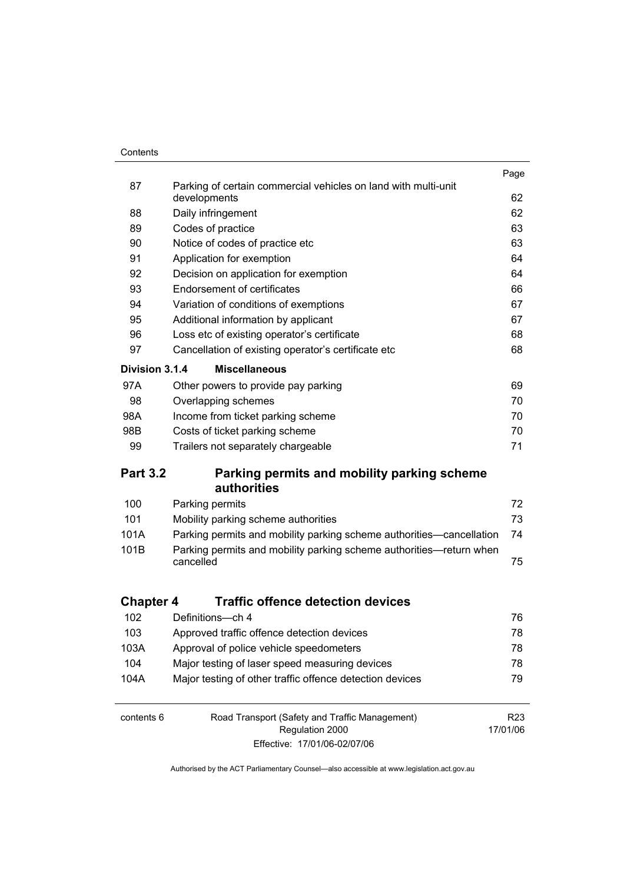| | | Page |
|---|---|---|
| 87 | Parking of certain commercial vehicles on land with multi-unit developments | 62 |
| 88 | Daily infringement | 62 |
| 89 | Codes of practice | 63 |
| 90 | Notice of codes of practice etc | 63 |
| 91 | Application for exemption | 64 |
| 92 | Decision on application for exemption | 64 |
| 93 | Endorsement of certificates | 66 |
| 94 | Variation of conditions of exemptions | 67 |
| 95 | Additional information by applicant | 67 |
| 96 | Loss etc of existing operator's certificate | 68 |
| 97 | Cancellation of existing operator's certificate etc | 68 |

**Division 3.1.4 Miscellaneous**

| | | |
|---|---|---|
| 97A | Other powers to provide pay parking | 69 |
| 98 | Overlapping schemes | 70 |
| 98A | Income from ticket parking scheme | 70 |
| 98B | Costs of ticket parking scheme | 70 |
| 99 | Trailers not separately chargeable | 71 |

## Part 3.2 Parking permits and mobility parking scheme authorities

| | | |
|---|---|---|
| 100 | Parking permits | 72 |
| 101 | Mobility parking scheme authorities | 73 |
| 101A | Parking permits and mobility parking scheme authorities—cancellation | 74 |
| 101B | Parking permits and mobility parking scheme authorities—return when cancelled | 75 |

## Chapter 4 Traffic offence detection devices

| | | |
|---|---|---|
| 102 | Definitions—ch 4 | 76 |
| 103 | Approved traffic offence detection devices | 78 |
| 103A | Approval of police vehicle speedometers | 78 |
| 104 | Major testing of laser speed measuring devices | 78 |
| 104A | Major testing of other traffic offence detection devices | 79 |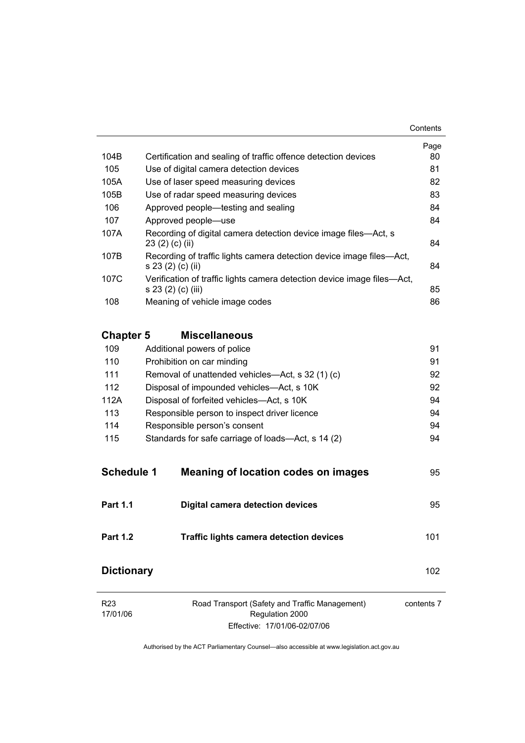| | | Page |
|---|---|---|
| 104B | Certification and sealing of traffic offence detection devices | 80 |
| 105 | Use of digital camera detection devices | 81 |
| 105A | Use of laser speed measuring devices | 82 |
| 105B | Use of radar speed measuring devices | 83 |
| 106 | Approved people—testing and sealing | 84 |
| 107 | Approved people—use | 84 |
| 107A | Recording of digital camera detection device image files—Act, s 23 (2) (c) (ii) | 84 |
| 107B | Recording of traffic lights camera detection device image files—Act, s 23 (2) (c) (ii) | 84 |
| 107C | Verification of traffic lights camera detection device image files—Act, s 23 (2) (c) (iii) | 85 |
| 108 | Meaning of vehicle image codes | 86 |

## Chapter 5 Miscellaneous

| | | |
|---|---|---|
| 109 | Additional powers of police | 91 |
| 110 | Prohibition on car minding | 91 |
| 111 | Removal of unattended vehicles—Act, s 32 (1) (c) | 92 |
| 112 | Disposal of impounded vehicles—Act, s 10K | 92 |
| 112A | Disposal of forfeited vehicles—Act, s 10K | 94 |
| 113 | Responsible person to inspect driver licence | 94 |
| 114 | Responsible person's consent | 94 |
| 115 | Standards for safe carriage of loads—Act, s 14 (2) | 94 |

## Schedule 1 Meaning of location codes on images 95

**Part 1.1 Digital camera detection devices** 95

**Part 1.2 Traffic lights camera detection devices** 101

## Dictionary 102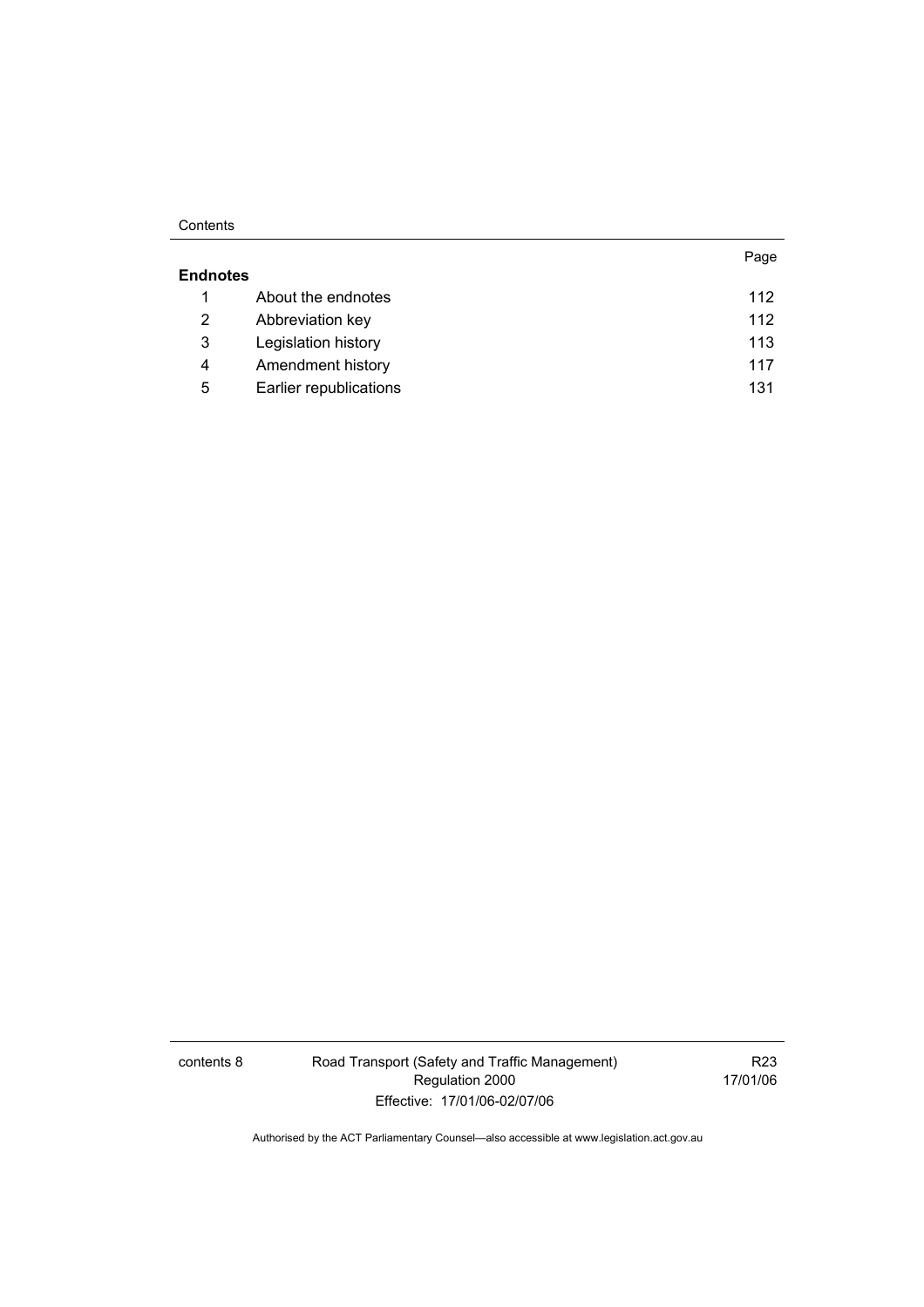| | | Page |
|---|---|---|
| **Endnotes** | | |
| 1 | About the endnotes | 112 |
| 2 | Abbreviation key | 112 |
| 3 | Legislation history | 113 |
| 4 | Amendment history | 117 |
| 5 | Earlier republications | 131 |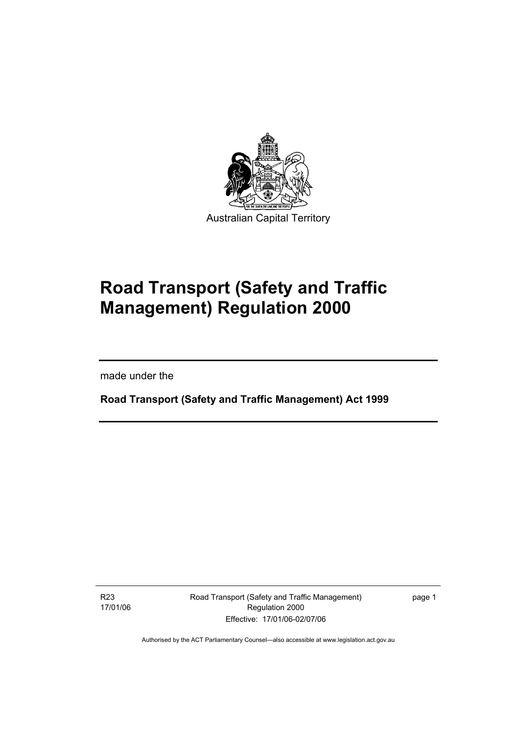Australian Capital Territory

# Road Transport (Safety and Traffic Management) Regulation 2000

made under the

**Road Transport (Safety and Traffic Management) Act 1999**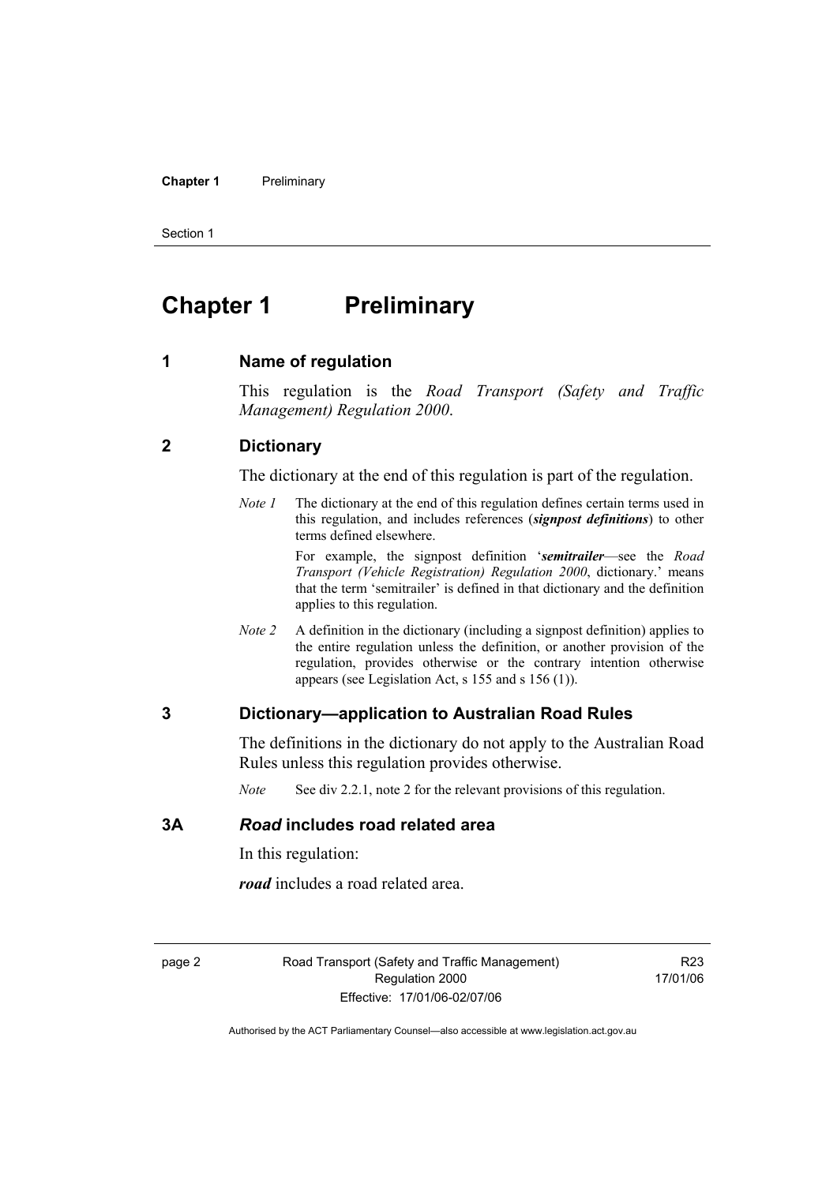# Chapter 1 Preliminary

## 1 Name of regulation

This regulation is the *Road Transport (Safety and Traffic Management) Regulation 2000*.

## 2 Dictionary

The dictionary at the end of this regulation is part of the regulation.

*Note 1* The dictionary at the end of this regulation defines certain terms used in this regulation, and includes references (***signpost definitions***) to other terms defined elsewhere.

For example, the signpost definition '***semitrailer***—see the *Road Transport (Vehicle Registration) Regulation 2000*, dictionary.' means that the term 'semitrailer' is defined in that dictionary and the definition applies to this regulation.

*Note 2* A definition in the dictionary (including a signpost definition) applies to the entire regulation unless the definition, or another provision of the regulation, provides otherwise or the contrary intention otherwise appears (see Legislation Act, s 155 and s 156 (1)).

## 3 Dictionary—application to Australian Road Rules

The definitions in the dictionary do not apply to the Australian Road Rules unless this regulation provides otherwise.

*Note* See div 2.2.1, note 2 for the relevant provisions of this regulation.

## 3A *Road* includes road related area

In this regulation:

***road*** includes a road related area.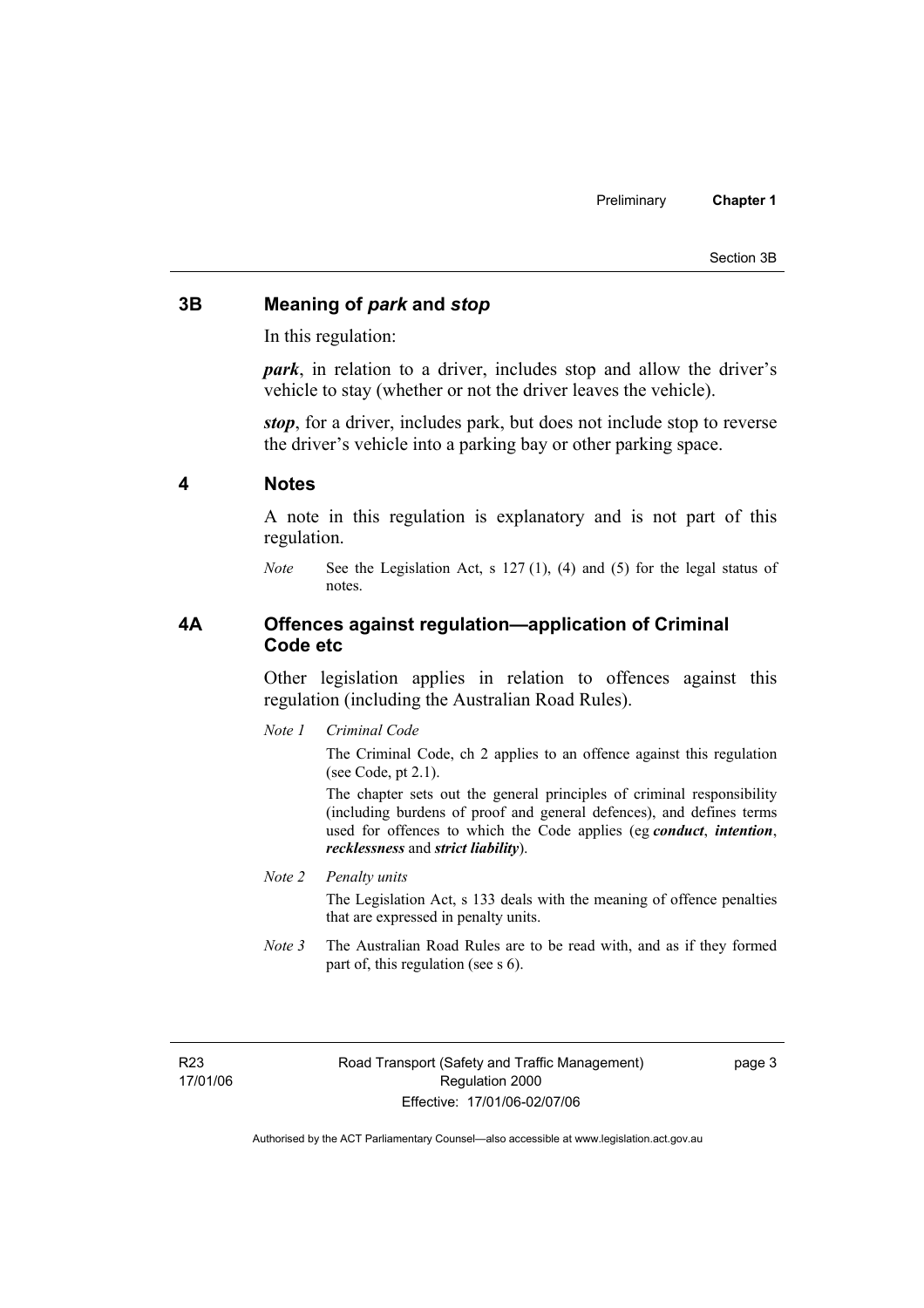## 3B Meaning of *park* and *stop*

In this regulation:

***park***, in relation to a driver, includes stop and allow the driver's vehicle to stay (whether or not the driver leaves the vehicle).

***stop***, for a driver, includes park, but does not include stop to reverse the driver's vehicle into a parking bay or other parking space.

## 4 Notes

A note in this regulation is explanatory and is not part of this regulation.

*Note* See the Legislation Act, s 127 (1), (4) and (5) for the legal status of notes.

## 4A Offences against regulation—application of Criminal Code etc

Other legislation applies in relation to offences against this regulation (including the Australian Road Rules).

*Note 1* *Criminal Code*

The Criminal Code, ch 2 applies to an offence against this regulation (see Code, pt 2.1).

The chapter sets out the general principles of criminal responsibility (including burdens of proof and general defences), and defines terms used for offences to which the Code applies (eg ***conduct***, ***intention***, ***recklessness*** and ***strict liability***).

*Note 2* *Penalty units*

The Legislation Act, s 133 deals with the meaning of offence penalties that are expressed in penalty units.

*Note 3* The Australian Road Rules are to be read with, and as if they formed part of, this regulation (see s 6).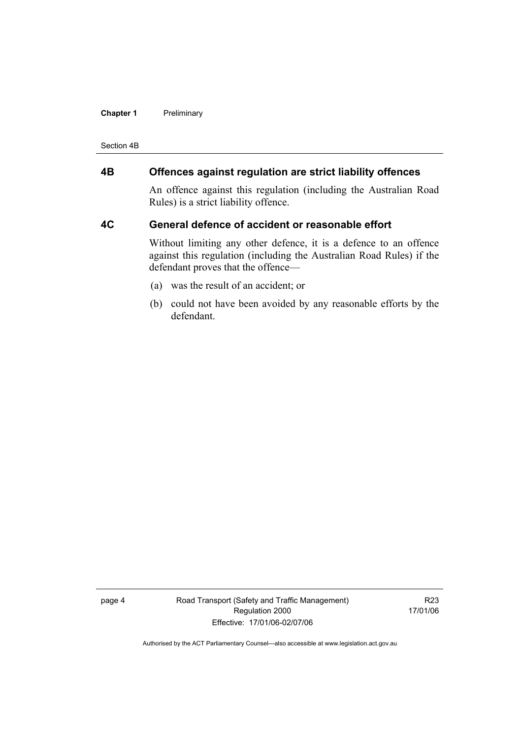## 4B Offences against regulation are strict liability offences

An offence against this regulation (including the Australian Road Rules) is a strict liability offence.

## 4C General defence of accident or reasonable effort

Without limiting any other defence, it is a defence to an offence against this regulation (including the Australian Road Rules) if the defendant proves that the offence—

(a) was the result of an accident; or

(b) could not have been avoided by any reasonable efforts by the defendant.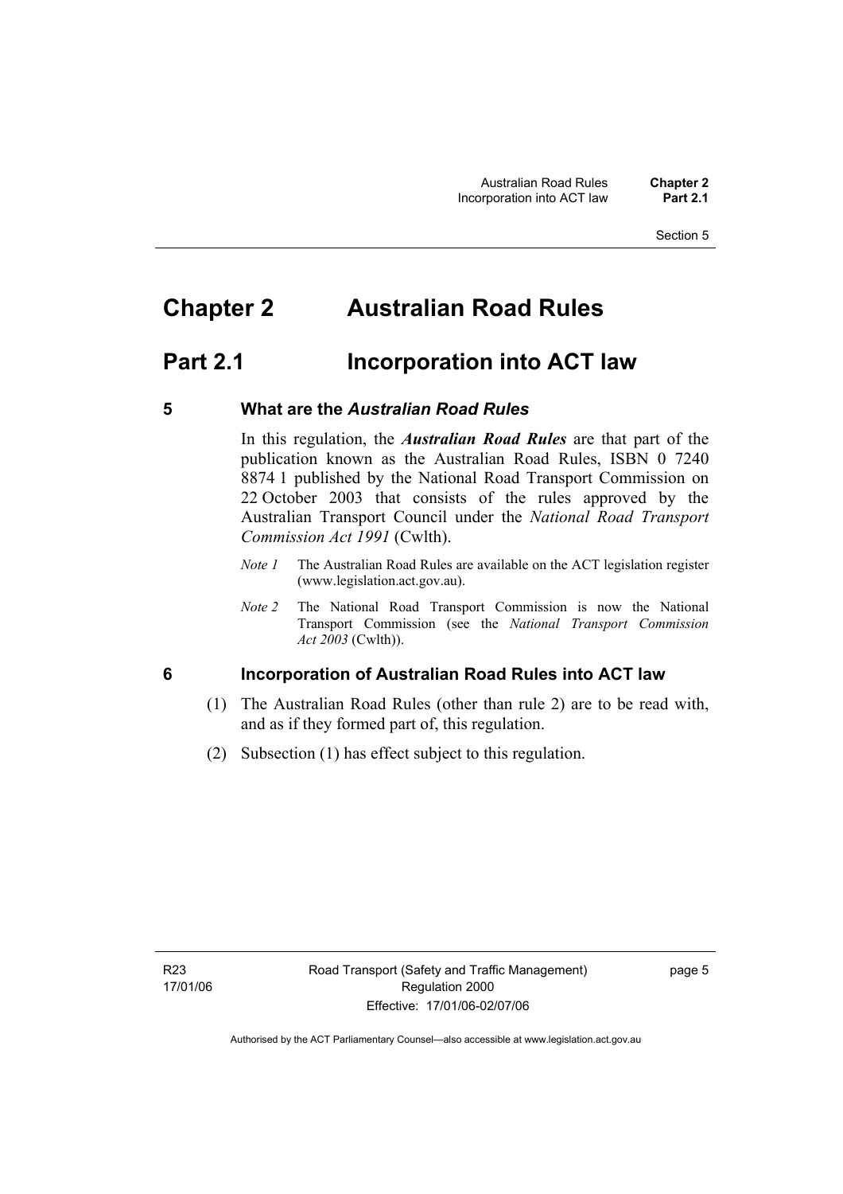# Chapter 2 Australian Road Rules

## Part 2.1 Incorporation into ACT law

### 5 What are the *Australian Road Rules*

In this regulation, the ***Australian Road Rules*** are that part of the publication known as the Australian Road Rules, ISBN 0 7240 8874 1 published by the National Road Transport Commission on 22 October 2003 that consists of the rules approved by the Australian Transport Council under the *National Road Transport Commission Act 1991* (Cwlth).

*Note 1* The Australian Road Rules are available on the ACT legislation register (www.legislation.act.gov.au).

*Note 2* The National Road Transport Commission is now the National Transport Commission (see the *National Transport Commission Act 2003* (Cwlth)).

### 6 Incorporation of Australian Road Rules into ACT law

(1) The Australian Road Rules (other than rule 2) are to be read with, and as if they formed part of, this regulation.

(2) Subsection (1) has effect subject to this regulation.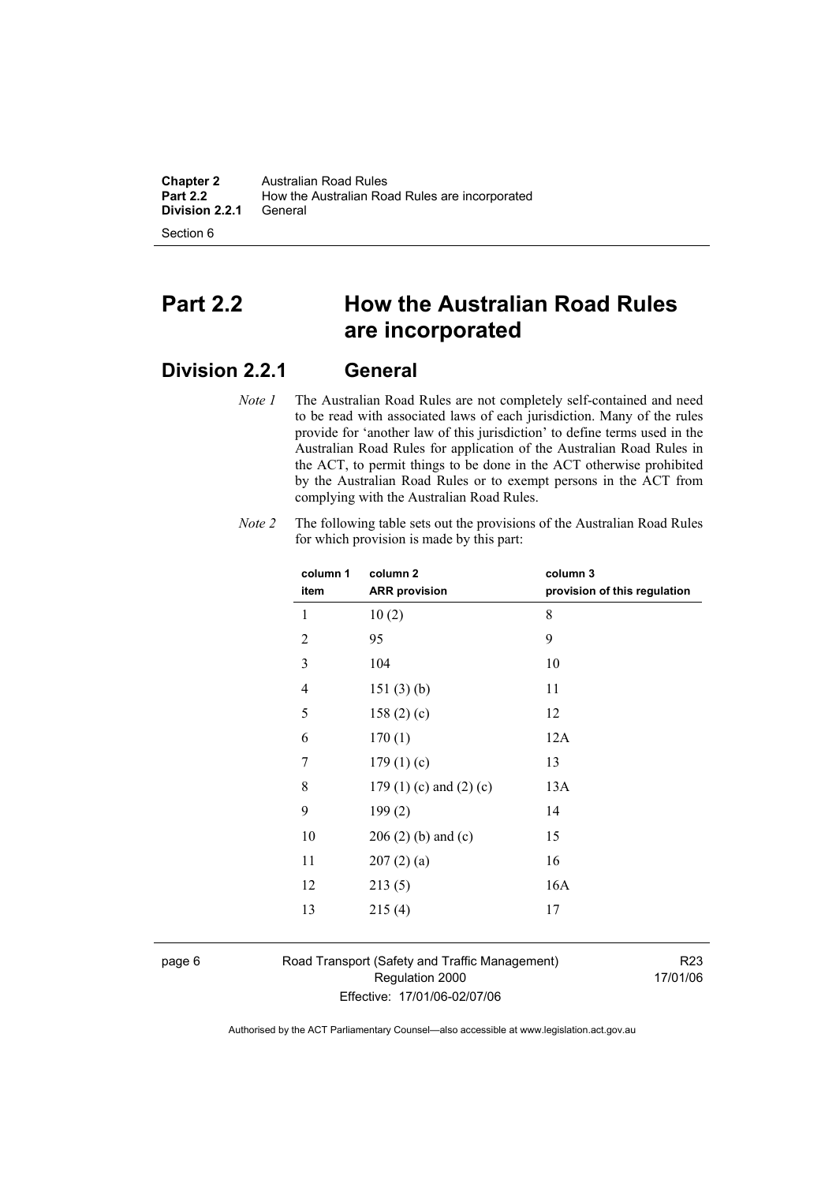# Part 2.2 How the Australian Road Rules are incorporated

## Division 2.2.1 General

*Note 1* The Australian Road Rules are not completely self-contained and need to be read with associated laws of each jurisdiction. Many of the rules provide for 'another law of this jurisdiction' to define terms used in the Australian Road Rules for application of the Australian Road Rules in the ACT, to permit things to be done in the ACT otherwise prohibited by the Australian Road Rules or to exempt persons in the ACT from complying with the Australian Road Rules.

*Note 2* The following table sets out the provisions of the Australian Road Rules for which provision is made by this part:

| column 1 item | column 2 ARR provision | column 3 provision of this regulation |
|---|---|---|
| 1 | 10 (2) | 8 |
| 2 | 95 | 9 |
| 3 | 104 | 10 |
| 4 | 151 (3) (b) | 11 |
| 5 | 158 (2) (c) | 12 |
| 6 | 170 (1) | 12A |
| 7 | 179 (1) (c) | 13 |
| 8 | 179 (1) (c) and (2) (c) | 13A |
| 9 | 199 (2) | 14 |
| 10 | 206 (2) (b) and (c) | 15 |
| 11 | 207 (2) (a) | 16 |
| 12 | 213 (5) | 16A |
| 13 | 215 (4) | 17 |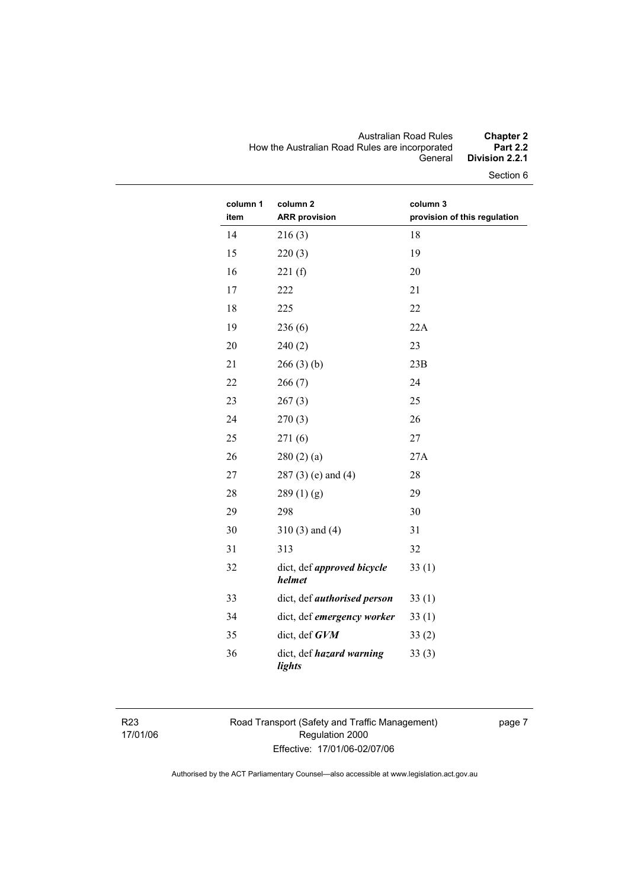| column 1 item | column 2 ARR provision | column 3 provision of this regulation |
|---|---|---|
| 14 | 216 (3) | 18 |
| 15 | 220 (3) | 19 |
| 16 | 221 (f) | 20 |
| 17 | 222 | 21 |
| 18 | 225 | 22 |
| 19 | 236 (6) | 22A |
| 20 | 240 (2) | 23 |
| 21 | 266 (3) (b) | 23B |
| 22 | 266 (7) | 24 |
| 23 | 267 (3) | 25 |
| 24 | 270 (3) | 26 |
| 25 | 271 (6) | 27 |
| 26 | 280 (2) (a) | 27A |
| 27 | 287 (3) (e) and (4) | 28 |
| 28 | 289 (1) (g) | 29 |
| 29 | 298 | 30 |
| 30 | 310 (3) and (4) | 31 |
| 31 | 313 | 32 |
| 32 | dict, def ***approved bicycle helmet*** | 33 (1) |
| 33 | dict, def ***authorised person*** | 33 (1) |
| 34 | dict, def ***emergency worker*** | 33 (1) |
| 35 | dict, def ***GVM*** | 33 (2) |
| 36 | dict, def ***hazard warning lights*** | 33 (3) |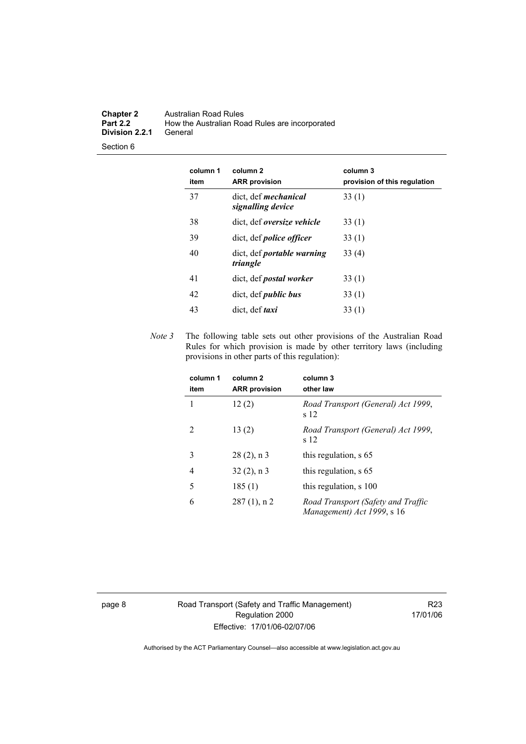| column 1 item | column 2 ARR provision | column 3 provision of this regulation |
|---|---|---|
| 37 | dict, def ***mechanical signalling device*** | 33 (1) |
| 38 | dict, def ***oversize vehicle*** | 33 (1) |
| 39 | dict, def ***police officer*** | 33 (1) |
| 40 | dict, def ***portable warning triangle*** | 33 (4) |
| 41 | dict, def ***postal worker*** | 33 (1) |
| 42 | dict, def ***public bus*** | 33 (1) |
| 43 | dict, def ***taxi*** | 33 (1) |

*Note 3* The following table sets out other provisions of the Australian Road Rules for which provision is made by other territory laws (including provisions in other parts of this regulation):

| column 1 item | column 2 ARR provision | column 3 other law |
|---|---|---|
| 1 | 12 (2) | *Road Transport (General) Act 1999*, s 12 |
| 2 | 13 (2) | *Road Transport (General) Act 1999*, s 12 |
| 3 | 28 (2), n 3 | this regulation, s 65 |
| 4 | 32 (2), n 3 | this regulation, s 65 |
| 5 | 185 (1) | this regulation, s 100 |
| 6 | 287 (1), n 2 | *Road Transport (Safety and Traffic Management) Act 1999*, s 16 |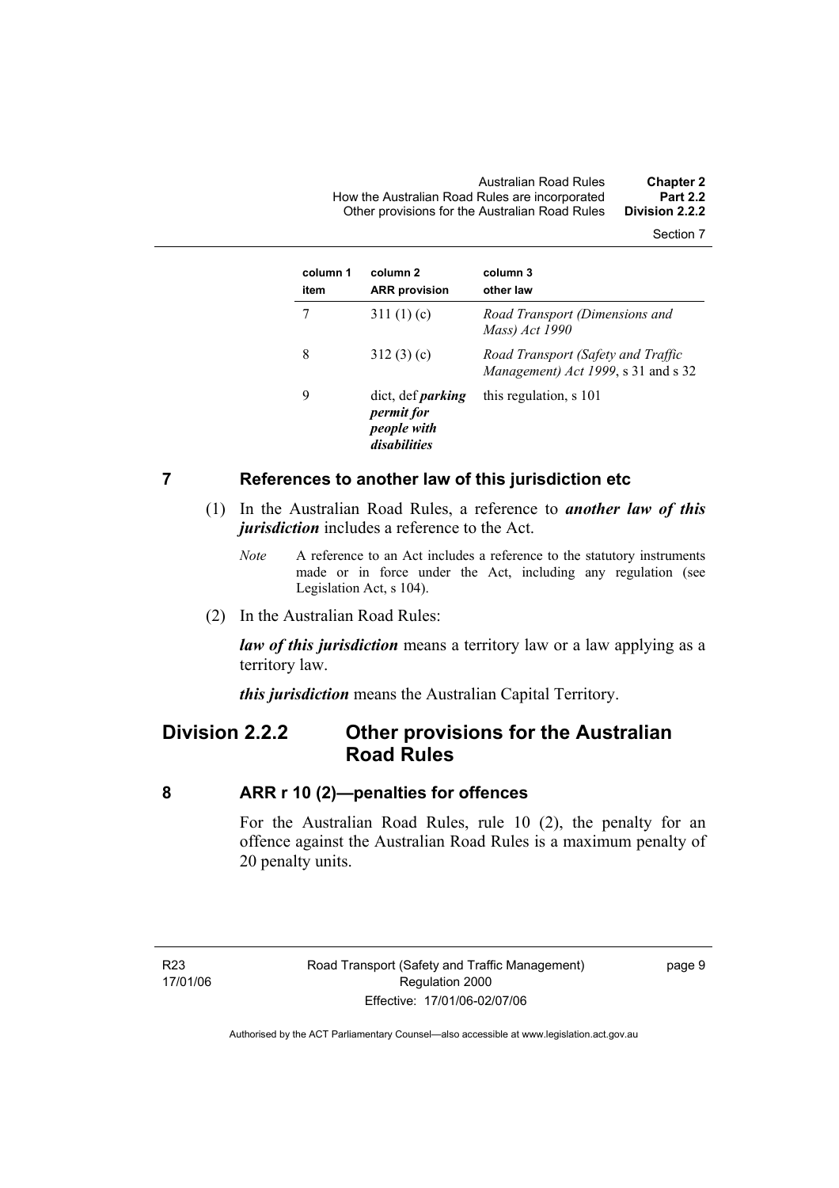| column 1 item | column 2 ARR provision | column 3 other law |
|---|---|---|
| 7 | 311 (1) (c) | *Road Transport (Dimensions and Mass) Act 1990* |
| 8 | 312 (3) (c) | *Road Transport (Safety and Traffic Management) Act 1999*, s 31 and s 32 |
| 9 | dict, def ***parking permit for people with disabilities*** | this regulation, s 101 |

## 7 References to another law of this jurisdiction etc

(1) In the Australian Road Rules, a reference to ***another law of this jurisdiction*** includes a reference to the Act.

*Note* A reference to an Act includes a reference to the statutory instruments made or in force under the Act, including any regulation (see Legislation Act, s 104).

(2) In the Australian Road Rules:

***law of this jurisdiction*** means a territory law or a law applying as a territory law.

***this jurisdiction*** means the Australian Capital Territory.

# Division 2.2.2 Other provisions for the Australian Road Rules

## 8 ARR r 10 (2)—penalties for offences

For the Australian Road Rules, rule 10 (2), the penalty for an offence against the Australian Road Rules is a maximum penalty of 20 penalty units.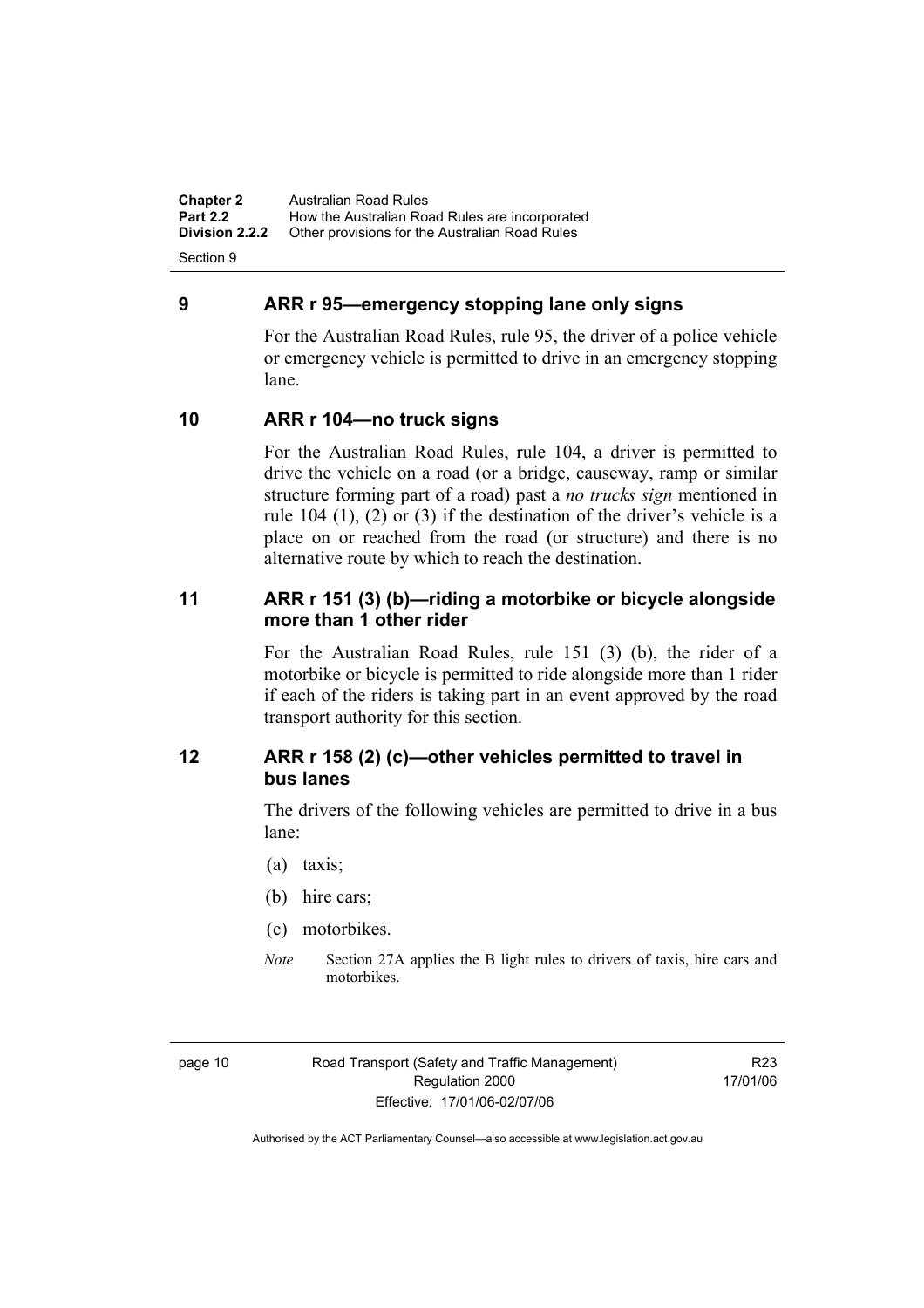## 9 ARR r 95—emergency stopping lane only signs

For the Australian Road Rules, rule 95, the driver of a police vehicle or emergency vehicle is permitted to drive in an emergency stopping lane.

## 10 ARR r 104—no truck signs

For the Australian Road Rules, rule 104, a driver is permitted to drive the vehicle on a road (or a bridge, causeway, ramp or similar structure forming part of a road) past a *no trucks sign* mentioned in rule 104 (1), (2) or (3) if the destination of the driver's vehicle is a place on or reached from the road (or structure) and there is no alternative route by which to reach the destination.

## 11 ARR r 151 (3) (b)—riding a motorbike or bicycle alongside more than 1 other rider

For the Australian Road Rules, rule 151 (3) (b), the rider of a motorbike or bicycle is permitted to ride alongside more than 1 rider if each of the riders is taking part in an event approved by the road transport authority for this section.

## 12 ARR r 158 (2) (c)—other vehicles permitted to travel in bus lanes

The drivers of the following vehicles are permitted to drive in a bus lane:

(a) taxis;

(b) hire cars;

(c) motorbikes.

*Note* Section 27A applies the B light rules to drivers of taxis, hire cars and motorbikes.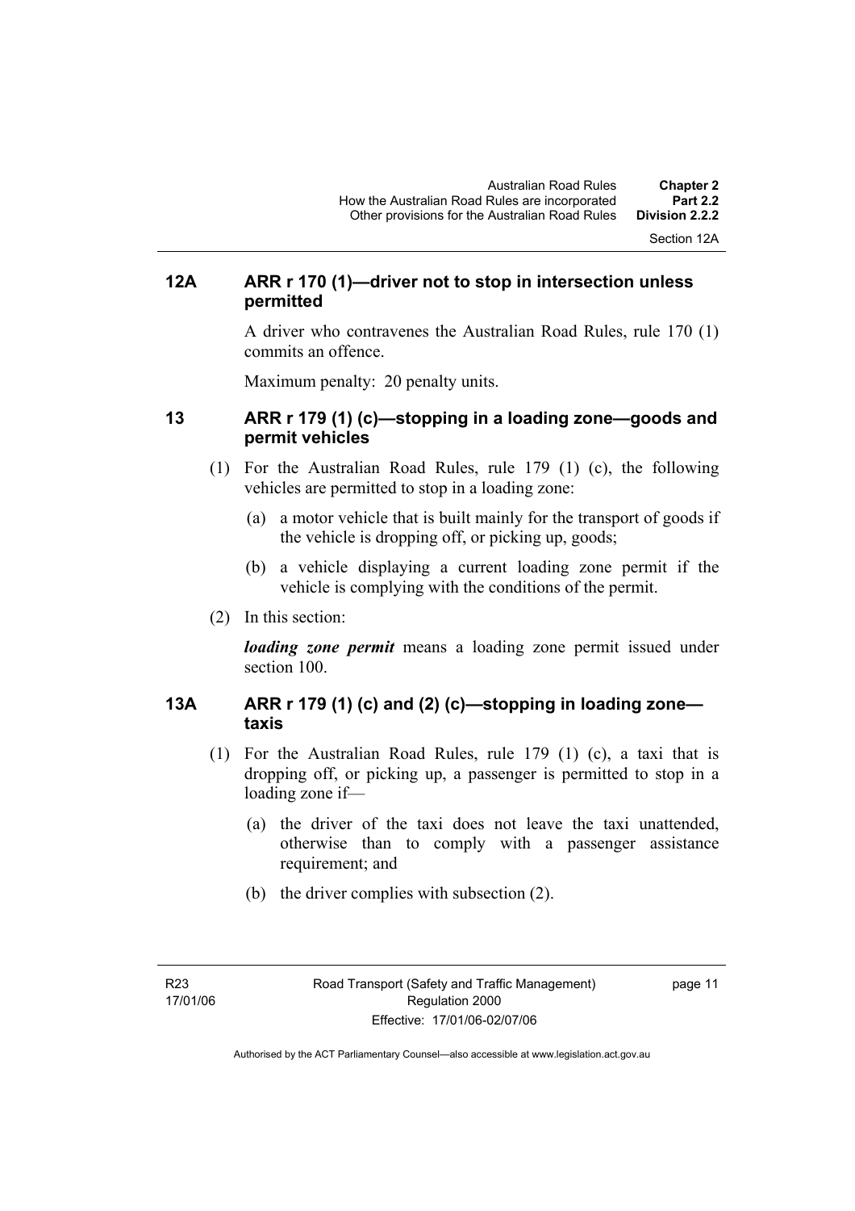### 12A ARR r 170 (1)—driver not to stop in intersection unless permitted

A driver who contravenes the Australian Road Rules, rule 170 (1) commits an offence.

Maximum penalty: 20 penalty units.

### 13 ARR r 179 (1) (c)—stopping in a loading zone—goods and permit vehicles

(1) For the Australian Road Rules, rule 179 (1) (c), the following vehicles are permitted to stop in a loading zone:

  (a) a motor vehicle that is built mainly for the transport of goods if the vehicle is dropping off, or picking up, goods;

  (b) a vehicle displaying a current loading zone permit if the vehicle is complying with the conditions of the permit.

(2) In this section:

***loading zone permit*** means a loading zone permit issued under section 100.

### 13A ARR r 179 (1) (c) and (2) (c)—stopping in loading zone—taxis

(1) For the Australian Road Rules, rule 179 (1) (c), a taxi that is dropping off, or picking up, a passenger is permitted to stop in a loading zone if—

  (a) the driver of the taxi does not leave the taxi unattended, otherwise than to comply with a passenger assistance requirement; and

  (b) the driver complies with subsection (2).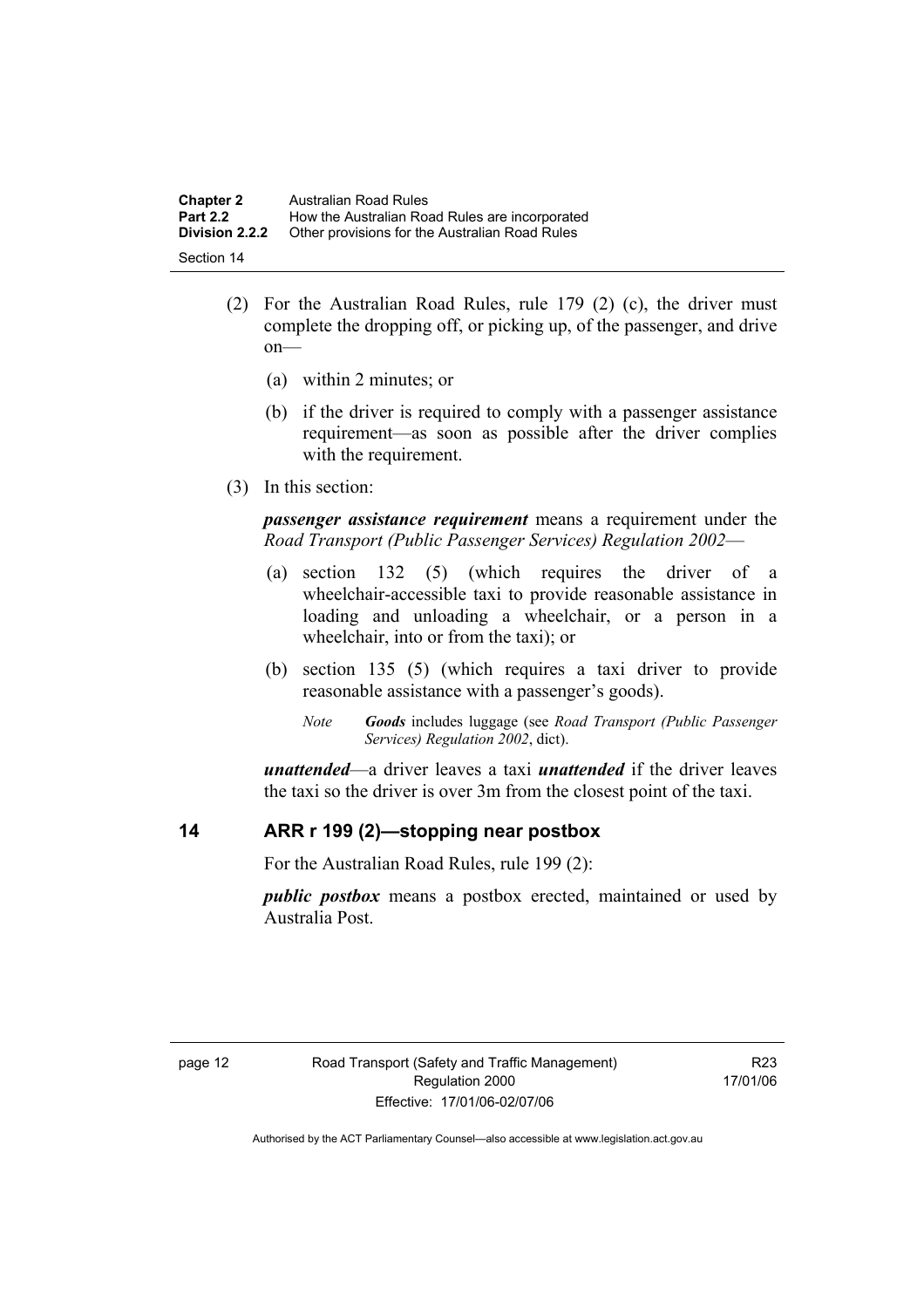(2) For the Australian Road Rules, rule 179 (2) (c), the driver must complete the dropping off, or picking up, of the passenger, and drive on—

(a) within 2 minutes; or

(b) if the driver is required to comply with a passenger assistance requirement—as soon as possible after the driver complies with the requirement.

(3) In this section:

***passenger assistance requirement*** means a requirement under the *Road Transport (Public Passenger Services) Regulation 2002*—

(a) section 132 (5) (which requires the driver of a wheelchair-accessible taxi to provide reasonable assistance in loading and unloading a wheelchair, or a person in a wheelchair, into or from the taxi); or

(b) section 135 (5) (which requires a taxi driver to provide reasonable assistance with a passenger's goods).

*Note* ***Goods*** includes luggage (see *Road Transport (Public Passenger Services) Regulation 2002*, dict).

***unattended***—a driver leaves a taxi ***unattended*** if the driver leaves the taxi so the driver is over 3m from the closest point of the taxi.

## 14 ARR r 199 (2)—stopping near postbox

For the Australian Road Rules, rule 199 (2):

***public postbox*** means a postbox erected, maintained or used by Australia Post.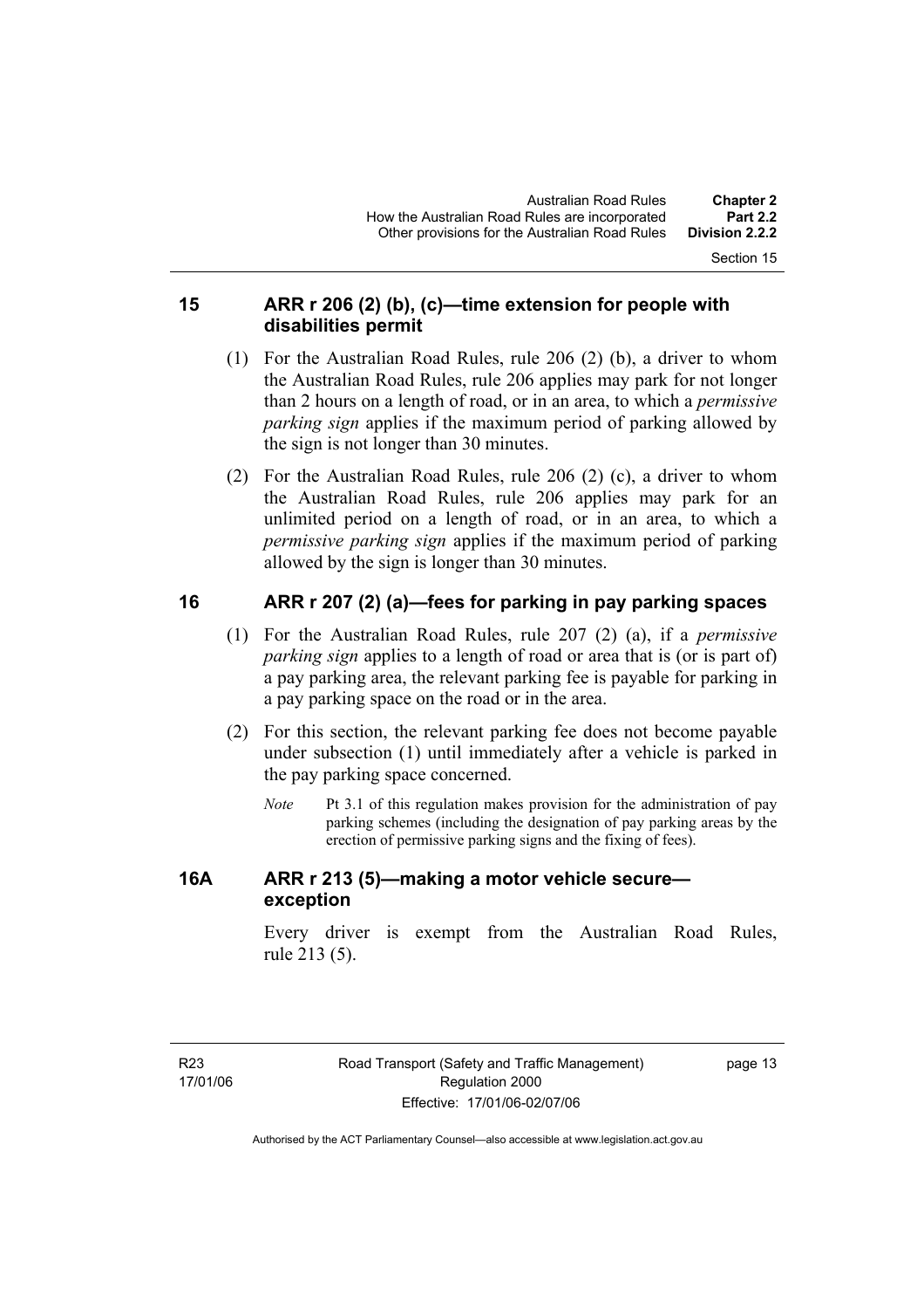## 15 ARR r 206 (2) (b), (c)—time extension for people with disabilities permit

(1) For the Australian Road Rules, rule 206 (2) (b), a driver to whom the Australian Road Rules, rule 206 applies may park for not longer than 2 hours on a length of road, or in an area, to which a *permissive parking sign* applies if the maximum period of parking allowed by the sign is not longer than 30 minutes.

(2) For the Australian Road Rules, rule 206 (2) (c), a driver to whom the Australian Road Rules, rule 206 applies may park for an unlimited period on a length of road, or in an area, to which a *permissive parking sign* applies if the maximum period of parking allowed by the sign is longer than 30 minutes.

## 16 ARR r 207 (2) (a)—fees for parking in pay parking spaces

(1) For the Australian Road Rules, rule 207 (2) (a), if a *permissive parking sign* applies to a length of road or area that is (or is part of) a pay parking area, the relevant parking fee is payable for parking in a pay parking space on the road or in the area.

(2) For this section, the relevant parking fee does not become payable under subsection (1) until immediately after a vehicle is parked in the pay parking space concerned.

*Note* Pt 3.1 of this regulation makes provision for the administration of pay parking schemes (including the designation of pay parking areas by the erection of permissive parking signs and the fixing of fees).

## 16A ARR r 213 (5)—making a motor vehicle secure—exception

Every driver is exempt from the Australian Road Rules, rule 213 (5).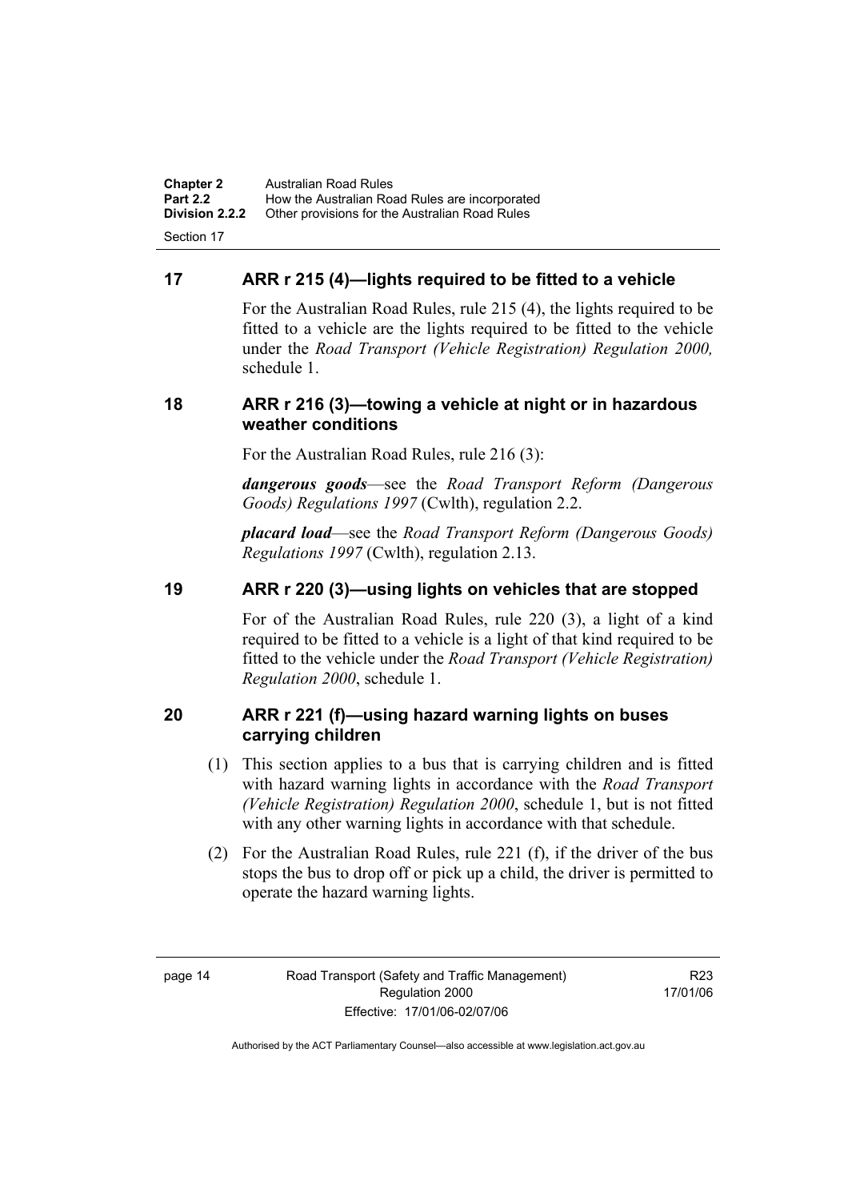## 17 ARR r 215 (4)—lights required to be fitted to a vehicle

For the Australian Road Rules, rule 215 (4), the lights required to be fitted to a vehicle are the lights required to be fitted to the vehicle under the *Road Transport (Vehicle Registration) Regulation 2000,* schedule 1.

## 18 ARR r 216 (3)—towing a vehicle at night or in hazardous weather conditions

For the Australian Road Rules, rule 216 (3):

***dangerous goods***—see the *Road Transport Reform (Dangerous Goods) Regulations 1997* (Cwlth), regulation 2.2.

***placard load***—see the *Road Transport Reform (Dangerous Goods) Regulations 1997* (Cwlth), regulation 2.13.

## 19 ARR r 220 (3)—using lights on vehicles that are stopped

For of the Australian Road Rules, rule 220 (3), a light of a kind required to be fitted to a vehicle is a light of that kind required to be fitted to the vehicle under the *Road Transport (Vehicle Registration) Regulation 2000*, schedule 1.

## 20 ARR r 221 (f)—using hazard warning lights on buses carrying children

(1) This section applies to a bus that is carrying children and is fitted with hazard warning lights in accordance with the *Road Transport (Vehicle Registration) Regulation 2000*, schedule 1, but is not fitted with any other warning lights in accordance with that schedule.

(2) For the Australian Road Rules, rule 221 (f), if the driver of the bus stops the bus to drop off or pick up a child, the driver is permitted to operate the hazard warning lights.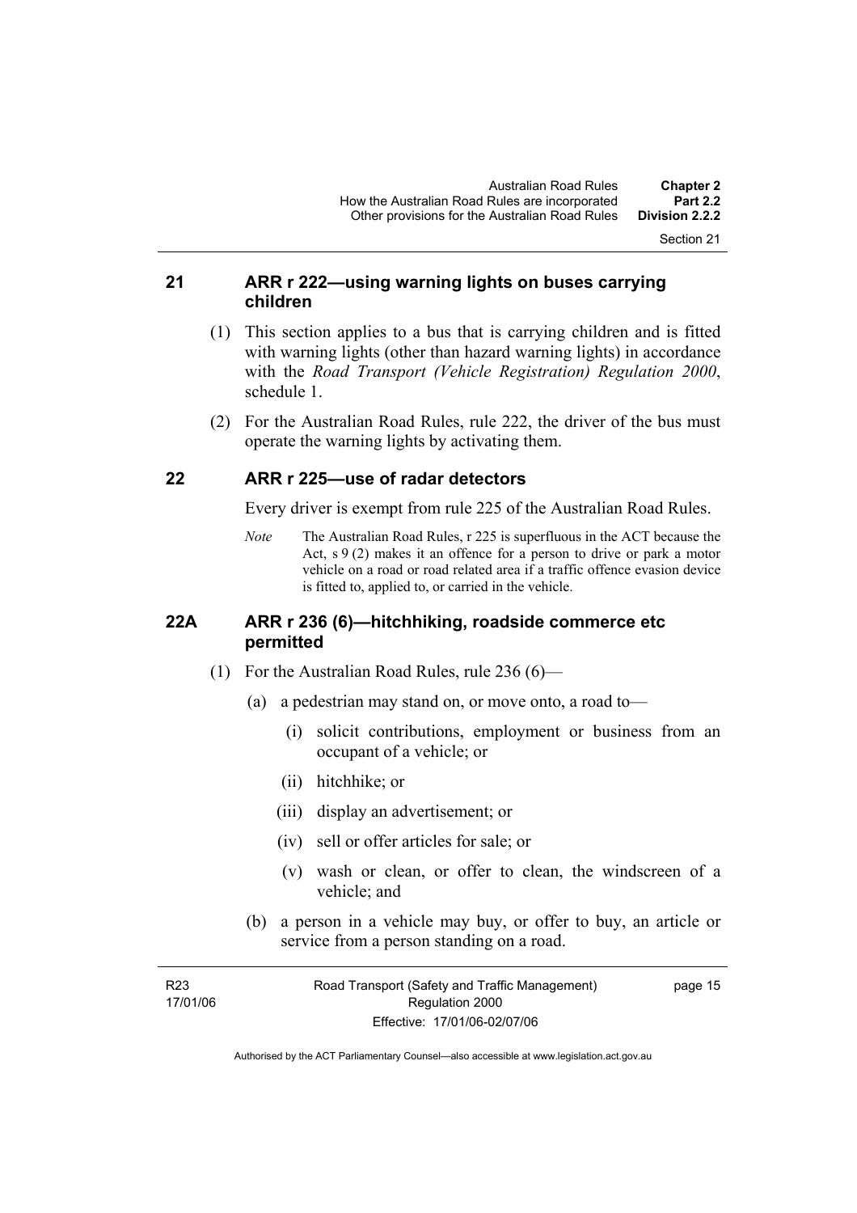## 21 ARR r 222—using warning lights on buses carrying children

(1) This section applies to a bus that is carrying children and is fitted with warning lights (other than hazard warning lights) in accordance with the *Road Transport (Vehicle Registration) Regulation 2000*, schedule 1.

(2) For the Australian Road Rules, rule 222, the driver of the bus must operate the warning lights by activating them.

## 22 ARR r 225—use of radar detectors

Every driver is exempt from rule 225 of the Australian Road Rules.

*Note* The Australian Road Rules, r 225 is superfluous in the ACT because the Act, s 9 (2) makes it an offence for a person to drive or park a motor vehicle on a road or road related area if a traffic offence evasion device is fitted to, applied to, or carried in the vehicle.

## 22A ARR r 236 (6)—hitchhiking, roadside commerce etc permitted

(1) For the Australian Road Rules, rule 236 (6)—

- (a) a pedestrian may stand on, or move onto, a road to—
  - (i) solicit contributions, employment or business from an occupant of a vehicle; or
  - (ii) hitchhike; or
  - (iii) display an advertisement; or
  - (iv) sell or offer articles for sale; or
  - (v) wash or clean, or offer to clean, the windscreen of a vehicle; and
- (b) a person in a vehicle may buy, or offer to buy, an article or service from a person standing on a road.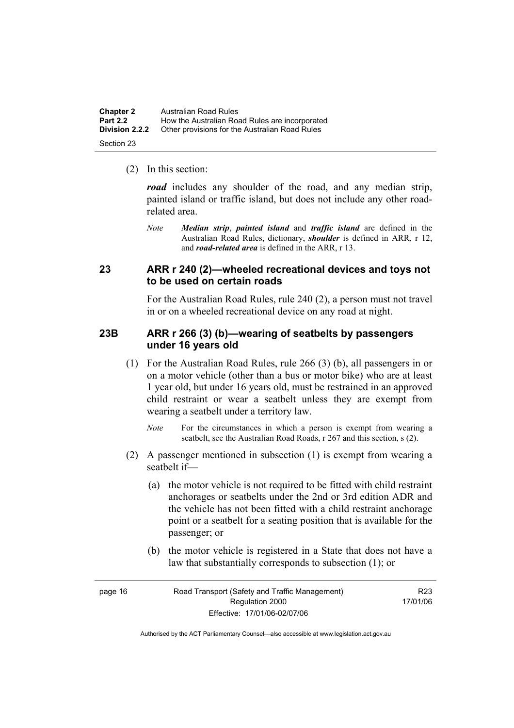(2) In this section:

***road*** includes any shoulder of the road, and any median strip, painted island or traffic island, but does not include any other road-related area.

*Note* ***Median strip***, ***painted island*** and ***traffic island*** are defined in the Australian Road Rules, dictionary, ***shoulder*** is defined in ARR, r 12, and ***road-related area*** is defined in the ARR, r 13.

## 23 ARR r 240 (2)—wheeled recreational devices and toys not to be used on certain roads

For the Australian Road Rules, rule 240 (2), a person must not travel in or on a wheeled recreational device on any road at night.

## 23B ARR r 266 (3) (b)—wearing of seatbelts by passengers under 16 years old

(1) For the Australian Road Rules, rule 266 (3) (b), all passengers in or on a motor vehicle (other than a bus or motor bike) who are at least 1 year old, but under 16 years old, must be restrained in an approved child restraint or wear a seatbelt unless they are exempt from wearing a seatbelt under a territory law.

*Note* For the circumstances in which a person is exempt from wearing a seatbelt, see the Australian Road Roads, r 267 and this section, s (2).

(2) A passenger mentioned in subsection (1) is exempt from wearing a seatbelt if—

(a) the motor vehicle is not required to be fitted with child restraint anchorages or seatbelts under the 2nd or 3rd edition ADR and the vehicle has not been fitted with a child restraint anchorage point or a seatbelt for a seating position that is available for the passenger; or

(b) the motor vehicle is registered in a State that does not have a law that substantially corresponds to subsection (1); or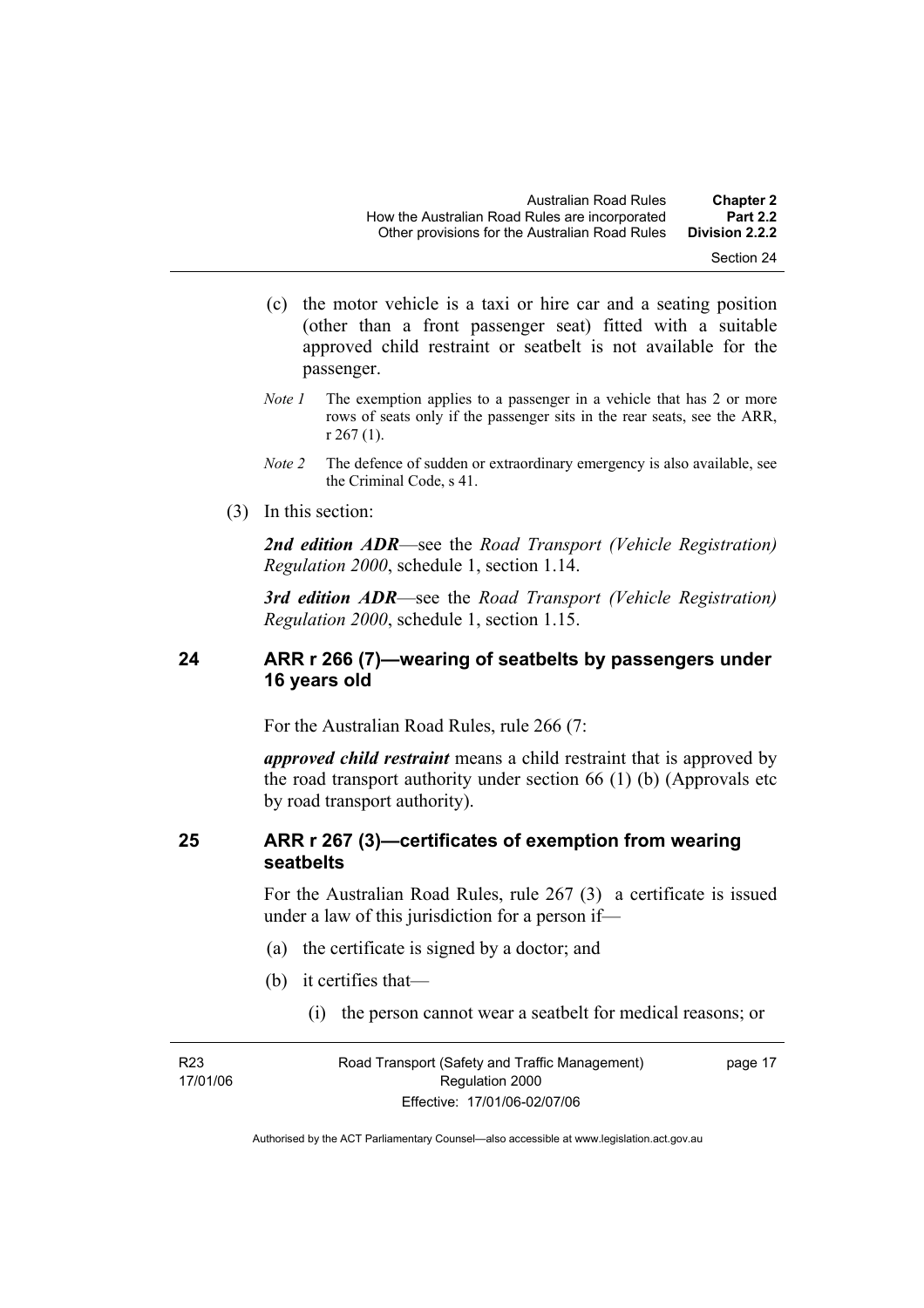(c) the motor vehicle is a taxi or hire car and a seating position (other than a front passenger seat) fitted with a suitable approved child restraint or seatbelt is not available for the passenger.

*Note 1* The exemption applies to a passenger in a vehicle that has 2 or more rows of seats only if the passenger sits in the rear seats, see the ARR, r 267 (1).

*Note 2* The defence of sudden or extraordinary emergency is also available, see the Criminal Code, s 41.

(3) In this section:

***2nd edition ADR***—see the *Road Transport (Vehicle Registration) Regulation 2000*, schedule 1, section 1.14.

***3rd edition ADR***—see the *Road Transport (Vehicle Registration) Regulation 2000*, schedule 1, section 1.15.

## 24 ARR r 266 (7)—wearing of seatbelts by passengers under 16 years old

For the Australian Road Rules, rule 266 (7:

***approved child restraint*** means a child restraint that is approved by the road transport authority under section 66 (1) (b) (Approvals etc by road transport authority).

## 25 ARR r 267 (3)—certificates of exemption from wearing seatbelts

For the Australian Road Rules, rule 267 (3) a certificate is issued under a law of this jurisdiction for a person if—

(a) the certificate is signed by a doctor; and

(b) it certifies that—

(i) the person cannot wear a seatbelt for medical reasons; or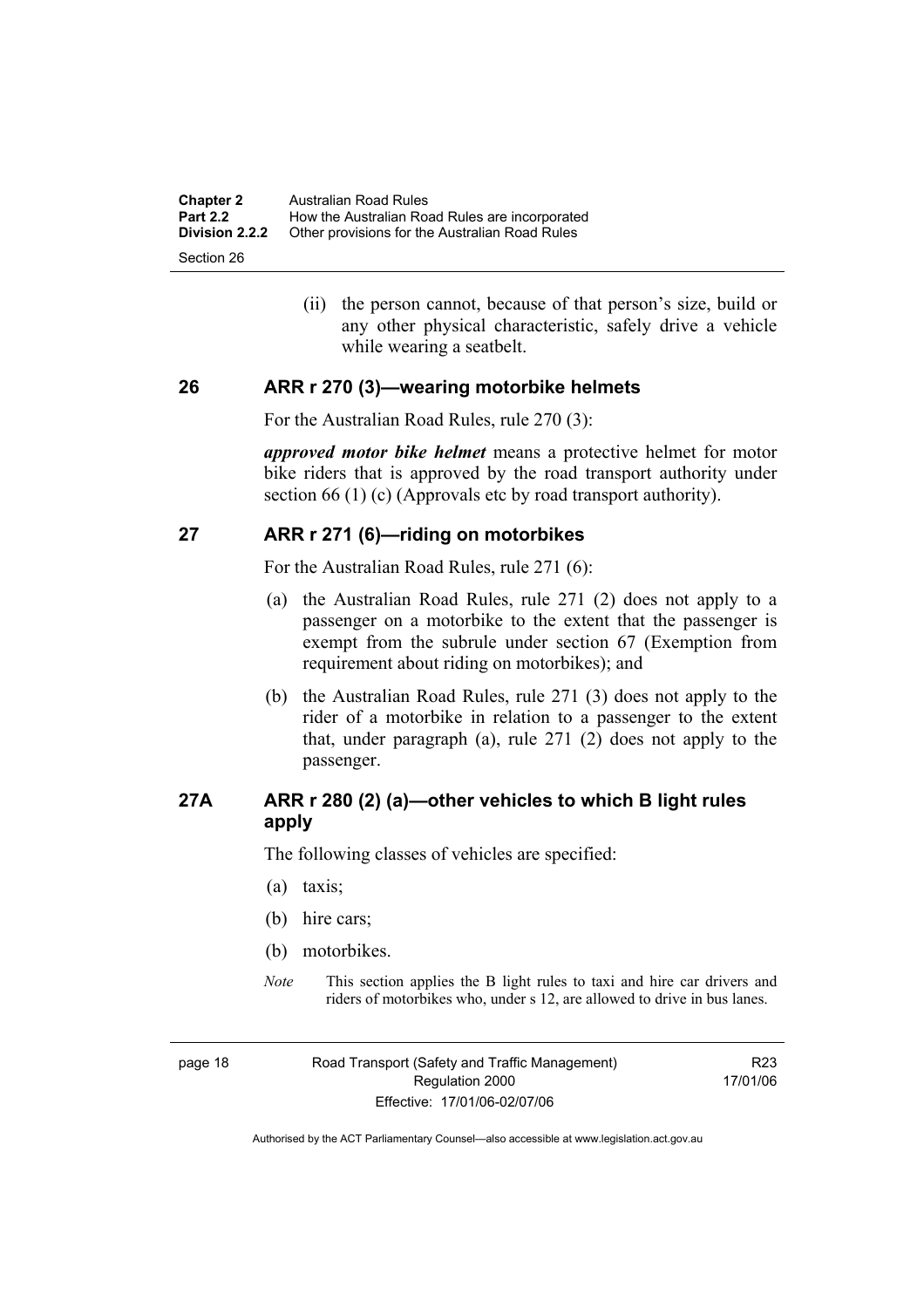(ii) the person cannot, because of that person's size, build or any other physical characteristic, safely drive a vehicle while wearing a seatbelt.

## 26 ARR r 270 (3)—wearing motorbike helmets

For the Australian Road Rules, rule 270 (3):

***approved motor bike helmet*** means a protective helmet for motor bike riders that is approved by the road transport authority under section 66 (1) (c) (Approvals etc by road transport authority).

## 27 ARR r 271 (6)—riding on motorbikes

For the Australian Road Rules, rule 271 (6):

(a) the Australian Road Rules, rule 271 (2) does not apply to a passenger on a motorbike to the extent that the passenger is exempt from the subrule under section 67 (Exemption from requirement about riding on motorbikes); and

(b) the Australian Road Rules, rule 271 (3) does not apply to the rider of a motorbike in relation to a passenger to the extent that, under paragraph (a), rule 271 (2) does not apply to the passenger.

## 27A ARR r 280 (2) (a)—other vehicles to which B light rules apply

The following classes of vehicles are specified:

(a) taxis;

(b) hire cars;

(b) motorbikes.

*Note* This section applies the B light rules to taxi and hire car drivers and riders of motorbikes who, under s 12, are allowed to drive in bus lanes.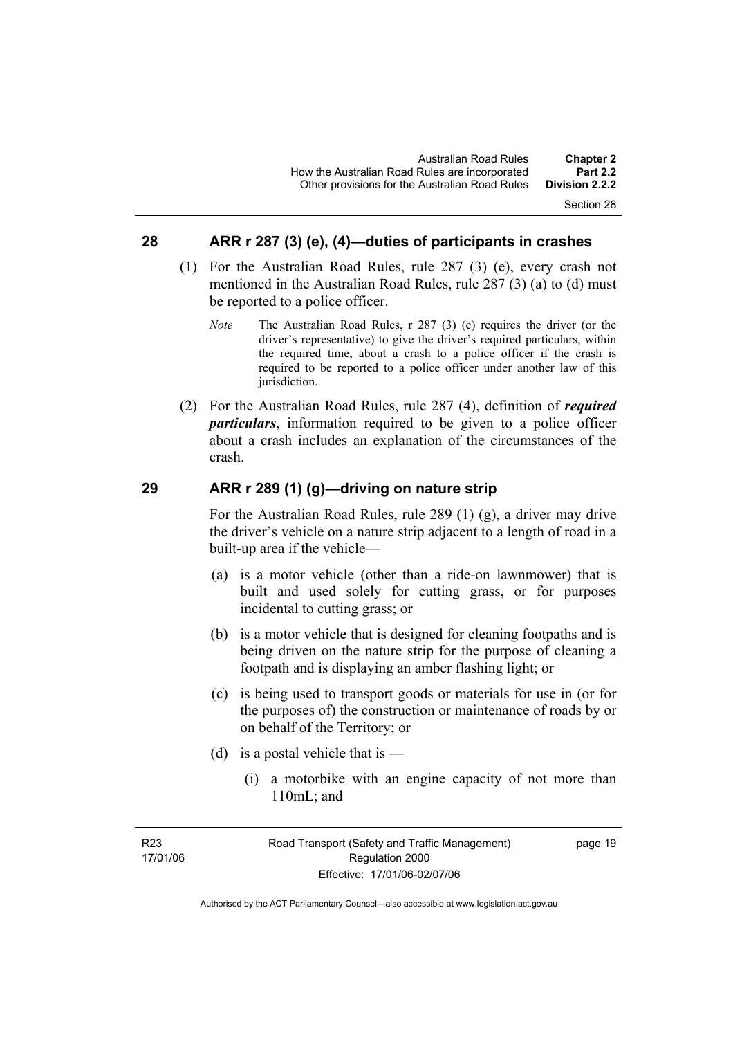## 28 ARR r 287 (3) (e), (4)—duties of participants in crashes

(1) For the Australian Road Rules, rule 287 (3) (e), every crash not mentioned in the Australian Road Rules, rule 287 (3) (a) to (d) must be reported to a police officer.

*Note* The Australian Road Rules, r 287 (3) (e) requires the driver (or the driver's representative) to give the driver's required particulars, within the required time, about a crash to a police officer if the crash is required to be reported to a police officer under another law of this jurisdiction.

(2) For the Australian Road Rules, rule 287 (4), definition of ***required particulars***, information required to be given to a police officer about a crash includes an explanation of the circumstances of the crash.

## 29 ARR r 289 (1) (g)—driving on nature strip

For the Australian Road Rules, rule 289 (1) (g), a driver may drive the driver's vehicle on a nature strip adjacent to a length of road in a built-up area if the vehicle—

(a) is a motor vehicle (other than a ride-on lawnmower) that is built and used solely for cutting grass, or for purposes incidental to cutting grass; or

(b) is a motor vehicle that is designed for cleaning footpaths and is being driven on the nature strip for the purpose of cleaning a footpath and is displaying an amber flashing light; or

(c) is being used to transport goods or materials for use in (or for the purposes of) the construction or maintenance of roads by or on behalf of the Territory; or

(d) is a postal vehicle that is —

(i) a motorbike with an engine capacity of not more than 110mL; and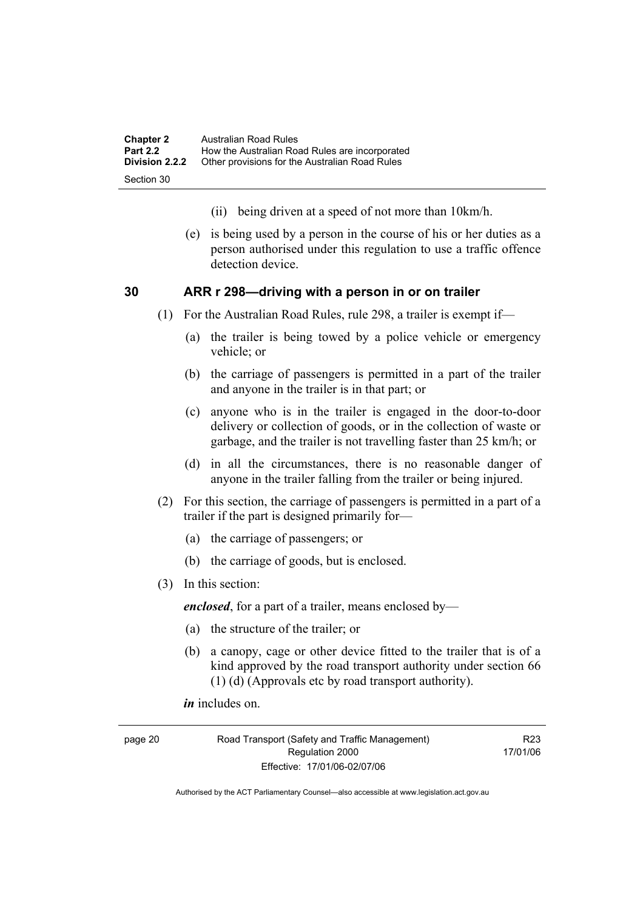(ii) being driven at a speed of not more than 10km/h.

(e) is being used by a person in the course of his or her duties as a person authorised under this regulation to use a traffic offence detection device.

## 30 ARR r 298—driving with a person in or on trailer

(1) For the Australian Road Rules, rule 298, a trailer is exempt if—

(a) the trailer is being towed by a police vehicle or emergency vehicle; or

(b) the carriage of passengers is permitted in a part of the trailer and anyone in the trailer is in that part; or

(c) anyone who is in the trailer is engaged in the door-to-door delivery or collection of goods, or in the collection of waste or garbage, and the trailer is not travelling faster than 25 km/h; or

(d) in all the circumstances, there is no reasonable danger of anyone in the trailer falling from the trailer or being injured.

(2) For this section, the carriage of passengers is permitted in a part of a trailer if the part is designed primarily for—

(a) the carriage of passengers; or

(b) the carriage of goods, but is enclosed.

(3) In this section:

***enclosed***, for a part of a trailer, means enclosed by—

(a) the structure of the trailer; or

(b) a canopy, cage or other device fitted to the trailer that is of a kind approved by the road transport authority under section 66 (1) (d) (Approvals etc by road transport authority).

***in*** includes on.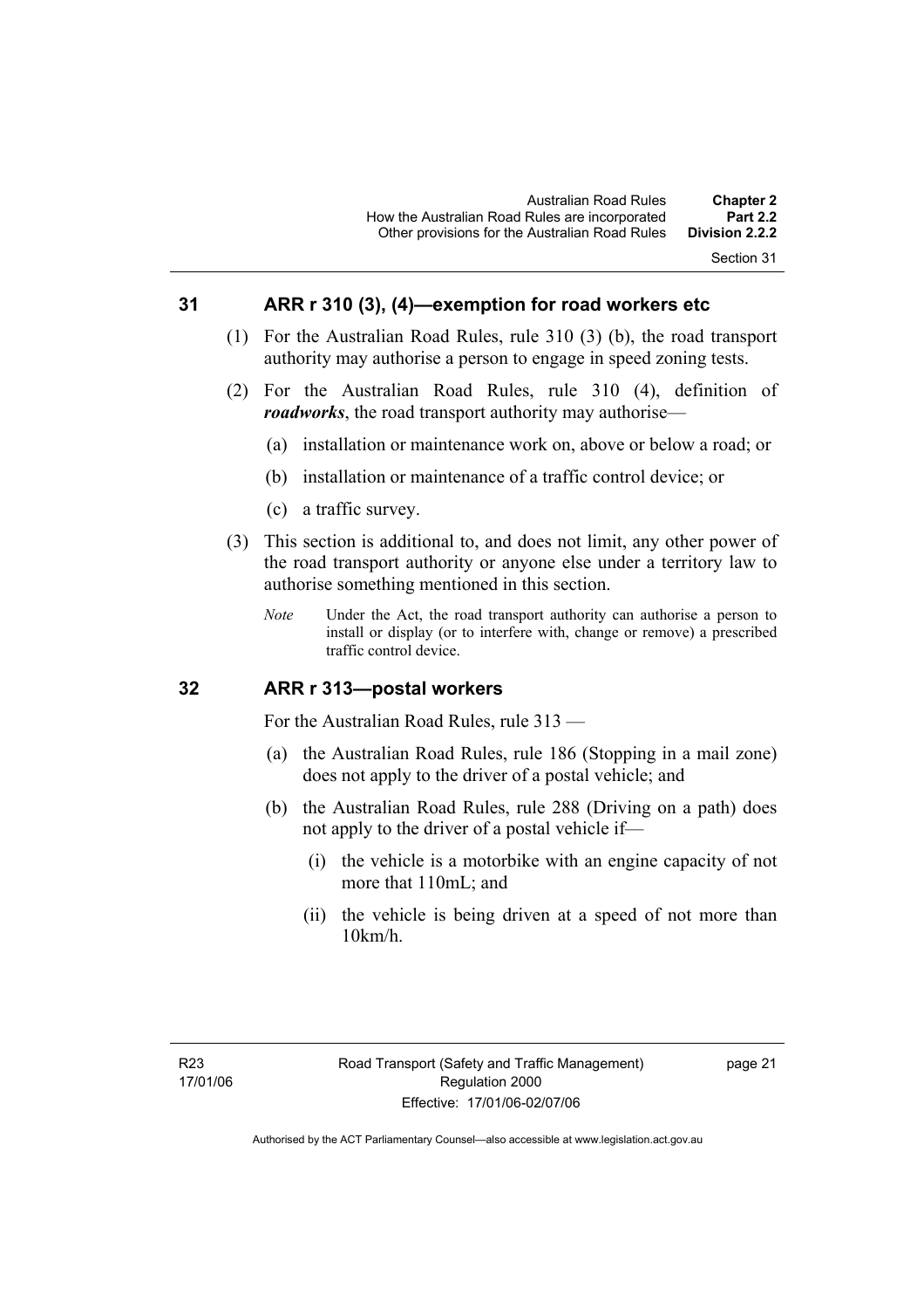## 31 ARR r 310 (3), (4)—exemption for road workers etc

(1) For the Australian Road Rules, rule 310 (3) (b), the road transport authority may authorise a person to engage in speed zoning tests.

(2) For the Australian Road Rules, rule 310 (4), definition of ***roadworks***, the road transport authority may authorise—

- (a) installation or maintenance work on, above or below a road; or
- (b) installation or maintenance of a traffic control device; or
- (c) a traffic survey.

(3) This section is additional to, and does not limit, any other power of the road transport authority or anyone else under a territory law to authorise something mentioned in this section.

*Note* Under the Act, the road transport authority can authorise a person to install or display (or to interfere with, change or remove) a prescribed traffic control device.

## 32 ARR r 313—postal workers

For the Australian Road Rules, rule 313 —

- (a) the Australian Road Rules, rule 186 (Stopping in a mail zone) does not apply to the driver of a postal vehicle; and
- (b) the Australian Road Rules, rule 288 (Driving on a path) does not apply to the driver of a postal vehicle if—
  - (i) the vehicle is a motorbike with an engine capacity of not more that 110mL; and
  - (ii) the vehicle is being driven at a speed of not more than 10km/h.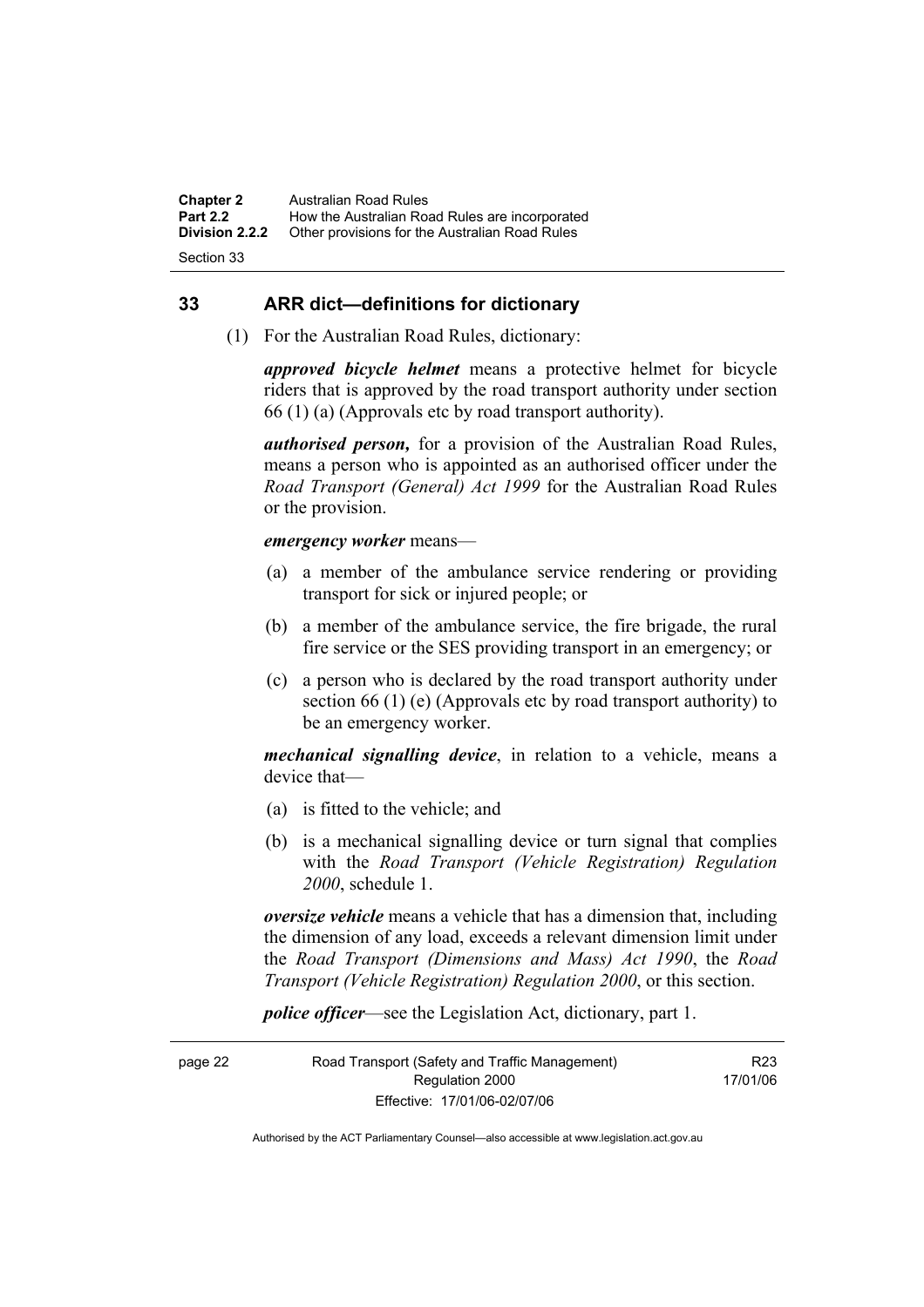## 33 ARR dict—definitions for dictionary

(1) For the Australian Road Rules, dictionary:

***approved bicycle helmet*** means a protective helmet for bicycle riders that is approved by the road transport authority under section 66 (1) (a) (Approvals etc by road transport authority).

***authorised person,*** for a provision of the Australian Road Rules, means a person who is appointed as an authorised officer under the *Road Transport (General) Act 1999* for the Australian Road Rules or the provision.

***emergency worker*** means—

(a) a member of the ambulance service rendering or providing transport for sick or injured people; or

(b) a member of the ambulance service, the fire brigade, the rural fire service or the SES providing transport in an emergency; or

(c) a person who is declared by the road transport authority under section 66 (1) (e) (Approvals etc by road transport authority) to be an emergency worker.

***mechanical signalling device***, in relation to a vehicle, means a device that—

(a) is fitted to the vehicle; and

(b) is a mechanical signalling device or turn signal that complies with the *Road Transport (Vehicle Registration) Regulation 2000*, schedule 1.

***oversize vehicle*** means a vehicle that has a dimension that, including the dimension of any load, exceeds a relevant dimension limit under the *Road Transport (Dimensions and Mass) Act 1990*, the *Road Transport (Vehicle Registration) Regulation 2000*, or this section.

***police officer***—see the Legislation Act, dictionary, part 1.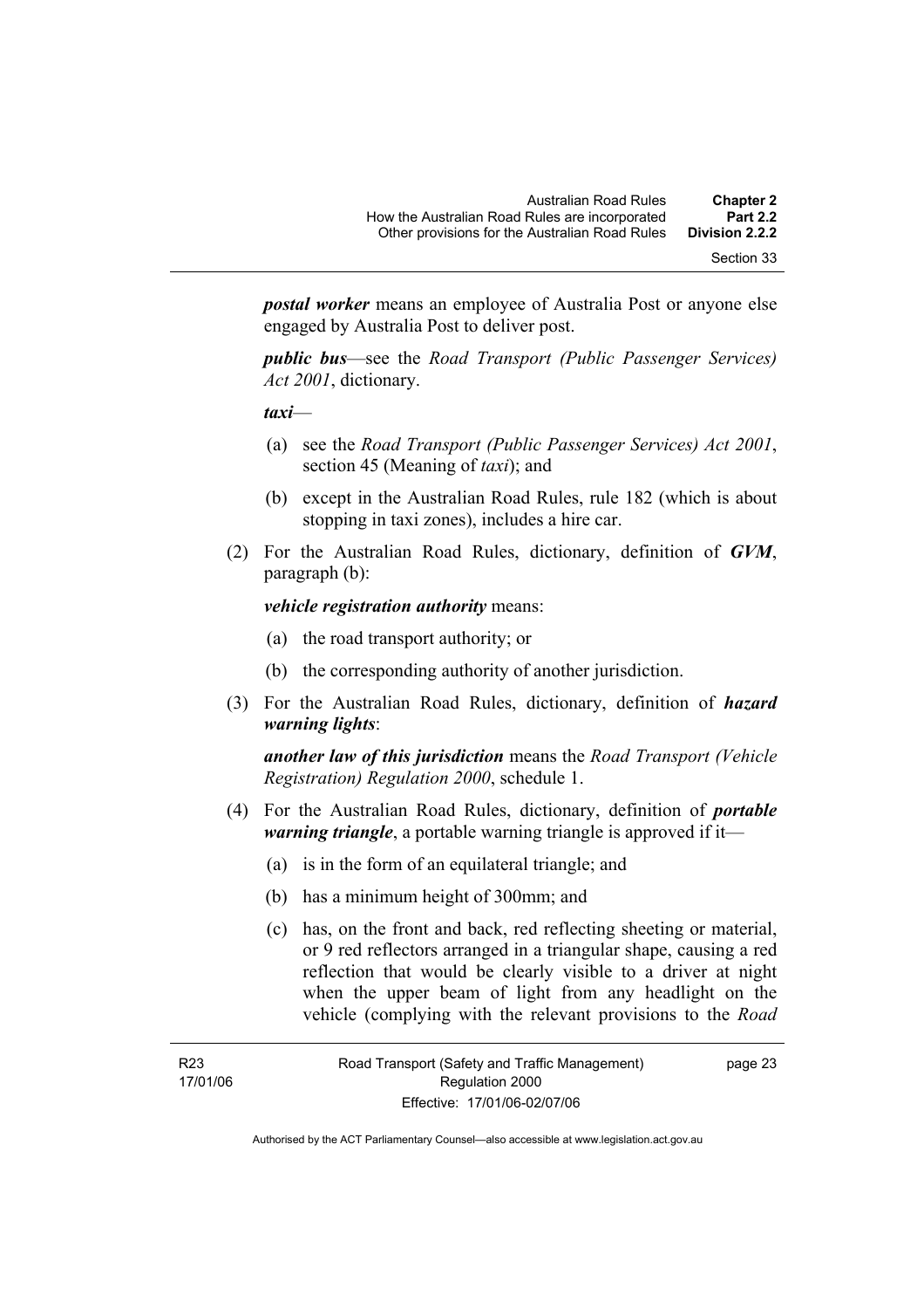***postal worker*** means an employee of Australia Post or anyone else engaged by Australia Post to deliver post.

***public bus***—see the *Road Transport (Public Passenger Services) Act 2001*, dictionary.

***taxi***—

(a) see the *Road Transport (Public Passenger Services) Act 2001*, section 45 (Meaning of *taxi*); and

(b) except in the Australian Road Rules, rule 182 (which is about stopping in taxi zones), includes a hire car.

(2) For the Australian Road Rules, dictionary, definition of ***GVM***, paragraph (b):

***vehicle registration authority*** means:

(a) the road transport authority; or

(b) the corresponding authority of another jurisdiction.

(3) For the Australian Road Rules, dictionary, definition of ***hazard warning lights***:

***another law of this jurisdiction*** means the *Road Transport (Vehicle Registration) Regulation 2000*, schedule 1.

(4) For the Australian Road Rules, dictionary, definition of ***portable warning triangle***, a portable warning triangle is approved if it—

(a) is in the form of an equilateral triangle; and

(b) has a minimum height of 300mm; and

(c) has, on the front and back, red reflecting sheeting or material, or 9 red reflectors arranged in a triangular shape, causing a red reflection that would be clearly visible to a driver at night when the upper beam of light from any headlight on the vehicle (complying with the relevant provisions to the *Road*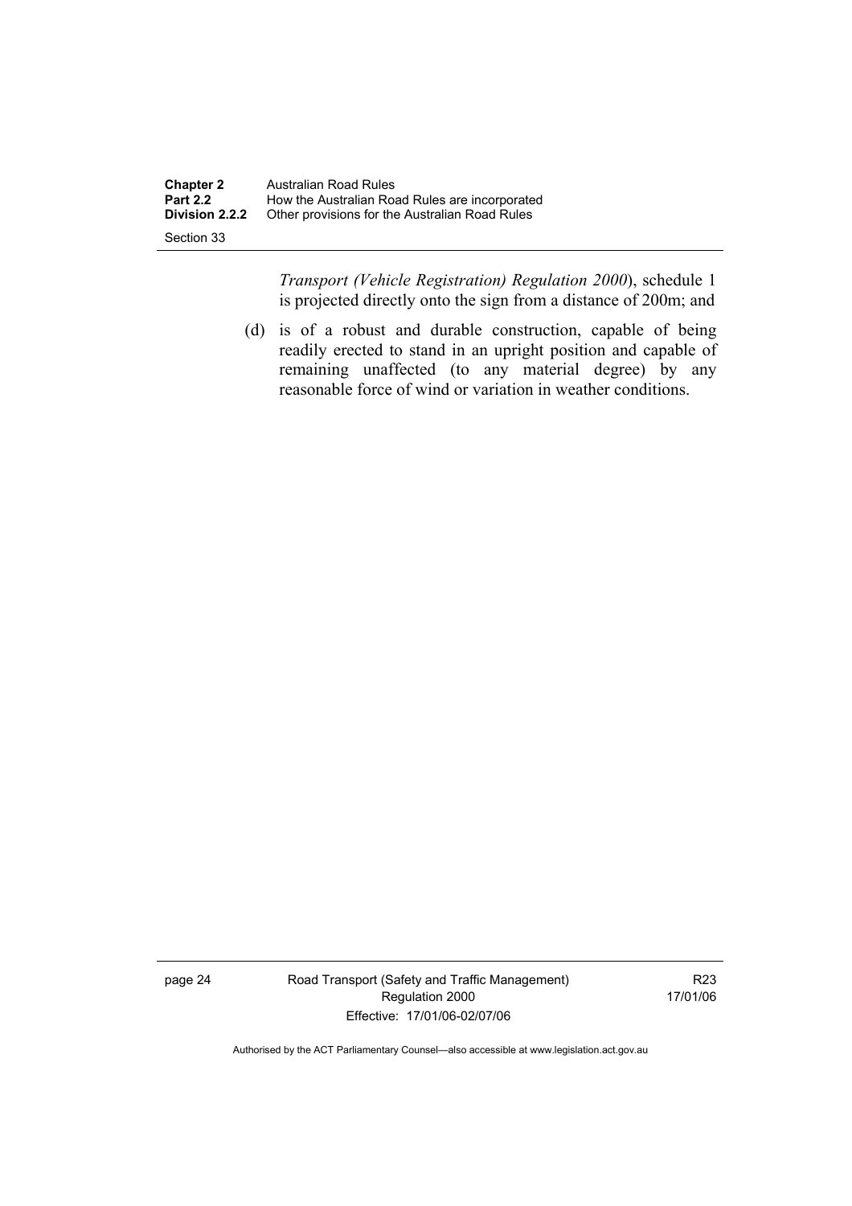*Transport (Vehicle Registration) Regulation 2000*), schedule 1 is projected directly onto the sign from a distance of 200m; and

(d) is of a robust and durable construction, capable of being readily erected to stand in an upright position and capable of remaining unaffected (to any material degree) by any reasonable force of wind or variation in weather conditions.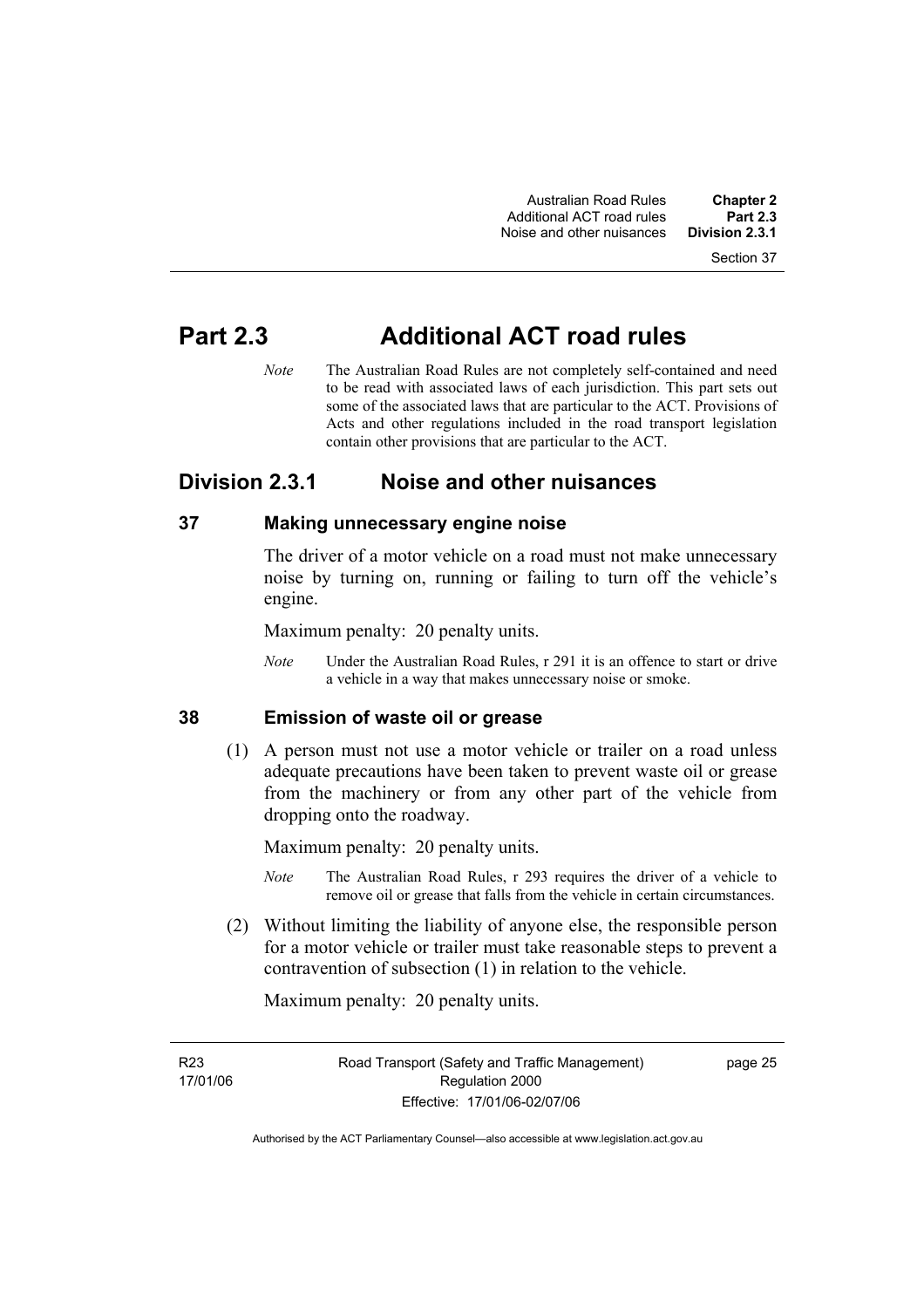# Part 2.3 Additional ACT road rules

*Note* The Australian Road Rules are not completely self-contained and need to be read with associated laws of each jurisdiction. This part sets out some of the associated laws that are particular to the ACT. Provisions of Acts and other regulations included in the road transport legislation contain other provisions that are particular to the ACT.

## Division 2.3.1 Noise and other nuisances

### 37 Making unnecessary engine noise

The driver of a motor vehicle on a road must not make unnecessary noise by turning on, running or failing to turn off the vehicle's engine.

Maximum penalty: 20 penalty units.

*Note* Under the Australian Road Rules, r 291 it is an offence to start or drive a vehicle in a way that makes unnecessary noise or smoke.

### 38 Emission of waste oil or grease

(1) A person must not use a motor vehicle or trailer on a road unless adequate precautions have been taken to prevent waste oil or grease from the machinery or from any other part of the vehicle from dropping onto the roadway.

Maximum penalty: 20 penalty units.

*Note* The Australian Road Rules, r 293 requires the driver of a vehicle to remove oil or grease that falls from the vehicle in certain circumstances.

(2) Without limiting the liability of anyone else, the responsible person for a motor vehicle or trailer must take reasonable steps to prevent a contravention of subsection (1) in relation to the vehicle.

Maximum penalty: 20 penalty units.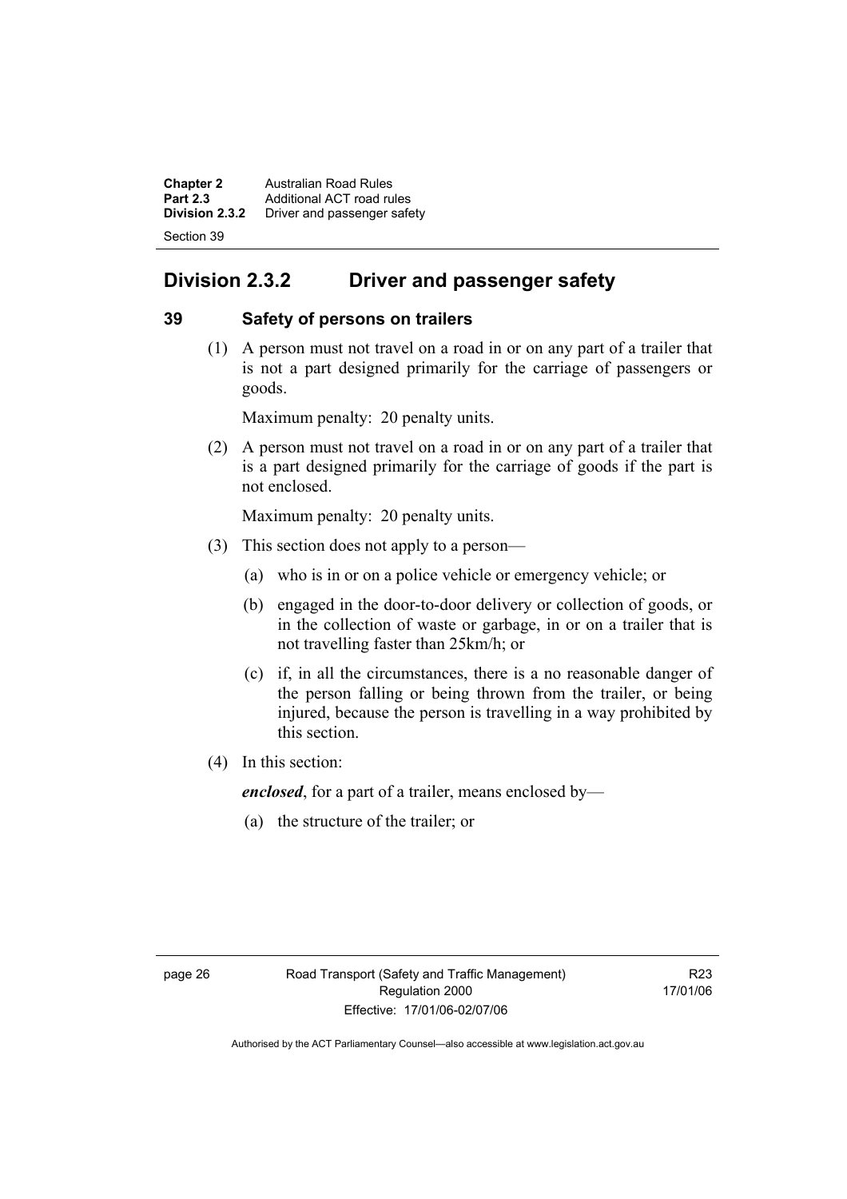## Division 2.3.2 Driver and passenger safety

### 39 Safety of persons on trailers

(1) A person must not travel on a road in or on any part of a trailer that is not a part designed primarily for the carriage of passengers or goods.

Maximum penalty: 20 penalty units.

(2) A person must not travel on a road in or on any part of a trailer that is a part designed primarily for the carriage of goods if the part is not enclosed.

Maximum penalty: 20 penalty units.

(3) This section does not apply to a person—

(a) who is in or on a police vehicle or emergency vehicle; or

(b) engaged in the door-to-door delivery or collection of goods, or in the collection of waste or garbage, in or on a trailer that is not travelling faster than 25km/h; or

(c) if, in all the circumstances, there is a no reasonable danger of the person falling or being thrown from the trailer, or being injured, because the person is travelling in a way prohibited by this section.

(4) In this section:

***enclosed***, for a part of a trailer, means enclosed by—

(a) the structure of the trailer; or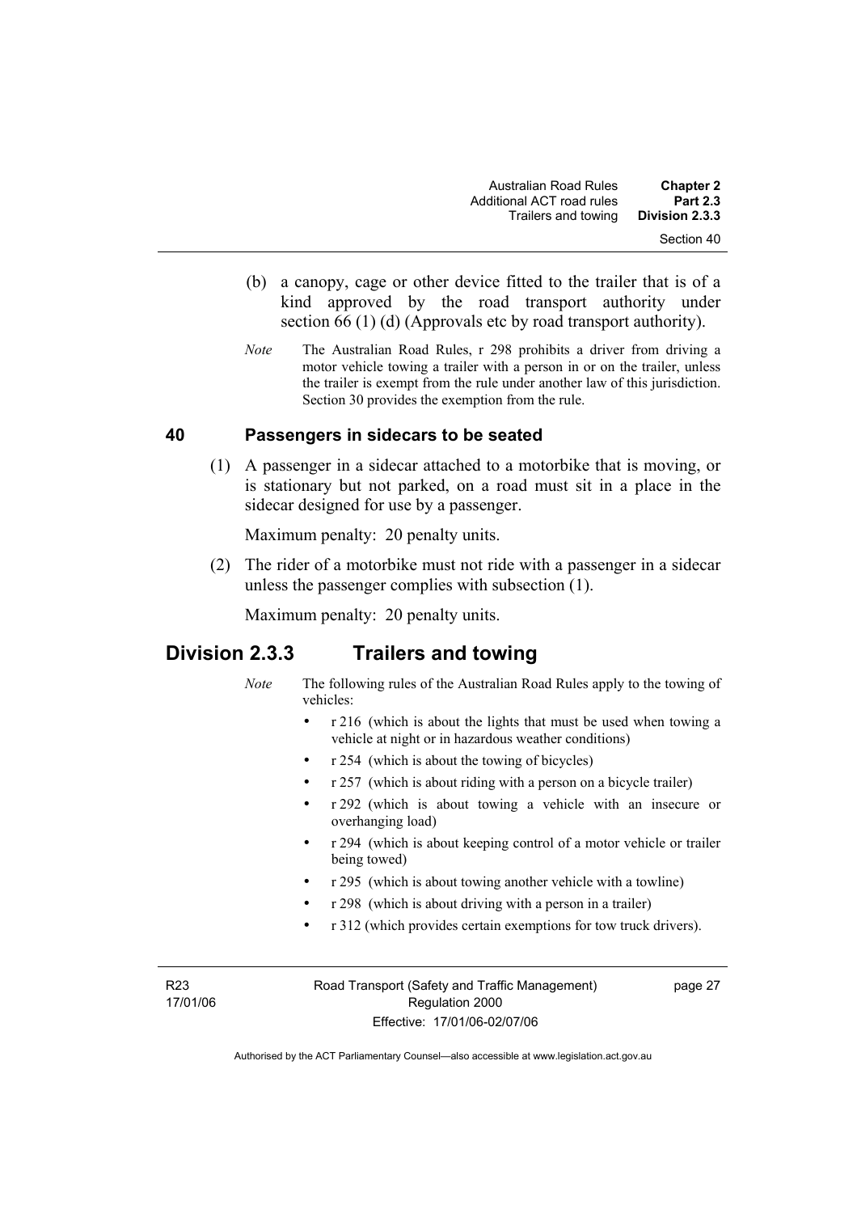(b) a canopy, cage or other device fitted to the trailer that is of a kind approved by the road transport authority under section 66 (1) (d) (Approvals etc by road transport authority).

*Note* The Australian Road Rules, r 298 prohibits a driver from driving a motor vehicle towing a trailer with a person in or on the trailer, unless the trailer is exempt from the rule under another law of this jurisdiction. Section 30 provides the exemption from the rule.

### 40 Passengers in sidecars to be seated

(1) A passenger in a sidecar attached to a motorbike that is moving, or is stationary but not parked, on a road must sit in a place in the sidecar designed for use by a passenger.

Maximum penalty: 20 penalty units.

(2) The rider of a motorbike must not ride with a passenger in a sidecar unless the passenger complies with subsection (1).

Maximum penalty: 20 penalty units.

## Division 2.3.3 Trailers and towing

*Note* The following rules of the Australian Road Rules apply to the towing of vehicles:

- r 216 (which is about the lights that must be used when towing a vehicle at night or in hazardous weather conditions)
- r 254 (which is about the towing of bicycles)
- r 257 (which is about riding with a person on a bicycle trailer)
- r 292 (which is about towing a vehicle with an insecure or overhanging load)
- r 294 (which is about keeping control of a motor vehicle or trailer being towed)
- r 295 (which is about towing another vehicle with a towline)
- r 298 (which is about driving with a person in a trailer)
- r 312 (which provides certain exemptions for tow truck drivers).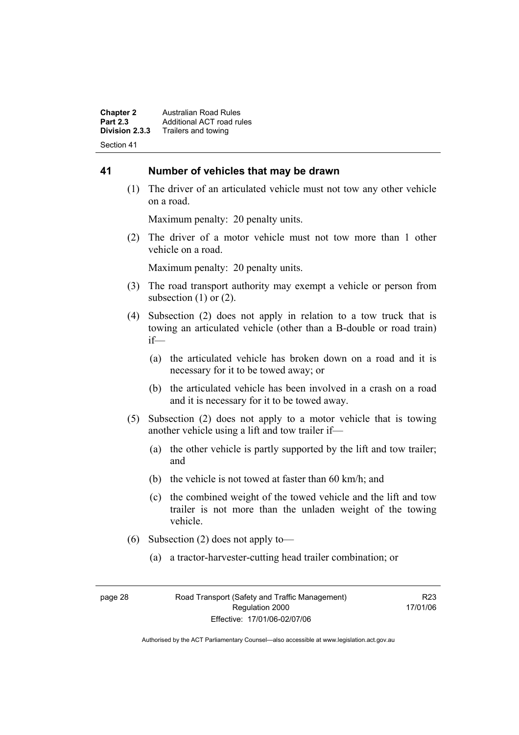## 41 Number of vehicles that may be drawn

(1) The driver of an articulated vehicle must not tow any other vehicle on a road.

Maximum penalty: 20 penalty units.

(2) The driver of a motor vehicle must not tow more than 1 other vehicle on a road.

Maximum penalty: 20 penalty units.

(3) The road transport authority may exempt a vehicle or person from subsection (1) or (2).

(4) Subsection (2) does not apply in relation to a tow truck that is towing an articulated vehicle (other than a B-double or road train) if—

(a) the articulated vehicle has broken down on a road and it is necessary for it to be towed away; or

(b) the articulated vehicle has been involved in a crash on a road and it is necessary for it to be towed away.

(5) Subsection (2) does not apply to a motor vehicle that is towing another vehicle using a lift and tow trailer if—

(a) the other vehicle is partly supported by the lift and tow trailer; and

(b) the vehicle is not towed at faster than 60 km/h; and

(c) the combined weight of the towed vehicle and the lift and tow trailer is not more than the unladen weight of the towing vehicle.

(6) Subsection (2) does not apply to—

(a) a tractor-harvester-cutting head trailer combination; or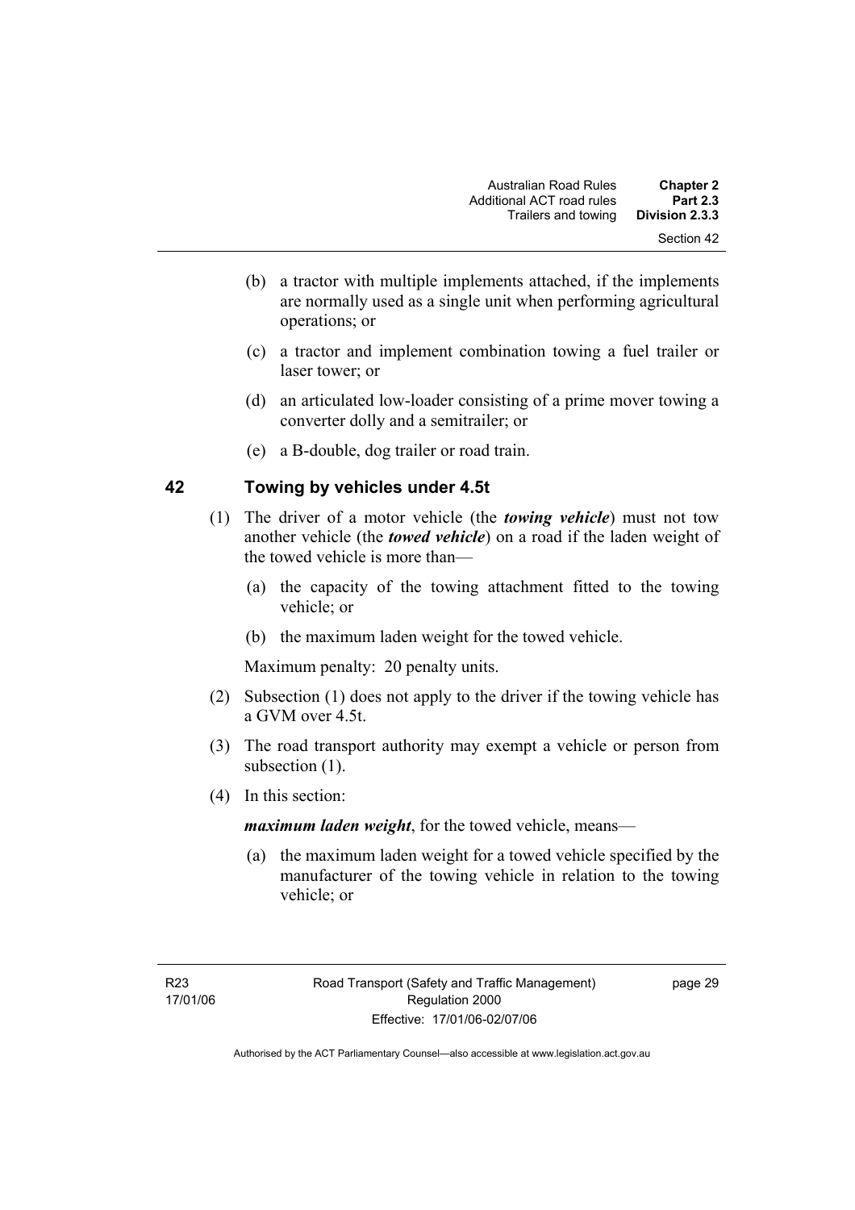(b) a tractor with multiple implements attached, if the implements are normally used as a single unit when performing agricultural operations; or

(c) a tractor and implement combination towing a fuel trailer or laser tower; or

(d) an articulated low-loader consisting of a prime mover towing a converter dolly and a semitrailer; or

(e) a B-double, dog trailer or road train.

## 42 Towing by vehicles under 4.5t

(1) The driver of a motor vehicle (the ***towing vehicle***) must not tow another vehicle (the ***towed vehicle***) on a road if the laden weight of the towed vehicle is more than—

(a) the capacity of the towing attachment fitted to the towing vehicle; or

(b) the maximum laden weight for the towed vehicle.

Maximum penalty: 20 penalty units.

(2) Subsection (1) does not apply to the driver if the towing vehicle has a GVM over 4.5t.

(3) The road transport authority may exempt a vehicle or person from subsection (1).

(4) In this section:

***maximum laden weight***, for the towed vehicle, means—

(a) the maximum laden weight for a towed vehicle specified by the manufacturer of the towing vehicle in relation to the towing vehicle; or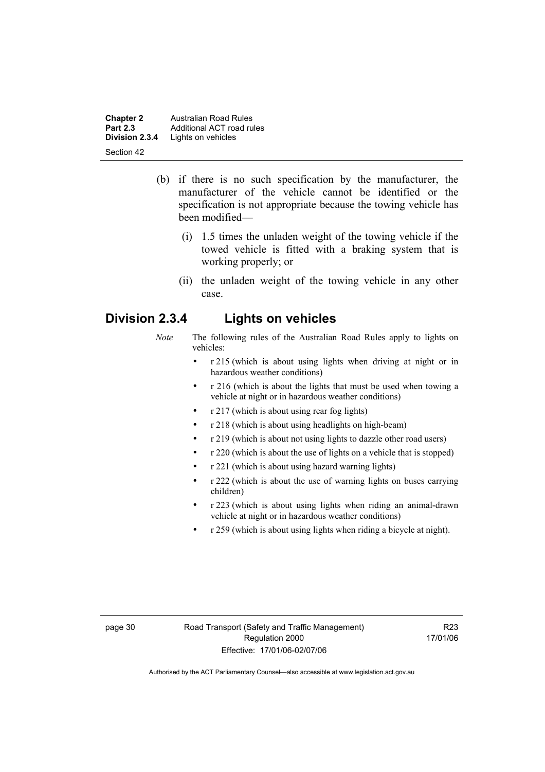(b) if there is no such specification by the manufacturer, the manufacturer of the vehicle cannot be identified or the specification is not appropriate because the towing vehicle has been modified—

   (i) 1.5 times the unladen weight of the towing vehicle if the towed vehicle is fitted with a braking system that is working properly; or

   (ii) the unladen weight of the towing vehicle in any other case.

## Division 2.3.4 Lights on vehicles

*Note* The following rules of the Australian Road Rules apply to lights on vehicles:

- r 215 (which is about using lights when driving at night or in hazardous weather conditions)
- r 216 (which is about the lights that must be used when towing a vehicle at night or in hazardous weather conditions)
- r 217 (which is about using rear fog lights)
- r 218 (which is about using headlights on high-beam)
- r 219 (which is about not using lights to dazzle other road users)
- r 220 (which is about the use of lights on a vehicle that is stopped)
- r 221 (which is about using hazard warning lights)
- r 222 (which is about the use of warning lights on buses carrying children)
- r 223 (which is about using lights when riding an animal-drawn vehicle at night or in hazardous weather conditions)
- r 259 (which is about using lights when riding a bicycle at night).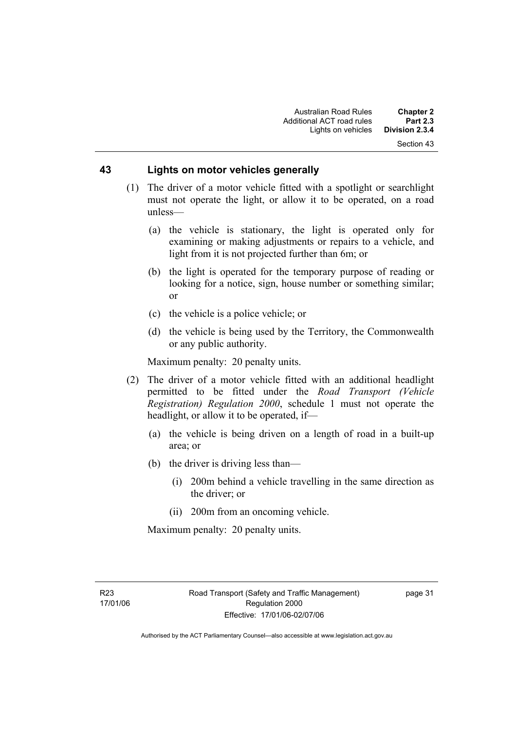## 43 Lights on motor vehicles generally

(1) The driver of a motor vehicle fitted with a spotlight or searchlight must not operate the light, or allow it to be operated, on a road unless—

(a) the vehicle is stationary, the light is operated only for examining or making adjustments or repairs to a vehicle, and light from it is not projected further than 6m; or

(b) the light is operated for the temporary purpose of reading or looking for a notice, sign, house number or something similar; or

(c) the vehicle is a police vehicle; or

(d) the vehicle is being used by the Territory, the Commonwealth or any public authority.

Maximum penalty: 20 penalty units.

(2) The driver of a motor vehicle fitted with an additional headlight permitted to be fitted under the *Road Transport (Vehicle Registration) Regulation 2000*, schedule 1 must not operate the headlight, or allow it to be operated, if—

(a) the vehicle is being driven on a length of road in a built-up area; or

(b) the driver is driving less than—

(i) 200m behind a vehicle travelling in the same direction as the driver; or

(ii) 200m from an oncoming vehicle.

Maximum penalty: 20 penalty units.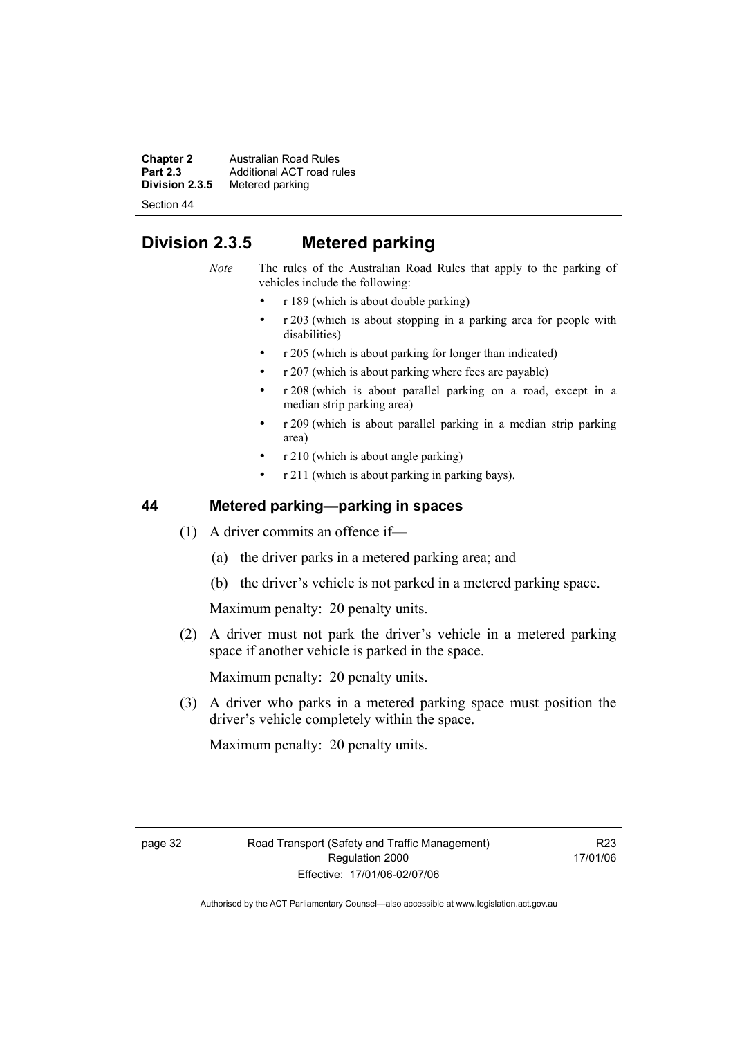## Division 2.3.5 Metered parking

*Note* The rules of the Australian Road Rules that apply to the parking of vehicles include the following:

- r 189 (which is about double parking)
- r 203 (which is about stopping in a parking area for people with disabilities)
- r 205 (which is about parking for longer than indicated)
- r 207 (which is about parking where fees are payable)
- r 208 (which is about parallel parking on a road, except in a median strip parking area)
- r 209 (which is about parallel parking in a median strip parking area)
- r 210 (which is about angle parking)
- r 211 (which is about parking in parking bays).

### 44 Metered parking—parking in spaces

(1) A driver commits an offence if—

(a) the driver parks in a metered parking area; and

(b) the driver's vehicle is not parked in a metered parking space.

Maximum penalty: 20 penalty units.

(2) A driver must not park the driver's vehicle in a metered parking space if another vehicle is parked in the space.

Maximum penalty: 20 penalty units.

(3) A driver who parks in a metered parking space must position the driver's vehicle completely within the space.

Maximum penalty: 20 penalty units.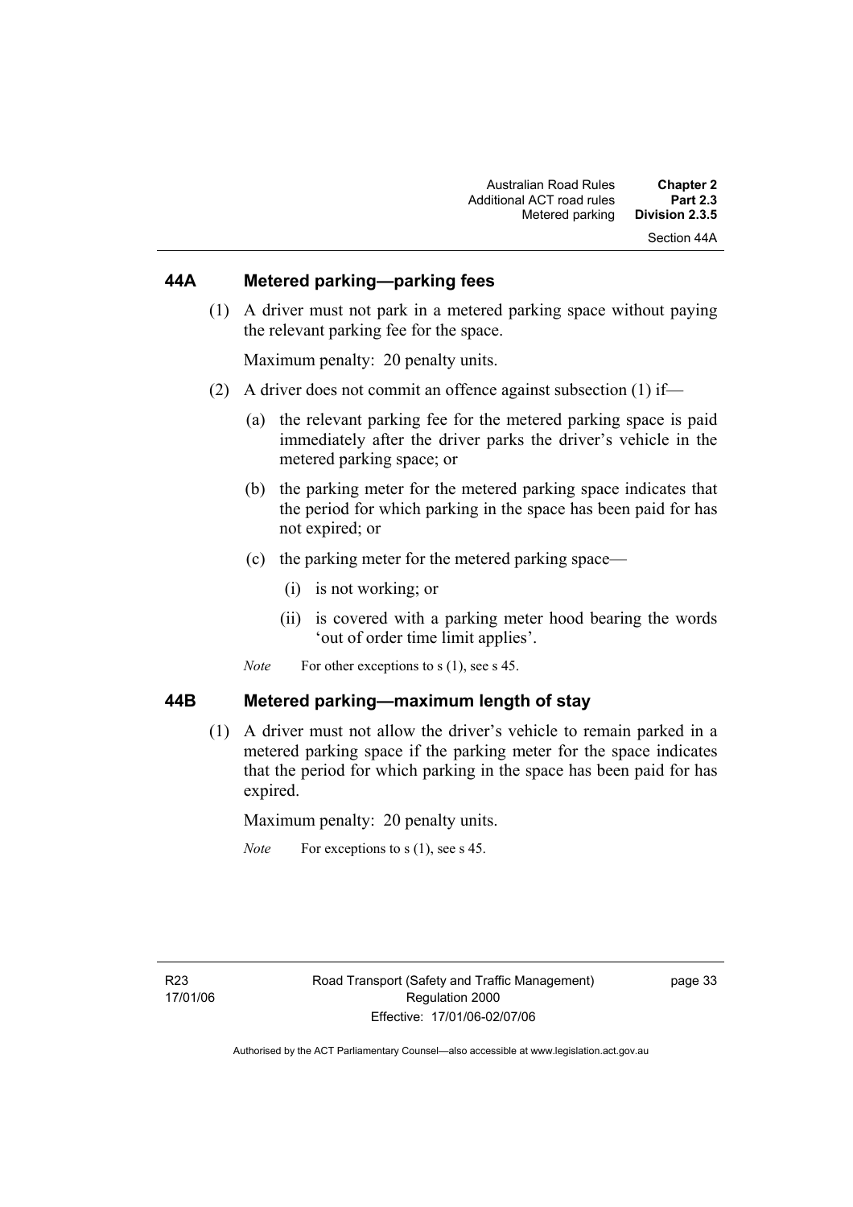### 44A Metered parking—parking fees

(1) A driver must not park in a metered parking space without paying the relevant parking fee for the space.

Maximum penalty: 20 penalty units.

(2) A driver does not commit an offence against subsection (1) if—

  (a) the relevant parking fee for the metered parking space is paid immediately after the driver parks the driver's vehicle in the metered parking space; or

  (b) the parking meter for the metered parking space indicates that the period for which parking in the space has been paid for has not expired; or

  (c) the parking meter for the metered parking space—

    (i) is not working; or

    (ii) is covered with a parking meter hood bearing the words 'out of order time limit applies'.

*Note* For other exceptions to s (1), see s 45.

### 44B Metered parking—maximum length of stay

(1) A driver must not allow the driver's vehicle to remain parked in a metered parking space if the parking meter for the space indicates that the period for which parking in the space has been paid for has expired.

Maximum penalty: 20 penalty units.

*Note* For exceptions to s (1), see s 45.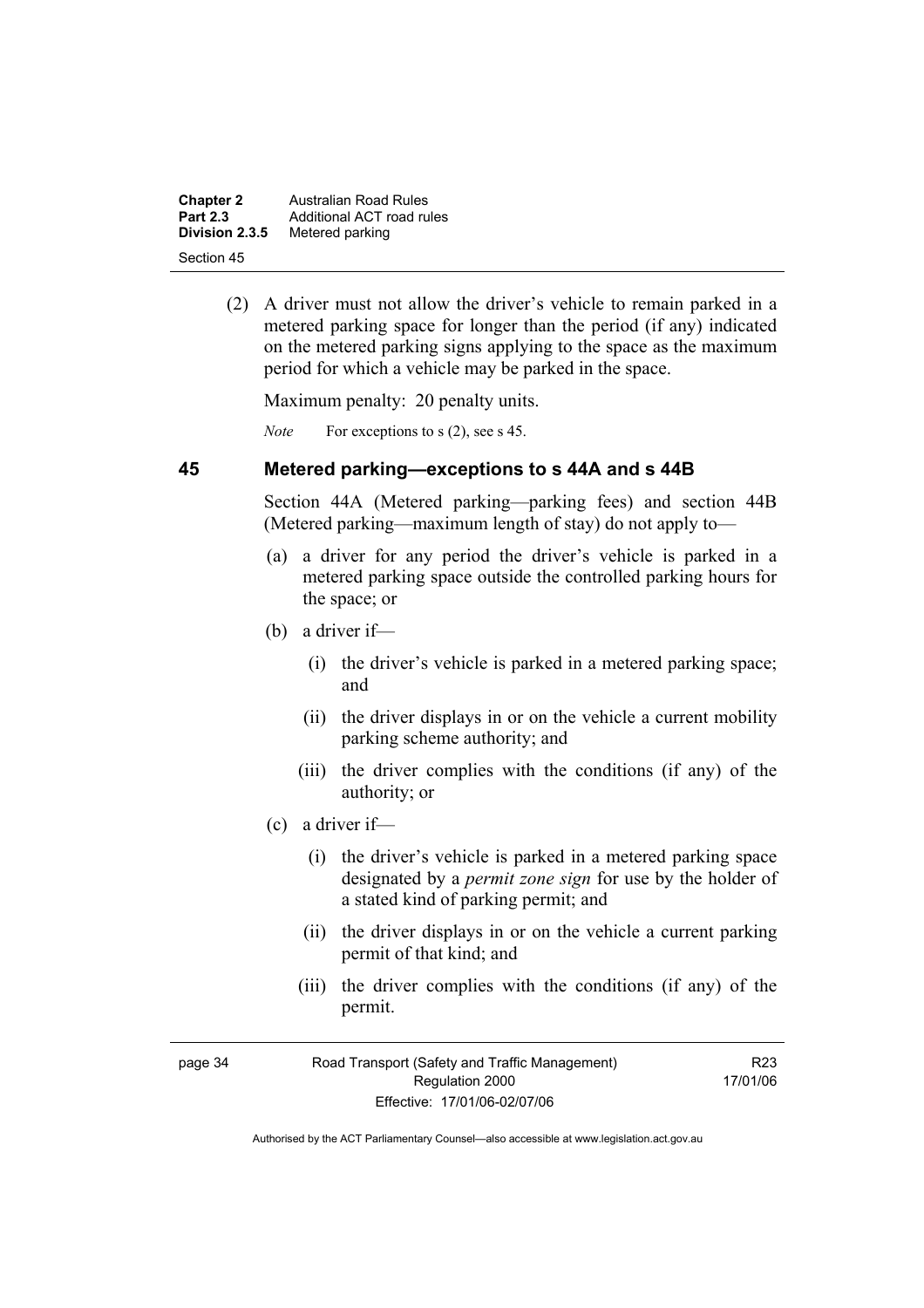(2) A driver must not allow the driver's vehicle to remain parked in a metered parking space for longer than the period (if any) indicated on the metered parking signs applying to the space as the maximum period for which a vehicle may be parked in the space.

Maximum penalty: 20 penalty units.

*Note* For exceptions to s (2), see s 45.

## 45 Metered parking—exceptions to s 44A and s 44B

Section 44A (Metered parking—parking fees) and section 44B (Metered parking—maximum length of stay) do not apply to—

(a) a driver for any period the driver's vehicle is parked in a metered parking space outside the controlled parking hours for the space; or

(b) a driver if—

(i) the driver's vehicle is parked in a metered parking space; and

(ii) the driver displays in or on the vehicle a current mobility parking scheme authority; and

(iii) the driver complies with the conditions (if any) of the authority; or

(c) a driver if—

(i) the driver's vehicle is parked in a metered parking space designated by a ***permit zone sign*** for use by the holder of a stated kind of parking permit; and

(ii) the driver displays in or on the vehicle a current parking permit of that kind; and

(iii) the driver complies with the conditions (if any) of the permit.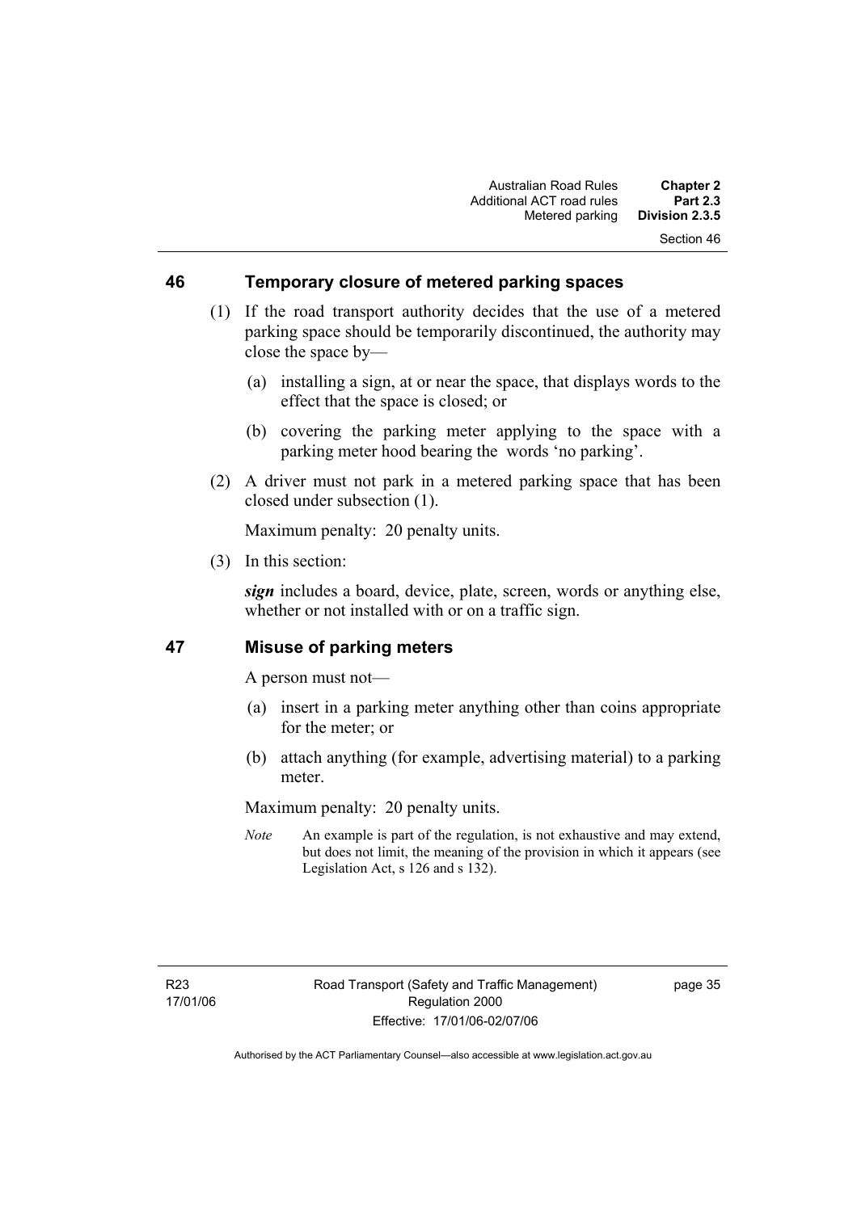## 46 Temporary closure of metered parking spaces

(1) If the road transport authority decides that the use of a metered parking space should be temporarily discontinued, the authority may close the space by—

(a) installing a sign, at or near the space, that displays words to the effect that the space is closed; or

(b) covering the parking meter applying to the space with a parking meter hood bearing the words 'no parking'.

(2) A driver must not park in a metered parking space that has been closed under subsection (1).

Maximum penalty: 20 penalty units.

(3) In this section:

***sign*** includes a board, device, plate, screen, words or anything else, whether or not installed with or on a traffic sign.

## 47 Misuse of parking meters

A person must not—

(a) insert in a parking meter anything other than coins appropriate for the meter; or

(b) attach anything (for example, advertising material) to a parking meter.

Maximum penalty: 20 penalty units.

*Note* An example is part of the regulation, is not exhaustive and may extend, but does not limit, the meaning of the provision in which it appears (see Legislation Act, s 126 and s 132).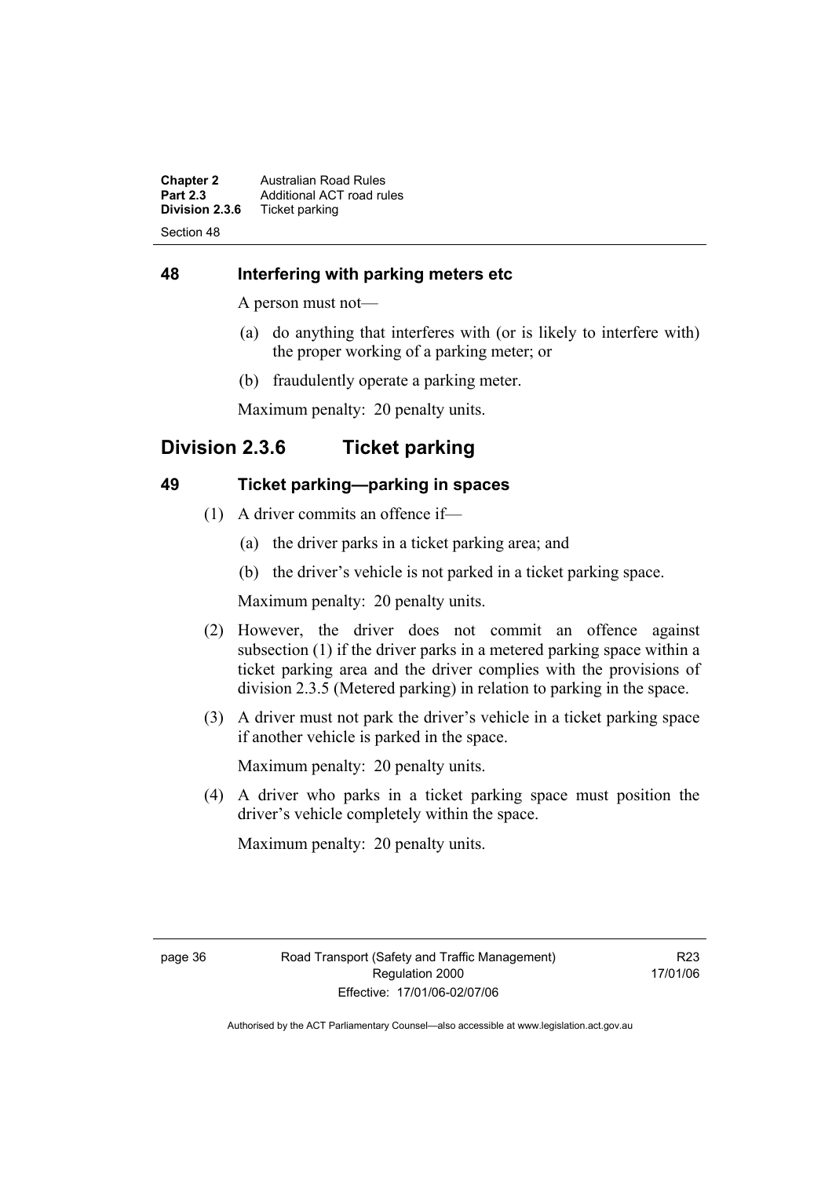## 48 Interfering with parking meters etc

A person must not—

(a) do anything that interferes with (or is likely to interfere with) the proper working of a parking meter; or

(b) fraudulently operate a parking meter.

Maximum penalty: 20 penalty units.

# Division 2.3.6 Ticket parking

## 49 Ticket parking—parking in spaces

(1) A driver commits an offence if—

(a) the driver parks in a ticket parking area; and

(b) the driver's vehicle is not parked in a ticket parking space.

Maximum penalty: 20 penalty units.

(2) However, the driver does not commit an offence against subsection (1) if the driver parks in a metered parking space within a ticket parking area and the driver complies with the provisions of division 2.3.5 (Metered parking) in relation to parking in the space.

(3) A driver must not park the driver's vehicle in a ticket parking space if another vehicle is parked in the space.

Maximum penalty: 20 penalty units.

(4) A driver who parks in a ticket parking space must position the driver's vehicle completely within the space.

Maximum penalty: 20 penalty units.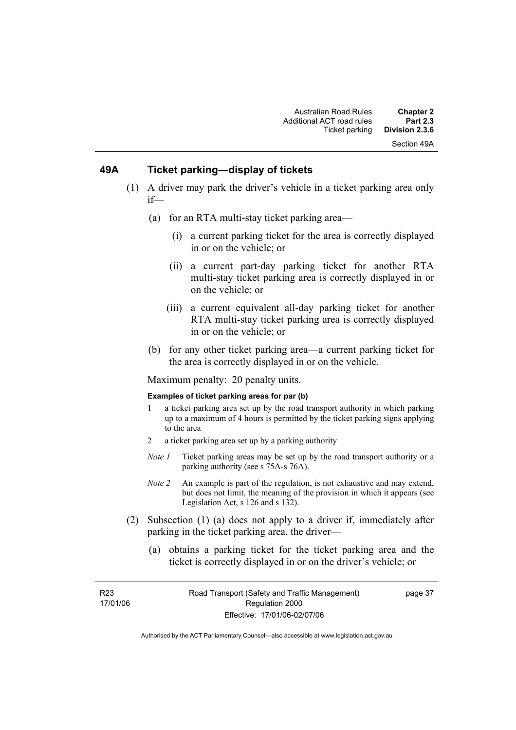## 49A Ticket parking—display of tickets

(1) A driver may park the driver's vehicle in a ticket parking area only if—

(a) for an RTA multi-stay ticket parking area—

(i) a current parking ticket for the area is correctly displayed in or on the vehicle; or

(ii) a current part-day parking ticket for another RTA multi-stay ticket parking area is correctly displayed in or on the vehicle; or

(iii) a current equivalent all-day parking ticket for another RTA multi-stay ticket parking area is correctly displayed in or on the vehicle; or

(b) for any other ticket parking area—a current parking ticket for the area is correctly displayed in or on the vehicle.

Maximum penalty: 20 penalty units.

**Examples of ticket parking areas for par (b)**

1 a ticket parking area set up by the road transport authority in which parking up to a maximum of 4 hours is permitted by the ticket parking signs applying to the area

2 a ticket parking area set up by a parking authority

*Note 1* Ticket parking areas may be set up by the road transport authority or a parking authority (see s 75A-s 76A).

*Note 2* An example is part of the regulation, is not exhaustive and may extend, but does not limit, the meaning of the provision in which it appears (see Legislation Act, s 126 and s 132).

(2) Subsection (1) (a) does not apply to a driver if, immediately after parking in the ticket parking area, the driver—

(a) obtains a parking ticket for the ticket parking area and the ticket is correctly displayed in or on the driver's vehicle; or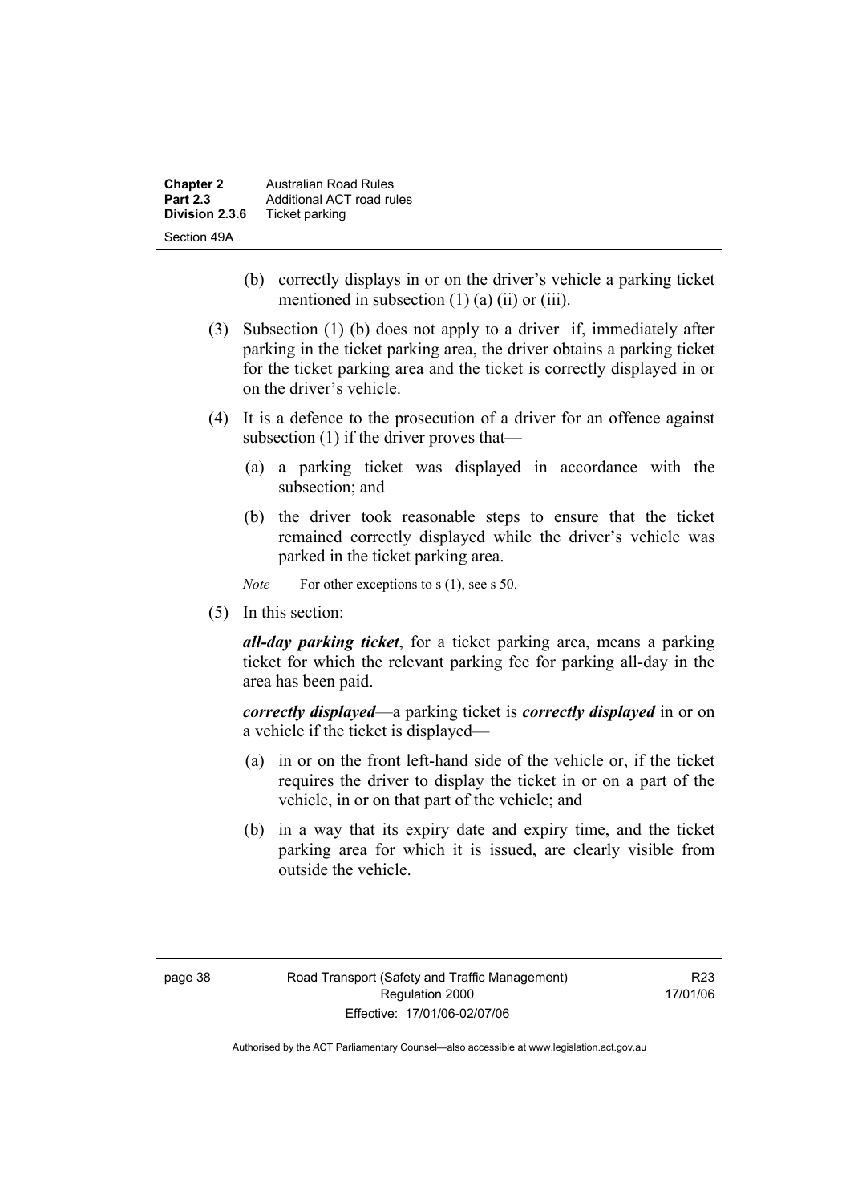(b) correctly displays in or on the driver's vehicle a parking ticket mentioned in subsection (1) (a) (ii) or (iii).

(3) Subsection (1) (b) does not apply to a driver if, immediately after parking in the ticket parking area, the driver obtains a parking ticket for the ticket parking area and the ticket is correctly displayed in or on the driver's vehicle.

(4) It is a defence to the prosecution of a driver for an offence against subsection (1) if the driver proves that—

(a) a parking ticket was displayed in accordance with the subsection; and

(b) the driver took reasonable steps to ensure that the ticket remained correctly displayed while the driver's vehicle was parked in the ticket parking area.

*Note* For other exceptions to s (1), see s 50.

(5) In this section:

***all-day parking ticket***, for a ticket parking area, means a parking ticket for which the relevant parking fee for parking all-day in the area has been paid.

***correctly displayed***—a parking ticket is ***correctly displayed*** in or on a vehicle if the ticket is displayed—

(a) in or on the front left-hand side of the vehicle or, if the ticket requires the driver to display the ticket in or on a part of the vehicle, in or on that part of the vehicle; and

(b) in a way that its expiry date and expiry time, and the ticket parking area for which it is issued, are clearly visible from outside the vehicle.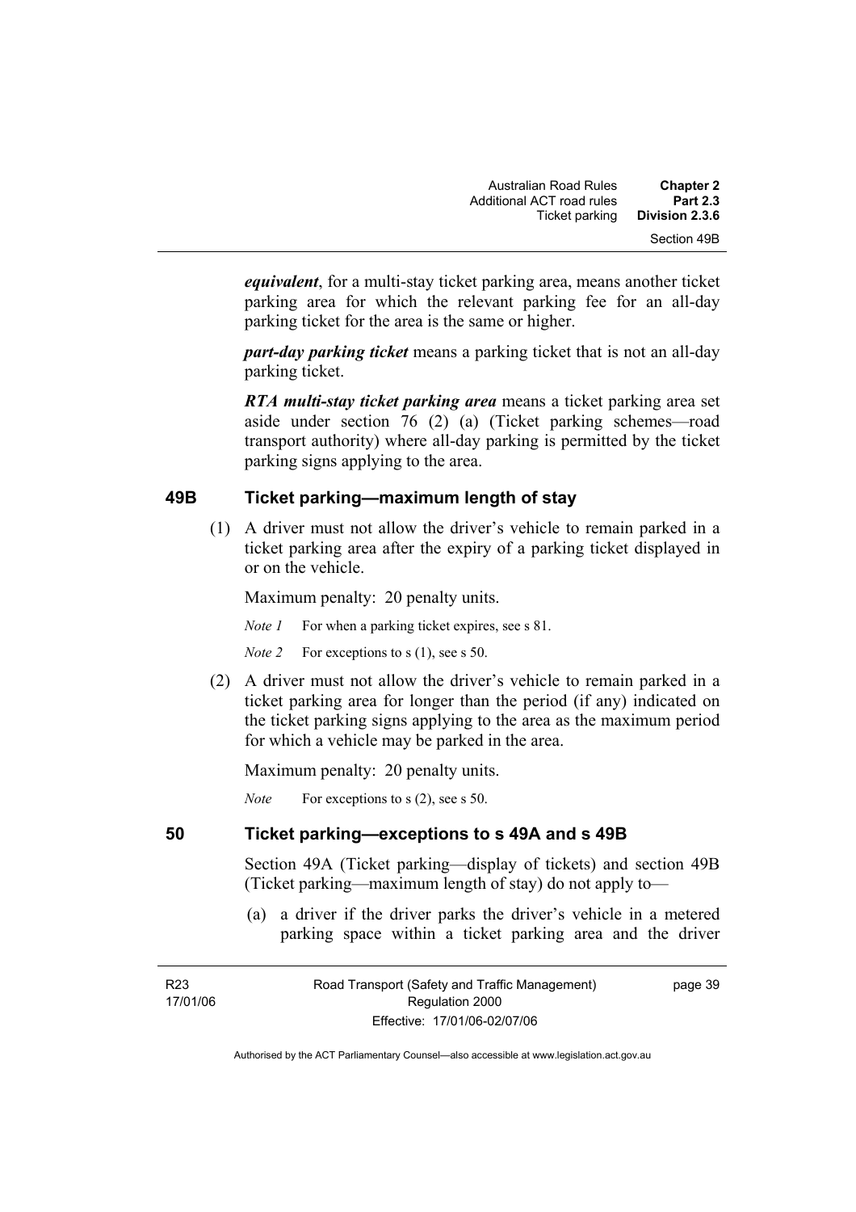***equivalent***, for a multi-stay ticket parking area, means another ticket parking area for which the relevant parking fee for an all-day parking ticket for the area is the same or higher.

***part-day parking ticket*** means a parking ticket that is not an all-day parking ticket.

***RTA multi-stay ticket parking area*** means a ticket parking area set aside under section 76 (2) (a) (Ticket parking schemes—road transport authority) where all-day parking is permitted by the ticket parking signs applying to the area.

## 49B Ticket parking—maximum length of stay

(1) A driver must not allow the driver's vehicle to remain parked in a ticket parking area after the expiry of a parking ticket displayed in or on the vehicle.

Maximum penalty: 20 penalty units.

*Note 1* For when a parking ticket expires, see s 81.

*Note 2* For exceptions to s (1), see s 50.

(2) A driver must not allow the driver's vehicle to remain parked in a ticket parking area for longer than the period (if any) indicated on the ticket parking signs applying to the area as the maximum period for which a vehicle may be parked in the area.

Maximum penalty: 20 penalty units.

*Note* For exceptions to s (2), see s 50.

## 50 Ticket parking—exceptions to s 49A and s 49B

Section 49A (Ticket parking—display of tickets) and section 49B (Ticket parking—maximum length of stay) do not apply to—

(a) a driver if the driver parks the driver's vehicle in a metered parking space within a ticket parking area and the driver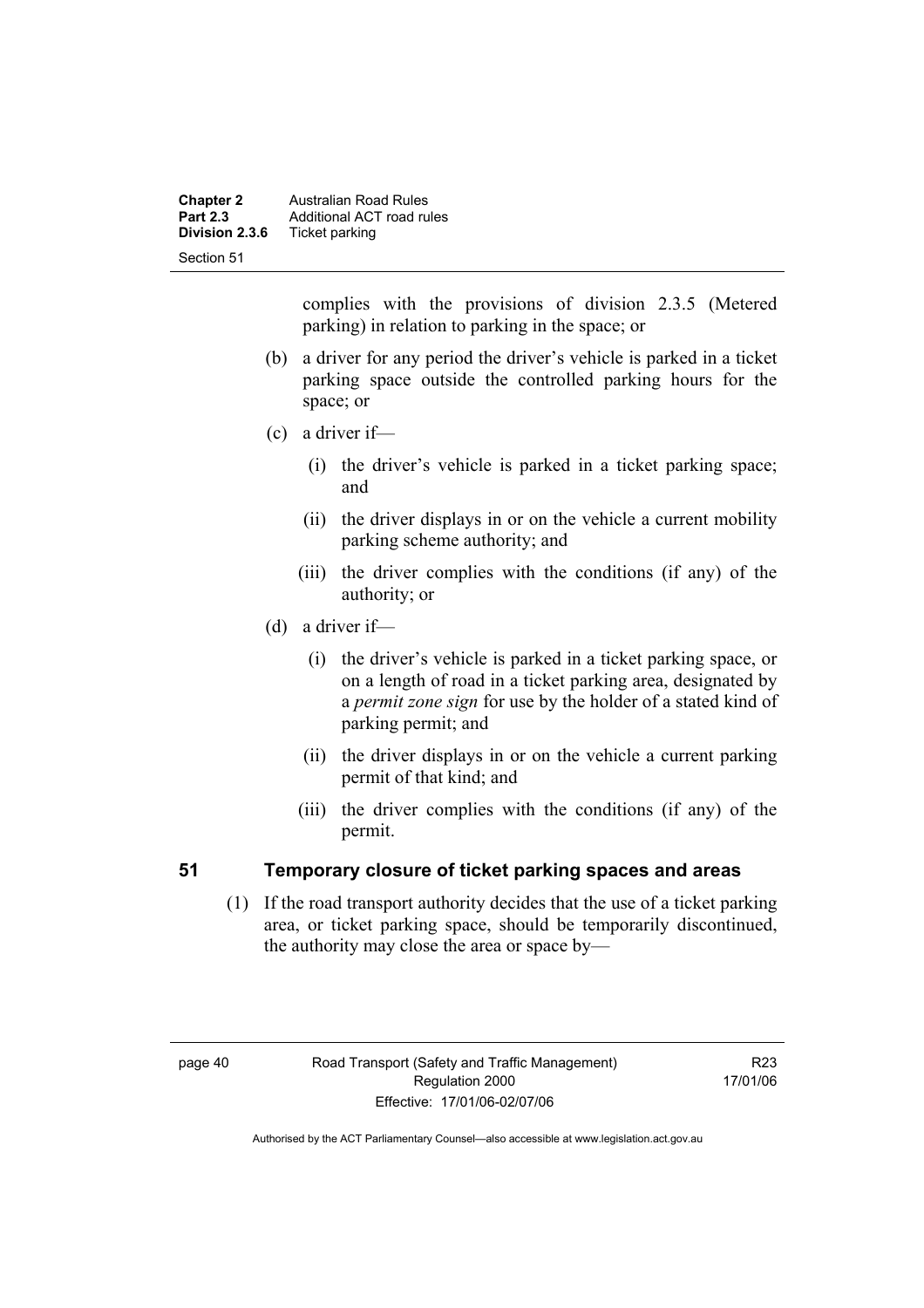complies with the provisions of division 2.3.5 (Metered parking) in relation to parking in the space; or

(b) a driver for any period the driver's vehicle is parked in a ticket parking space outside the controlled parking hours for the space; or

(c) a driver if—

(i) the driver's vehicle is parked in a ticket parking space; and

(ii) the driver displays in or on the vehicle a current mobility parking scheme authority; and

(iii) the driver complies with the conditions (if any) of the authority; or

(d) a driver if—

(i) the driver's vehicle is parked in a ticket parking space, or on a length of road in a ticket parking area, designated by a *permit zone sign* for use by the holder of a stated kind of parking permit; and

(ii) the driver displays in or on the vehicle a current parking permit of that kind; and

(iii) the driver complies with the conditions (if any) of the permit.

## 51 Temporary closure of ticket parking spaces and areas

(1) If the road transport authority decides that the use of a ticket parking area, or ticket parking space, should be temporarily discontinued, the authority may close the area or space by—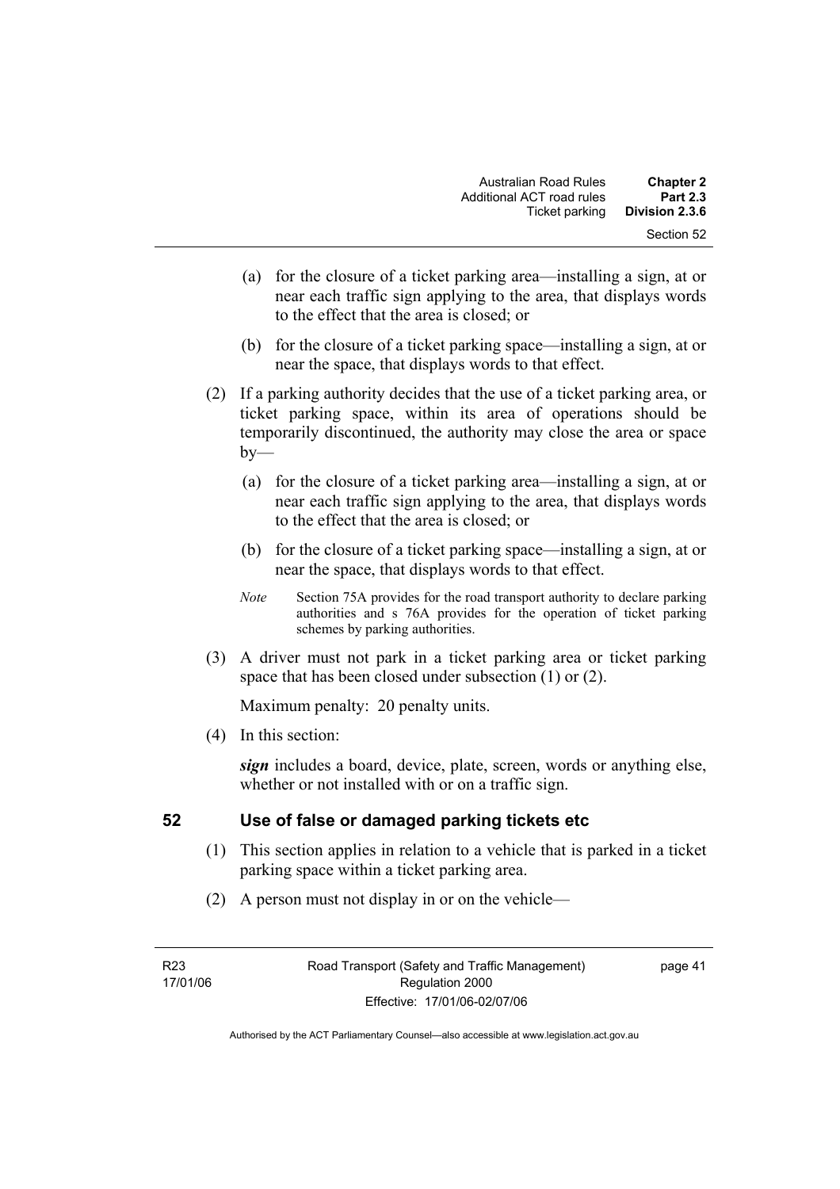(a) for the closure of a ticket parking area—installing a sign, at or near each traffic sign applying to the area, that displays words to the effect that the area is closed; or

(b) for the closure of a ticket parking space—installing a sign, at or near the space, that displays words to that effect.

(2) If a parking authority decides that the use of a ticket parking area, or ticket parking space, within its area of operations should be temporarily discontinued, the authority may close the area or space by—

(a) for the closure of a ticket parking area—installing a sign, at or near each traffic sign applying to the area, that displays words to the effect that the area is closed; or

(b) for the closure of a ticket parking space—installing a sign, at or near the space, that displays words to that effect.

*Note* Section 75A provides for the road transport authority to declare parking authorities and s 76A provides for the operation of ticket parking schemes by parking authorities.

(3) A driver must not park in a ticket parking area or ticket parking space that has been closed under subsection (1) or (2).

Maximum penalty: 20 penalty units.

(4) In this section:

***sign*** includes a board, device, plate, screen, words or anything else, whether or not installed with or on a traffic sign.

## 52 Use of false or damaged parking tickets etc

(1) This section applies in relation to a vehicle that is parked in a ticket parking space within a ticket parking area.

(2) A person must not display in or on the vehicle—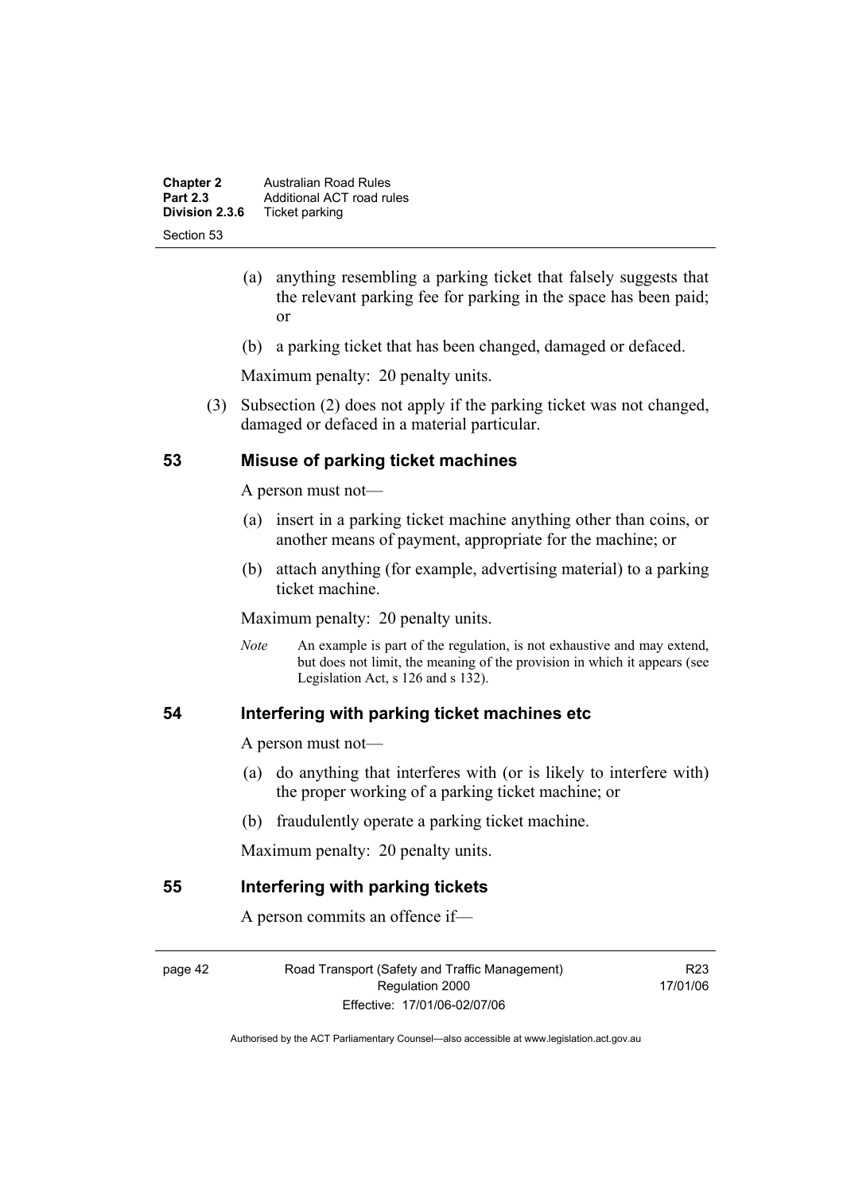(a) anything resembling a parking ticket that falsely suggests that the relevant parking fee for parking in the space has been paid; or

(b) a parking ticket that has been changed, damaged or defaced.

Maximum penalty: 20 penalty units.

(3) Subsection (2) does not apply if the parking ticket was not changed, damaged or defaced in a material particular.

## 53 Misuse of parking ticket machines

A person must not—

(a) insert in a parking ticket machine anything other than coins, or another means of payment, appropriate for the machine; or

(b) attach anything (for example, advertising material) to a parking ticket machine.

Maximum penalty: 20 penalty units.

*Note* An example is part of the regulation, is not exhaustive and may extend, but does not limit, the meaning of the provision in which it appears (see Legislation Act, s 126 and s 132).

## 54 Interfering with parking ticket machines etc

A person must not—

(a) do anything that interferes with (or is likely to interfere with) the proper working of a parking ticket machine; or

(b) fraudulently operate a parking ticket machine.

Maximum penalty: 20 penalty units.

## 55 Interfering with parking tickets

A person commits an offence if—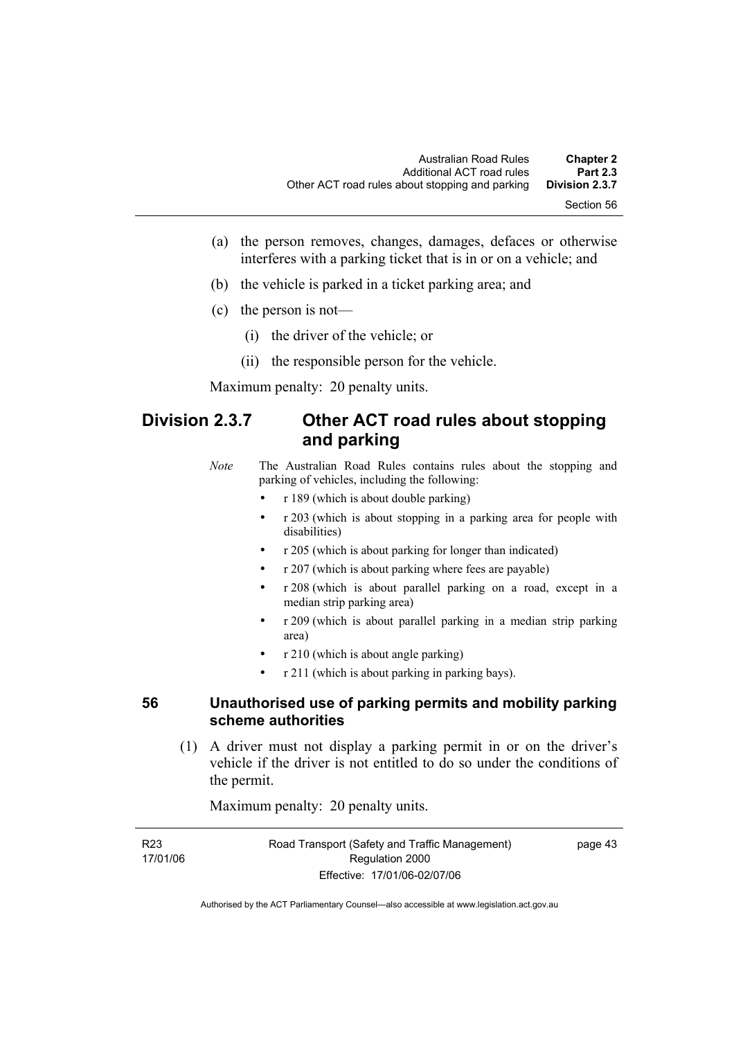(a) the person removes, changes, damages, defaces or otherwise interferes with a parking ticket that is in or on a vehicle; and

(b) the vehicle is parked in a ticket parking area; and

(c) the person is not—

(i) the driver of the vehicle; or

(ii) the responsible person for the vehicle.

Maximum penalty: 20 penalty units.

## Division 2.3.7 Other ACT road rules about stopping and parking

*Note* The Australian Road Rules contains rules about the stopping and parking of vehicles, including the following:

- r 189 (which is about double parking)
- r 203 (which is about stopping in a parking area for people with disabilities)
- r 205 (which is about parking for longer than indicated)
- r 207 (which is about parking where fees are payable)
- r 208 (which is about parallel parking on a road, except in a median strip parking area)
- r 209 (which is about parallel parking in a median strip parking area)
- r 210 (which is about angle parking)
- r 211 (which is about parking in parking bays).

### 56 Unauthorised use of parking permits and mobility parking scheme authorities

(1) A driver must not display a parking permit in or on the driver's vehicle if the driver is not entitled to do so under the conditions of the permit.

Maximum penalty: 20 penalty units.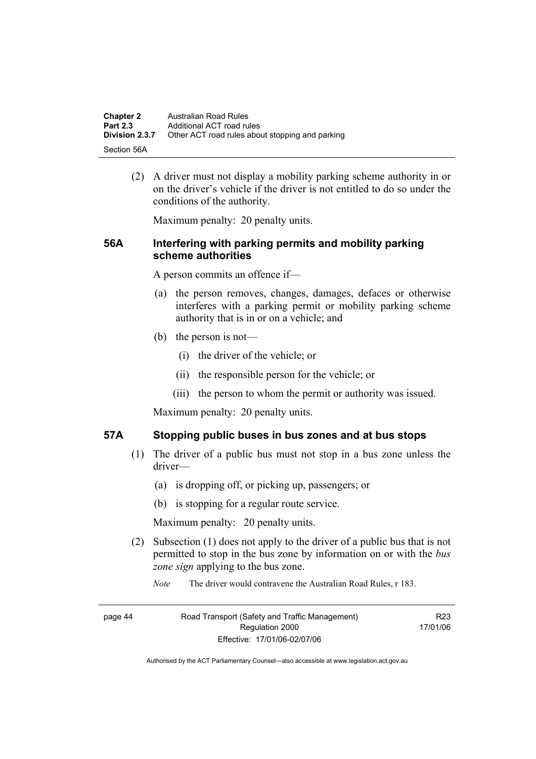(2) A driver must not display a mobility parking scheme authority in or on the driver's vehicle if the driver is not entitled to do so under the conditions of the authority.

Maximum penalty: 20 penalty units.

## 56A Interfering with parking permits and mobility parking scheme authorities

A person commits an offence if—

(a) the person removes, changes, damages, defaces or otherwise interferes with a parking permit or mobility parking scheme authority that is in or on a vehicle; and

(b) the person is not—

(i) the driver of the vehicle; or

(ii) the responsible person for the vehicle; or

(iii) the person to whom the permit or authority was issued.

Maximum penalty: 20 penalty units.

## 57A Stopping public buses in bus zones and at bus stops

(1) The driver of a public bus must not stop in a bus zone unless the driver—

(a) is dropping off, or picking up, passengers; or

(b) is stopping for a regular route service.

Maximum penalty: 20 penalty units.

(2) Subsection (1) does not apply to the driver of a public bus that is not permitted to stop in the bus zone by information on or with the ***bus zone sign*** applying to the bus zone.

*Note* The driver would contravene the Australian Road Rules, r 183.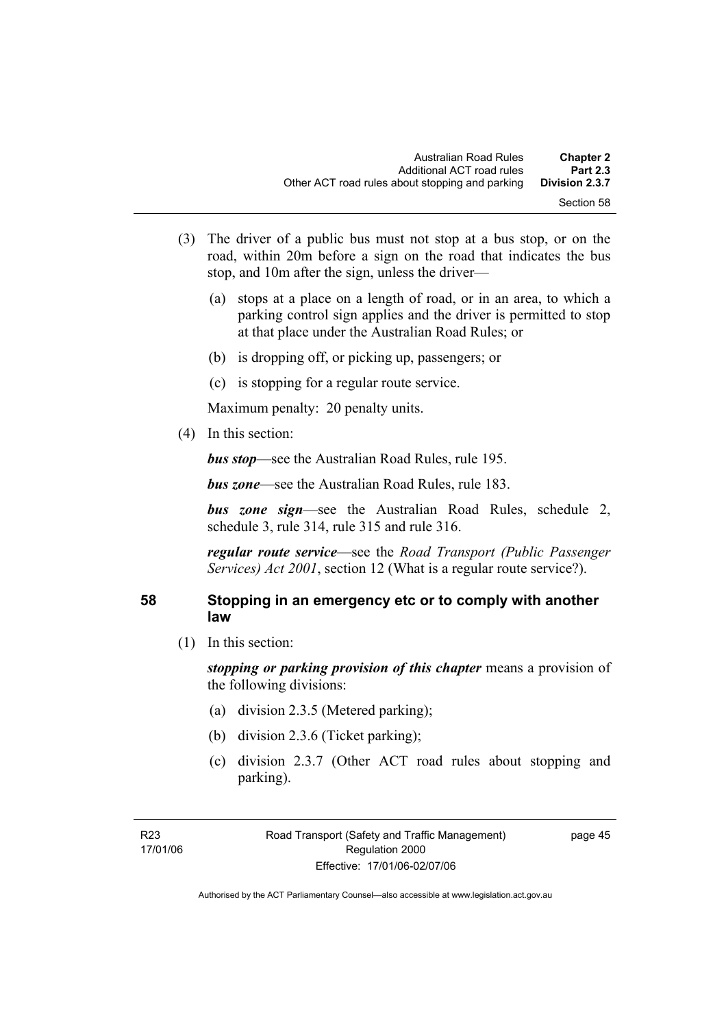(3) The driver of a public bus must not stop at a bus stop, or on the road, within 20m before a sign on the road that indicates the bus stop, and 10m after the sign, unless the driver—

(a) stops at a place on a length of road, or in an area, to which a parking control sign applies and the driver is permitted to stop at that place under the Australian Road Rules; or

(b) is dropping off, or picking up, passengers; or

(c) is stopping for a regular route service.

Maximum penalty: 20 penalty units.

(4) In this section:

***bus stop***—see the Australian Road Rules, rule 195.

***bus zone***—see the Australian Road Rules, rule 183.

***bus zone sign***—see the Australian Road Rules, schedule 2, schedule 3, rule 314, rule 315 and rule 316.

***regular route service***—see the *Road Transport (Public Passenger Services) Act 2001*, section 12 (What is a regular route service?).

## 58 Stopping in an emergency etc or to comply with another law

(1) In this section:

***stopping or parking provision of this chapter*** means a provision of the following divisions:

(a) division 2.3.5 (Metered parking);

(b) division 2.3.6 (Ticket parking);

(c) division 2.3.7 (Other ACT road rules about stopping and parking).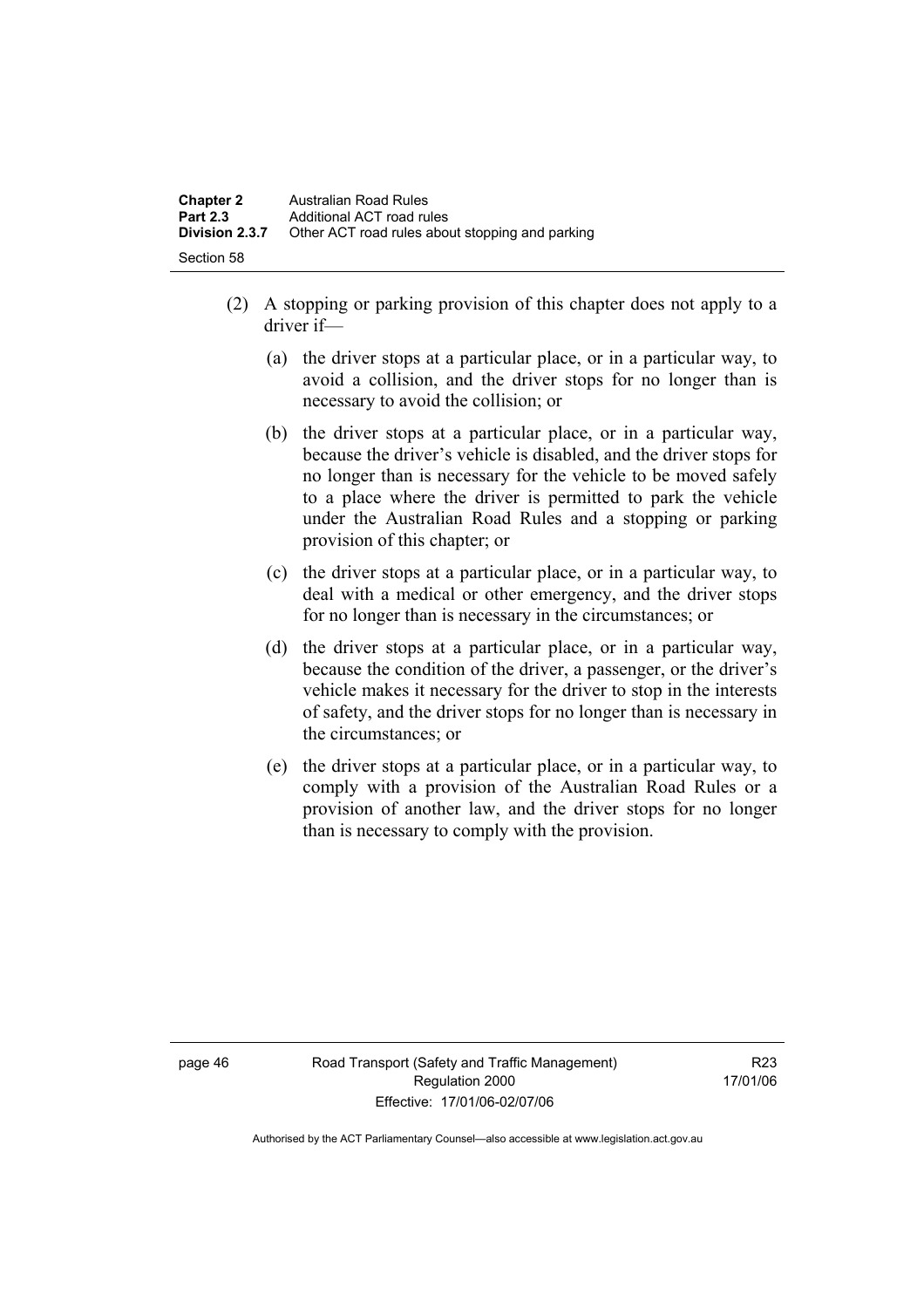(2) A stopping or parking provision of this chapter does not apply to a driver if—

(a) the driver stops at a particular place, or in a particular way, to avoid a collision, and the driver stops for no longer than is necessary to avoid the collision; or

(b) the driver stops at a particular place, or in a particular way, because the driver's vehicle is disabled, and the driver stops for no longer than is necessary for the vehicle to be moved safely to a place where the driver is permitted to park the vehicle under the Australian Road Rules and a stopping or parking provision of this chapter; or

(c) the driver stops at a particular place, or in a particular way, to deal with a medical or other emergency, and the driver stops for no longer than is necessary in the circumstances; or

(d) the driver stops at a particular place, or in a particular way, because the condition of the driver, a passenger, or the driver's vehicle makes it necessary for the driver to stop in the interests of safety, and the driver stops for no longer than is necessary in the circumstances; or

(e) the driver stops at a particular place, or in a particular way, to comply with a provision of the Australian Road Rules or a provision of another law, and the driver stops for no longer than is necessary to comply with the provision.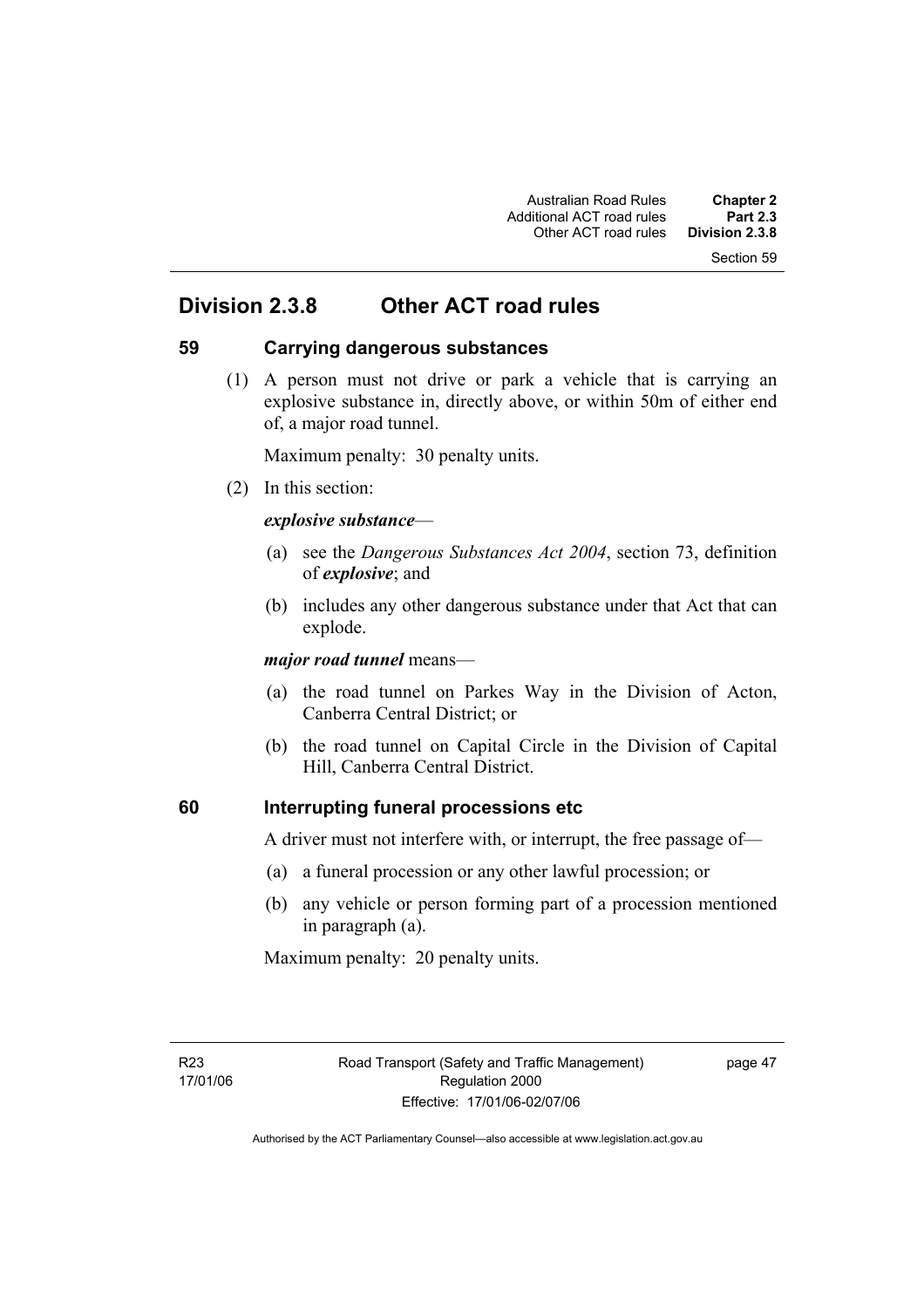## Division 2.3.8 Other ACT road rules

### 59 Carrying dangerous substances

(1) A person must not drive or park a vehicle that is carrying an explosive substance in, directly above, or within 50m of either end of, a major road tunnel.

Maximum penalty: 30 penalty units.

(2) In this section:

***explosive substance***—

(a) see the *Dangerous Substances Act 2004*, section 73, definition of ***explosive***; and

(b) includes any other dangerous substance under that Act that can explode.

***major road tunnel*** means—

(a) the road tunnel on Parkes Way in the Division of Acton, Canberra Central District; or

(b) the road tunnel on Capital Circle in the Division of Capital Hill, Canberra Central District.

### 60 Interrupting funeral processions etc

A driver must not interfere with, or interrupt, the free passage of—

(a) a funeral procession or any other lawful procession; or

(b) any vehicle or person forming part of a procession mentioned in paragraph (a).

Maximum penalty: 20 penalty units.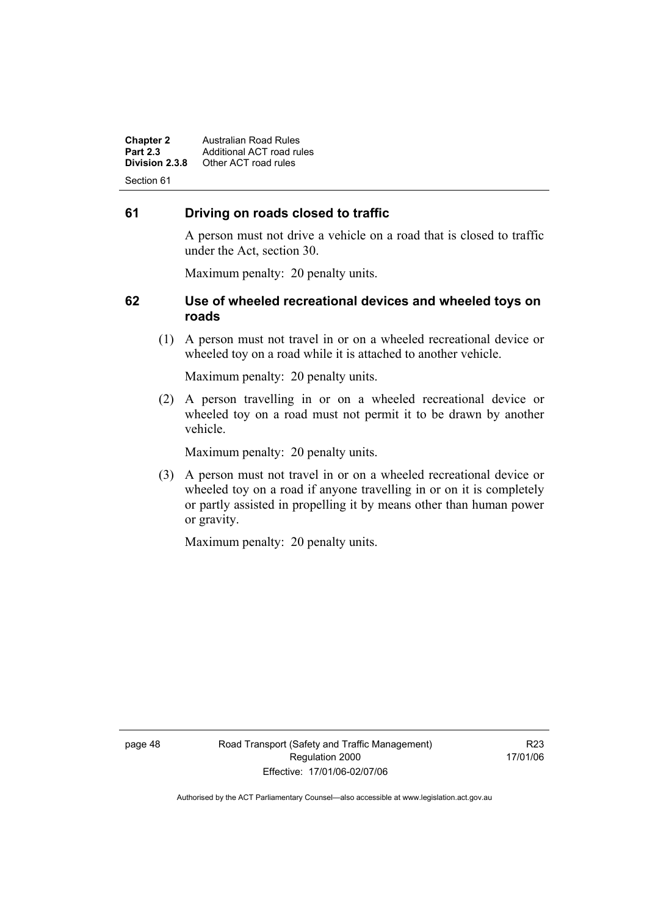## 61 Driving on roads closed to traffic

A person must not drive a vehicle on a road that is closed to traffic under the Act, section 30.

Maximum penalty: 20 penalty units.

## 62 Use of wheeled recreational devices and wheeled toys on roads

(1) A person must not travel in or on a wheeled recreational device or wheeled toy on a road while it is attached to another vehicle.

Maximum penalty: 20 penalty units.

(2) A person travelling in or on a wheeled recreational device or wheeled toy on a road must not permit it to be drawn by another vehicle.

Maximum penalty: 20 penalty units.

(3) A person must not travel in or on a wheeled recreational device or wheeled toy on a road if anyone travelling in or on it is completely or partly assisted in propelling it by means other than human power or gravity.

Maximum penalty: 20 penalty units.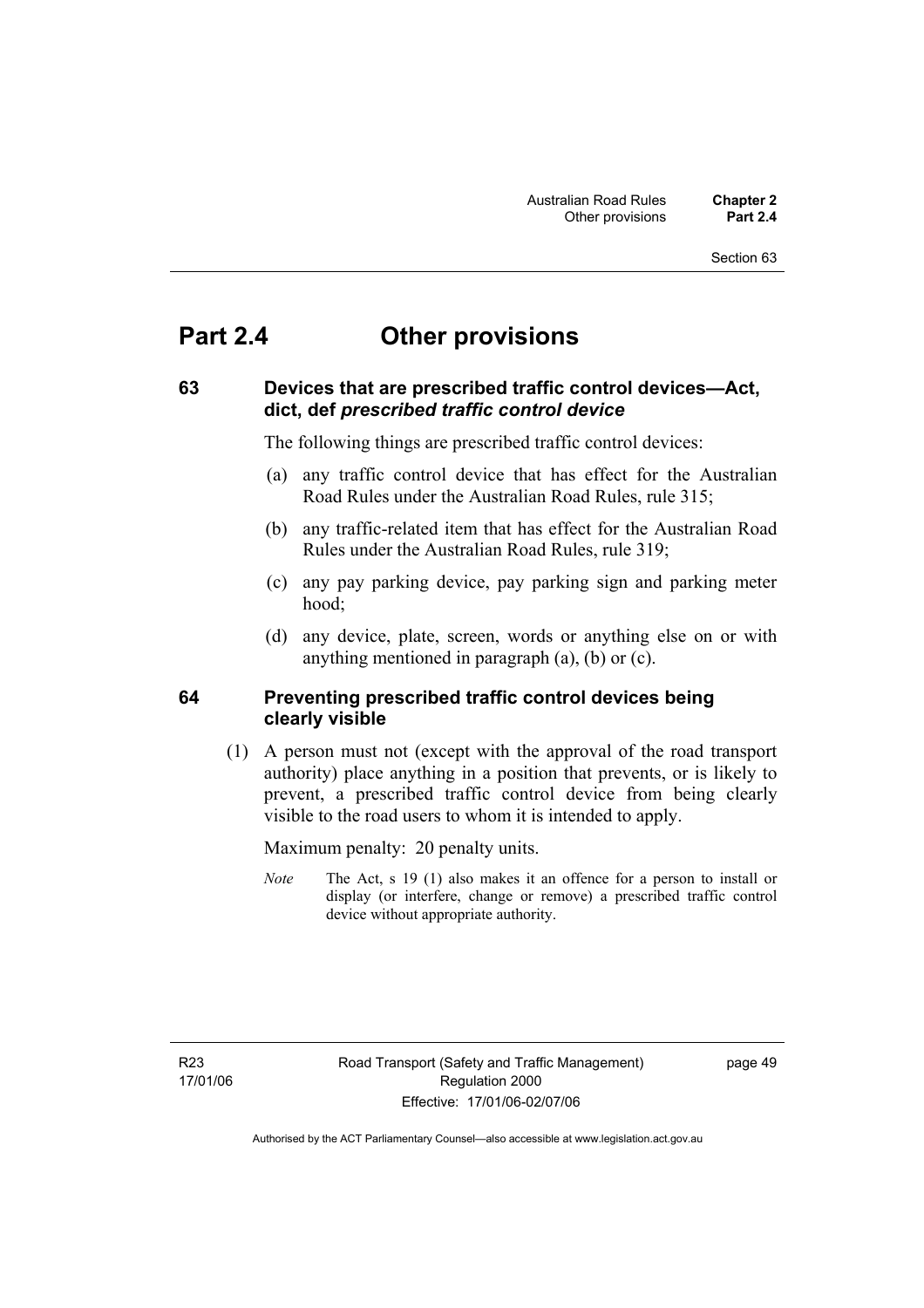# Part 2.4 Other provisions

## 63 Devices that are prescribed traffic control devices—Act, dict, def *prescribed traffic control device*

The following things are prescribed traffic control devices:

(a) any traffic control device that has effect for the Australian Road Rules under the Australian Road Rules, rule 315;

(b) any traffic-related item that has effect for the Australian Road Rules under the Australian Road Rules, rule 319;

(c) any pay parking device, pay parking sign and parking meter hood;

(d) any device, plate, screen, words or anything else on or with anything mentioned in paragraph (a), (b) or (c).

## 64 Preventing prescribed traffic control devices being clearly visible

(1) A person must not (except with the approval of the road transport authority) place anything in a position that prevents, or is likely to prevent, a prescribed traffic control device from being clearly visible to the road users to whom it is intended to apply.

Maximum penalty: 20 penalty units.

*Note* The Act, s 19 (1) also makes it an offence for a person to install or display (or interfere, change or remove) a prescribed traffic control device without appropriate authority.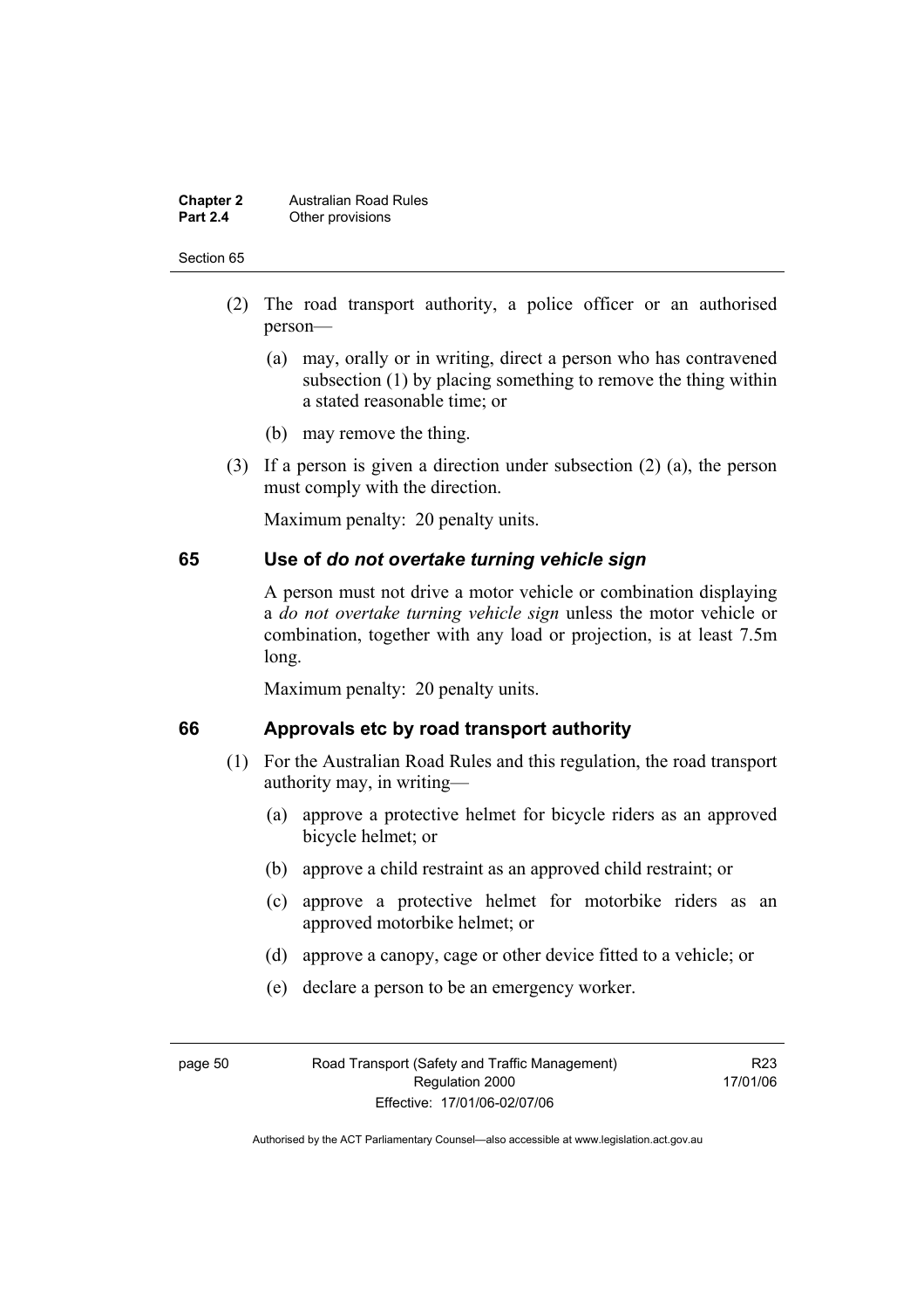(2) The road transport authority, a police officer or an authorised person—

(a) may, orally or in writing, direct a person who has contravened subsection (1) by placing something to remove the thing within a stated reasonable time; or

(b) may remove the thing.

(3) If a person is given a direction under subsection (2) (a), the person must comply with the direction.

Maximum penalty: 20 penalty units.

## 65 Use of *do not overtake turning vehicle sign*

A person must not drive a motor vehicle or combination displaying a *do not overtake turning vehicle sign* unless the motor vehicle or combination, together with any load or projection, is at least 7.5m long.

Maximum penalty: 20 penalty units.

## 66 Approvals etc by road transport authority

(1) For the Australian Road Rules and this regulation, the road transport authority may, in writing—

(a) approve a protective helmet for bicycle riders as an approved bicycle helmet; or

(b) approve a child restraint as an approved child restraint; or

(c) approve a protective helmet for motorbike riders as an approved motorbike helmet; or

(d) approve a canopy, cage or other device fitted to a vehicle; or

(e) declare a person to be an emergency worker.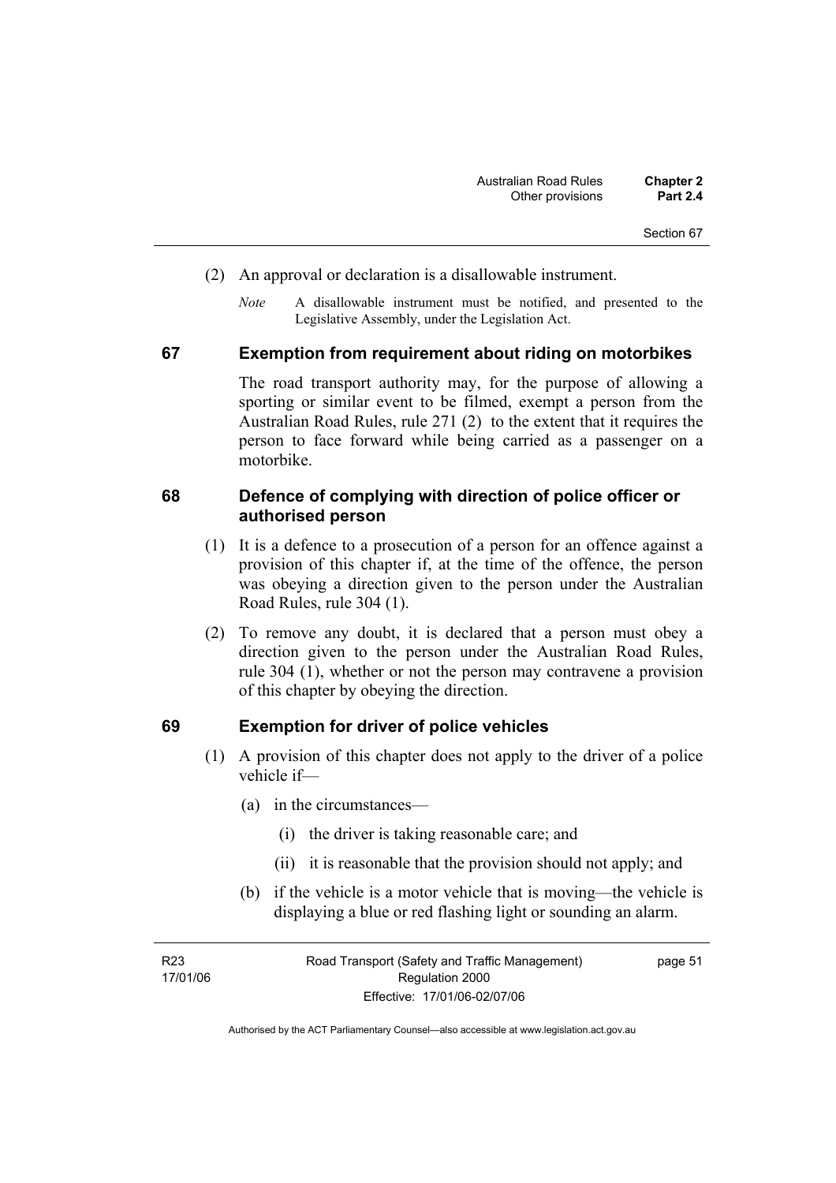(2) An approval or declaration is a disallowable instrument.

*Note* A disallowable instrument must be notified, and presented to the Legislative Assembly, under the Legislation Act.

## 67 Exemption from requirement about riding on motorbikes

The road transport authority may, for the purpose of allowing a sporting or similar event to be filmed, exempt a person from the Australian Road Rules, rule 271 (2) to the extent that it requires the person to face forward while being carried as a passenger on a motorbike.

## 68 Defence of complying with direction of police officer or authorised person

(1) It is a defence to a prosecution of a person for an offence against a provision of this chapter if, at the time of the offence, the person was obeying a direction given to the person under the Australian Road Rules, rule 304 (1).

(2) To remove any doubt, it is declared that a person must obey a direction given to the person under the Australian Road Rules, rule 304 (1), whether or not the person may contravene a provision of this chapter by obeying the direction.

## 69 Exemption for driver of police vehicles

(1) A provision of this chapter does not apply to the driver of a police vehicle if—

(a) in the circumstances—

(i) the driver is taking reasonable care; and

(ii) it is reasonable that the provision should not apply; and

(b) if the vehicle is a motor vehicle that is moving—the vehicle is displaying a blue or red flashing light or sounding an alarm.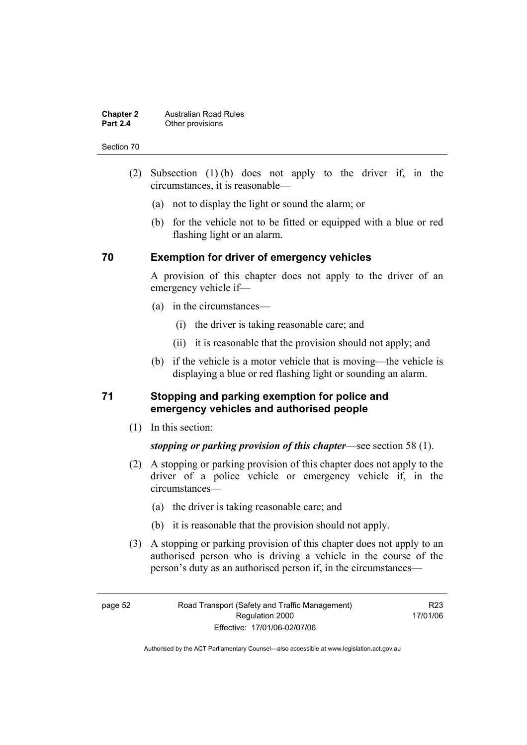(2) Subsection (1) (b) does not apply to the driver if, in the circumstances, it is reasonable—

(a) not to display the light or sound the alarm; or

(b) for the vehicle not to be fitted or equipped with a blue or red flashing light or an alarm.

### 70 Exemption for driver of emergency vehicles

A provision of this chapter does not apply to the driver of an emergency vehicle if—

(a) in the circumstances—

(i) the driver is taking reasonable care; and

(ii) it is reasonable that the provision should not apply; and

(b) if the vehicle is a motor vehicle that is moving—the vehicle is displaying a blue or red flashing light or sounding an alarm.

### 71 Stopping and parking exemption for police and emergency vehicles and authorised people

(1) In this section:

***stopping or parking provision of this chapter***—see section 58 (1).

(2) A stopping or parking provision of this chapter does not apply to the driver of a police vehicle or emergency vehicle if, in the circumstances—

(a) the driver is taking reasonable care; and

(b) it is reasonable that the provision should not apply.

(3) A stopping or parking provision of this chapter does not apply to an authorised person who is driving a vehicle in the course of the person's duty as an authorised person if, in the circumstances—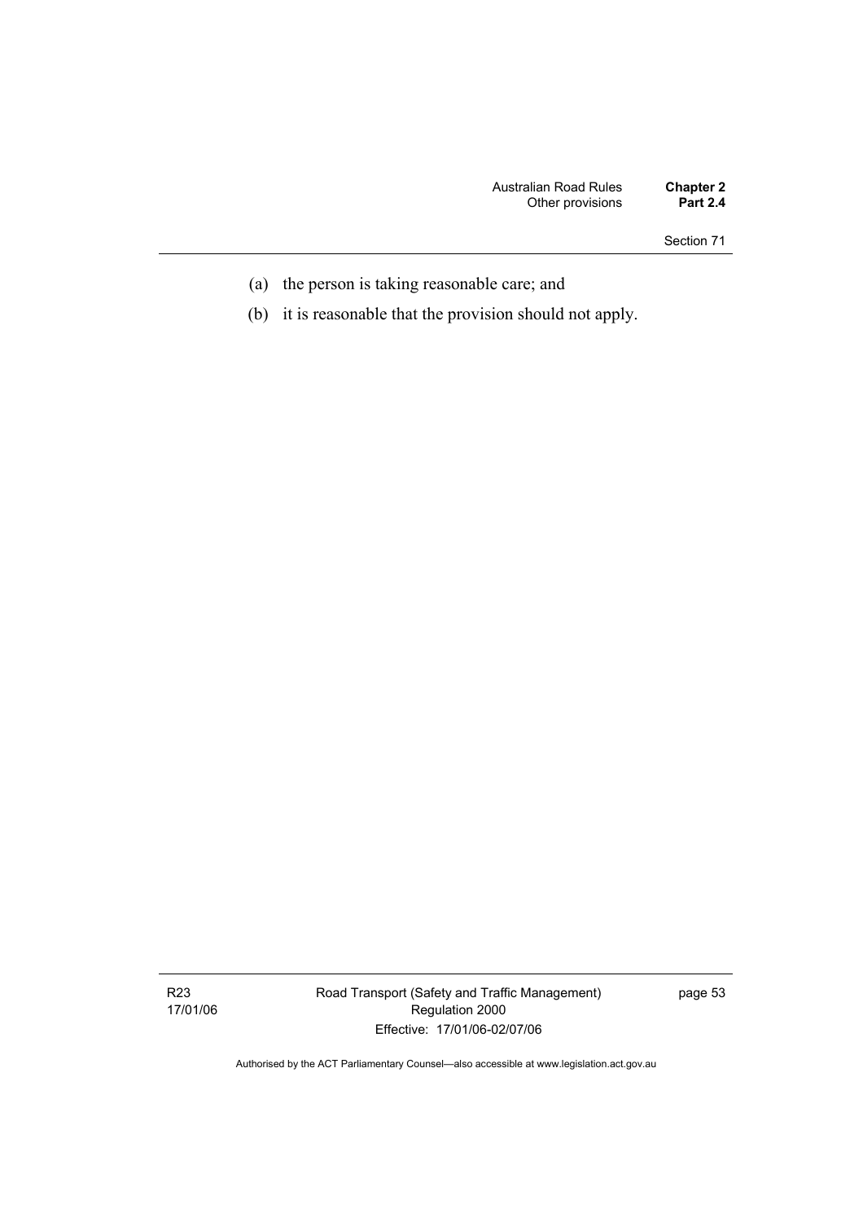(a) the person is taking reasonable care; and

(b) it is reasonable that the provision should not apply.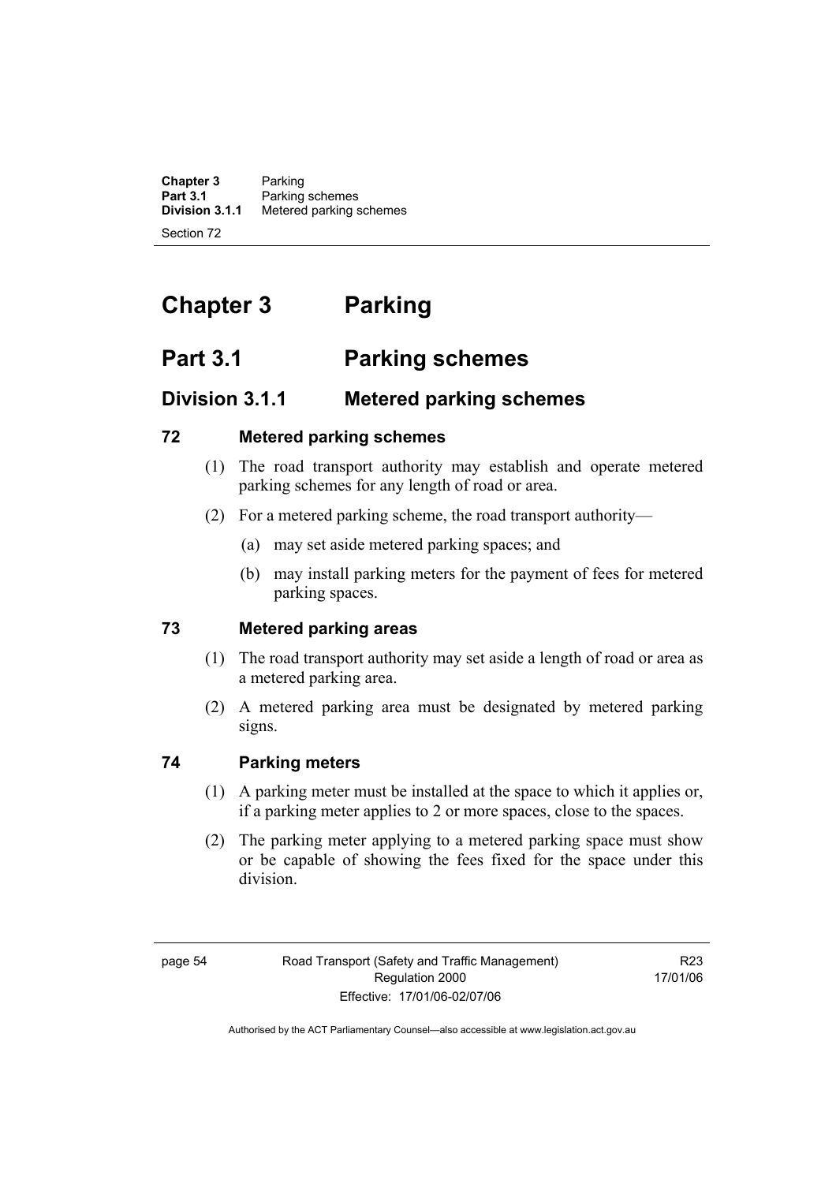# Chapter 3 Parking

## Part 3.1 Parking schemes

### Division 3.1.1 Metered parking schemes

#### 72 Metered parking schemes

(1) The road transport authority may establish and operate metered parking schemes for any length of road or area.

(2) For a metered parking scheme, the road transport authority—

(a) may set aside metered parking spaces; and

(b) may install parking meters for the payment of fees for metered parking spaces.

#### 73 Metered parking areas

(1) The road transport authority may set aside a length of road or area as a metered parking area.

(2) A metered parking area must be designated by metered parking signs.

#### 74 Parking meters

(1) A parking meter must be installed at the space to which it applies or, if a parking meter applies to 2 or more spaces, close to the spaces.

(2) The parking meter applying to a metered parking space must show or be capable of showing the fees fixed for the space under this division.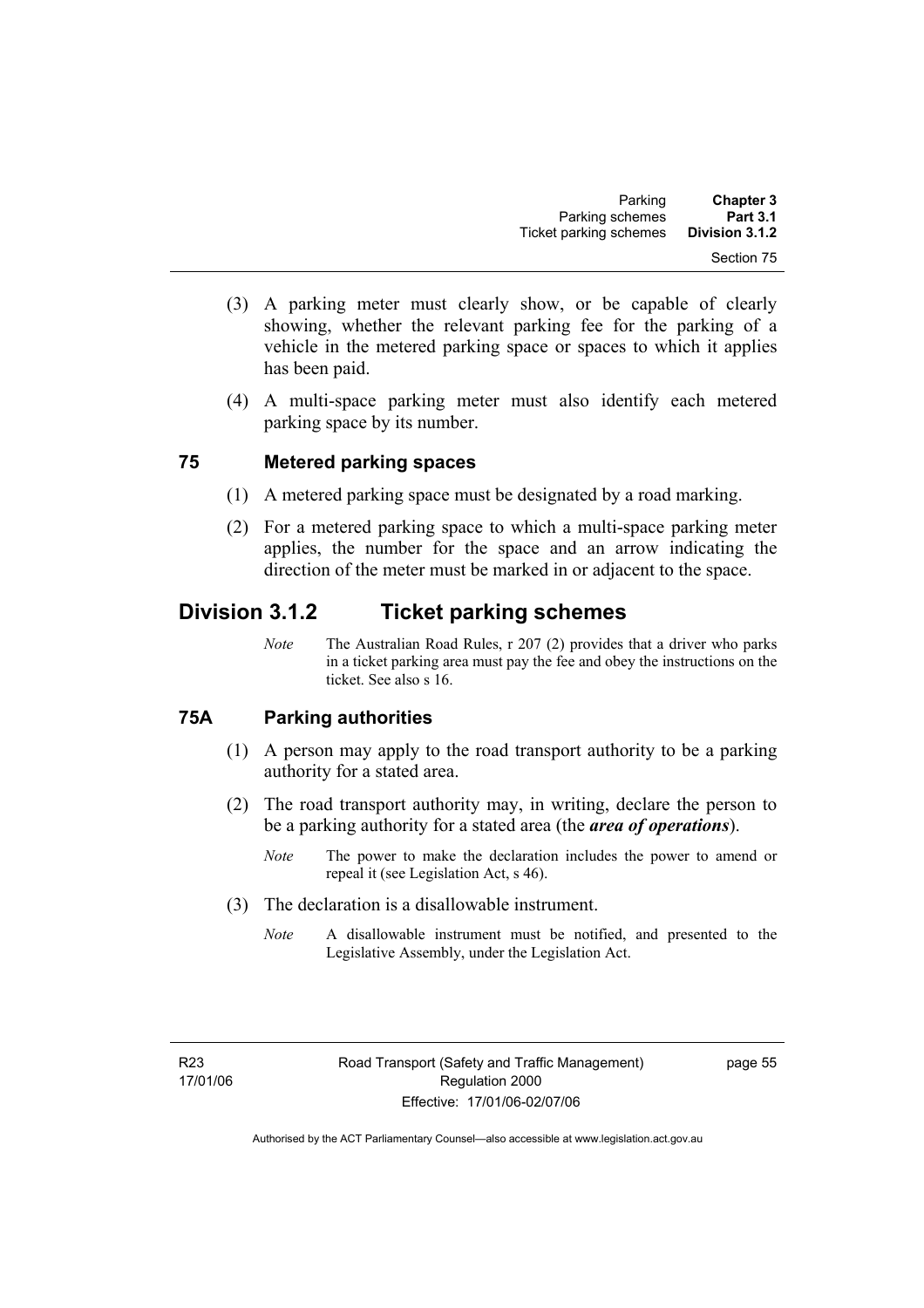(3) A parking meter must clearly show, or be capable of clearly showing, whether the relevant parking fee for the parking of a vehicle in the metered parking space or spaces to which it applies has been paid.

(4) A multi-space parking meter must also identify each metered parking space by its number.

### 75 Metered parking spaces

(1) A metered parking space must be designated by a road marking.

(2) For a metered parking space to which a multi-space parking meter applies, the number for the space and an arrow indicating the direction of the meter must be marked in or adjacent to the space.

## Division 3.1.2 Ticket parking schemes

*Note* The Australian Road Rules, r 207 (2) provides that a driver who parks in a ticket parking area must pay the fee and obey the instructions on the ticket. See also s 16.

### 75A Parking authorities

(1) A person may apply to the road transport authority to be a parking authority for a stated area.

(2) The road transport authority may, in writing, declare the person to be a parking authority for a stated area (the ***area of operations***).

*Note* The power to make the declaration includes the power to amend or repeal it (see Legislation Act, s 46).

(3) The declaration is a disallowable instrument.

*Note* A disallowable instrument must be notified, and presented to the Legislative Assembly, under the Legislation Act.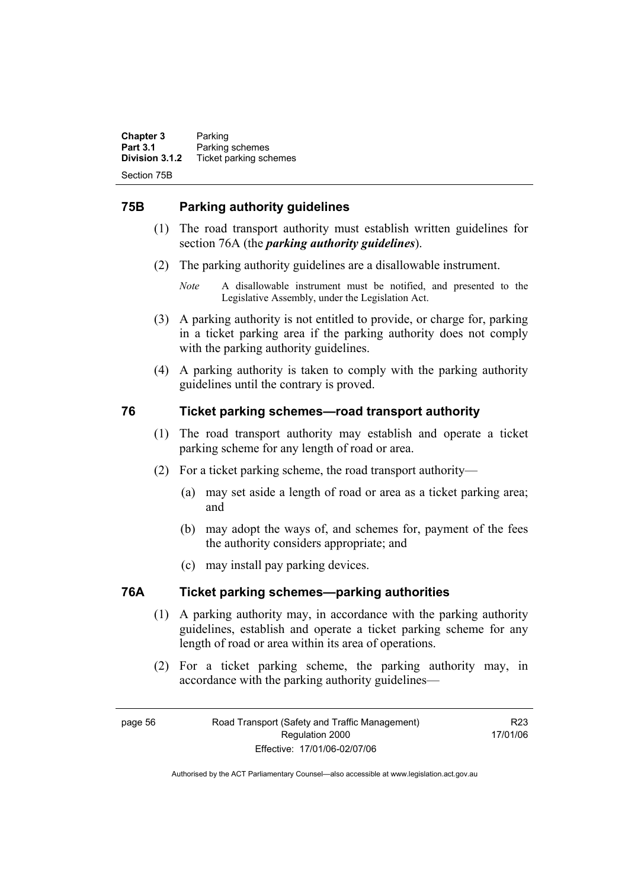## 75B Parking authority guidelines

(1) The road transport authority must establish written guidelines for section 76A (the ***parking authority guidelines***).

(2) The parking authority guidelines are a disallowable instrument.

*Note* A disallowable instrument must be notified, and presented to the Legislative Assembly, under the Legislation Act.

(3) A parking authority is not entitled to provide, or charge for, parking in a ticket parking area if the parking authority does not comply with the parking authority guidelines.

(4) A parking authority is taken to comply with the parking authority guidelines until the contrary is proved.

## 76 Ticket parking schemes—road transport authority

(1) The road transport authority may establish and operate a ticket parking scheme for any length of road or area.

(2) For a ticket parking scheme, the road transport authority—

(a) may set aside a length of road or area as a ticket parking area; and

(b) may adopt the ways of, and schemes for, payment of the fees the authority considers appropriate; and

(c) may install pay parking devices.

## 76A Ticket parking schemes—parking authorities

(1) A parking authority may, in accordance with the parking authority guidelines, establish and operate a ticket parking scheme for any length of road or area within its area of operations.

(2) For a ticket parking scheme, the parking authority may, in accordance with the parking authority guidelines—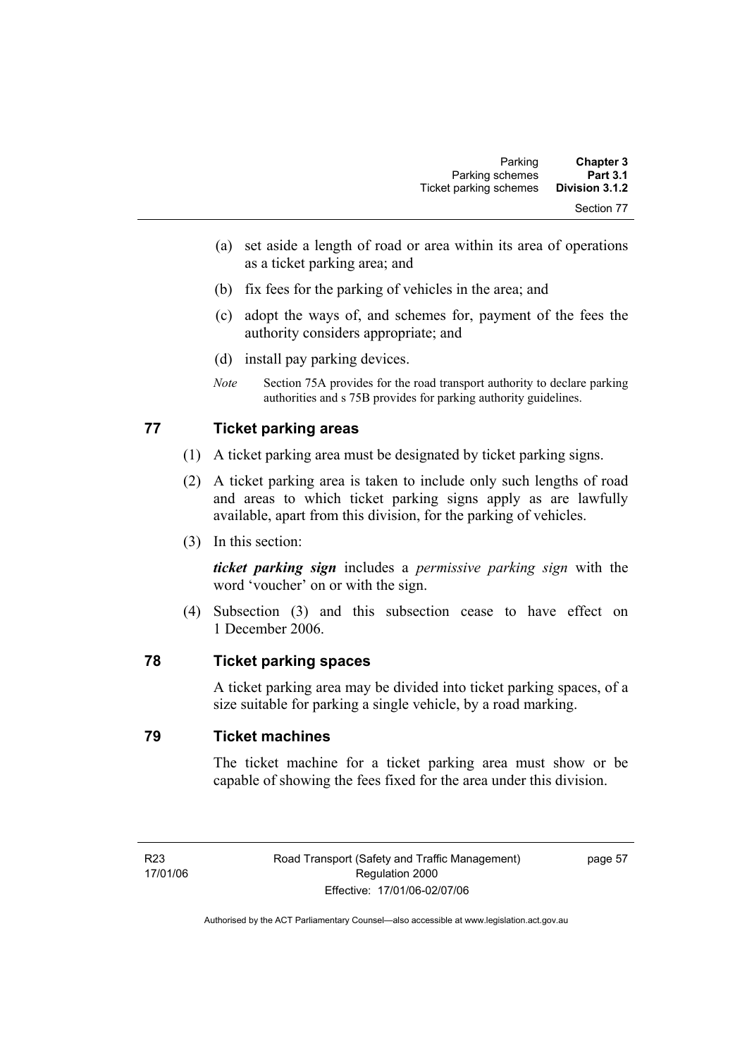(a) set aside a length of road or area within its area of operations as a ticket parking area; and

(b) fix fees for the parking of vehicles in the area; and

(c) adopt the ways of, and schemes for, payment of the fees the authority considers appropriate; and

(d) install pay parking devices.

*Note* Section 75A provides for the road transport authority to declare parking authorities and s 75B provides for parking authority guidelines.

## 77 Ticket parking areas

(1) A ticket parking area must be designated by ticket parking signs.

(2) A ticket parking area is taken to include only such lengths of road and areas to which ticket parking signs apply as are lawfully available, apart from this division, for the parking of vehicles.

(3) In this section:

***ticket parking sign*** includes a *permissive parking sign* with the word 'voucher' on or with the sign.

(4) Subsection (3) and this subsection cease to have effect on 1 December 2006.

## 78 Ticket parking spaces

A ticket parking area may be divided into ticket parking spaces, of a size suitable for parking a single vehicle, by a road marking.

## 79 Ticket machines

The ticket machine for a ticket parking area must show or be capable of showing the fees fixed for the area under this division.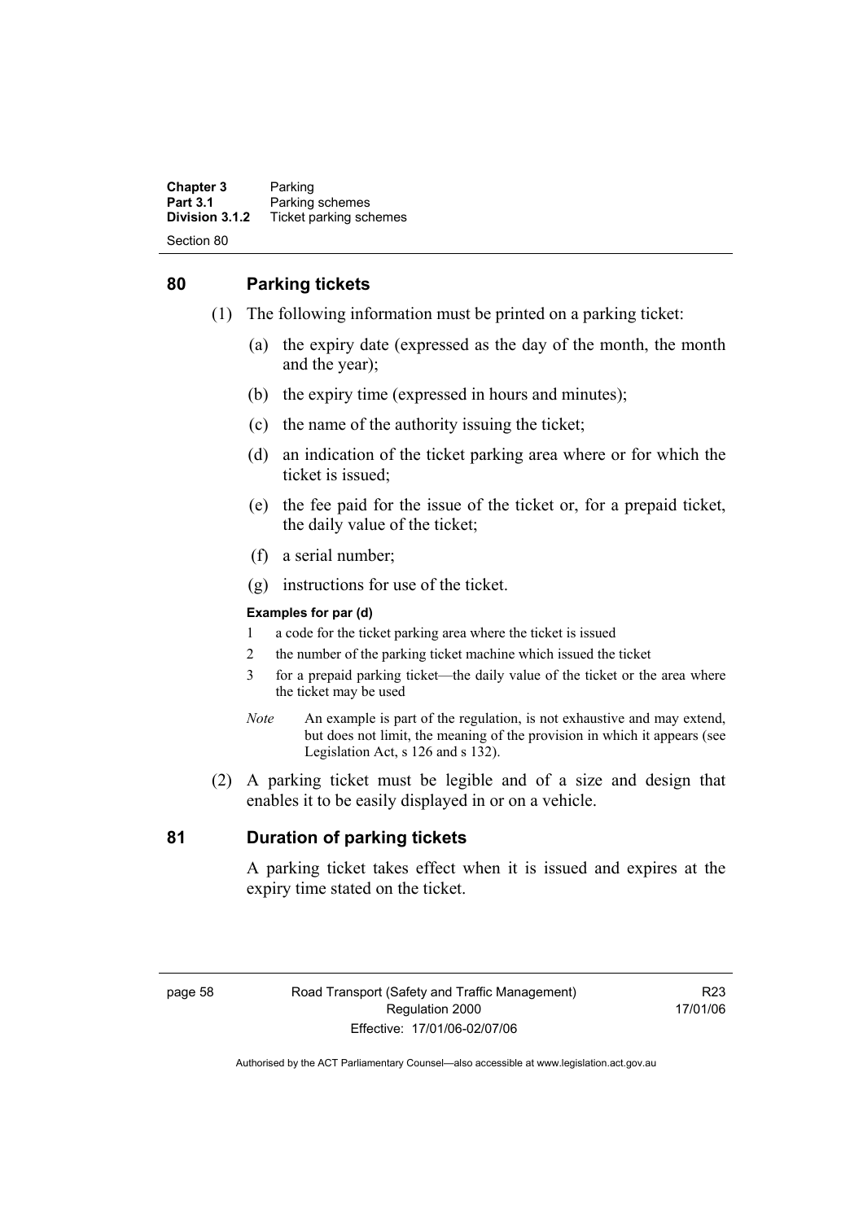## 80 Parking tickets

(1) The following information must be printed on a parking ticket:

- (a) the expiry date (expressed as the day of the month, the month and the year);
- (b) the expiry time (expressed in hours and minutes);
- (c) the name of the authority issuing the ticket;
- (d) an indication of the ticket parking area where or for which the ticket is issued;
- (e) the fee paid for the issue of the ticket or, for a prepaid ticket, the daily value of the ticket;
- (f) a serial number;
- (g) instructions for use of the ticket.

**Examples for par (d)**

1. a code for the ticket parking area where the ticket is issued
2. the number of the parking ticket machine which issued the ticket
3. for a prepaid parking ticket—the daily value of the ticket or the area where the ticket may be used

*Note* An example is part of the regulation, is not exhaustive and may extend, but does not limit, the meaning of the provision in which it appears (see Legislation Act, s 126 and s 132).

(2) A parking ticket must be legible and of a size and design that enables it to be easily displayed in or on a vehicle.

## 81 Duration of parking tickets

A parking ticket takes effect when it is issued and expires at the expiry time stated on the ticket.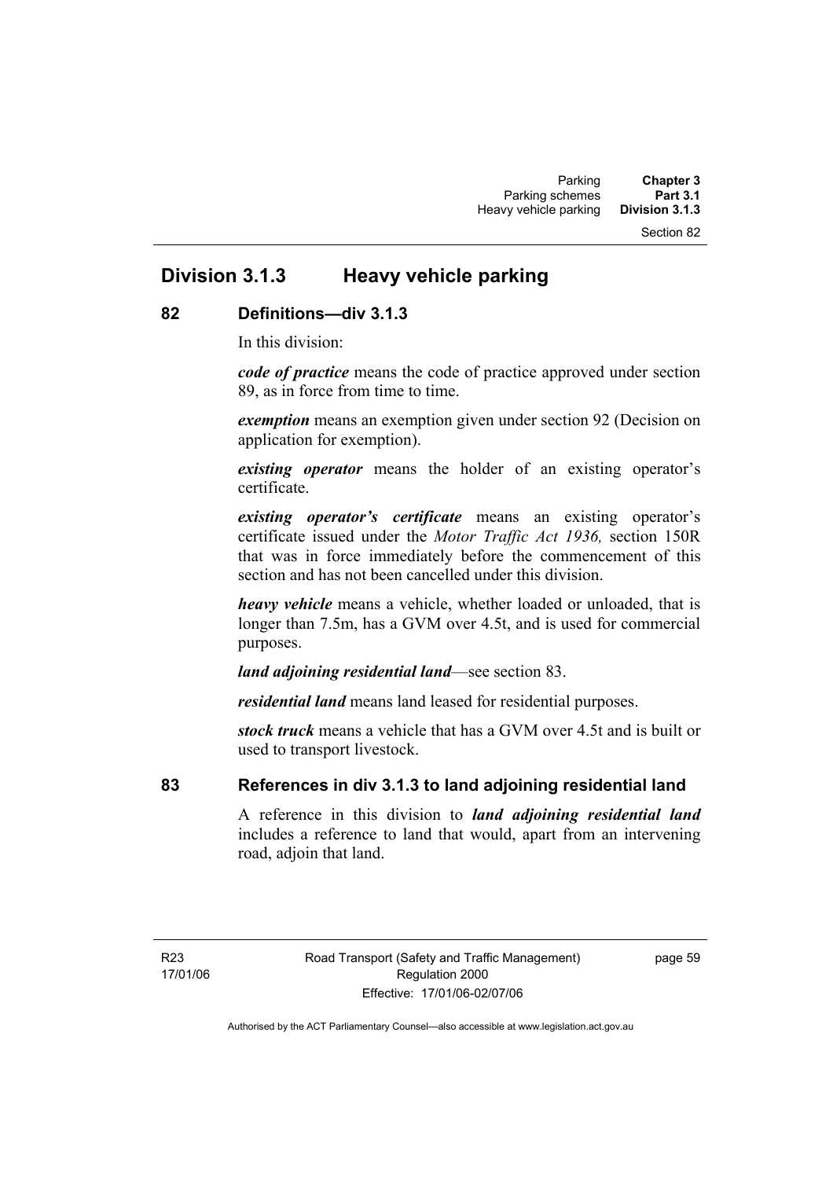## Division 3.1.3 Heavy vehicle parking

### 82 Definitions—div 3.1.3

In this division:

***code of practice*** means the code of practice approved under section 89, as in force from time to time.

***exemption*** means an exemption given under section 92 (Decision on application for exemption).

***existing operator*** means the holder of an existing operator's certificate.

***existing operator's certificate*** means an existing operator's certificate issued under the *Motor Traffic Act 1936,* section 150R that was in force immediately before the commencement of this section and has not been cancelled under this division.

***heavy vehicle*** means a vehicle, whether loaded or unloaded, that is longer than 7.5m, has a GVM over 4.5t, and is used for commercial purposes.

***land adjoining residential land***—see section 83.

***residential land*** means land leased for residential purposes.

***stock truck*** means a vehicle that has a GVM over 4.5t and is built or used to transport livestock.

### 83 References in div 3.1.3 to land adjoining residential land

A reference in this division to ***land adjoining residential land*** includes a reference to land that would, apart from an intervening road, adjoin that land.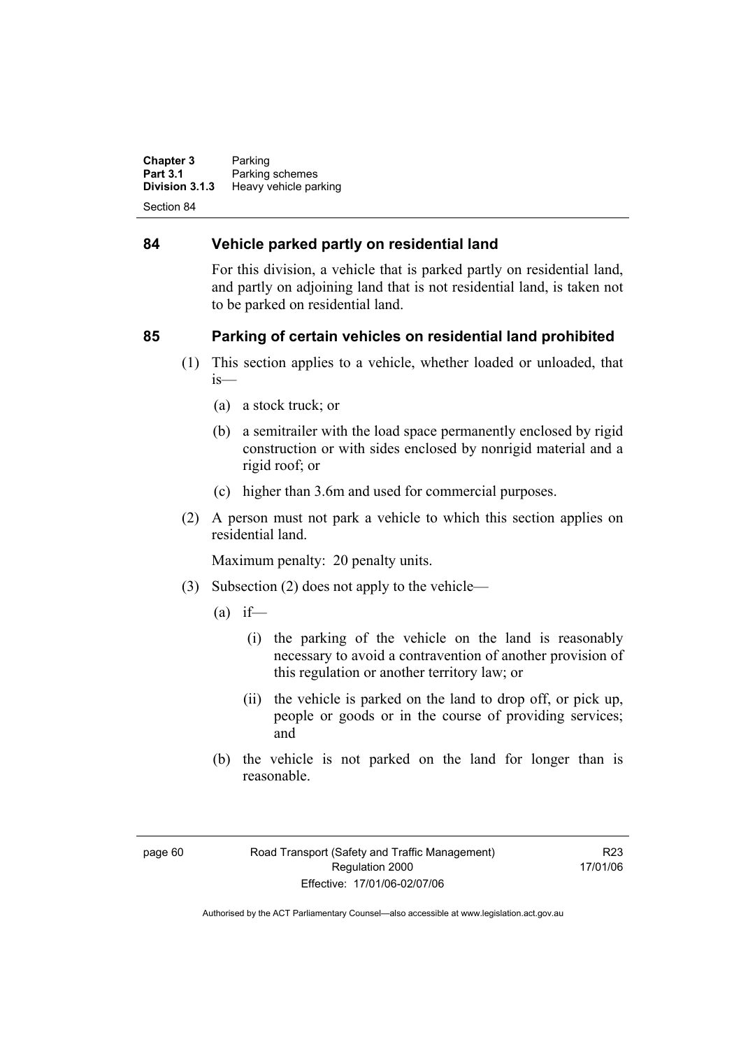## 84 Vehicle parked partly on residential land

For this division, a vehicle that is parked partly on residential land, and partly on adjoining land that is not residential land, is taken not to be parked on residential land.

## 85 Parking of certain vehicles on residential land prohibited

(1) This section applies to a vehicle, whether loaded or unloaded, that is—

   (a) a stock truck; or

   (b) a semitrailer with the load space permanently enclosed by rigid construction or with sides enclosed by nonrigid material and a rigid roof; or

   (c) higher than 3.6m and used for commercial purposes.

(2) A person must not park a vehicle to which this section applies on residential land.

   Maximum penalty: 20 penalty units.

(3) Subsection (2) does not apply to the vehicle—

   (a) if—

      (i) the parking of the vehicle on the land is reasonably necessary to avoid a contravention of another provision of this regulation or another territory law; or

      (ii) the vehicle is parked on the land to drop off, or pick up, people or goods or in the course of providing services; and

   (b) the vehicle is not parked on the land for longer than is reasonable.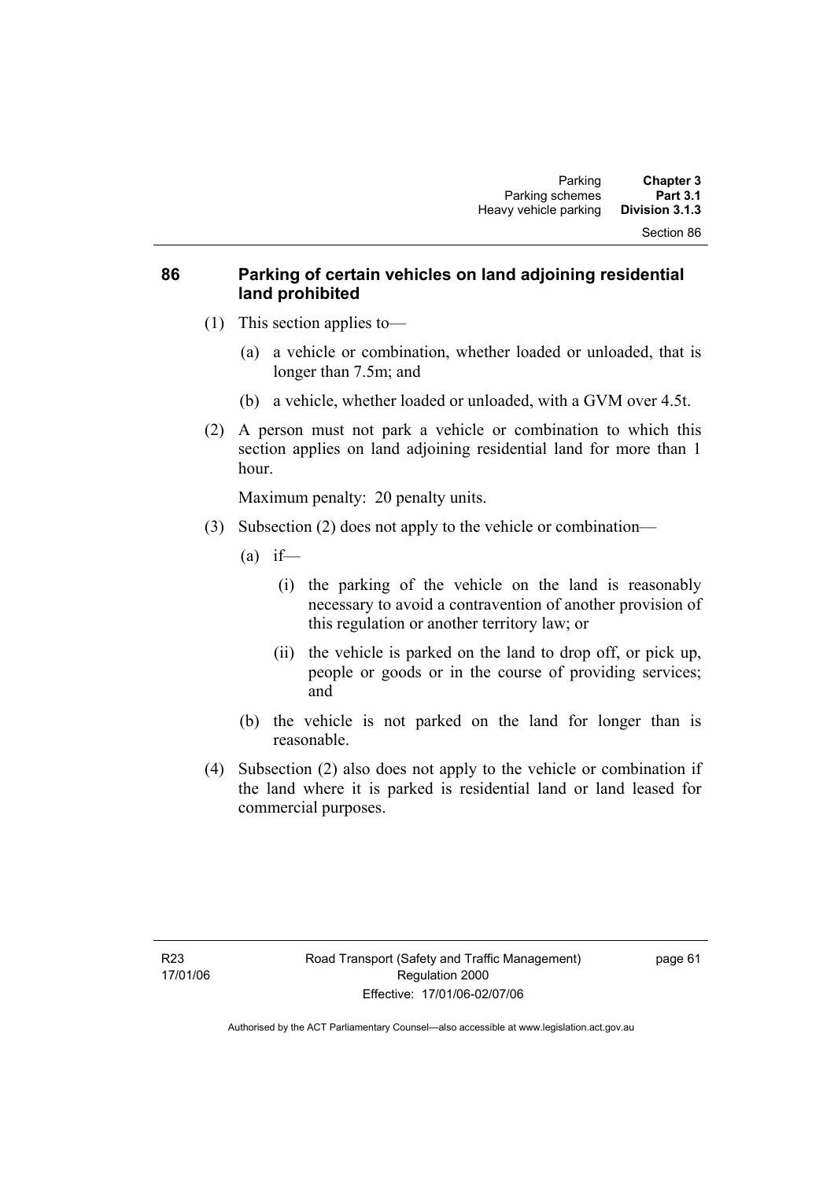## 86 Parking of certain vehicles on land adjoining residential land prohibited

(1) This section applies to—

(a) a vehicle or combination, whether loaded or unloaded, that is longer than 7.5m; and

(b) a vehicle, whether loaded or unloaded, with a GVM over 4.5t.

(2) A person must not park a vehicle or combination to which this section applies on land adjoining residential land for more than 1 hour.

Maximum penalty: 20 penalty units.

(3) Subsection (2) does not apply to the vehicle or combination—

(a) if—

(i) the parking of the vehicle on the land is reasonably necessary to avoid a contravention of another provision of this regulation or another territory law; or

(ii) the vehicle is parked on the land to drop off, or pick up, people or goods or in the course of providing services; and

(b) the vehicle is not parked on the land for longer than is reasonable.

(4) Subsection (2) also does not apply to the vehicle or combination if the land where it is parked is residential land or land leased for commercial purposes.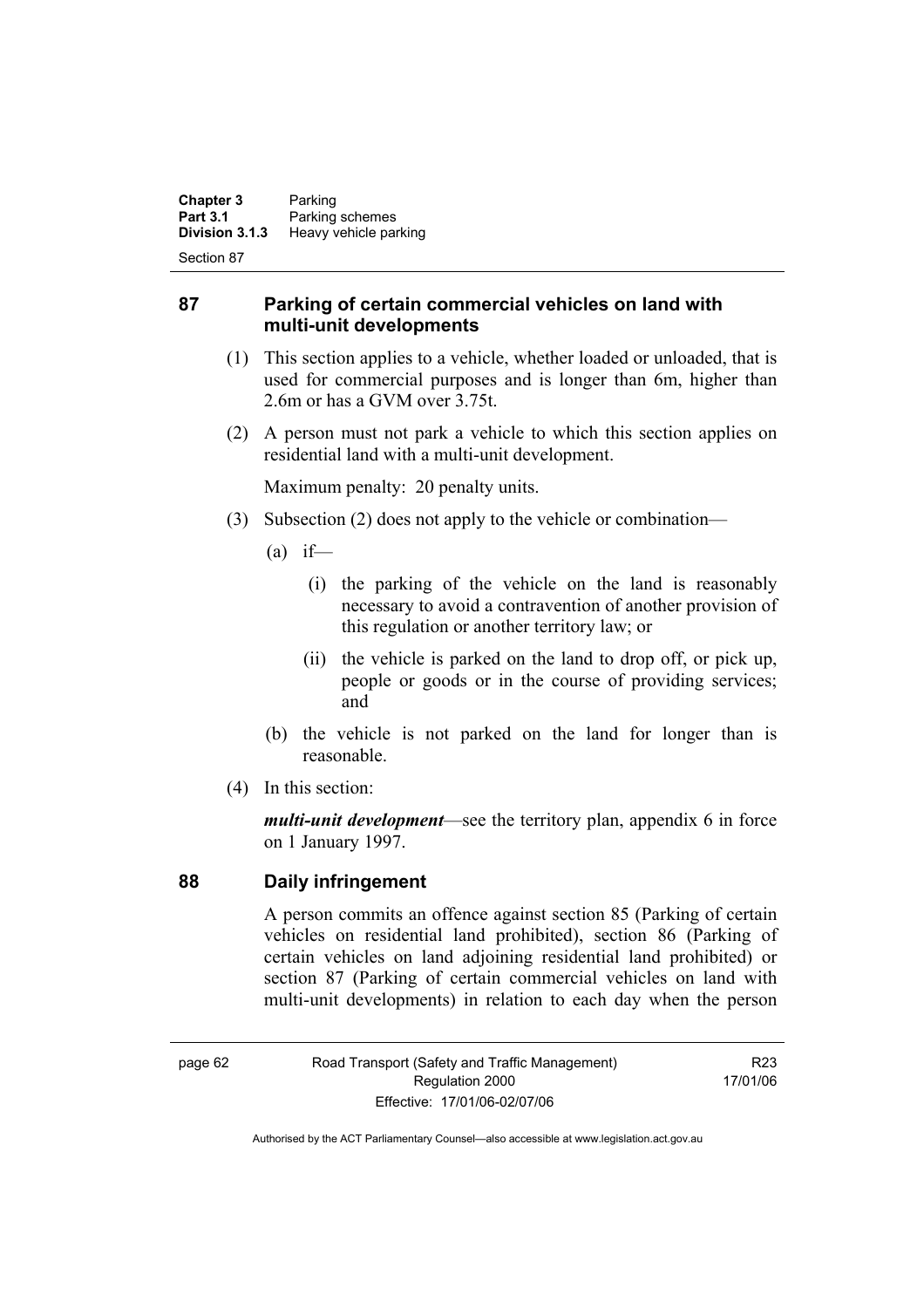## 87 Parking of certain commercial vehicles on land with multi-unit developments

(1) This section applies to a vehicle, whether loaded or unloaded, that is used for commercial purposes and is longer than 6m, higher than 2.6m or has a GVM over 3.75t.

(2) A person must not park a vehicle to which this section applies on residential land with a multi-unit development.

Maximum penalty: 20 penalty units.

(3) Subsection (2) does not apply to the vehicle or combination—

(a) if—

(i) the parking of the vehicle on the land is reasonably necessary to avoid a contravention of another provision of this regulation or another territory law; or

(ii) the vehicle is parked on the land to drop off, or pick up, people or goods or in the course of providing services; and

(b) the vehicle is not parked on the land for longer than is reasonable.

(4) In this section:

***multi-unit development***—see the territory plan, appendix 6 in force on 1 January 1997.

## 88 Daily infringement

A person commits an offence against section 85 (Parking of certain vehicles on residential land prohibited), section 86 (Parking of certain vehicles on land adjoining residential land prohibited) or section 87 (Parking of certain commercial vehicles on land with multi-unit developments) in relation to each day when the person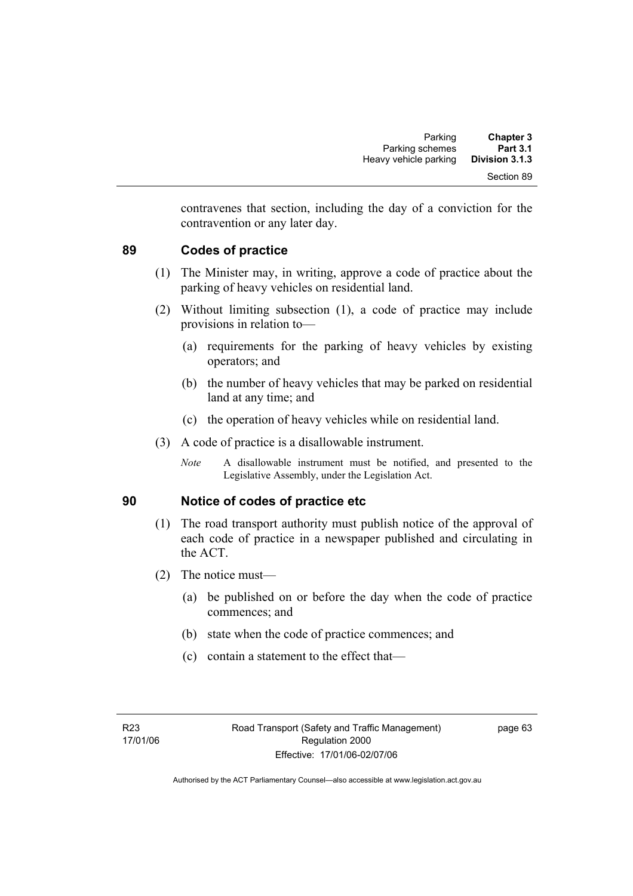contravenes that section, including the day of a conviction for the contravention or any later day.

## 89 Codes of practice

(1) The Minister may, in writing, approve a code of practice about the parking of heavy vehicles on residential land.

(2) Without limiting subsection (1), a code of practice may include provisions in relation to—

(a) requirements for the parking of heavy vehicles by existing operators; and

(b) the number of heavy vehicles that may be parked on residential land at any time; and

(c) the operation of heavy vehicles while on residential land.

(3) A code of practice is a disallowable instrument.

*Note* A disallowable instrument must be notified, and presented to the Legislative Assembly, under the Legislation Act.

## 90 Notice of codes of practice etc

(1) The road transport authority must publish notice of the approval of each code of practice in a newspaper published and circulating in the ACT.

(2) The notice must—

(a) be published on or before the day when the code of practice commences; and

(b) state when the code of practice commences; and

(c) contain a statement to the effect that—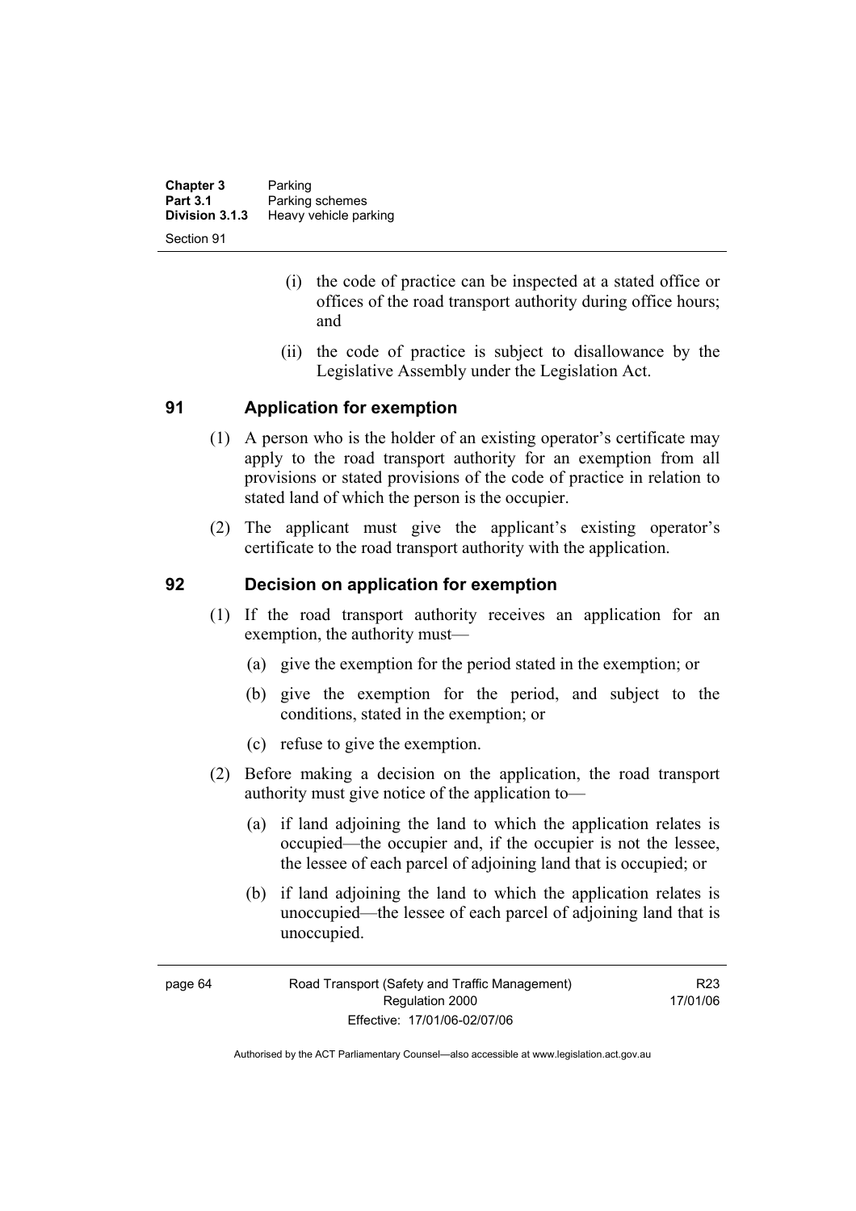(i) the code of practice can be inspected at a stated office or offices of the road transport authority during office hours; and

(ii) the code of practice is subject to disallowance by the Legislative Assembly under the Legislation Act.

## 91 Application for exemption

(1) A person who is the holder of an existing operator's certificate may apply to the road transport authority for an exemption from all provisions or stated provisions of the code of practice in relation to stated land of which the person is the occupier.

(2) The applicant must give the applicant's existing operator's certificate to the road transport authority with the application.

## 92 Decision on application for exemption

(1) If the road transport authority receives an application for an exemption, the authority must—

(a) give the exemption for the period stated in the exemption; or

(b) give the exemption for the period, and subject to the conditions, stated in the exemption; or

(c) refuse to give the exemption.

(2) Before making a decision on the application, the road transport authority must give notice of the application to—

(a) if land adjoining the land to which the application relates is occupied—the occupier and, if the occupier is not the lessee, the lessee of each parcel of adjoining land that is occupied; or

(b) if land adjoining the land to which the application relates is unoccupied—the lessee of each parcel of adjoining land that is unoccupied.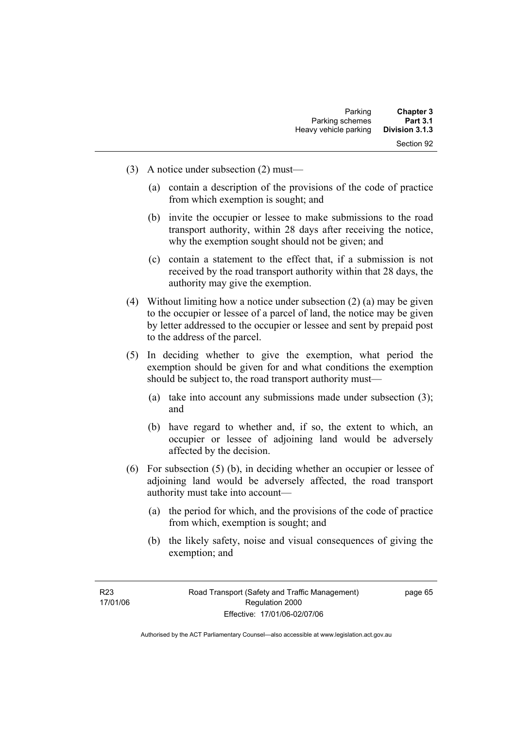(3) A notice under subsection (2) must—

  (a) contain a description of the provisions of the code of practice from which exemption is sought; and

  (b) invite the occupier or lessee to make submissions to the road transport authority, within 28 days after receiving the notice, why the exemption sought should not be given; and

  (c) contain a statement to the effect that, if a submission is not received by the road transport authority within that 28 days, the authority may give the exemption.

(4) Without limiting how a notice under subsection (2) (a) may be given to the occupier or lessee of a parcel of land, the notice may be given by letter addressed to the occupier or lessee and sent by prepaid post to the address of the parcel.

(5) In deciding whether to give the exemption, what period the exemption should be given for and what conditions the exemption should be subject to, the road transport authority must—

  (a) take into account any submissions made under subsection (3); and

  (b) have regard to whether and, if so, the extent to which, an occupier or lessee of adjoining land would be adversely affected by the decision.

(6) For subsection (5) (b), in deciding whether an occupier or lessee of adjoining land would be adversely affected, the road transport authority must take into account—

  (a) the period for which, and the provisions of the code of practice from which, exemption is sought; and

  (b) the likely safety, noise and visual consequences of giving the exemption; and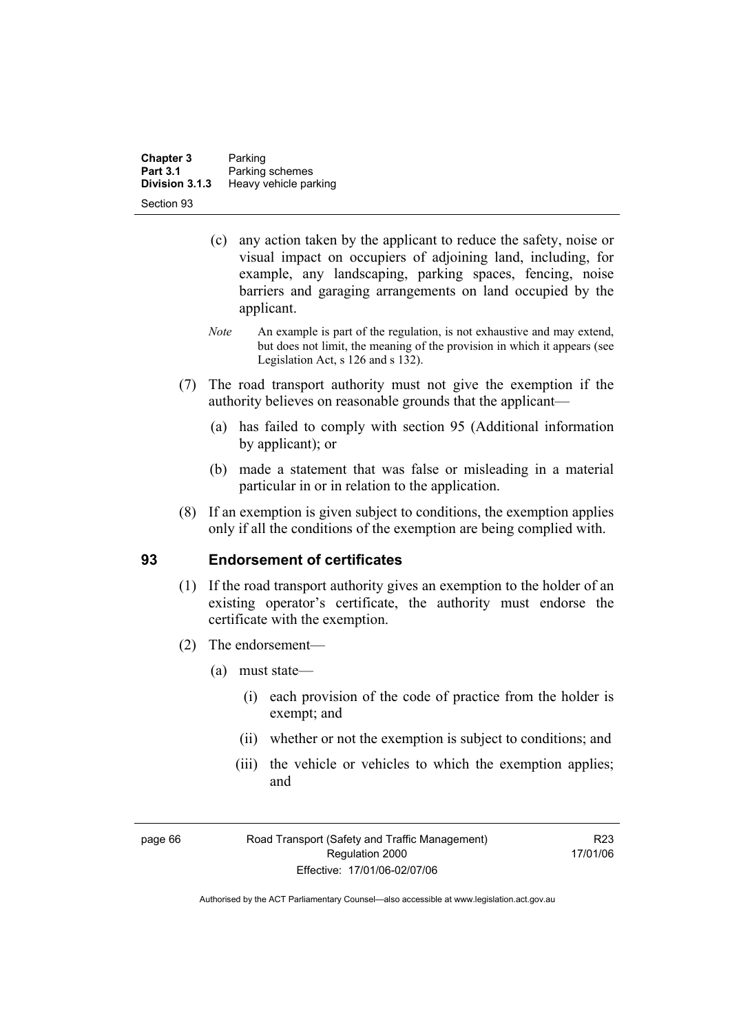(c) any action taken by the applicant to reduce the safety, noise or visual impact on occupiers of adjoining land, including, for example, any landscaping, parking spaces, fencing, noise barriers and garaging arrangements on land occupied by the applicant.

*Note* An example is part of the regulation, is not exhaustive and may extend, but does not limit, the meaning of the provision in which it appears (see Legislation Act, s 126 and s 132).

(7) The road transport authority must not give the exemption if the authority believes on reasonable grounds that the applicant—

(a) has failed to comply with section 95 (Additional information by applicant); or

(b) made a statement that was false or misleading in a material particular in or in relation to the application.

(8) If an exemption is given subject to conditions, the exemption applies only if all the conditions of the exemption are being complied with.

## 93 Endorsement of certificates

(1) If the road transport authority gives an exemption to the holder of an existing operator's certificate, the authority must endorse the certificate with the exemption.

(2) The endorsement—

(a) must state—

(i) each provision of the code of practice from the holder is exempt; and

(ii) whether or not the exemption is subject to conditions; and

(iii) the vehicle or vehicles to which the exemption applies; and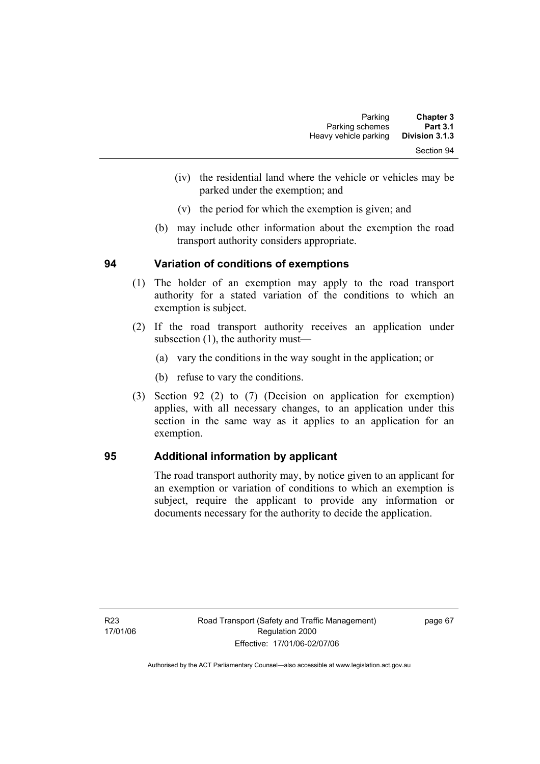(iv) the residential land where the vehicle or vehicles may be parked under the exemption; and

(v) the period for which the exemption is given; and

(b) may include other information about the exemption the road transport authority considers appropriate.

## 94 Variation of conditions of exemptions

(1) The holder of an exemption may apply to the road transport authority for a stated variation of the conditions to which an exemption is subject.

(2) If the road transport authority receives an application under subsection (1), the authority must—

(a) vary the conditions in the way sought in the application; or

(b) refuse to vary the conditions.

(3) Section 92 (2) to (7) (Decision on application for exemption) applies, with all necessary changes, to an application under this section in the same way as it applies to an application for an exemption.

## 95 Additional information by applicant

The road transport authority may, by notice given to an applicant for an exemption or variation of conditions to which an exemption is subject, require the applicant to provide any information or documents necessary for the authority to decide the application.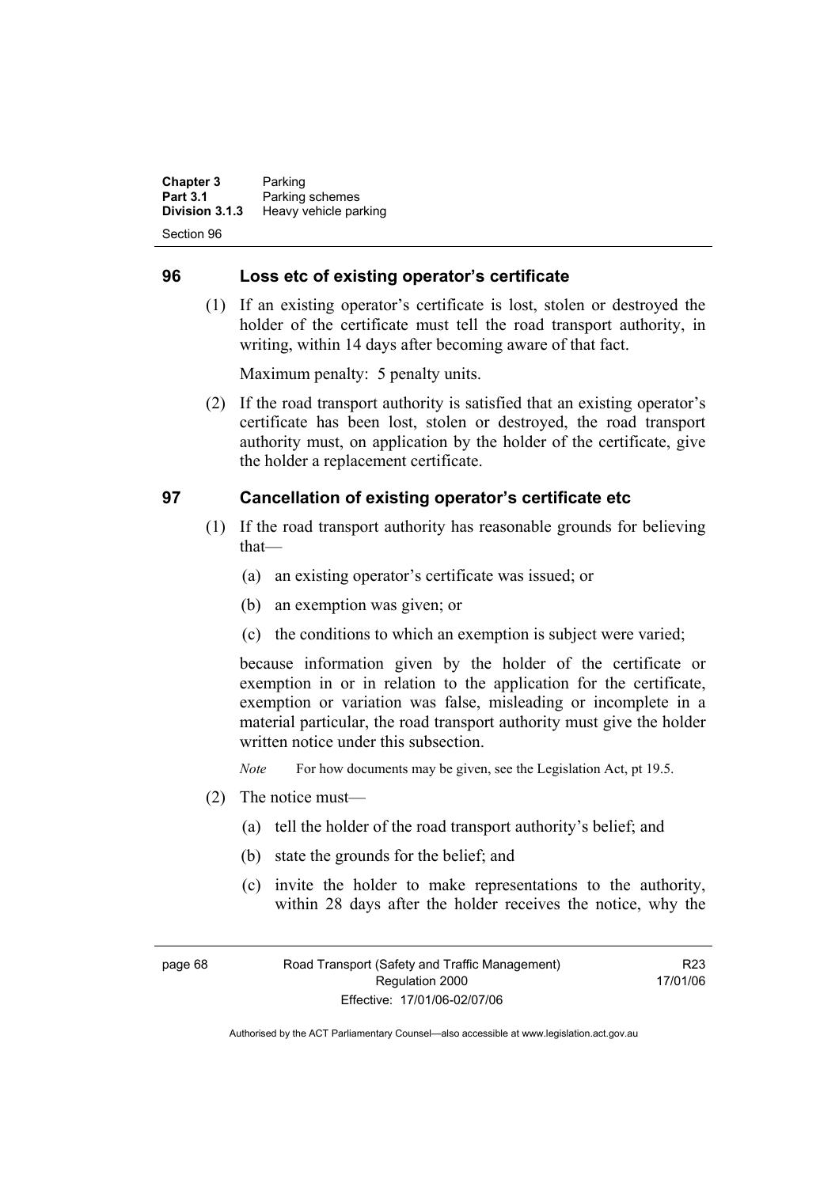## 96 Loss etc of existing operator's certificate

(1) If an existing operator's certificate is lost, stolen or destroyed the holder of the certificate must tell the road transport authority, in writing, within 14 days after becoming aware of that fact.

Maximum penalty: 5 penalty units.

(2) If the road transport authority is satisfied that an existing operator's certificate has been lost, stolen or destroyed, the road transport authority must, on application by the holder of the certificate, give the holder a replacement certificate.

## 97 Cancellation of existing operator's certificate etc

(1) If the road transport authority has reasonable grounds for believing that—

(a) an existing operator's certificate was issued; or

(b) an exemption was given; or

(c) the conditions to which an exemption is subject were varied;

because information given by the holder of the certificate or exemption in or in relation to the application for the certificate, exemption or variation was false, misleading or incomplete in a material particular, the road transport authority must give the holder written notice under this subsection.

*Note* For how documents may be given, see the Legislation Act, pt 19.5.

(2) The notice must—

(a) tell the holder of the road transport authority's belief; and

(b) state the grounds for the belief; and

(c) invite the holder to make representations to the authority, within 28 days after the holder receives the notice, why the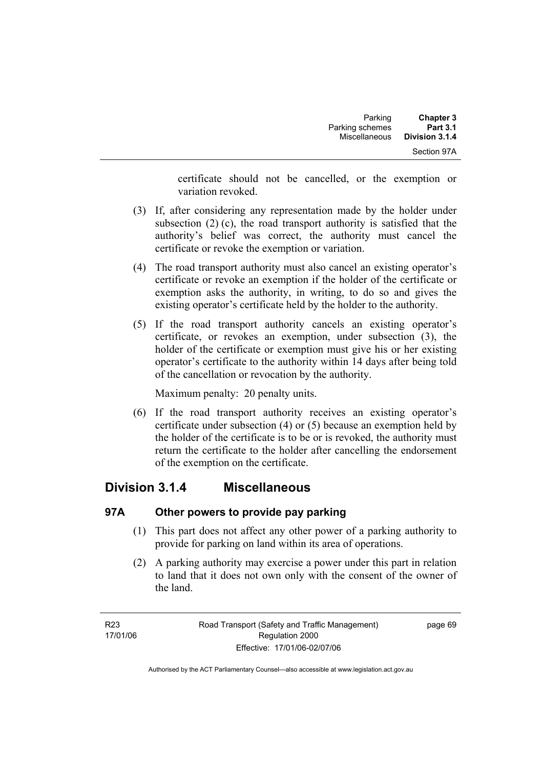certificate should not be cancelled, or the exemption or variation revoked.

(3) If, after considering any representation made by the holder under subsection (2) (c), the road transport authority is satisfied that the authority's belief was correct, the authority must cancel the certificate or revoke the exemption or variation.

(4) The road transport authority must also cancel an existing operator's certificate or revoke an exemption if the holder of the certificate or exemption asks the authority, in writing, to do so and gives the existing operator's certificate held by the holder to the authority.

(5) If the road transport authority cancels an existing operator's certificate, or revokes an exemption, under subsection (3), the holder of the certificate or exemption must give his or her existing operator's certificate to the authority within 14 days after being told of the cancellation or revocation by the authority.

Maximum penalty: 20 penalty units.

(6) If the road transport authority receives an existing operator's certificate under subsection (4) or (5) because an exemption held by the holder of the certificate is to be or is revoked, the authority must return the certificate to the holder after cancelling the endorsement of the exemption on the certificate.

## Division 3.1.4 Miscellaneous

### 97A Other powers to provide pay parking

(1) This part does not affect any other power of a parking authority to provide for parking on land within its area of operations.

(2) A parking authority may exercise a power under this part in relation to land that it does not own only with the consent of the owner of the land.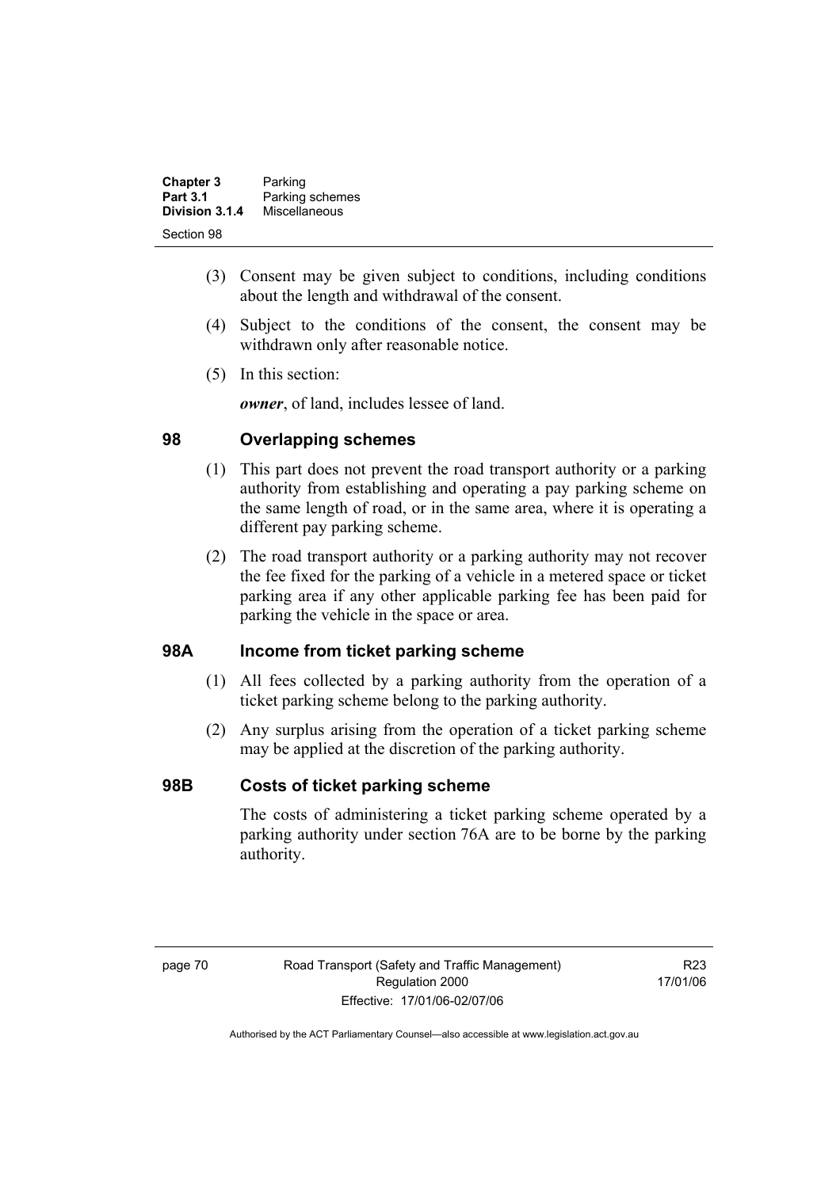(3) Consent may be given subject to conditions, including conditions about the length and withdrawal of the consent.

(4) Subject to the conditions of the consent, the consent may be withdrawn only after reasonable notice.

(5) In this section:

***owner***, of land, includes lessee of land.

## 98 Overlapping schemes

(1) This part does not prevent the road transport authority or a parking authority from establishing and operating a pay parking scheme on the same length of road, or in the same area, where it is operating a different pay parking scheme.

(2) The road transport authority or a parking authority may not recover the fee fixed for the parking of a vehicle in a metered space or ticket parking area if any other applicable parking fee has been paid for parking the vehicle in the space or area.

## 98A Income from ticket parking scheme

(1) All fees collected by a parking authority from the operation of a ticket parking scheme belong to the parking authority.

(2) Any surplus arising from the operation of a ticket parking scheme may be applied at the discretion of the parking authority.

## 98B Costs of ticket parking scheme

The costs of administering a ticket parking scheme operated by a parking authority under section 76A are to be borne by the parking authority.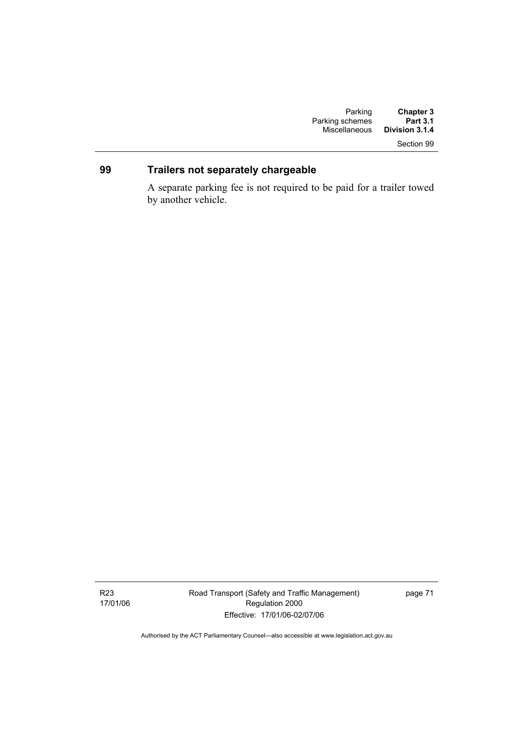## 99 Trailers not separately chargeable

A separate parking fee is not required to be paid for a trailer towed by another vehicle.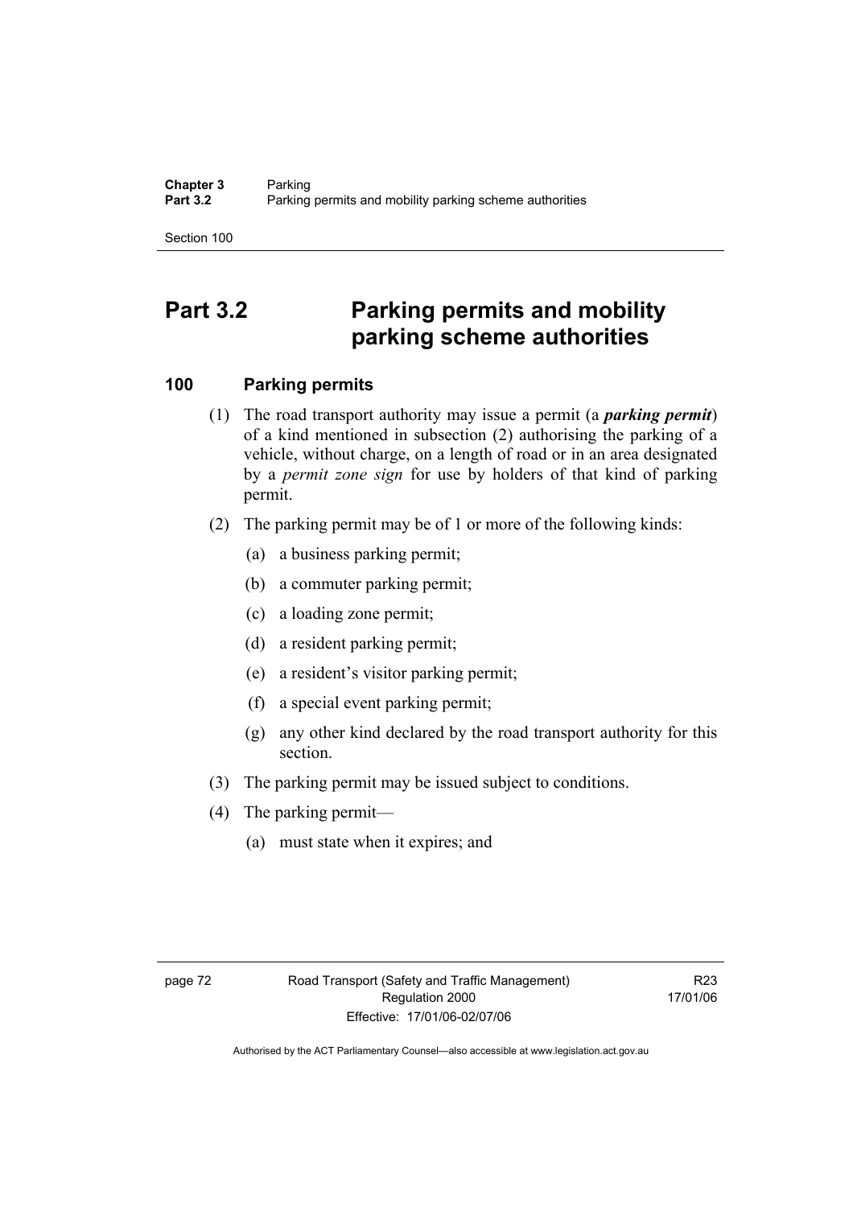# Part 3.2 Parking permits and mobility parking scheme authorities

## 100 Parking permits

(1) The road transport authority may issue a permit (a ***parking permit***) of a kind mentioned in subsection (2) authorising the parking of a vehicle, without charge, on a length of road or in an area designated by a *permit zone sign* for use by holders of that kind of parking permit.

(2) The parking permit may be of 1 or more of the following kinds:

(a) a business parking permit;

(b) a commuter parking permit;

(c) a loading zone permit;

(d) a resident parking permit;

(e) a resident's visitor parking permit;

(f) a special event parking permit;

(g) any other kind declared by the road transport authority for this section.

(3) The parking permit may be issued subject to conditions.

(4) The parking permit—

(a) must state when it expires; and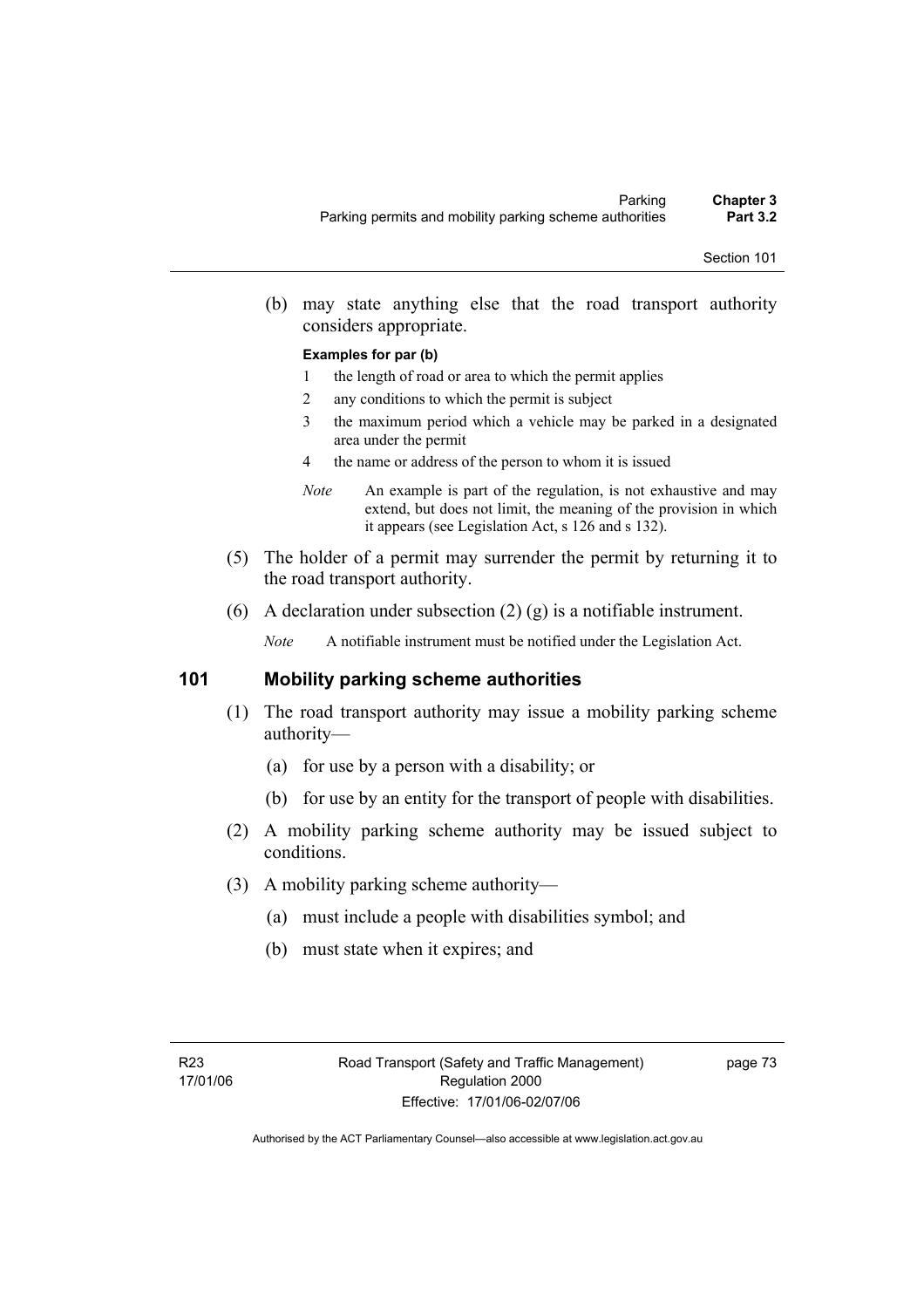(b) may state anything else that the road transport authority considers appropriate.

**Examples for par (b)**

1 the length of road or area to which the permit applies

2 any conditions to which the permit is subject

3 the maximum period which a vehicle may be parked in a designated area under the permit

4 the name or address of the person to whom it is issued

*Note* An example is part of the regulation, is not exhaustive and may extend, but does not limit, the meaning of the provision in which it appears (see Legislation Act, s 126 and s 132).

(5) The holder of a permit may surrender the permit by returning it to the road transport authority.

(6) A declaration under subsection (2) (g) is a notifiable instrument.

*Note* A notifiable instrument must be notified under the Legislation Act.

## 101 Mobility parking scheme authorities

(1) The road transport authority may issue a mobility parking scheme authority—

(a) for use by a person with a disability; or

(b) for use by an entity for the transport of people with disabilities.

(2) A mobility parking scheme authority may be issued subject to conditions.

(3) A mobility parking scheme authority—

(a) must include a people with disabilities symbol; and

(b) must state when it expires; and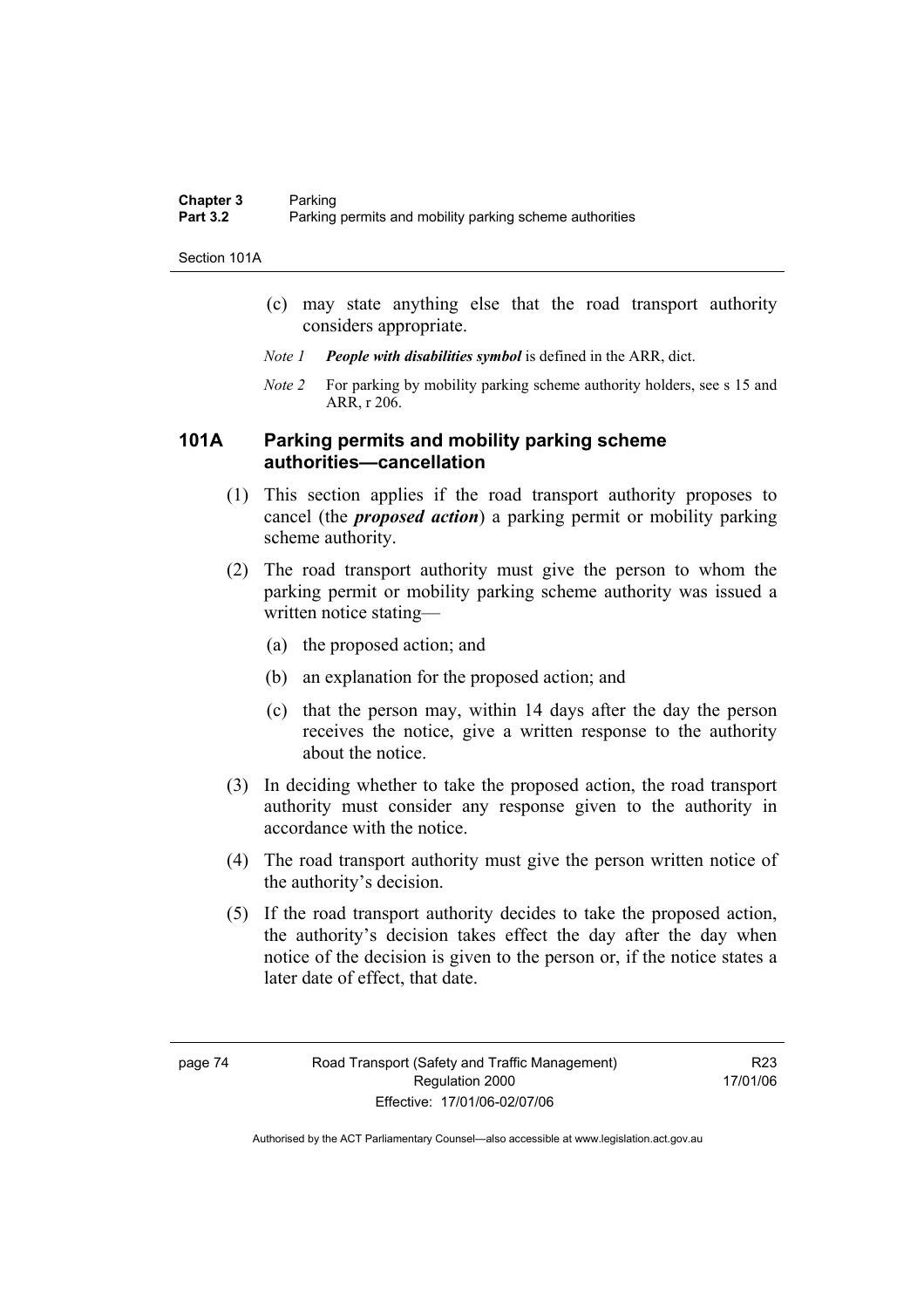(c) may state anything else that the road transport authority considers appropriate.

*Note 1* ***People with disabilities symbol*** is defined in the ARR, dict.

*Note 2* For parking by mobility parking scheme authority holders, see s 15 and ARR, r 206.

## 101A Parking permits and mobility parking scheme authorities—cancellation

(1) This section applies if the road transport authority proposes to cancel (the ***proposed action***) a parking permit or mobility parking scheme authority.

(2) The road transport authority must give the person to whom the parking permit or mobility parking scheme authority was issued a written notice stating—

(a) the proposed action; and

(b) an explanation for the proposed action; and

(c) that the person may, within 14 days after the day the person receives the notice, give a written response to the authority about the notice.

(3) In deciding whether to take the proposed action, the road transport authority must consider any response given to the authority in accordance with the notice.

(4) The road transport authority must give the person written notice of the authority's decision.

(5) If the road transport authority decides to take the proposed action, the authority's decision takes effect the day after the day when notice of the decision is given to the person or, if the notice states a later date of effect, that date.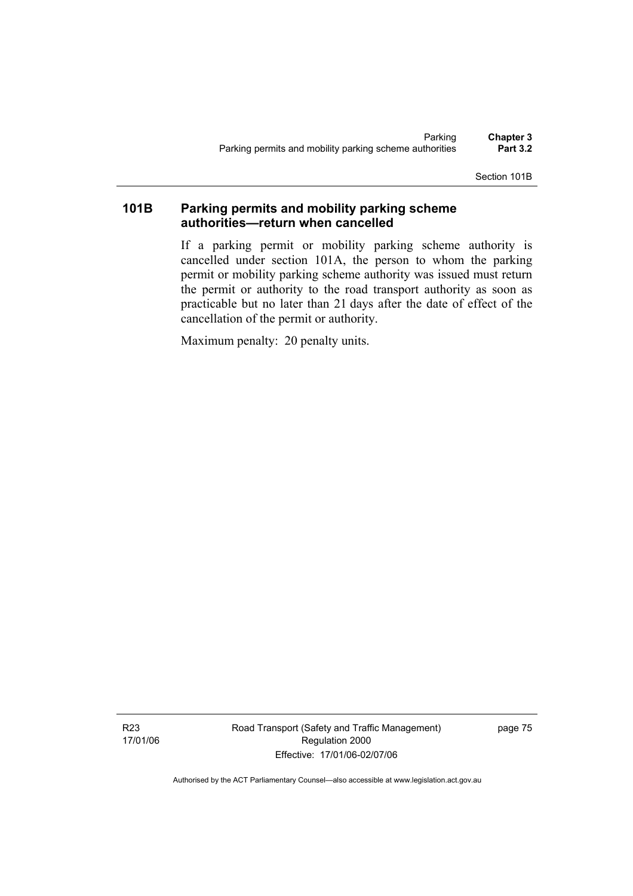## 101B Parking permits and mobility parking scheme authorities—return when cancelled

If a parking permit or mobility parking scheme authority is cancelled under section 101A, the person to whom the parking permit or mobility parking scheme authority was issued must return the permit or authority to the road transport authority as soon as practicable but no later than 21 days after the date of effect of the cancellation of the permit or authority.

Maximum penalty: 20 penalty units.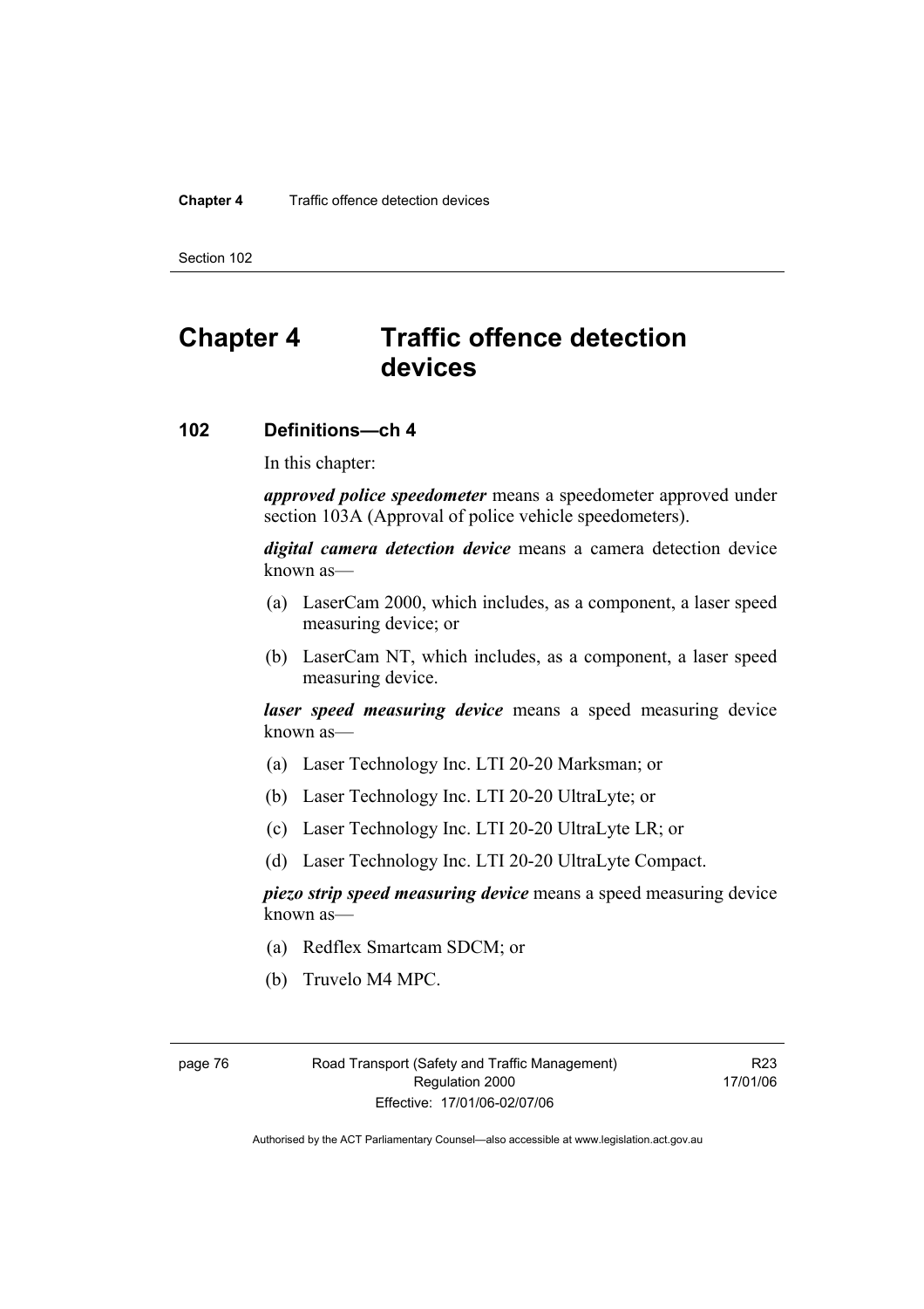# Chapter 4 Traffic offence detection devices

## 102 Definitions—ch 4

In this chapter:

***approved police speedometer*** means a speedometer approved under section 103A (Approval of police vehicle speedometers).

***digital camera detection device*** means a camera detection device known as—

(a) LaserCam 2000, which includes, as a component, a laser speed measuring device; or

(b) LaserCam NT, which includes, as a component, a laser speed measuring device.

***laser speed measuring device*** means a speed measuring device known as—

(a) Laser Technology Inc. LTI 20-20 Marksman; or

(b) Laser Technology Inc. LTI 20-20 UltraLyte; or

(c) Laser Technology Inc. LTI 20-20 UltraLyte LR; or

(d) Laser Technology Inc. LTI 20-20 UltraLyte Compact.

***piezo strip speed measuring device*** means a speed measuring device known as—

(a) Redflex Smartcam SDCM; or

(b) Truvelo M4 MPC.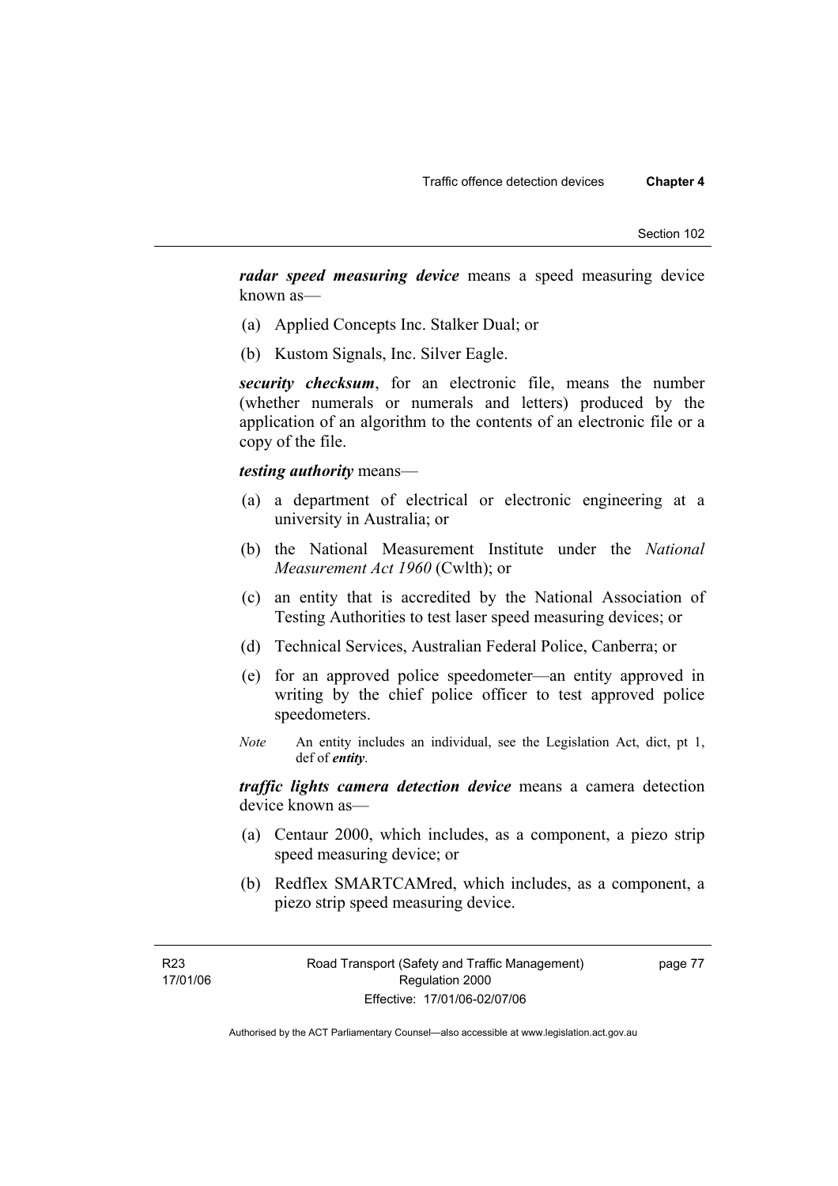***radar speed measuring device*** means a speed measuring device known as—

(a) Applied Concepts Inc. Stalker Dual; or

(b) Kustom Signals, Inc. Silver Eagle.

***security checksum***, for an electronic file, means the number (whether numerals or numerals and letters) produced by the application of an algorithm to the contents of an electronic file or a copy of the file.

***testing authority*** means—

(a) a department of electrical or electronic engineering at a university in Australia; or

(b) the National Measurement Institute under the *National Measurement Act 1960* (Cwlth); or

(c) an entity that is accredited by the National Association of Testing Authorities to test laser speed measuring devices; or

(d) Technical Services, Australian Federal Police, Canberra; or

(e) for an approved police speedometer—an entity approved in writing by the chief police officer to test approved police speedometers.

*Note* An entity includes an individual, see the Legislation Act, dict, pt 1, def of ***entity***.

***traffic lights camera detection device*** means a camera detection device known as—

(a) Centaur 2000, which includes, as a component, a piezo strip speed measuring device; or

(b) Redflex SMARTCAMred, which includes, as a component, a piezo strip speed measuring device.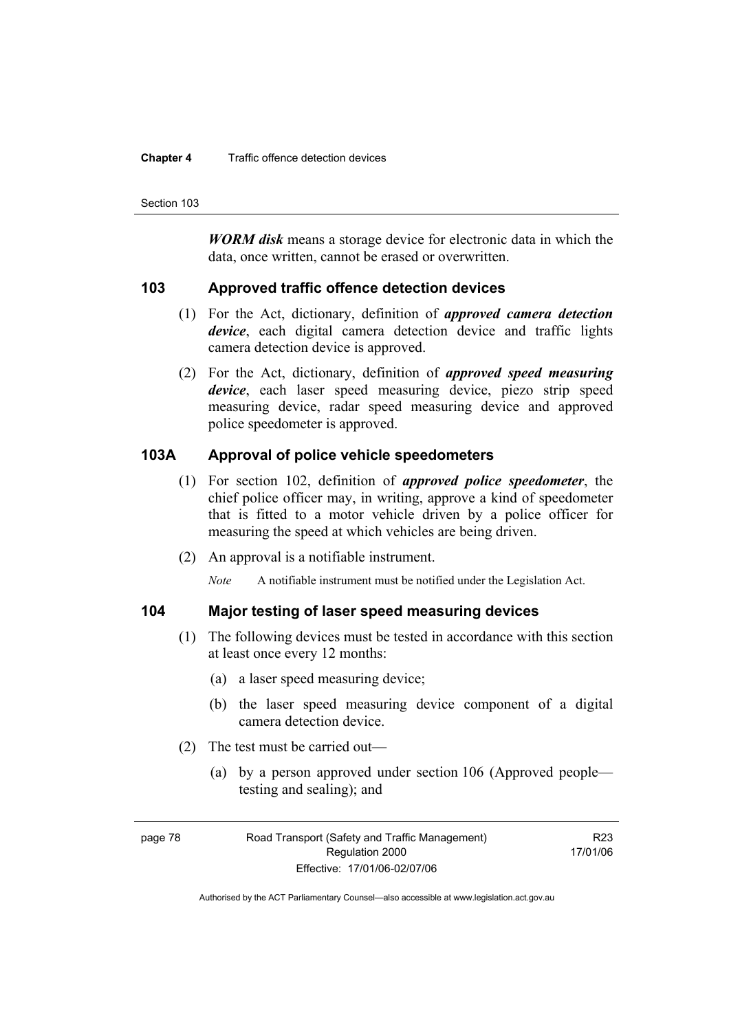***WORM disk*** means a storage device for electronic data in which the data, once written, cannot be erased or overwritten.

## 103 Approved traffic offence detection devices

(1) For the Act, dictionary, definition of ***approved camera detection device***, each digital camera detection device and traffic lights camera detection device is approved.

(2) For the Act, dictionary, definition of ***approved speed measuring device***, each laser speed measuring device, piezo strip speed measuring device, radar speed measuring device and approved police speedometer is approved.

## 103A Approval of police vehicle speedometers

(1) For section 102, definition of ***approved police speedometer***, the chief police officer may, in writing, approve a kind of speedometer that is fitted to a motor vehicle driven by a police officer for measuring the speed at which vehicles are being driven.

(2) An approval is a notifiable instrument.

*Note* A notifiable instrument must be notified under the Legislation Act.

## 104 Major testing of laser speed measuring devices

(1) The following devices must be tested in accordance with this section at least once every 12 months:

(a) a laser speed measuring device;

(b) the laser speed measuring device component of a digital camera detection device.

(2) The test must be carried out—

(a) by a person approved under section 106 (Approved people—testing and sealing); and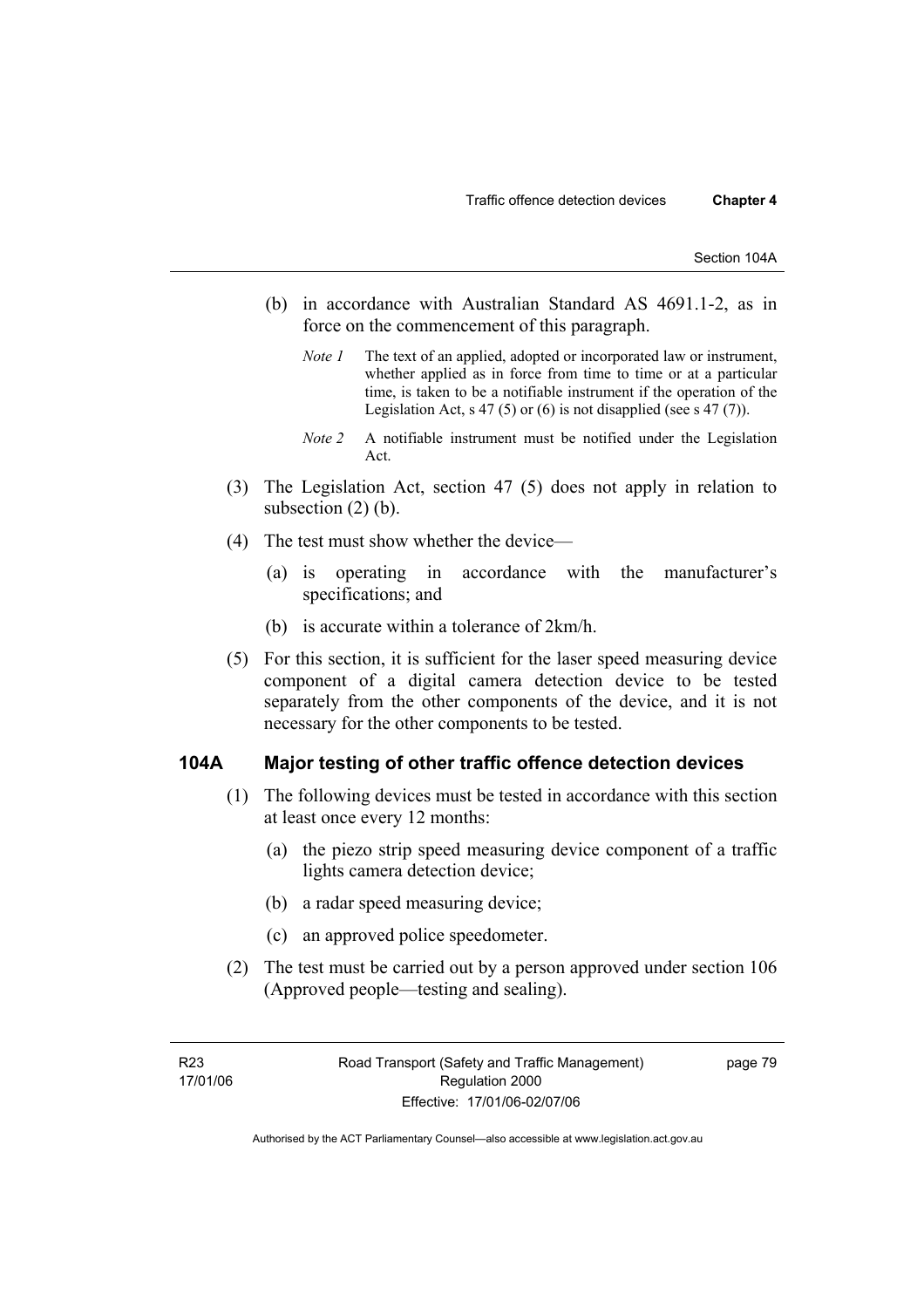(b) in accordance with Australian Standard AS 4691.1-2, as in force on the commencement of this paragraph.

*Note 1* The text of an applied, adopted or incorporated law or instrument, whether applied as in force from time to time or at a particular time, is taken to be a notifiable instrument if the operation of the Legislation Act, s 47 (5) or (6) is not disapplied (see s 47 (7)).

*Note 2* A notifiable instrument must be notified under the Legislation Act.

(3) The Legislation Act, section 47 (5) does not apply in relation to subsection (2) (b).

(4) The test must show whether the device—

(a) is operating in accordance with the manufacturer's specifications; and

(b) is accurate within a tolerance of 2km/h.

(5) For this section, it is sufficient for the laser speed measuring device component of a digital camera detection device to be tested separately from the other components of the device, and it is not necessary for the other components to be tested.

## 104A Major testing of other traffic offence detection devices

(1) The following devices must be tested in accordance with this section at least once every 12 months:

(a) the piezo strip speed measuring device component of a traffic lights camera detection device;

(b) a radar speed measuring device;

(c) an approved police speedometer.

(2) The test must be carried out by a person approved under section 106 (Approved people—testing and sealing).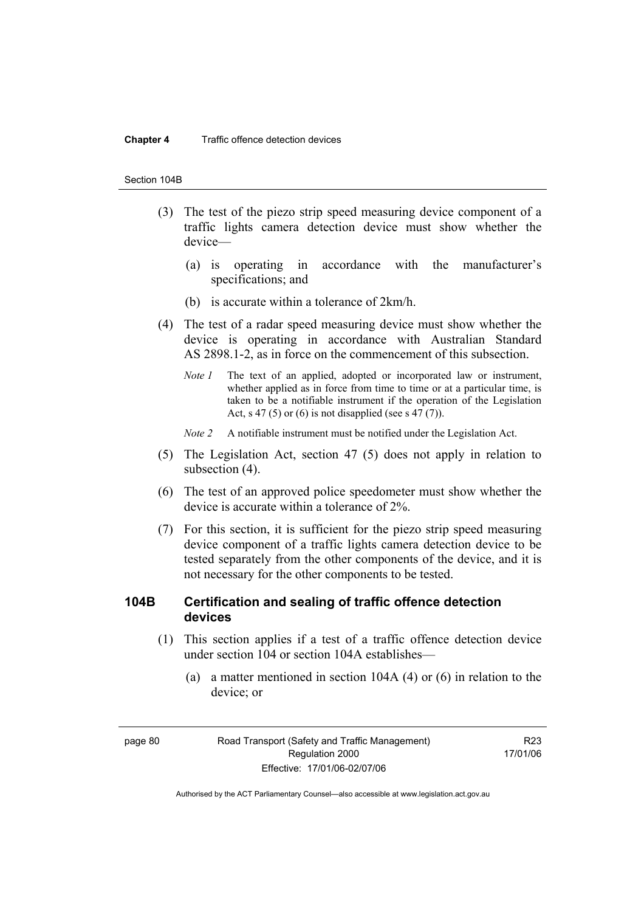(3) The test of the piezo strip speed measuring device component of a traffic lights camera detection device must show whether the device—

(a) is operating in accordance with the manufacturer's specifications; and

(b) is accurate within a tolerance of 2km/h.

(4) The test of a radar speed measuring device must show whether the device is operating in accordance with Australian Standard AS 2898.1-2, as in force on the commencement of this subsection.

*Note 1* The text of an applied, adopted or incorporated law or instrument, whether applied as in force from time to time or at a particular time, is taken to be a notifiable instrument if the operation of the Legislation Act, s 47 (5) or (6) is not disapplied (see s 47 (7)).

*Note 2* A notifiable instrument must be notified under the Legislation Act.

(5) The Legislation Act, section 47 (5) does not apply in relation to subsection (4).

(6) The test of an approved police speedometer must show whether the device is accurate within a tolerance of 2%.

(7) For this section, it is sufficient for the piezo strip speed measuring device component of a traffic lights camera detection device to be tested separately from the other components of the device, and it is not necessary for the other components to be tested.

### 104B Certification and sealing of traffic offence detection devices

(1) This section applies if a test of a traffic offence detection device under section 104 or section 104A establishes—

(a) a matter mentioned in section 104A (4) or (6) in relation to the device; or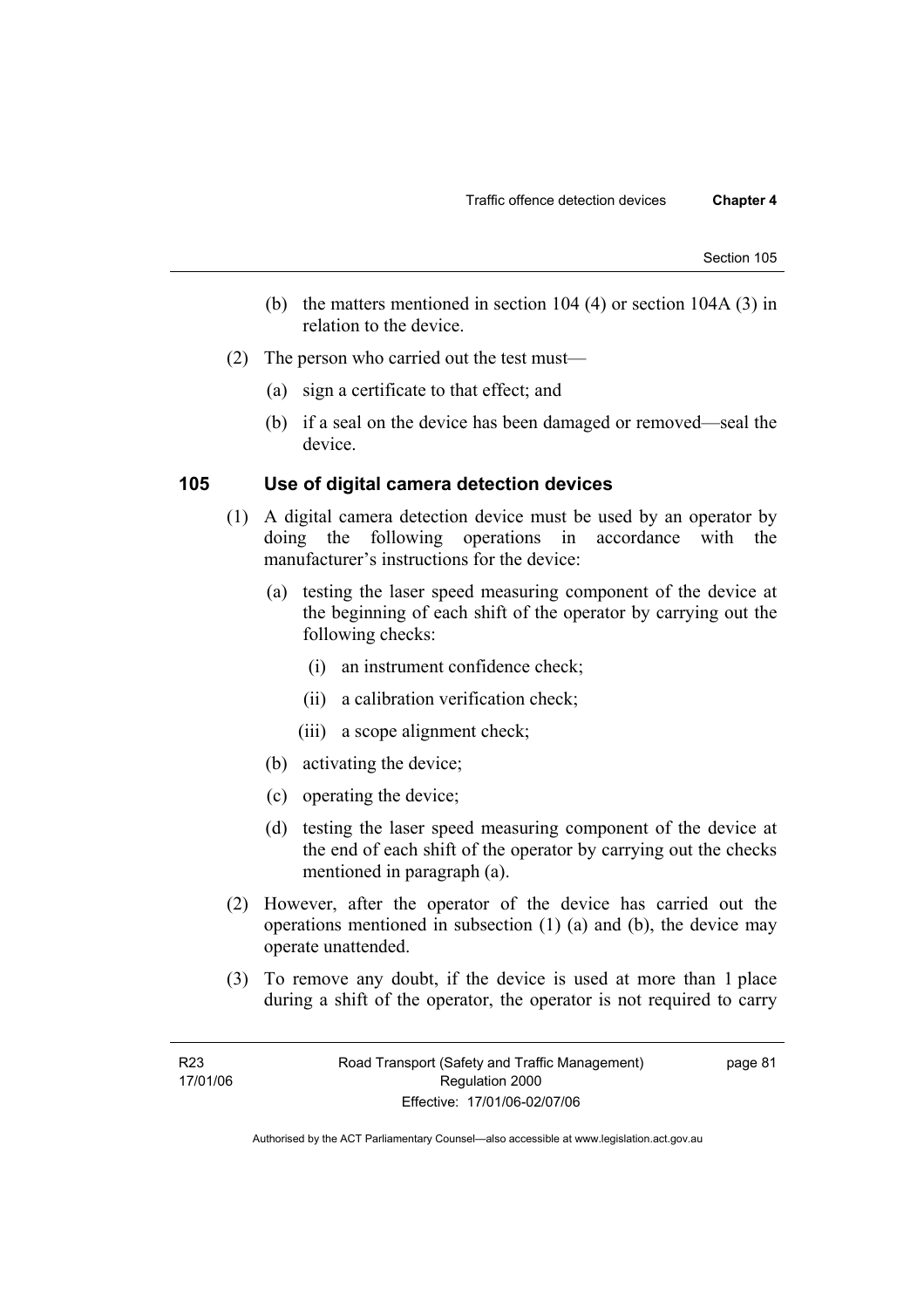(b) the matters mentioned in section 104 (4) or section 104A (3) in relation to the device.

(2) The person who carried out the test must—

(a) sign a certificate to that effect; and

(b) if a seal on the device has been damaged or removed—seal the device.

### 105 Use of digital camera detection devices

(1) A digital camera detection device must be used by an operator by doing the following operations in accordance with the manufacturer's instructions for the device:

(a) testing the laser speed measuring component of the device at the beginning of each shift of the operator by carrying out the following checks:

(i) an instrument confidence check;

(ii) a calibration verification check;

(iii) a scope alignment check;

(b) activating the device;

(c) operating the device;

(d) testing the laser speed measuring component of the device at the end of each shift of the operator by carrying out the checks mentioned in paragraph (a).

(2) However, after the operator of the device has carried out the operations mentioned in subsection (1) (a) and (b), the device may operate unattended.

(3) To remove any doubt, if the device is used at more than 1 place during a shift of the operator, the operator is not required to carry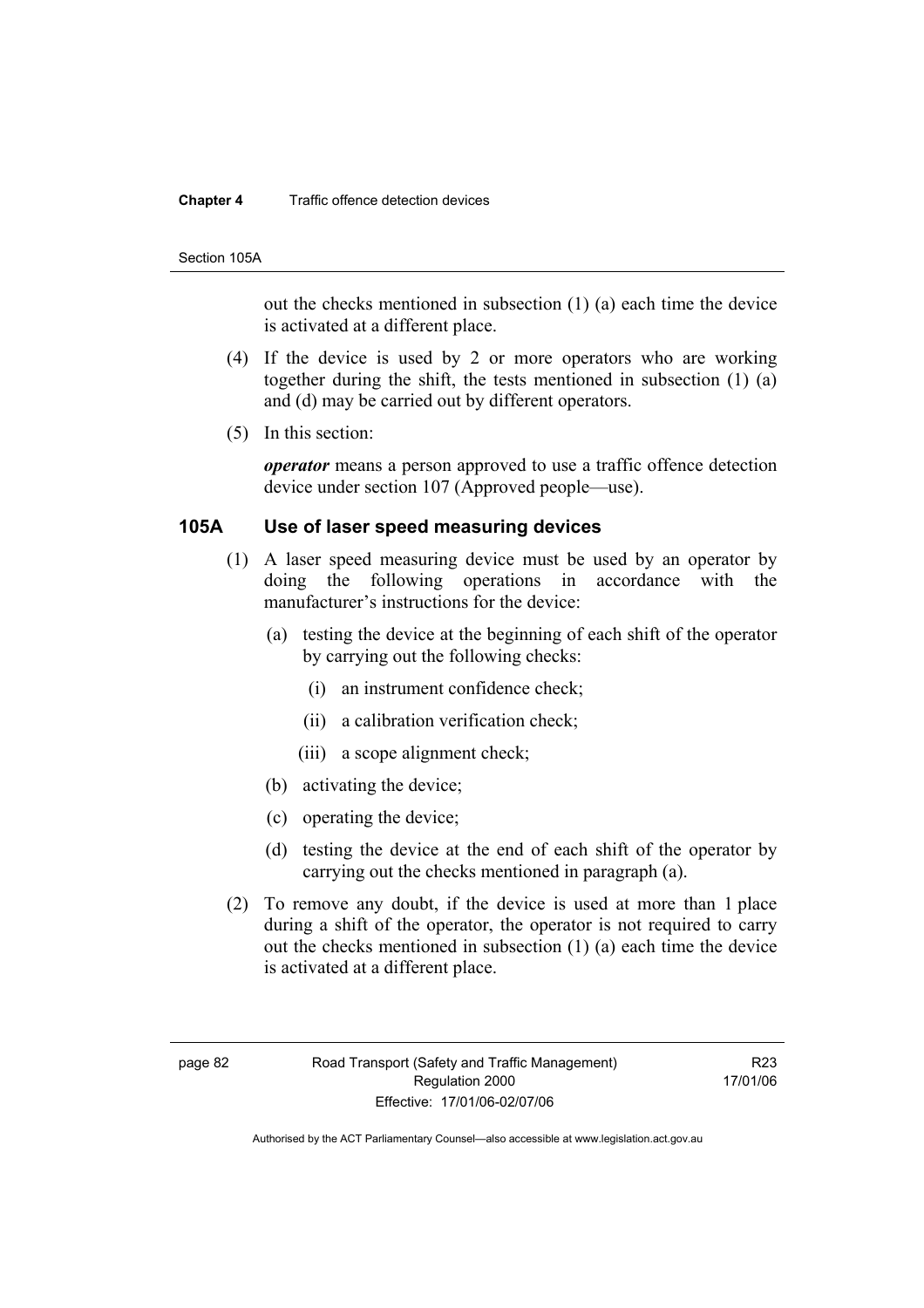out the checks mentioned in subsection (1) (a) each time the device is activated at a different place.

(4) If the device is used by 2 or more operators who are working together during the shift, the tests mentioned in subsection (1) (a) and (d) may be carried out by different operators.

(5) In this section:

***operator*** means a person approved to use a traffic offence detection device under section 107 (Approved people—use).

### 105A Use of laser speed measuring devices

(1) A laser speed measuring device must be used by an operator by doing the following operations in accordance with the manufacturer's instructions for the device:

- (a) testing the device at the beginning of each shift of the operator by carrying out the following checks:
  - (i) an instrument confidence check;
  - (ii) a calibration verification check;
  - (iii) a scope alignment check;
- (b) activating the device;
- (c) operating the device;
- (d) testing the device at the end of each shift of the operator by carrying out the checks mentioned in paragraph (a).

(2) To remove any doubt, if the device is used at more than 1 place during a shift of the operator, the operator is not required to carry out the checks mentioned in subsection (1) (a) each time the device is activated at a different place.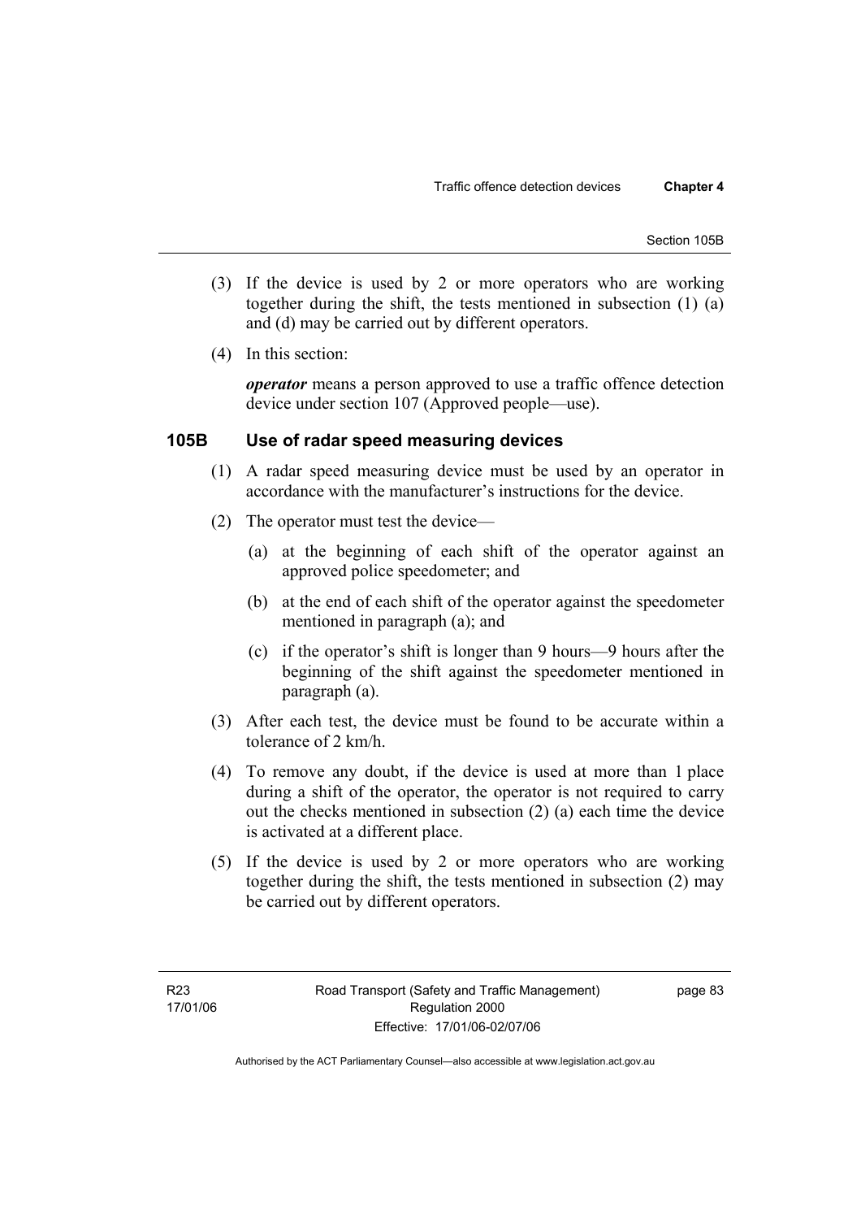(3) If the device is used by 2 or more operators who are working together during the shift, the tests mentioned in subsection (1) (a) and (d) may be carried out by different operators.

(4) In this section:

***operator*** means a person approved to use a traffic offence detection device under section 107 (Approved people—use).

## 105B Use of radar speed measuring devices

(1) A radar speed measuring device must be used by an operator in accordance with the manufacturer's instructions for the device.

(2) The operator must test the device—

(a) at the beginning of each shift of the operator against an approved police speedometer; and

(b) at the end of each shift of the operator against the speedometer mentioned in paragraph (a); and

(c) if the operator's shift is longer than 9 hours—9 hours after the beginning of the shift against the speedometer mentioned in paragraph (a).

(3) After each test, the device must be found to be accurate within a tolerance of 2 km/h.

(4) To remove any doubt, if the device is used at more than 1 place during a shift of the operator, the operator is not required to carry out the checks mentioned in subsection (2) (a) each time the device is activated at a different place.

(5) If the device is used by 2 or more operators who are working together during the shift, the tests mentioned in subsection (2) may be carried out by different operators.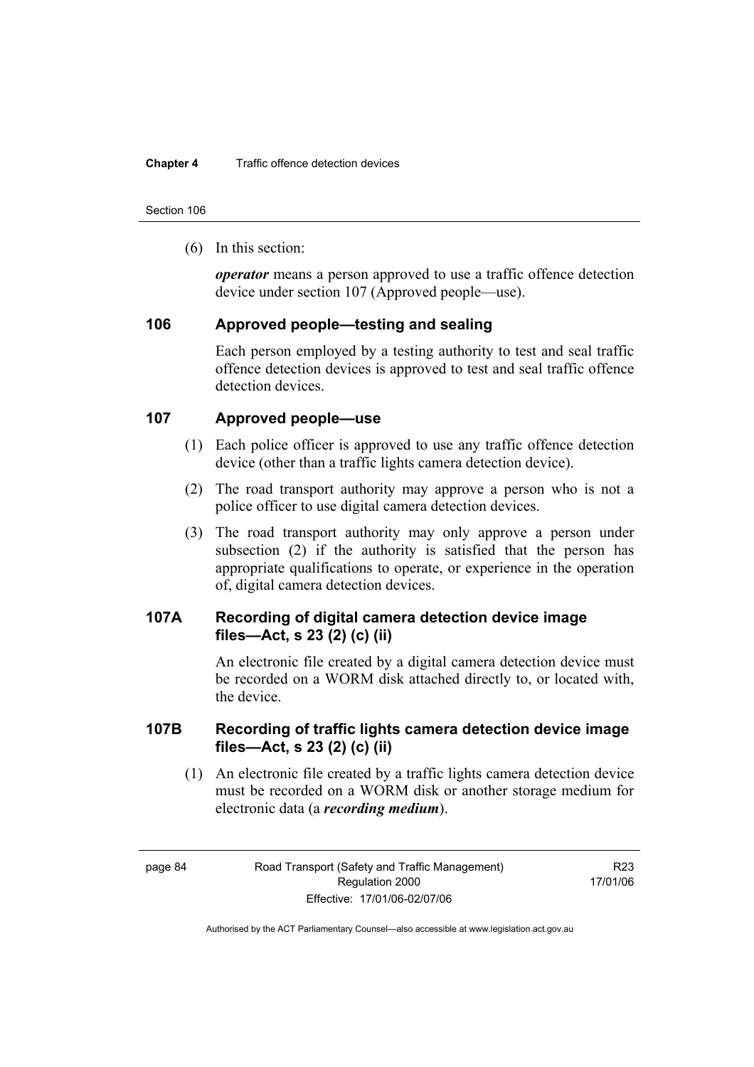(6) In this section:

***operator*** means a person approved to use a traffic offence detection device under section 107 (Approved people—use).

## 106 Approved people—testing and sealing

Each person employed by a testing authority to test and seal traffic offence detection devices is approved to test and seal traffic offence detection devices.

## 107 Approved people—use

(1) Each police officer is approved to use any traffic offence detection device (other than a traffic lights camera detection device).

(2) The road transport authority may approve a person who is not a police officer to use digital camera detection devices.

(3) The road transport authority may only approve a person under subsection (2) if the authority is satisfied that the person has appropriate qualifications to operate, or experience in the operation of, digital camera detection devices.

## 107A Recording of digital camera detection device image files—Act, s 23 (2) (c) (ii)

An electronic file created by a digital camera detection device must be recorded on a WORM disk attached directly to, or located with, the device.

## 107B Recording of traffic lights camera detection device image files—Act, s 23 (2) (c) (ii)

(1) An electronic file created by a traffic lights camera detection device must be recorded on a WORM disk or another storage medium for electronic data (a ***recording medium***).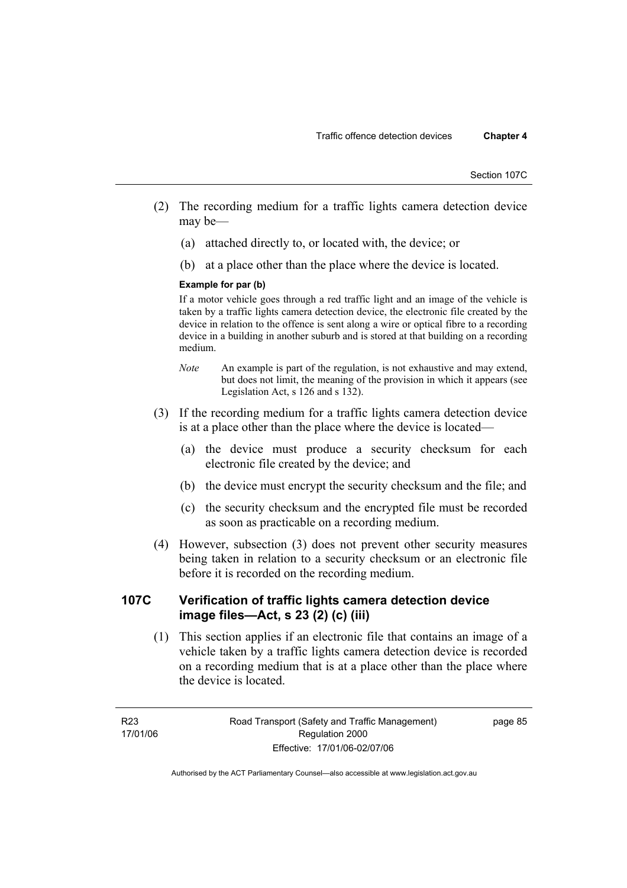(2) The recording medium for a traffic lights camera detection device may be—

(a) attached directly to, or located with, the device; or

(b) at a place other than the place where the device is located.

**Example for par (b)**

If a motor vehicle goes through a red traffic light and an image of the vehicle is taken by a traffic lights camera detection device, the electronic file created by the device in relation to the offence is sent along a wire or optical fibre to a recording device in a building in another suburb and is stored at that building on a recording medium.

*Note* An example is part of the regulation, is not exhaustive and may extend, but does not limit, the meaning of the provision in which it appears (see Legislation Act, s 126 and s 132).

(3) If the recording medium for a traffic lights camera detection device is at a place other than the place where the device is located—

(a) the device must produce a security checksum for each electronic file created by the device; and

(b) the device must encrypt the security checksum and the file; and

(c) the security checksum and the encrypted file must be recorded as soon as practicable on a recording medium.

(4) However, subsection (3) does not prevent other security measures being taken in relation to a security checksum or an electronic file before it is recorded on the recording medium.

## 107C Verification of traffic lights camera detection device image files—Act, s 23 (2) (c) (iii)

(1) This section applies if an electronic file that contains an image of a vehicle taken by a traffic lights camera detection device is recorded on a recording medium that is at a place other than the place where the device is located.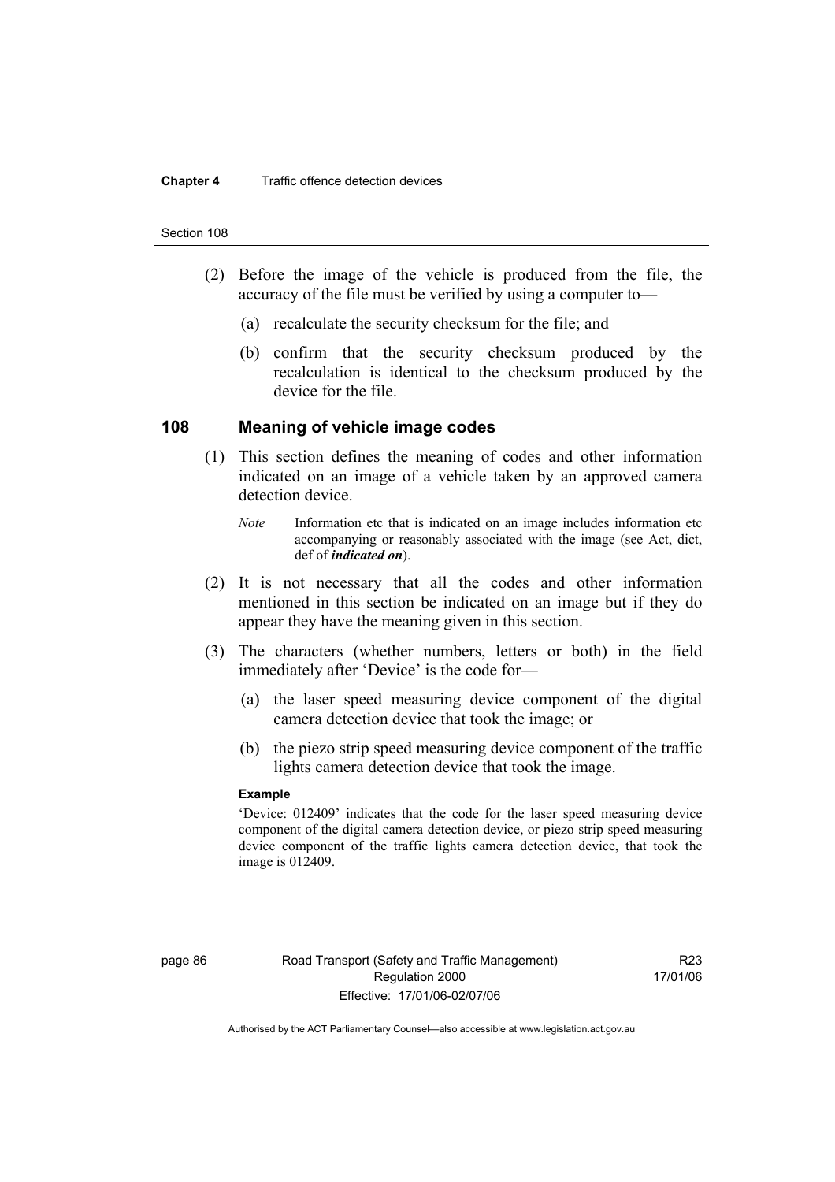(2) Before the image of the vehicle is produced from the file, the accuracy of the file must be verified by using a computer to—

(a) recalculate the security checksum for the file; and

(b) confirm that the security checksum produced by the recalculation is identical to the checksum produced by the device for the file.

## 108 Meaning of vehicle image codes

(1) This section defines the meaning of codes and other information indicated on an image of a vehicle taken by an approved camera detection device.

*Note* Information etc that is indicated on an image includes information etc accompanying or reasonably associated with the image (see Act, dict, def of ***indicated on***).

(2) It is not necessary that all the codes and other information mentioned in this section be indicated on an image but if they do appear they have the meaning given in this section.

(3) The characters (whether numbers, letters or both) in the field immediately after 'Device' is the code for—

(a) the laser speed measuring device component of the digital camera detection device that took the image; or

(b) the piezo strip speed measuring device component of the traffic lights camera detection device that took the image.

**Example**

'Device: 012409' indicates that the code for the laser speed measuring device component of the digital camera detection device, or piezo strip speed measuring device component of the traffic lights camera detection device, that took the image is 012409.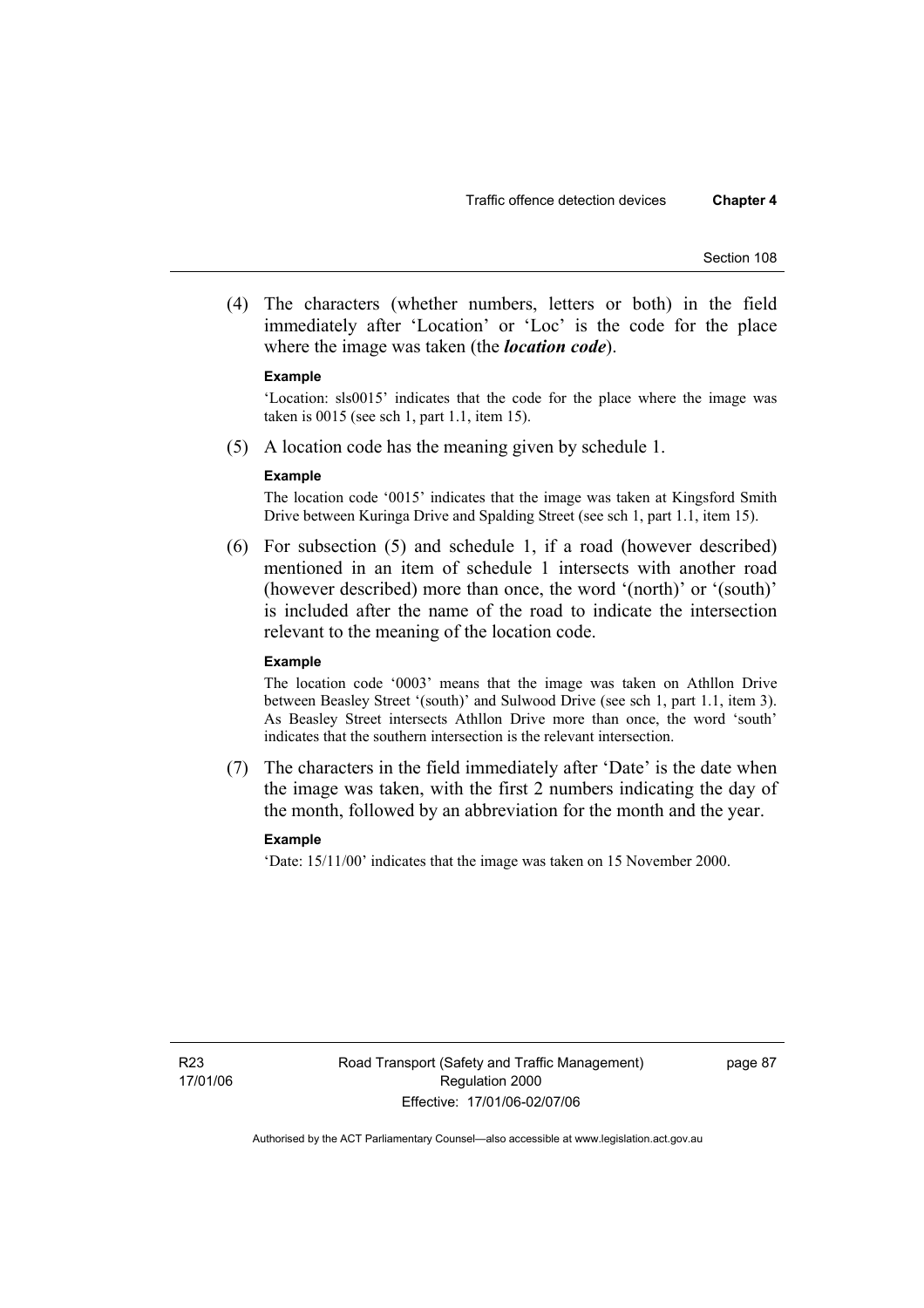(4) The characters (whether numbers, letters or both) in the field immediately after 'Location' or 'Loc' is the code for the place where the image was taken (the ***location code***).

**Example**

'Location: sls0015' indicates that the code for the place where the image was taken is 0015 (see sch 1, part 1.1, item 15).

(5) A location code has the meaning given by schedule 1.

**Example**

The location code '0015' indicates that the image was taken at Kingsford Smith Drive between Kuringa Drive and Spalding Street (see sch 1, part 1.1, item 15).

(6) For subsection (5) and schedule 1, if a road (however described) mentioned in an item of schedule 1 intersects with another road (however described) more than once, the word '(north)' or '(south)' is included after the name of the road to indicate the intersection relevant to the meaning of the location code.

**Example**

The location code '0003' means that the image was taken on Athllon Drive between Beasley Street '(south)' and Sulwood Drive (see sch 1, part 1.1, item 3). As Beasley Street intersects Athllon Drive more than once, the word 'south' indicates that the southern intersection is the relevant intersection.

(7) The characters in the field immediately after 'Date' is the date when the image was taken, with the first 2 numbers indicating the day of the month, followed by an abbreviation for the month and the year.

**Example**

'Date: 15/11/00' indicates that the image was taken on 15 November 2000.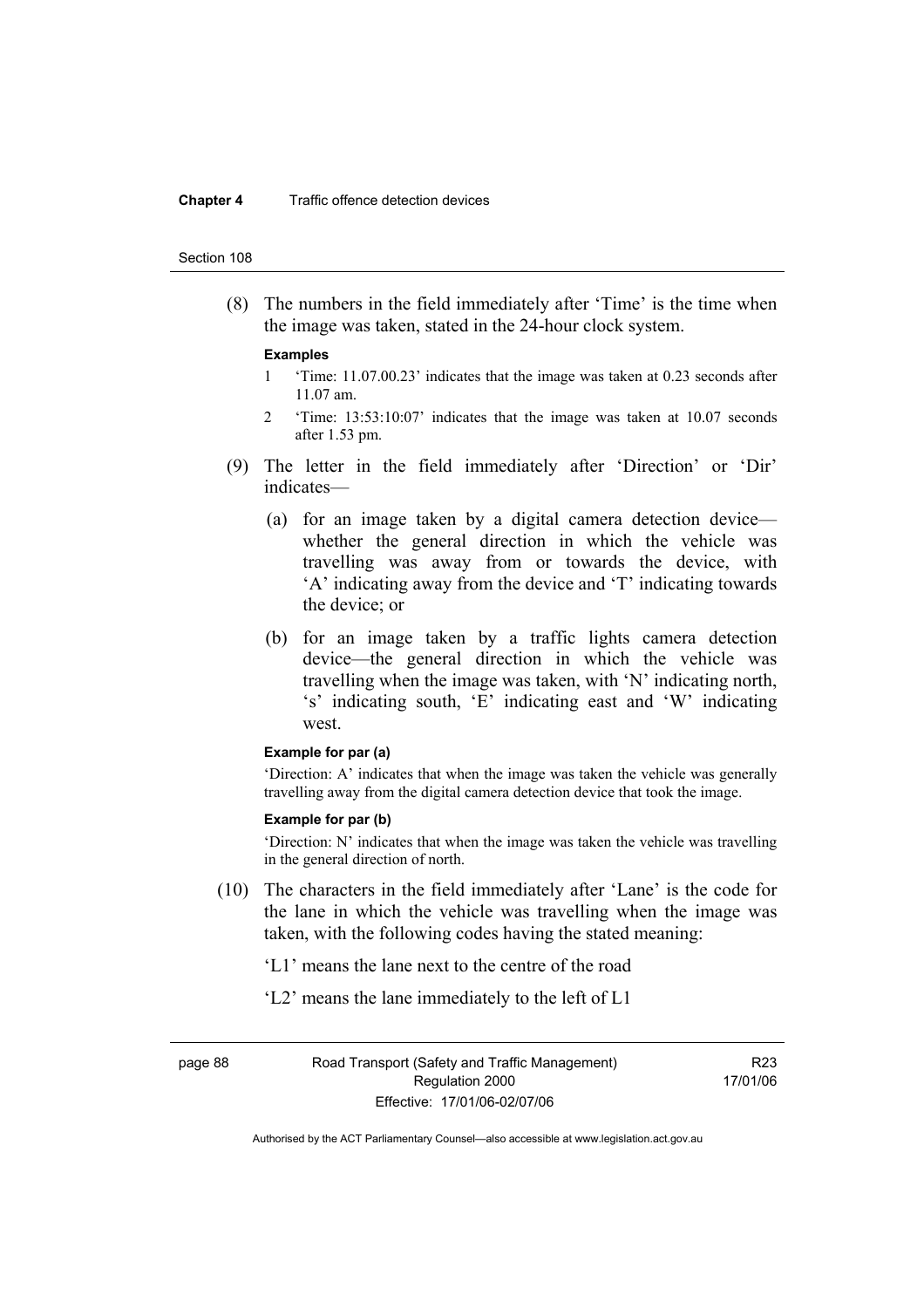(8) The numbers in the field immediately after 'Time' is the time when the image was taken, stated in the 24-hour clock system.

**Examples**

1. 'Time: 11.07.00.23' indicates that the image was taken at 0.23 seconds after 11.07 am.
2. 'Time: 13:53:10:07' indicates that the image was taken at 10.07 seconds after 1.53 pm.

(9) The letter in the field immediately after 'Direction' or 'Dir' indicates—

(a) for an image taken by a digital camera detection device—whether the general direction in which the vehicle was travelling was away from or towards the device, with 'A' indicating away from the device and 'T' indicating towards the device; or

(b) for an image taken by a traffic lights camera detection device—the general direction in which the vehicle was travelling when the image was taken, with 'N' indicating north, 's' indicating south, 'E' indicating east and 'W' indicating west.

**Example for par (a)**

'Direction: A' indicates that when the image was taken the vehicle was generally travelling away from the digital camera detection device that took the image.

**Example for par (b)**

'Direction: N' indicates that when the image was taken the vehicle was travelling in the general direction of north.

(10) The characters in the field immediately after 'Lane' is the code for the lane in which the vehicle was travelling when the image was taken, with the following codes having the stated meaning:

'L1' means the lane next to the centre of the road

'L2' means the lane immediately to the left of L1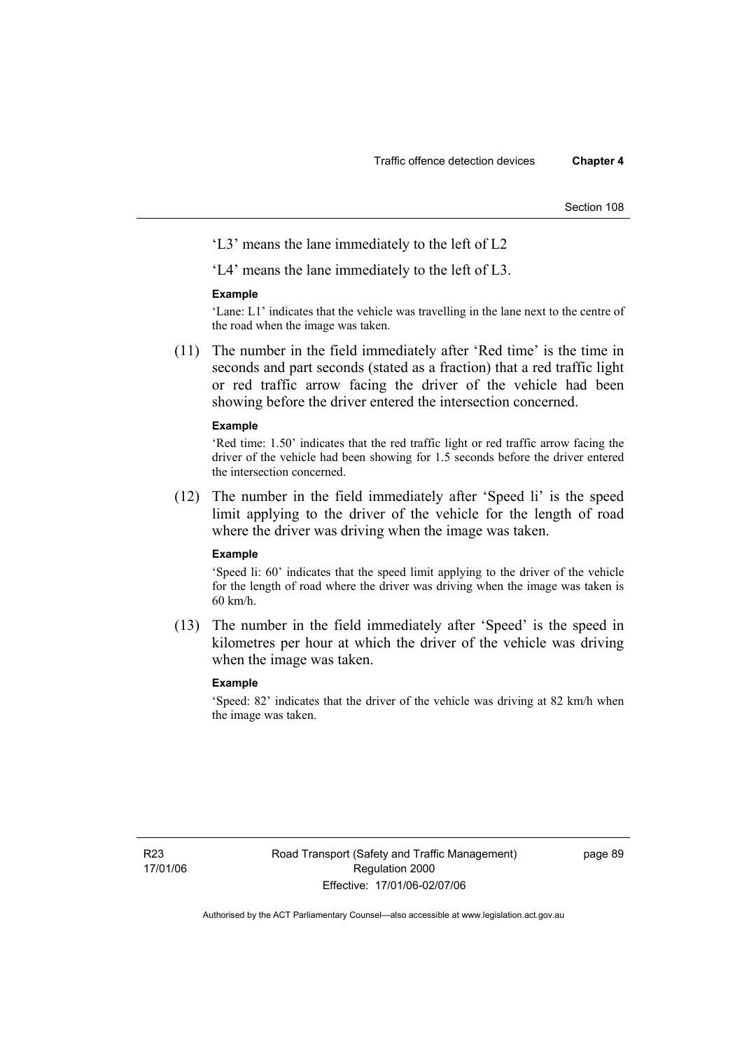'L3' means the lane immediately to the left of L2

'L4' means the lane immediately to the left of L3.

**Example**

'Lane: L1' indicates that the vehicle was travelling in the lane next to the centre of the road when the image was taken.

(11) The number in the field immediately after 'Red time' is the time in seconds and part seconds (stated as a fraction) that a red traffic light or red traffic arrow facing the driver of the vehicle had been showing before the driver entered the intersection concerned.

**Example**

'Red time: 1.50' indicates that the red traffic light or red traffic arrow facing the driver of the vehicle had been showing for 1.5 seconds before the driver entered the intersection concerned.

(12) The number in the field immediately after 'Speed li' is the speed limit applying to the driver of the vehicle for the length of road where the driver was driving when the image was taken.

**Example**

'Speed li: 60' indicates that the speed limit applying to the driver of the vehicle for the length of road where the driver was driving when the image was taken is 60 km/h.

(13) The number in the field immediately after 'Speed' is the speed in kilometres per hour at which the driver of the vehicle was driving when the image was taken.

**Example**

'Speed: 82' indicates that the driver of the vehicle was driving at 82 km/h when the image was taken.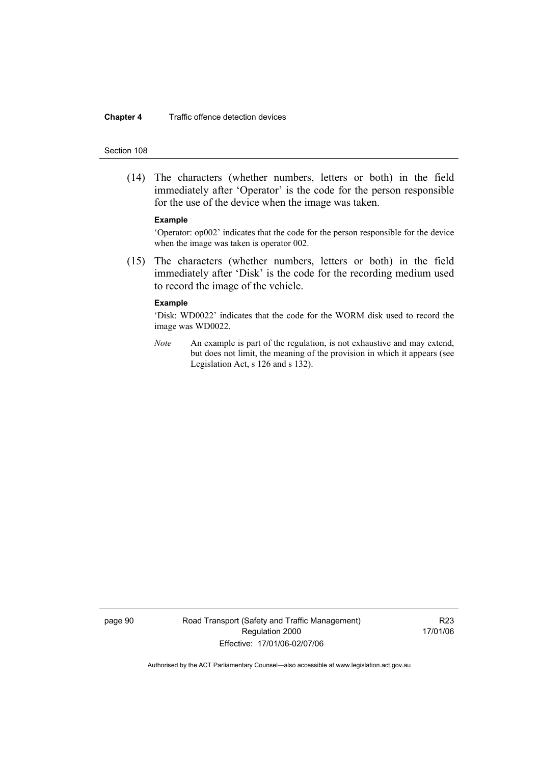(14) The characters (whether numbers, letters or both) in the field immediately after 'Operator' is the code for the person responsible for the use of the device when the image was taken.

**Example**

'Operator: op002' indicates that the code for the person responsible for the device when the image was taken is operator 002.

(15) The characters (whether numbers, letters or both) in the field immediately after 'Disk' is the code for the recording medium used to record the image of the vehicle.

**Example**

'Disk: WD0022' indicates that the code for the WORM disk used to record the image was WD0022.

*Note* An example is part of the regulation, is not exhaustive and may extend, but does not limit, the meaning of the provision in which it appears (see Legislation Act, s 126 and s 132).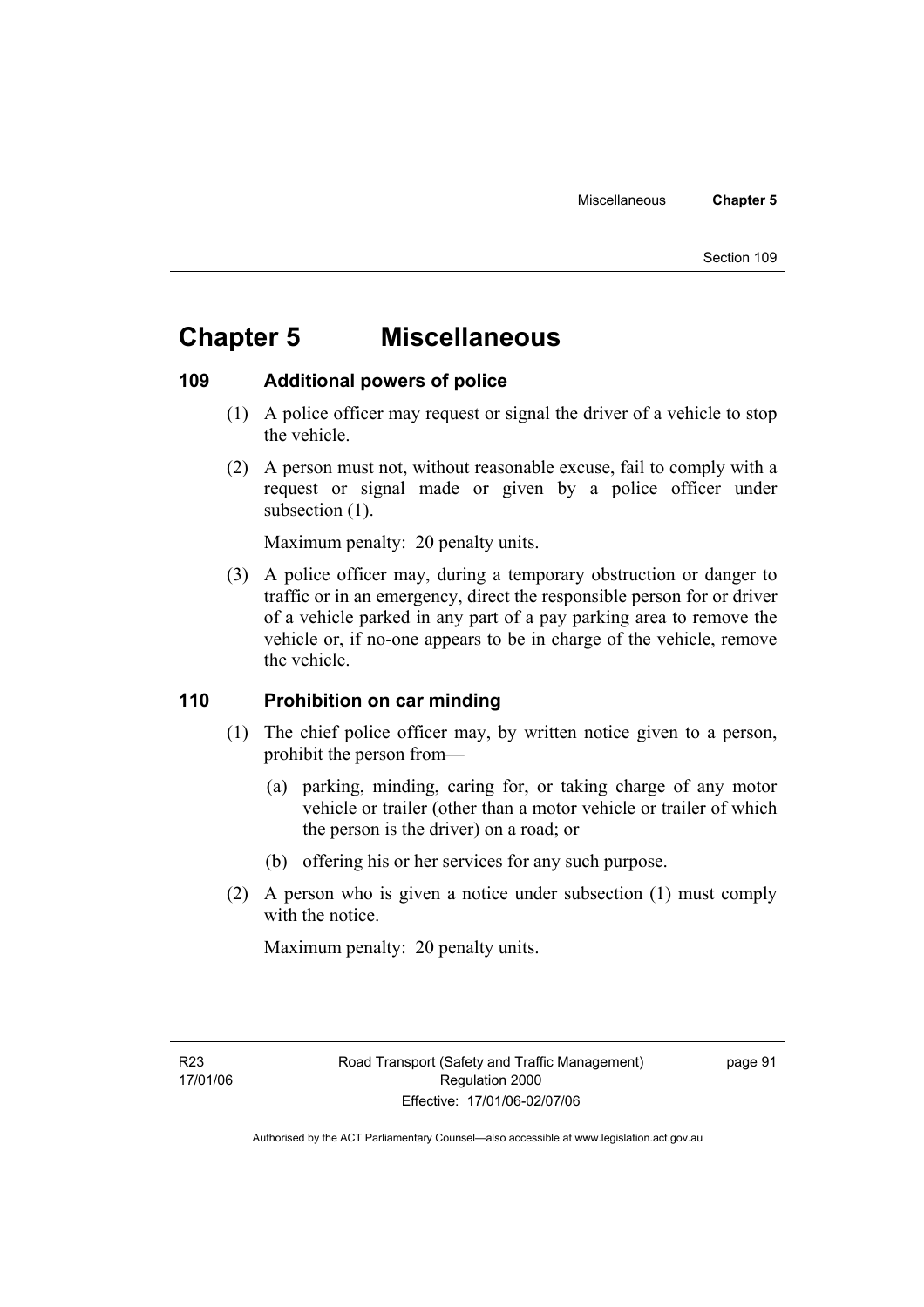# Chapter 5 Miscellaneous

## 109 Additional powers of police

(1) A police officer may request or signal the driver of a vehicle to stop the vehicle.

(2) A person must not, without reasonable excuse, fail to comply with a request or signal made or given by a police officer under subsection (1).

Maximum penalty: 20 penalty units.

(3) A police officer may, during a temporary obstruction or danger to traffic or in an emergency, direct the responsible person for or driver of a vehicle parked in any part of a pay parking area to remove the vehicle or, if no-one appears to be in charge of the vehicle, remove the vehicle.

## 110 Prohibition on car minding

(1) The chief police officer may, by written notice given to a person, prohibit the person from—

(a) parking, minding, caring for, or taking charge of any motor vehicle or trailer (other than a motor vehicle or trailer of which the person is the driver) on a road; or

(b) offering his or her services for any such purpose.

(2) A person who is given a notice under subsection (1) must comply with the notice.

Maximum penalty: 20 penalty units.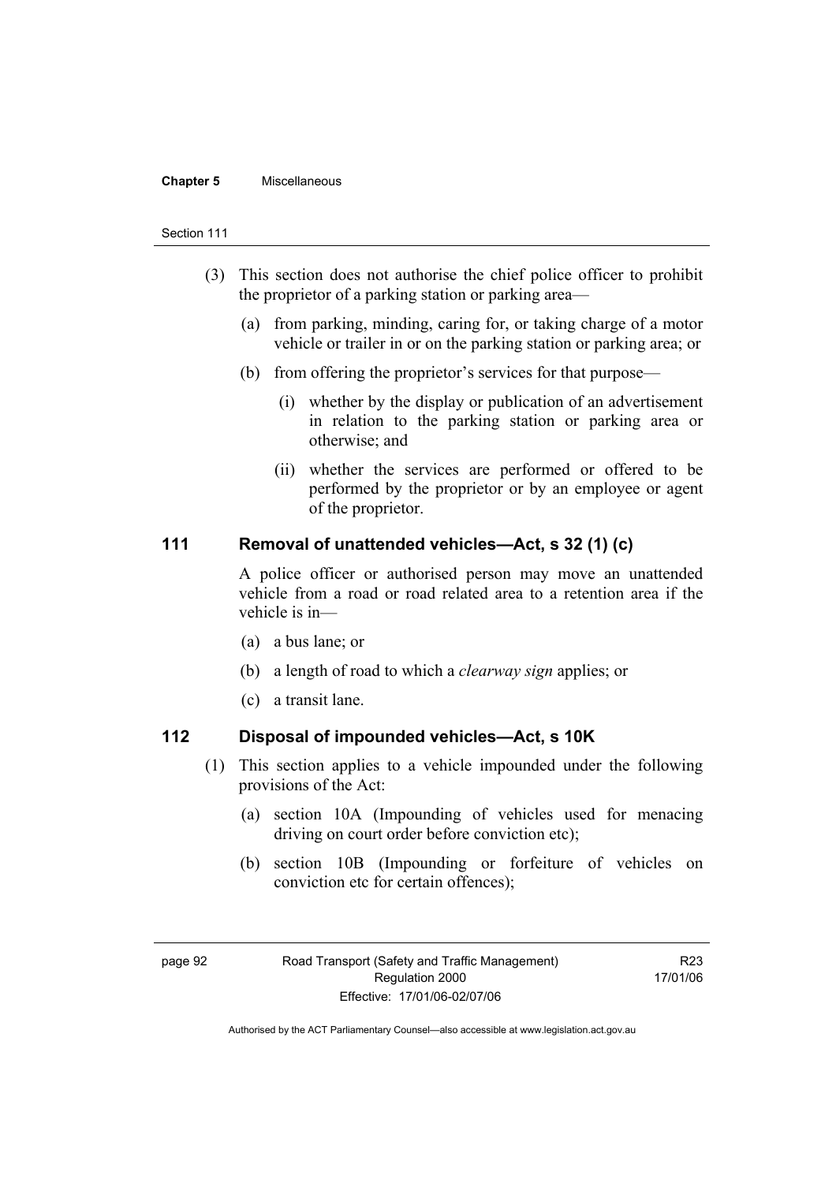(3) This section does not authorise the chief police officer to prohibit the proprietor of a parking station or parking area—

(a) from parking, minding, caring for, or taking charge of a motor vehicle or trailer in or on the parking station or parking area; or

(b) from offering the proprietor's services for that purpose—

(i) whether by the display or publication of an advertisement in relation to the parking station or parking area or otherwise; and

(ii) whether the services are performed or offered to be performed by the proprietor or by an employee or agent of the proprietor.

## 111 Removal of unattended vehicles—Act, s 32 (1) (c)

A police officer or authorised person may move an unattended vehicle from a road or road related area to a retention area if the vehicle is in—

(a) a bus lane; or

(b) a length of road to which a *clearway sign* applies; or

(c) a transit lane.

## 112 Disposal of impounded vehicles—Act, s 10K

(1) This section applies to a vehicle impounded under the following provisions of the Act:

(a) section 10A (Impounding of vehicles used for menacing driving on court order before conviction etc);

(b) section 10B (Impounding or forfeiture of vehicles on conviction etc for certain offences);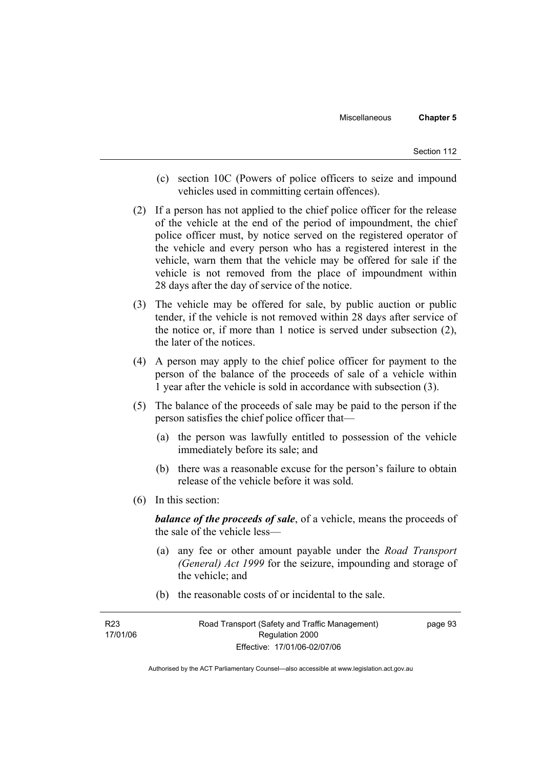(c) section 10C (Powers of police officers to seize and impound vehicles used in committing certain offences).

(2) If a person has not applied to the chief police officer for the release of the vehicle at the end of the period of impoundment, the chief police officer must, by notice served on the registered operator of the vehicle and every person who has a registered interest in the vehicle, warn them that the vehicle may be offered for sale if the vehicle is not removed from the place of impoundment within 28 days after the day of service of the notice.

(3) The vehicle may be offered for sale, by public auction or public tender, if the vehicle is not removed within 28 days after service of the notice or, if more than 1 notice is served under subsection (2), the later of the notices.

(4) A person may apply to the chief police officer for payment to the person of the balance of the proceeds of sale of a vehicle within 1 year after the vehicle is sold in accordance with subsection (3).

(5) The balance of the proceeds of sale may be paid to the person if the person satisfies the chief police officer that—

(a) the person was lawfully entitled to possession of the vehicle immediately before its sale; and

(b) there was a reasonable excuse for the person's failure to obtain release of the vehicle before it was sold.

(6) In this section:

***balance of the proceeds of sale***, of a vehicle, means the proceeds of the sale of the vehicle less—

(a) any fee or other amount payable under the *Road Transport (General) Act 1999* for the seizure, impounding and storage of the vehicle; and

(b) the reasonable costs of or incidental to the sale.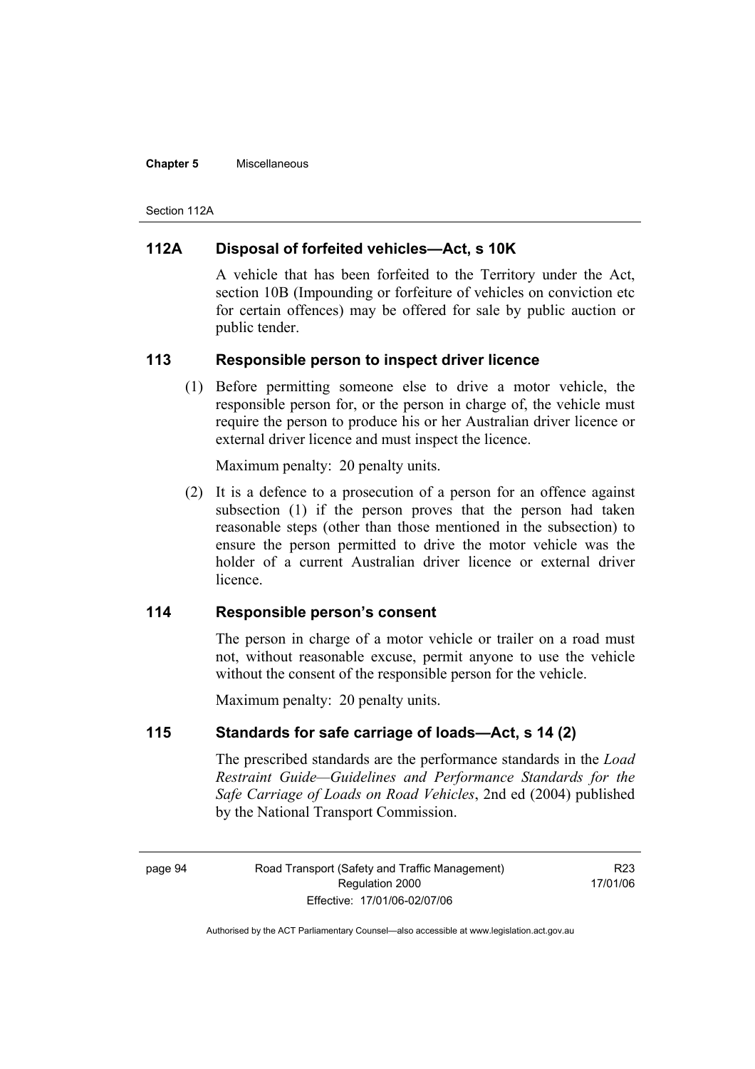## 112A Disposal of forfeited vehicles—Act, s 10K

A vehicle that has been forfeited to the Territory under the Act, section 10B (Impounding or forfeiture of vehicles on conviction etc for certain offences) may be offered for sale by public auction or public tender.

## 113 Responsible person to inspect driver licence

(1) Before permitting someone else to drive a motor vehicle, the responsible person for, or the person in charge of, the vehicle must require the person to produce his or her Australian driver licence or external driver licence and must inspect the licence.

Maximum penalty: 20 penalty units.

(2) It is a defence to a prosecution of a person for an offence against subsection (1) if the person proves that the person had taken reasonable steps (other than those mentioned in the subsection) to ensure the person permitted to drive the motor vehicle was the holder of a current Australian driver licence or external driver licence.

## 114 Responsible person's consent

The person in charge of a motor vehicle or trailer on a road must not, without reasonable excuse, permit anyone to use the vehicle without the consent of the responsible person for the vehicle.

Maximum penalty: 20 penalty units.

## 115 Standards for safe carriage of loads—Act, s 14 (2)

The prescribed standards are the performance standards in the *Load Restraint Guide—Guidelines and Performance Standards for the Safe Carriage of Loads on Road Vehicles*, 2nd ed (2004) published by the National Transport Commission.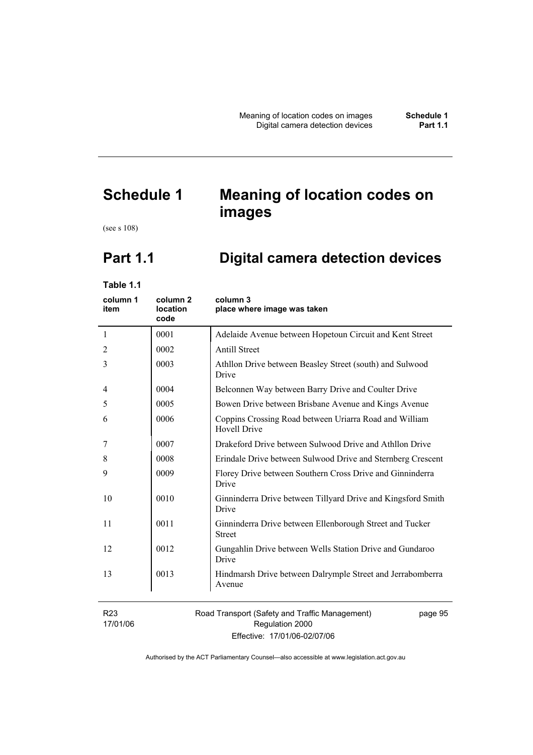# Schedule 1 Meaning of location codes on images

(see s 108)

## Part 1.1 Digital camera detection devices

**Table 1.1**

| column 1<br>item | column 2<br>location code | column 3<br>place where image was taken |
|---|---|---|
| 1 | 0001 | Adelaide Avenue between Hopetoun Circuit and Kent Street |
| 2 | 0002 | Antill Street |
| 3 | 0003 | Athllon Drive between Beasley Street (south) and Sulwood Drive |
| 4 | 0004 | Belconnen Way between Barry Drive and Coulter Drive |
| 5 | 0005 | Bowen Drive between Brisbane Avenue and Kings Avenue |
| 6 | 0006 | Coppins Crossing Road between Uriarra Road and William Hovell Drive |
| 7 | 0007 | Drakeford Drive between Sulwood Drive and Athllon Drive |
| 8 | 0008 | Erindale Drive between Sulwood Drive and Sternberg Crescent |
| 9 | 0009 | Florey Drive between Southern Cross Drive and Ginninderra Drive |
| 10 | 0010 | Ginninderra Drive between Tillyard Drive and Kingsford Smith Drive |
| 11 | 0011 | Ginninderra Drive between Ellenborough Street and Tucker Street |
| 12 | 0012 | Gungahlin Drive between Wells Station Drive and Gundaroo Drive |
| 13 | 0013 | Hindmarsh Drive between Dalrymple Street and Jerrabomberra Avenue |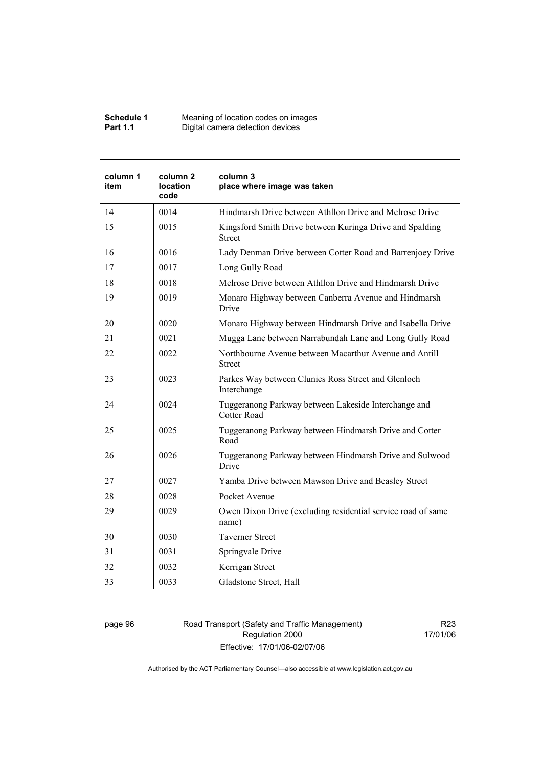| column 1 item | column 2 location code | column 3 place where image was taken |
|---|---|---|
| 14 | 0014 | Hindmarsh Drive between Athllon Drive and Melrose Drive |
| 15 | 0015 | Kingsford Smith Drive between Kuringa Drive and Spalding Street |
| 16 | 0016 | Lady Denman Drive between Cotter Road and Barrenjoey Drive |
| 17 | 0017 | Long Gully Road |
| 18 | 0018 | Melrose Drive between Athllon Drive and Hindmarsh Drive |
| 19 | 0019 | Monaro Highway between Canberra Avenue and Hindmarsh Drive |
| 20 | 0020 | Monaro Highway between Hindmarsh Drive and Isabella Drive |
| 21 | 0021 | Mugga Lane between Narrabundah Lane and Long Gully Road |
| 22 | 0022 | Northbourne Avenue between Macarthur Avenue and Antill Street |
| 23 | 0023 | Parkes Way between Clunies Ross Street and Glenloch Interchange |
| 24 | 0024 | Tuggeranong Parkway between Lakeside Interchange and Cotter Road |
| 25 | 0025 | Tuggeranong Parkway between Hindmarsh Drive and Cotter Road |
| 26 | 0026 | Tuggeranong Parkway between Hindmarsh Drive and Sulwood Drive |
| 27 | 0027 | Yamba Drive between Mawson Drive and Beasley Street |
| 28 | 0028 | Pocket Avenue |
| 29 | 0029 | Owen Dixon Drive (excluding residential service road of same name) |
| 30 | 0030 | Taverner Street |
| 31 | 0031 | Springvale Drive |
| 32 | 0032 | Kerrigan Street |
| 33 | 0033 | Gladstone Street, Hall |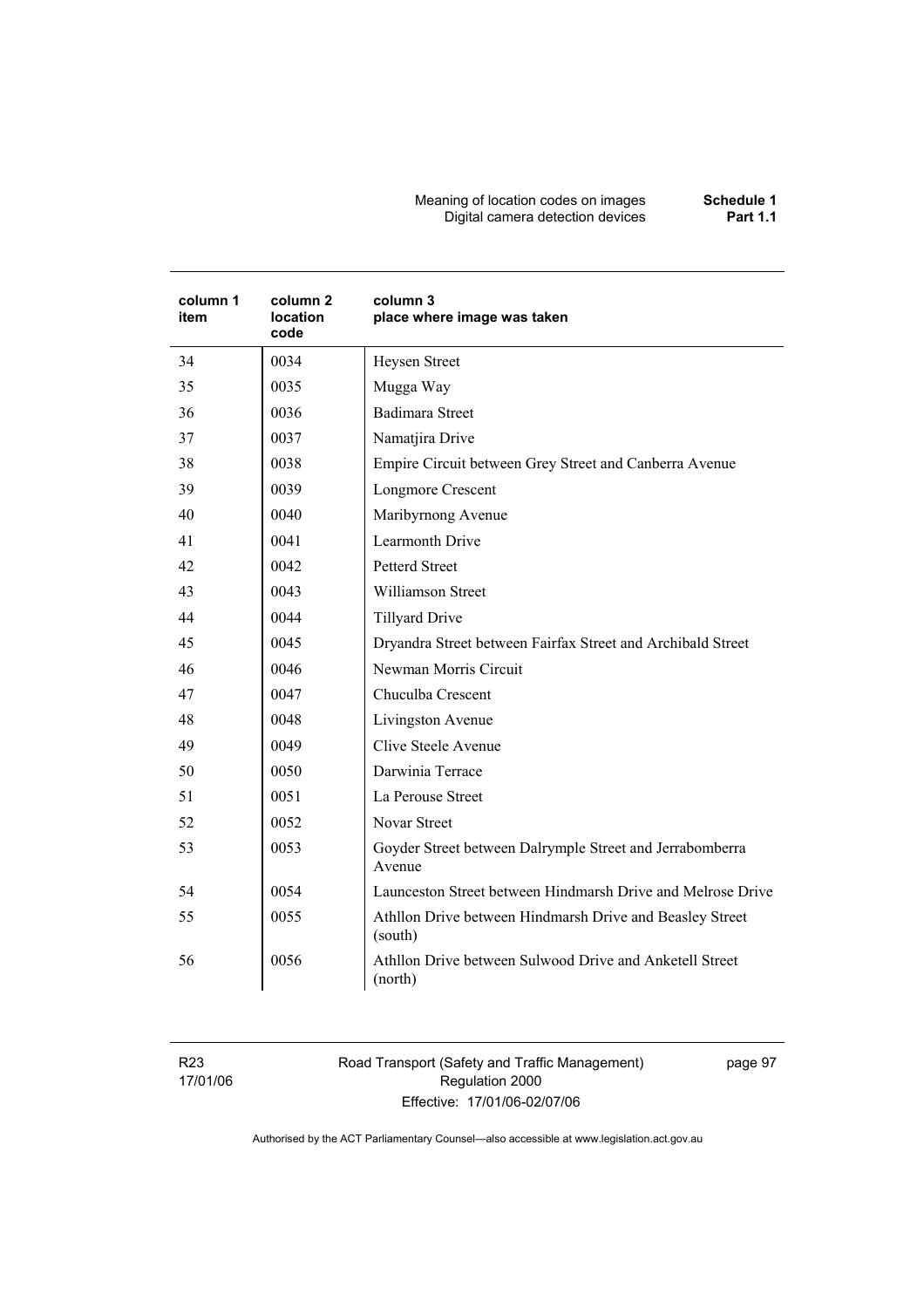| column 1 item | column 2 location code | column 3 place where image was taken |
|---|---|---|
| 34 | 0034 | Heysen Street |
| 35 | 0035 | Mugga Way |
| 36 | 0036 | Badimara Street |
| 37 | 0037 | Namatjira Drive |
| 38 | 0038 | Empire Circuit between Grey Street and Canberra Avenue |
| 39 | 0039 | Longmore Crescent |
| 40 | 0040 | Maribyrnong Avenue |
| 41 | 0041 | Learmonth Drive |
| 42 | 0042 | Petterd Street |
| 43 | 0043 | Williamson Street |
| 44 | 0044 | Tillyard Drive |
| 45 | 0045 | Dryandra Street between Fairfax Street and Archibald Street |
| 46 | 0046 | Newman Morris Circuit |
| 47 | 0047 | Chuculba Crescent |
| 48 | 0048 | Livingston Avenue |
| 49 | 0049 | Clive Steele Avenue |
| 50 | 0050 | Darwinia Terrace |
| 51 | 0051 | La Perouse Street |
| 52 | 0052 | Novar Street |
| 53 | 0053 | Goyder Street between Dalrymple Street and Jerrabomberra Avenue |
| 54 | 0054 | Launceston Street between Hindmarsh Drive and Melrose Drive |
| 55 | 0055 | Athllon Drive between Hindmarsh Drive and Beasley Street (south) |
| 56 | 0056 | Athllon Drive between Sulwood Drive and Anketell Street (north) |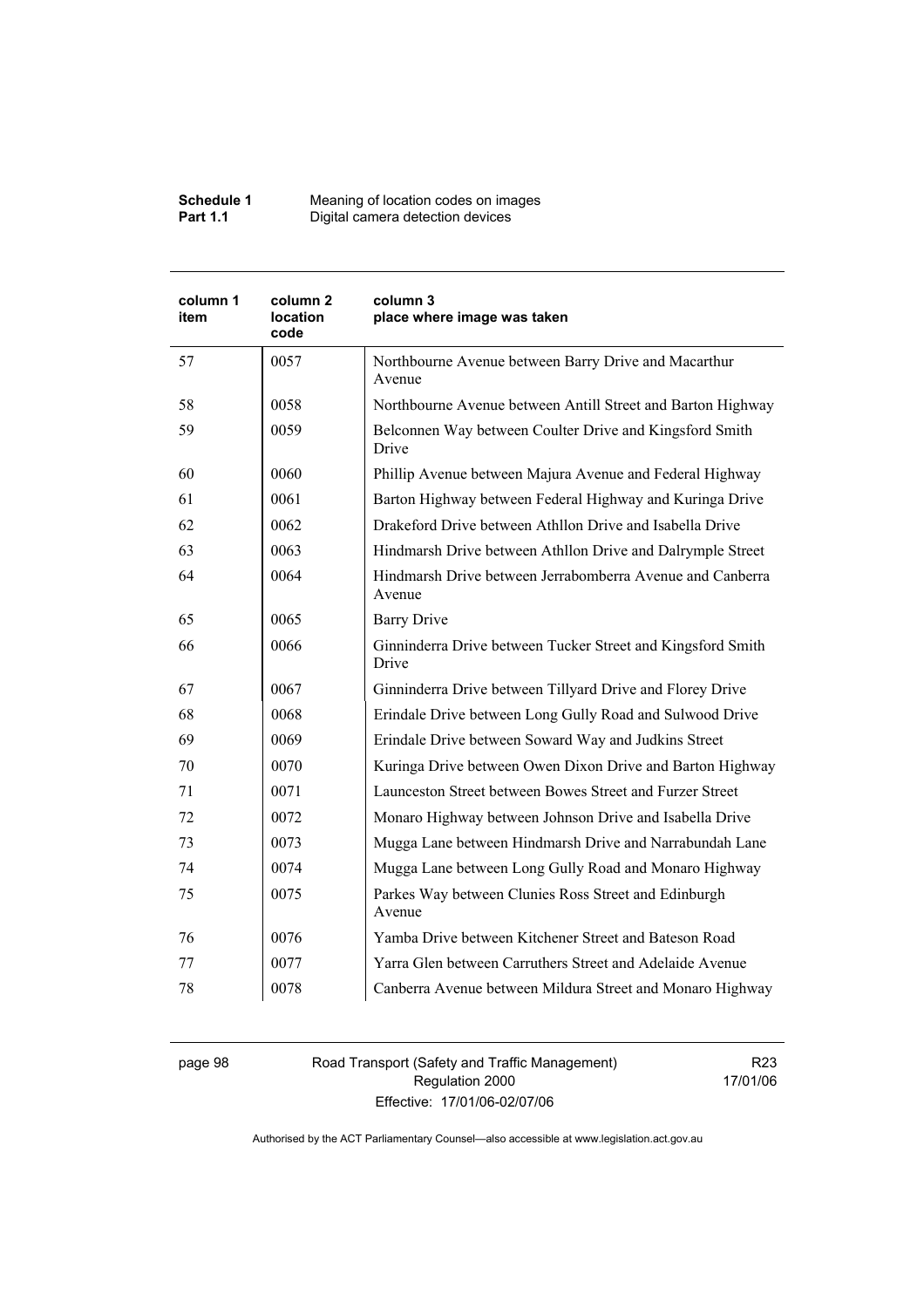| column 1 item | column 2 location code | column 3 place where image was taken |
|---|---|---|
| 57 | 0057 | Northbourne Avenue between Barry Drive and Macarthur Avenue |
| 58 | 0058 | Northbourne Avenue between Antill Street and Barton Highway |
| 59 | 0059 | Belconnen Way between Coulter Drive and Kingsford Smith Drive |
| 60 | 0060 | Phillip Avenue between Majura Avenue and Federal Highway |
| 61 | 0061 | Barton Highway between Federal Highway and Kuringa Drive |
| 62 | 0062 | Drakeford Drive between Athllon Drive and Isabella Drive |
| 63 | 0063 | Hindmarsh Drive between Athllon Drive and Dalrymple Street |
| 64 | 0064 | Hindmarsh Drive between Jerrabomberra Avenue and Canberra Avenue |
| 65 | 0065 | Barry Drive |
| 66 | 0066 | Ginninderra Drive between Tucker Street and Kingsford Smith Drive |
| 67 | 0067 | Ginninderra Drive between Tillyard Drive and Florey Drive |
| 68 | 0068 | Erindale Drive between Long Gully Road and Sulwood Drive |
| 69 | 0069 | Erindale Drive between Soward Way and Judkins Street |
| 70 | 0070 | Kuringa Drive between Owen Dixon Drive and Barton Highway |
| 71 | 0071 | Launceston Street between Bowes Street and Furzer Street |
| 72 | 0072 | Monaro Highway between Johnson Drive and Isabella Drive |
| 73 | 0073 | Mugga Lane between Hindmarsh Drive and Narrabundah Lane |
| 74 | 0074 | Mugga Lane between Long Gully Road and Monaro Highway |
| 75 | 0075 | Parkes Way between Clunies Ross Street and Edinburgh Avenue |
| 76 | 0076 | Yamba Drive between Kitchener Street and Bateson Road |
| 77 | 0077 | Yarra Glen between Carruthers Street and Adelaide Avenue |
| 78 | 0078 | Canberra Avenue between Mildura Street and Monaro Highway |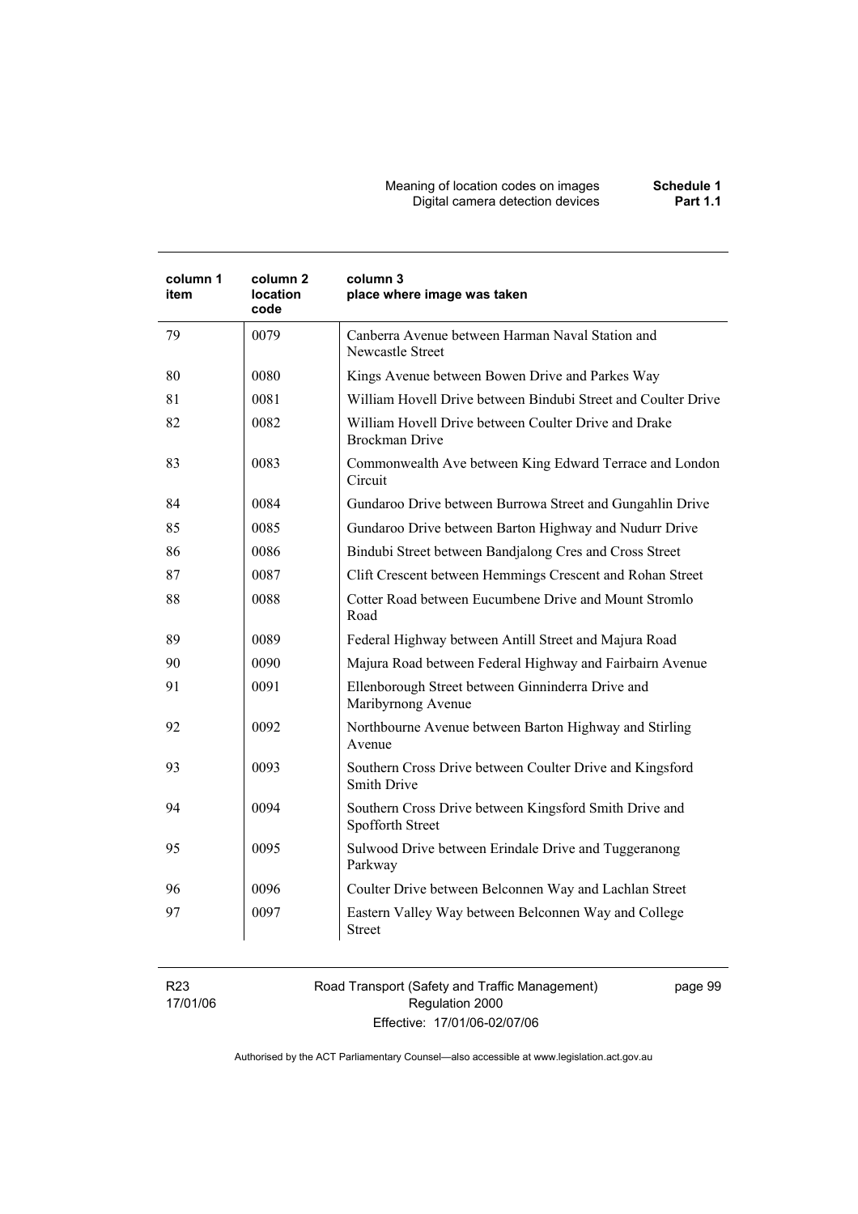| column 1 item | column 2 location code | column 3 place where image was taken |
|---|---|---|
| 79 | 0079 | Canberra Avenue between Harman Naval Station and Newcastle Street |
| 80 | 0080 | Kings Avenue between Bowen Drive and Parkes Way |
| 81 | 0081 | William Hovell Drive between Bindubi Street and Coulter Drive |
| 82 | 0082 | William Hovell Drive between Coulter Drive and Drake Brockman Drive |
| 83 | 0083 | Commonwealth Ave between King Edward Terrace and London Circuit |
| 84 | 0084 | Gundaroo Drive between Burrowa Street and Gungahlin Drive |
| 85 | 0085 | Gundaroo Drive between Barton Highway and Nudurr Drive |
| 86 | 0086 | Bindubi Street between Bandjalong Cres and Cross Street |
| 87 | 0087 | Clift Crescent between Hemmings Crescent and Rohan Street |
| 88 | 0088 | Cotter Road between Eucumbene Drive and Mount Stromlo Road |
| 89 | 0089 | Federal Highway between Antill Street and Majura Road |
| 90 | 0090 | Majura Road between Federal Highway and Fairbairn Avenue |
| 91 | 0091 | Ellenborough Street between Ginninderra Drive and Maribyrnong Avenue |
| 92 | 0092 | Northbourne Avenue between Barton Highway and Stirling Avenue |
| 93 | 0093 | Southern Cross Drive between Coulter Drive and Kingsford Smith Drive |
| 94 | 0094 | Southern Cross Drive between Kingsford Smith Drive and Spofforth Street |
| 95 | 0095 | Sulwood Drive between Erindale Drive and Tuggeranong Parkway |
| 96 | 0096 | Coulter Drive between Belconnen Way and Lachlan Street |
| 97 | 0097 | Eastern Valley Way between Belconnen Way and College Street |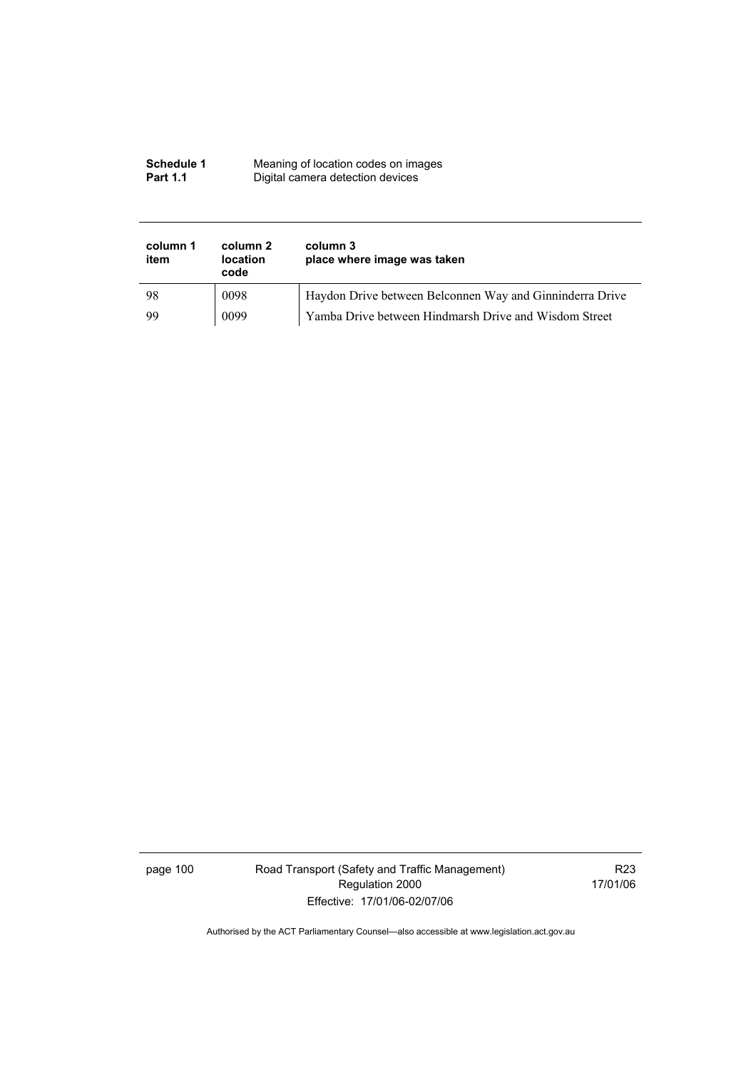| column 1 item | column 2 location code | column 3 place where image was taken |
|---|---|---|
| 98 | 0098 | Haydon Drive between Belconnen Way and Ginninderra Drive |
| 99 | 0099 | Yamba Drive between Hindmarsh Drive and Wisdom Street |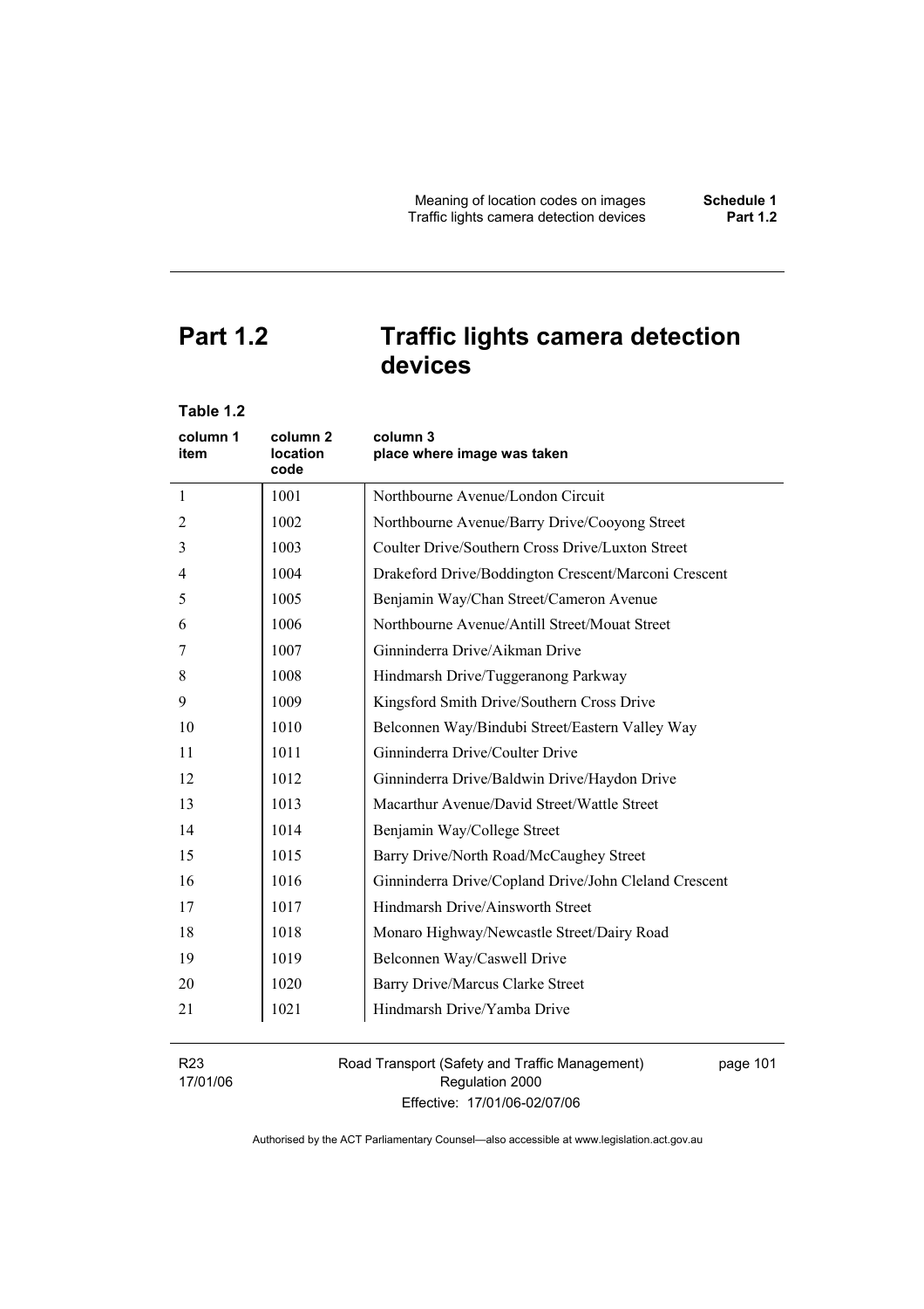# Part 1.2 Traffic lights camera detection devices

**Table 1.2**

| column 1 item | column 2 location code | column 3 place where image was taken |
|---|---|---|
| 1 | 1001 | Northbourne Avenue/London Circuit |
| 2 | 1002 | Northbourne Avenue/Barry Drive/Cooyong Street |
| 3 | 1003 | Coulter Drive/Southern Cross Drive/Luxton Street |
| 4 | 1004 | Drakeford Drive/Boddington Crescent/Marconi Crescent |
| 5 | 1005 | Benjamin Way/Chan Street/Cameron Avenue |
| 6 | 1006 | Northbourne Avenue/Antill Street/Mouat Street |
| 7 | 1007 | Ginninderra Drive/Aikman Drive |
| 8 | 1008 | Hindmarsh Drive/Tuggeranong Parkway |
| 9 | 1009 | Kingsford Smith Drive/Southern Cross Drive |
| 10 | 1010 | Belconnen Way/Bindubi Street/Eastern Valley Way |
| 11 | 1011 | Ginninderra Drive/Coulter Drive |
| 12 | 1012 | Ginninderra Drive/Baldwin Drive/Haydon Drive |
| 13 | 1013 | Macarthur Avenue/David Street/Wattle Street |
| 14 | 1014 | Benjamin Way/College Street |
| 15 | 1015 | Barry Drive/North Road/McCaughey Street |
| 16 | 1016 | Ginninderra Drive/Copland Drive/John Cleland Crescent |
| 17 | 1017 | Hindmarsh Drive/Ainsworth Street |
| 18 | 1018 | Monaro Highway/Newcastle Street/Dairy Road |
| 19 | 1019 | Belconnen Way/Caswell Drive |
| 20 | 1020 | Barry Drive/Marcus Clarke Street |
| 21 | 1021 | Hindmarsh Drive/Yamba Drive |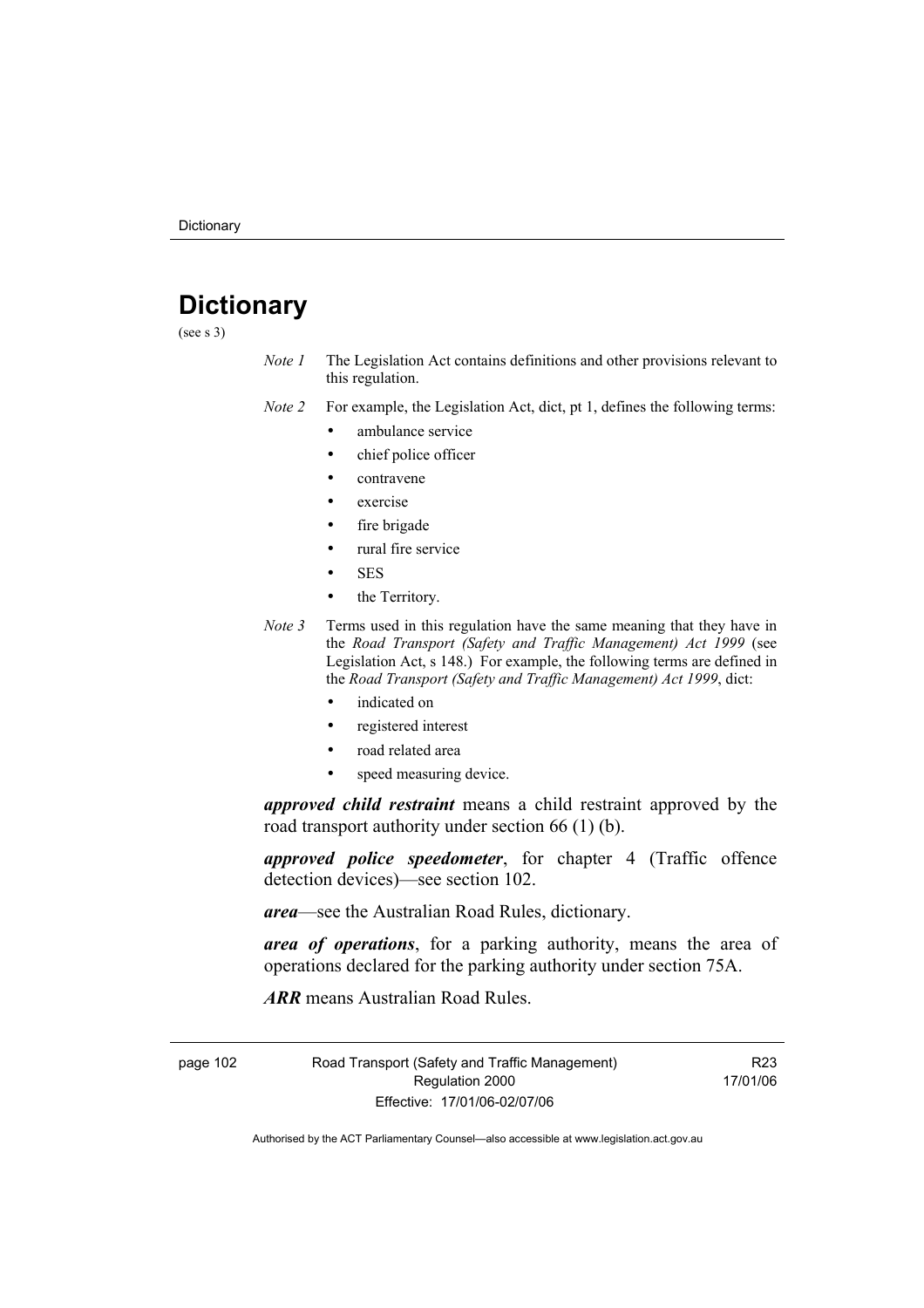# Dictionary

(see s 3)

*Note 1* The Legislation Act contains definitions and other provisions relevant to this regulation.

*Note 2* For example, the Legislation Act, dict, pt 1, defines the following terms:

- ambulance service
- chief police officer
- contravene
- exercise
- fire brigade
- rural fire service
- SES
- the Territory.

*Note 3* Terms used in this regulation have the same meaning that they have in the *Road Transport (Safety and Traffic Management) Act 1999* (see Legislation Act, s 148.) For example, the following terms are defined in the *Road Transport (Safety and Traffic Management) Act 1999*, dict:

- indicated on
- registered interest
- road related area
- speed measuring device.

***approved child restraint*** means a child restraint approved by the road transport authority under section 66 (1) (b).

***approved police speedometer***, for chapter 4 (Traffic offence detection devices)—see section 102.

***area***—see the Australian Road Rules, dictionary.

***area of operations***, for a parking authority, means the area of operations declared for the parking authority under section 75A.

***ARR*** means Australian Road Rules.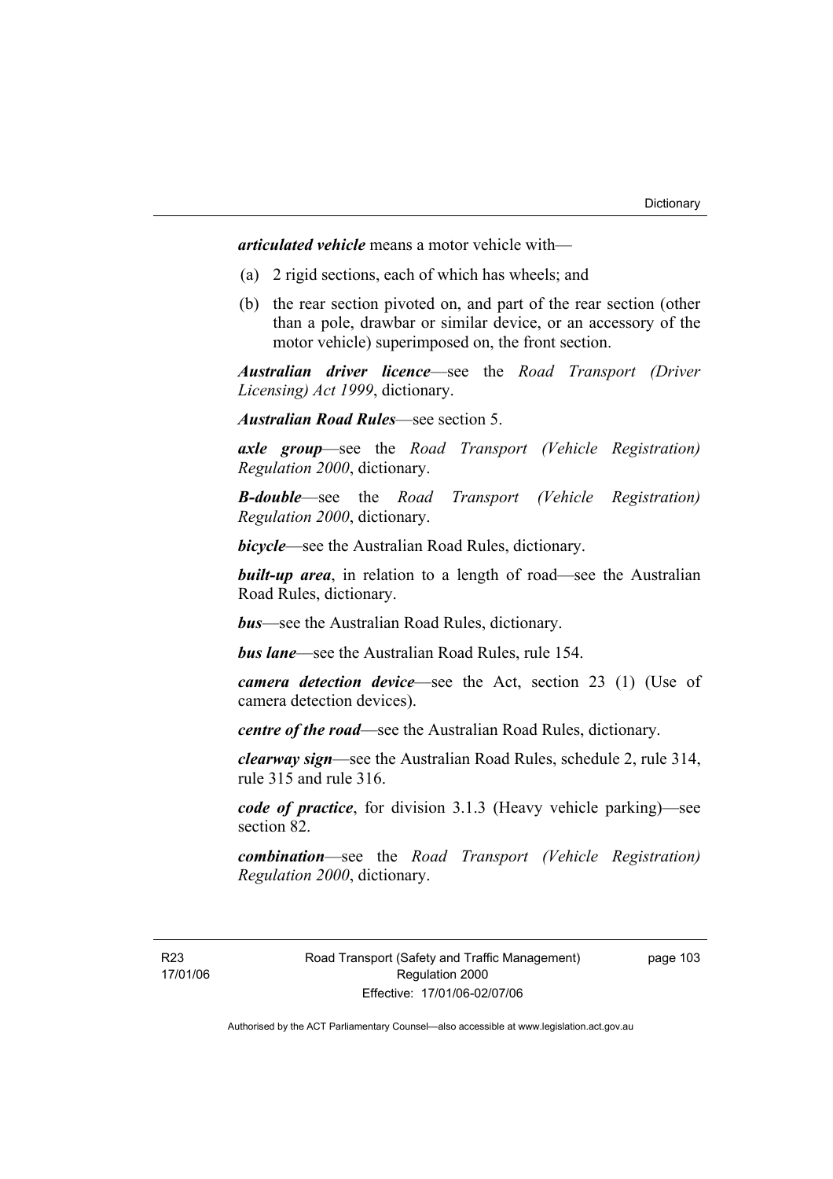***articulated vehicle*** means a motor vehicle with—

(a) 2 rigid sections, each of which has wheels; and

(b) the rear section pivoted on, and part of the rear section (other than a pole, drawbar or similar device, or an accessory of the motor vehicle) superimposed on, the front section.

***Australian driver licence***—see the *Road Transport (Driver Licensing) Act 1999*, dictionary.

***Australian Road Rules***—see section 5.

***axle group***—see the *Road Transport (Vehicle Registration) Regulation 2000*, dictionary.

***B-double***—see the *Road Transport (Vehicle Registration) Regulation 2000*, dictionary.

***bicycle***—see the Australian Road Rules, dictionary.

***built-up area***, in relation to a length of road—see the Australian Road Rules, dictionary.

***bus***—see the Australian Road Rules, dictionary.

***bus lane***—see the Australian Road Rules, rule 154.

***camera detection device***—see the Act, section 23 (1) (Use of camera detection devices).

***centre of the road***—see the Australian Road Rules, dictionary.

***clearway sign***—see the Australian Road Rules, schedule 2, rule 314, rule 315 and rule 316.

***code of practice***, for division 3.1.3 (Heavy vehicle parking)—see section 82.

***combination***—see the *Road Transport (Vehicle Registration) Regulation 2000*, dictionary.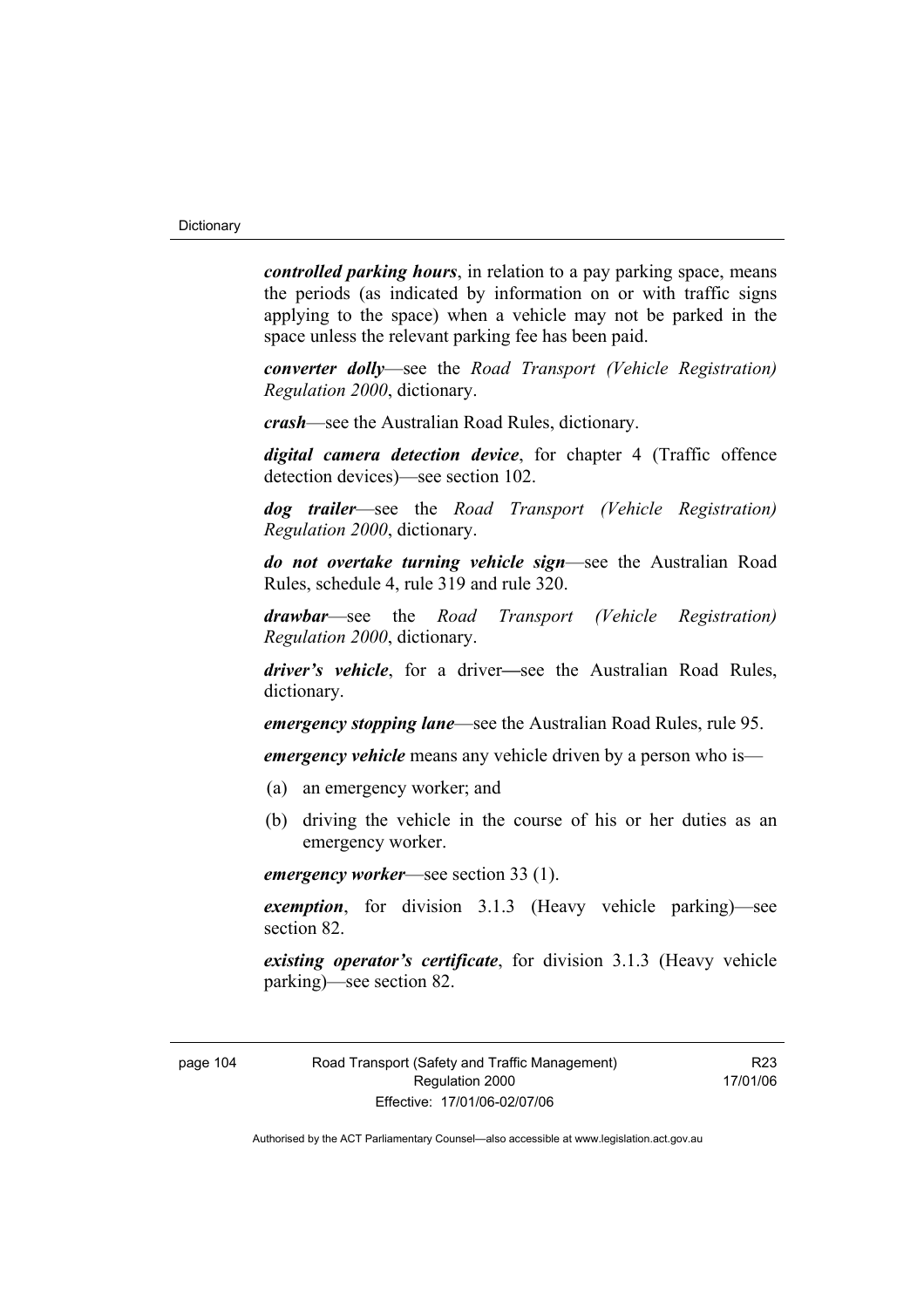***controlled parking hours***, in relation to a pay parking space, means the periods (as indicated by information on or with traffic signs applying to the space) when a vehicle may not be parked in the space unless the relevant parking fee has been paid.

***converter dolly***—see the *Road Transport (Vehicle Registration) Regulation 2000*, dictionary.

***crash***—see the Australian Road Rules, dictionary.

***digital camera detection device***, for chapter 4 (Traffic offence detection devices)—see section 102.

***dog trailer***—see the *Road Transport (Vehicle Registration) Regulation 2000*, dictionary.

***do not overtake turning vehicle sign***—see the Australian Road Rules, schedule 4, rule 319 and rule 320.

***drawbar***—see the *Road Transport (Vehicle Registration) Regulation 2000*, dictionary.

***driver's vehicle***, for a driver—see the Australian Road Rules, dictionary.

***emergency stopping lane***—see the Australian Road Rules, rule 95.

***emergency vehicle*** means any vehicle driven by a person who is—

(a) an emergency worker; and

(b) driving the vehicle in the course of his or her duties as an emergency worker.

***emergency worker***—see section 33 (1).

***exemption***, for division 3.1.3 (Heavy vehicle parking)—see section 82.

***existing operator's certificate***, for division 3.1.3 (Heavy vehicle parking)—see section 82.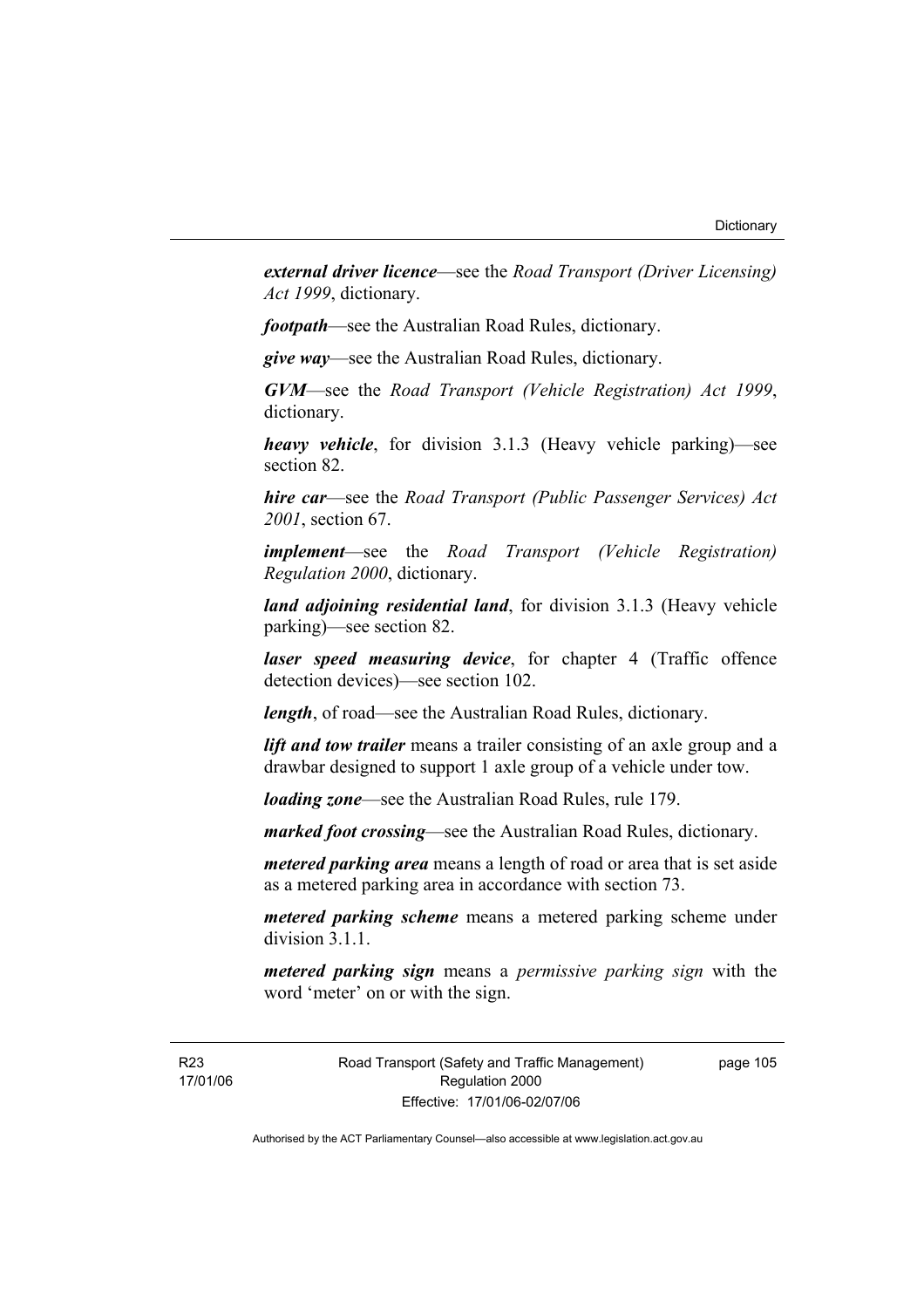***external driver licence***—see the *Road Transport (Driver Licensing) Act 1999*, dictionary.

***footpath***—see the Australian Road Rules, dictionary.

***give way***—see the Australian Road Rules, dictionary.

***GVM***—see the *Road Transport (Vehicle Registration) Act 1999*, dictionary.

***heavy vehicle***, for division 3.1.3 (Heavy vehicle parking)—see section 82.

***hire car***—see the *Road Transport (Public Passenger Services) Act 2001*, section 67.

***implement***—see the *Road Transport (Vehicle Registration) Regulation 2000*, dictionary.

***land adjoining residential land***, for division 3.1.3 (Heavy vehicle parking)—see section 82.

***laser speed measuring device***, for chapter 4 (Traffic offence detection devices)—see section 102.

***length***, of road—see the Australian Road Rules, dictionary.

***lift and tow trailer*** means a trailer consisting of an axle group and a drawbar designed to support 1 axle group of a vehicle under tow.

***loading zone***—see the Australian Road Rules, rule 179.

***marked foot crossing***—see the Australian Road Rules, dictionary.

***metered parking area*** means a length of road or area that is set aside as a metered parking area in accordance with section 73.

***metered parking scheme*** means a metered parking scheme under division 3.1.1.

***metered parking sign*** means a *permissive parking sign* with the word 'meter' on or with the sign.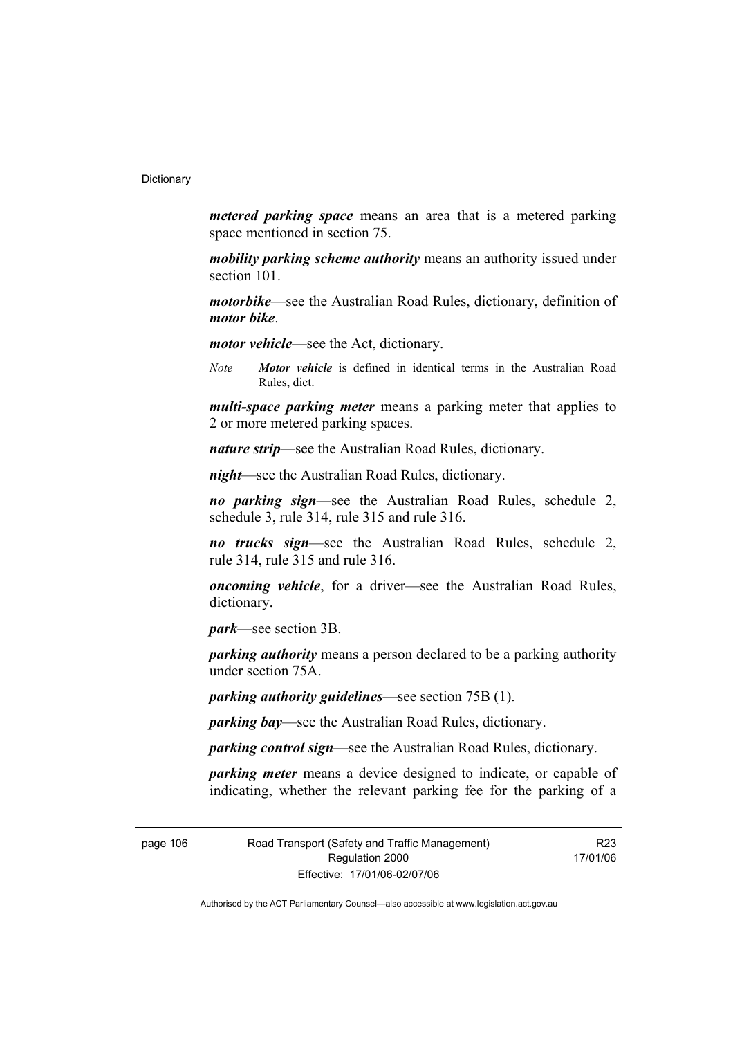***metered parking space*** means an area that is a metered parking space mentioned in section 75.

***mobility parking scheme authority*** means an authority issued under section 101.

***motorbike***—see the Australian Road Rules, dictionary, definition of ***motor bike***.

***motor vehicle***—see the Act, dictionary.

*Note* ***Motor vehicle*** is defined in identical terms in the Australian Road Rules, dict.

***multi-space parking meter*** means a parking meter that applies to 2 or more metered parking spaces.

***nature strip***—see the Australian Road Rules, dictionary.

***night***—see the Australian Road Rules, dictionary.

***no parking sign***—see the Australian Road Rules, schedule 2, schedule 3, rule 314, rule 315 and rule 316.

***no trucks sign***—see the Australian Road Rules, schedule 2, rule 314, rule 315 and rule 316.

***oncoming vehicle***, for a driver—see the Australian Road Rules, dictionary.

***park***—see section 3B.

***parking authority*** means a person declared to be a parking authority under section 75A.

***parking authority guidelines***—see section 75B (1).

***parking bay***—see the Australian Road Rules, dictionary.

***parking control sign***—see the Australian Road Rules, dictionary.

***parking meter*** means a device designed to indicate, or capable of indicating, whether the relevant parking fee for the parking of a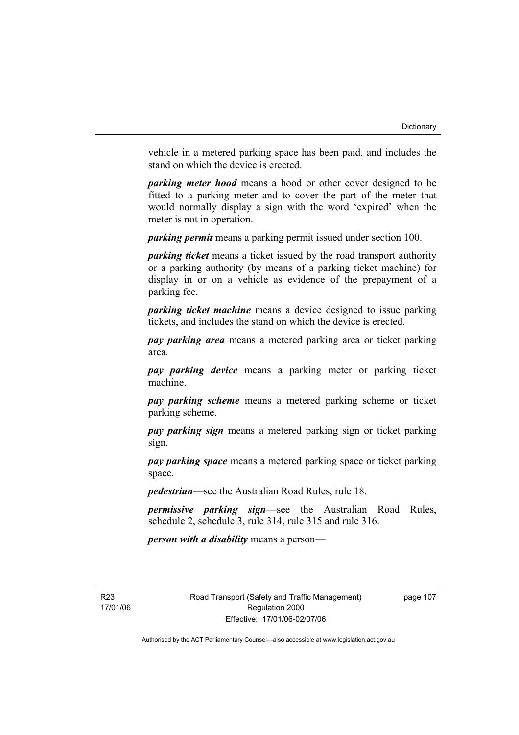vehicle in a metered parking space has been paid, and includes the stand on which the device is erected.

***parking meter hood*** means a hood or other cover designed to be fitted to a parking meter and to cover the part of the meter that would normally display a sign with the word 'expired' when the meter is not in operation.

***parking permit*** means a parking permit issued under section 100.

***parking ticket*** means a ticket issued by the road transport authority or a parking authority (by means of a parking ticket machine) for display in or on a vehicle as evidence of the prepayment of a parking fee.

***parking ticket machine*** means a device designed to issue parking tickets, and includes the stand on which the device is erected.

***pay parking area*** means a metered parking area or ticket parking area.

***pay parking device*** means a parking meter or parking ticket machine.

***pay parking scheme*** means a metered parking scheme or ticket parking scheme.

***pay parking sign*** means a metered parking sign or ticket parking sign.

***pay parking space*** means a metered parking space or ticket parking space.

***pedestrian***—see the Australian Road Rules, rule 18.

***permissive parking sign***—see the Australian Road Rules, schedule 2, schedule 3, rule 314, rule 315 and rule 316.

***person with a disability*** means a person—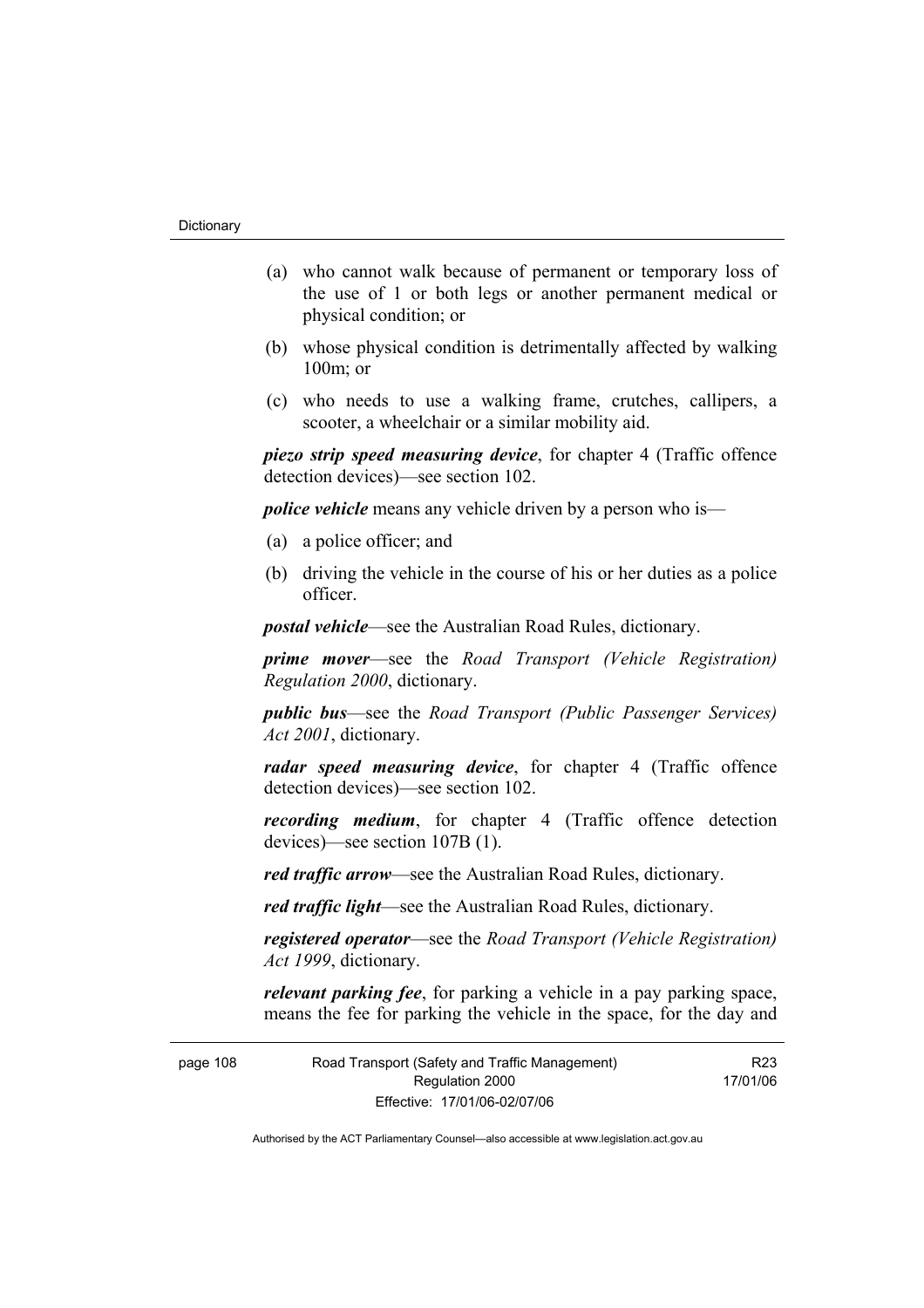(a) who cannot walk because of permanent or temporary loss of the use of 1 or both legs or another permanent medical or physical condition; or

(b) whose physical condition is detrimentally affected by walking 100m; or

(c) who needs to use a walking frame, crutches, callipers, a scooter, a wheelchair or a similar mobility aid.

***piezo strip speed measuring device***, for chapter 4 (Traffic offence detection devices)—see section 102.

***police vehicle*** means any vehicle driven by a person who is—

(a) a police officer; and

(b) driving the vehicle in the course of his or her duties as a police officer.

***postal vehicle***—see the Australian Road Rules, dictionary.

***prime mover***—see the *Road Transport (Vehicle Registration) Regulation 2000*, dictionary.

***public bus***—see the *Road Transport (Public Passenger Services) Act 2001*, dictionary.

***radar speed measuring device***, for chapter 4 (Traffic offence detection devices)—see section 102.

***recording medium***, for chapter 4 (Traffic offence detection devices)—see section 107B (1).

***red traffic arrow***—see the Australian Road Rules, dictionary.

***red traffic light***—see the Australian Road Rules, dictionary.

***registered operator***—see the *Road Transport (Vehicle Registration) Act 1999*, dictionary.

***relevant parking fee***, for parking a vehicle in a pay parking space, means the fee for parking the vehicle in the space, for the day and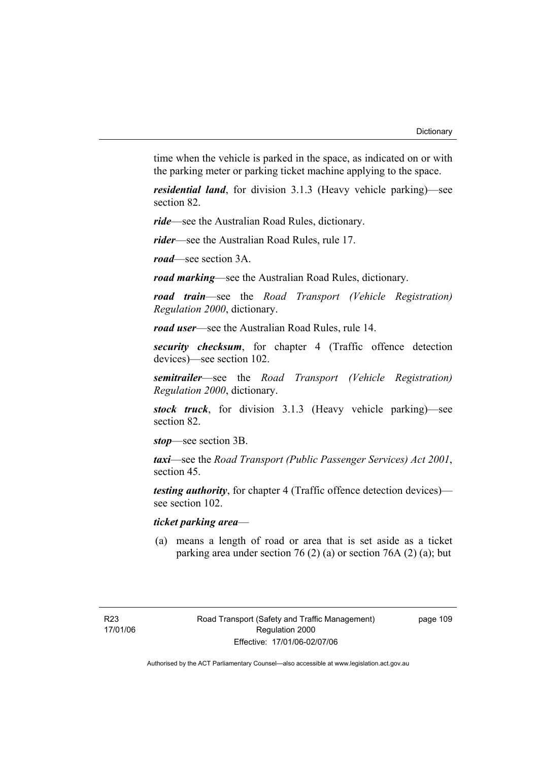time when the vehicle is parked in the space, as indicated on or with the parking meter or parking ticket machine applying to the space.

***residential land***, for division 3.1.3 (Heavy vehicle parking)—see section 82.

***ride***—see the Australian Road Rules, dictionary.

***rider***—see the Australian Road Rules, rule 17.

***road***—see section 3A.

***road marking***—see the Australian Road Rules, dictionary.

***road train***—see the *Road Transport (Vehicle Registration) Regulation 2000*, dictionary.

***road user***—see the Australian Road Rules, rule 14.

***security checksum***, for chapter 4 (Traffic offence detection devices)—see section 102.

***semitrailer***—see the *Road Transport (Vehicle Registration) Regulation 2000*, dictionary.

***stock truck***, for division 3.1.3 (Heavy vehicle parking)—see section 82.

***stop***—see section 3B.

***taxi***—see the *Road Transport (Public Passenger Services) Act 2001*, section 45.

***testing authority***, for chapter 4 (Traffic offence detection devices)—see section 102.

***ticket parking area***—

(a) means a length of road or area that is set aside as a ticket parking area under section 76 (2) (a) or section 76A (2) (a); but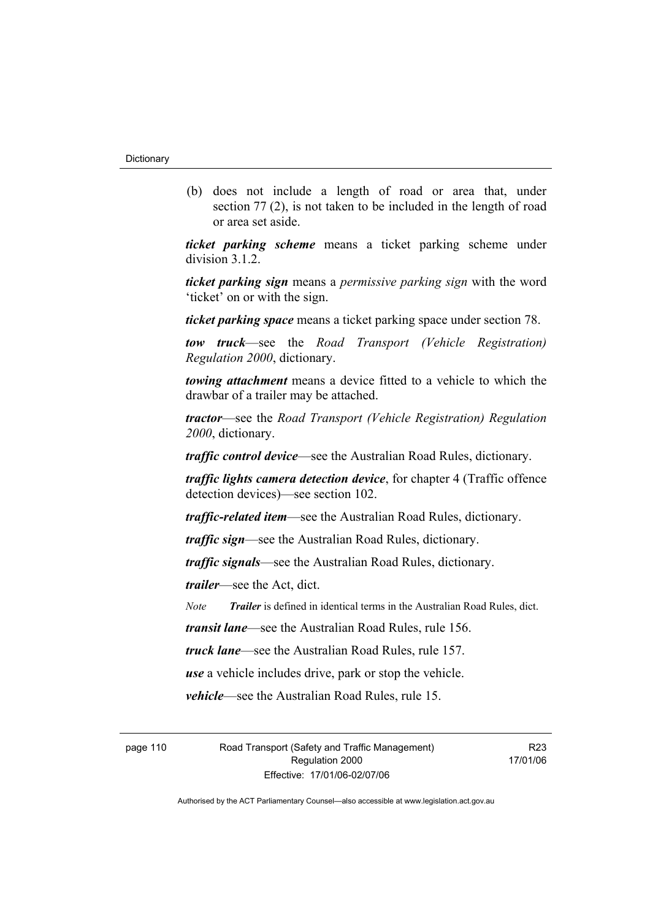(b) does not include a length of road or area that, under section 77 (2), is not taken to be included in the length of road or area set aside.

***ticket parking scheme*** means a ticket parking scheme under division 3.1.2.

***ticket parking sign*** means a *permissive parking sign* with the word 'ticket' on or with the sign.

***ticket parking space*** means a ticket parking space under section 78.

***tow truck***—see the *Road Transport (Vehicle Registration) Regulation 2000*, dictionary.

***towing attachment*** means a device fitted to a vehicle to which the drawbar of a trailer may be attached.

***tractor***—see the *Road Transport (Vehicle Registration) Regulation 2000*, dictionary.

***traffic control device***—see the Australian Road Rules, dictionary.

***traffic lights camera detection device***, for chapter 4 (Traffic offence detection devices)—see section 102.

***traffic-related item***—see the Australian Road Rules, dictionary.

***traffic sign***—see the Australian Road Rules, dictionary.

***traffic signals***—see the Australian Road Rules, dictionary.

***trailer***—see the Act, dict.

*Note* ***Trailer*** is defined in identical terms in the Australian Road Rules, dict.

***transit lane***—see the Australian Road Rules, rule 156.

***truck lane***—see the Australian Road Rules, rule 157.

***use*** a vehicle includes drive, park or stop the vehicle.

***vehicle***—see the Australian Road Rules, rule 15.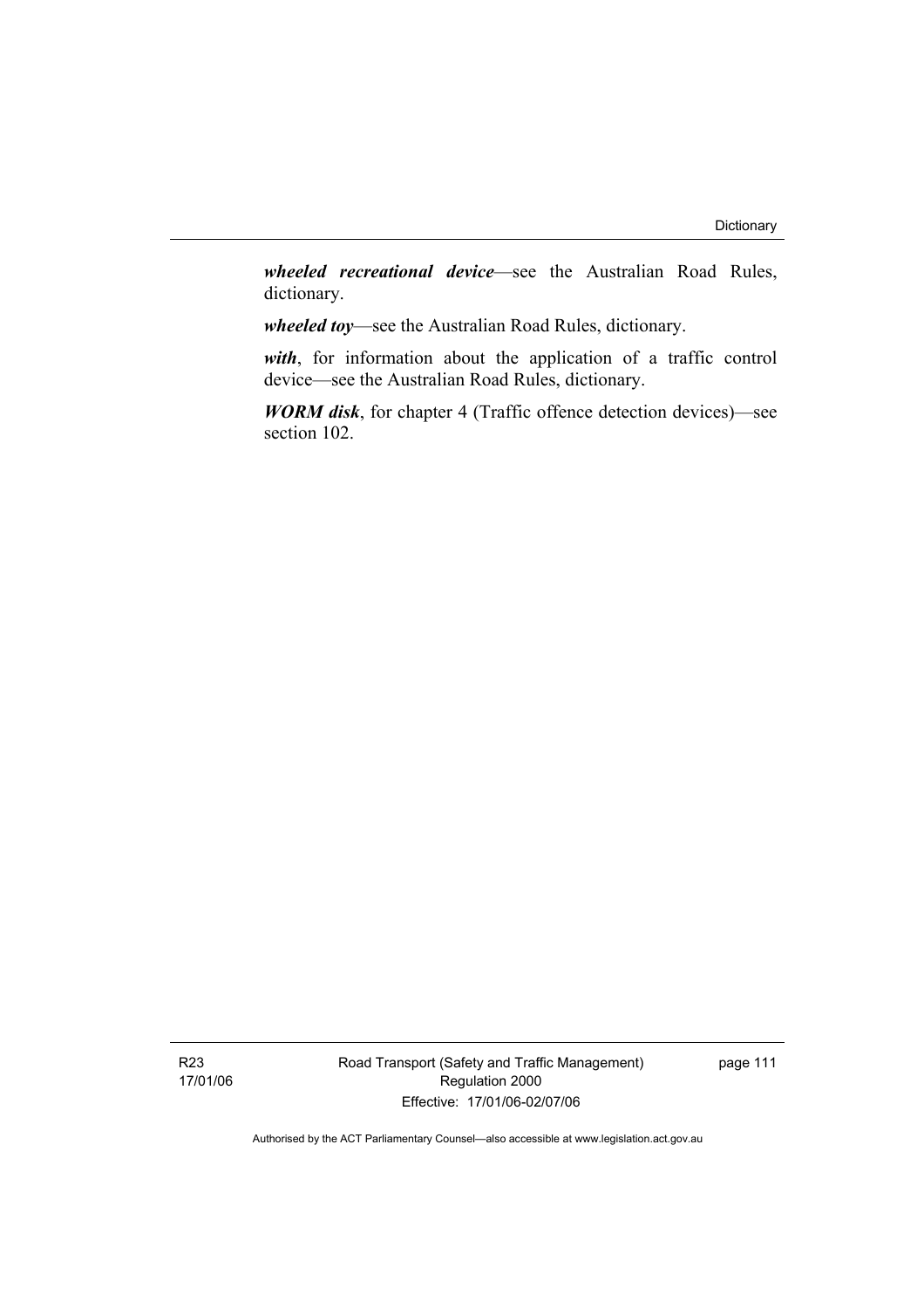***wheeled recreational device***—see the Australian Road Rules, dictionary.

***wheeled toy***—see the Australian Road Rules, dictionary.

***with***, for information about the application of a traffic control device—see the Australian Road Rules, dictionary.

***WORM disk***, for chapter 4 (Traffic offence detection devices)—see section 102.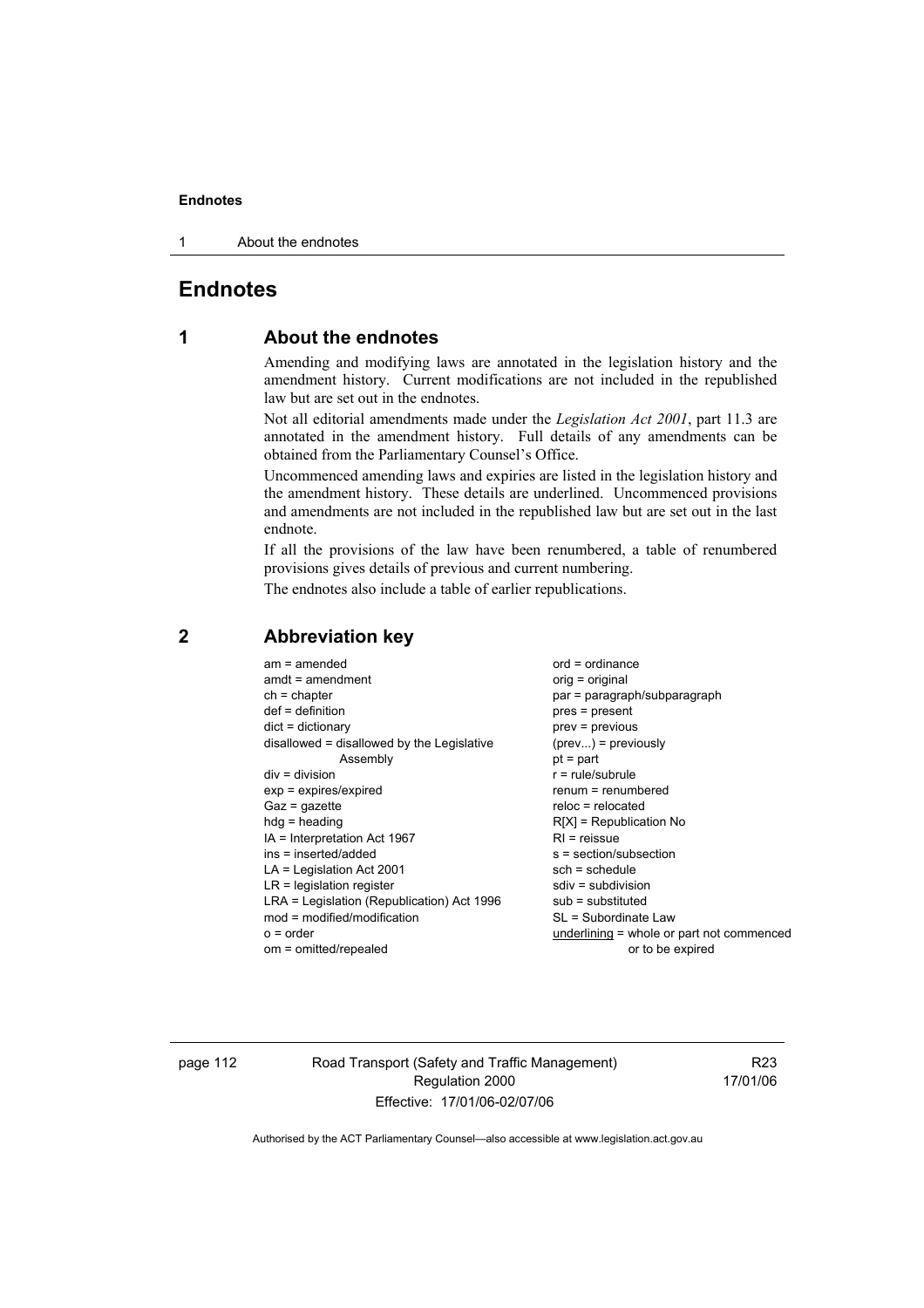# Endnotes

## 1 About the endnotes

Amending and modifying laws are annotated in the legislation history and the amendment history. Current modifications are not included in the republished law but are set out in the endnotes.

Not all editorial amendments made under the *Legislation Act 2001*, part 11.3 are annotated in the amendment history. Full details of any amendments can be obtained from the Parliamentary Counsel's Office.

Uncommenced amending laws and expiries are listed in the legislation history and the amendment history. These details are underlined. Uncommenced provisions and amendments are not included in the republished law but are set out in the last endnote.

If all the provisions of the law have been renumbered, a table of renumbered provisions gives details of previous and current numbering.

The endnotes also include a table of earlier republications.

## 2 Abbreviation key

am = amended
amdt = amendment
ch = chapter
def = definition
dict = dictionary
disallowed = disallowed by the Legislative Assembly
div = division
exp = expires/expired
Gaz = gazette
hdg = heading
IA = Interpretation Act 1967
ins = inserted/added
LA = Legislation Act 2001
LR = legislation register
LRA = Legislation (Republication) Act 1996
mod = modified/modification
o = order
om = omitted/repealed
ord = ordinance
orig = original
par = paragraph/subparagraph
pres = present
prev = previous
(prev...) = previously
pt = part
r = rule/subrule
renum = renumbered
reloc = relocated
R[X] = Republication No
RI = reissue
s = section/subsection
sch = schedule
sdiv = subdivision
sub = substituted
SL = Subordinate Law
underlining = whole or part not commenced or to be expired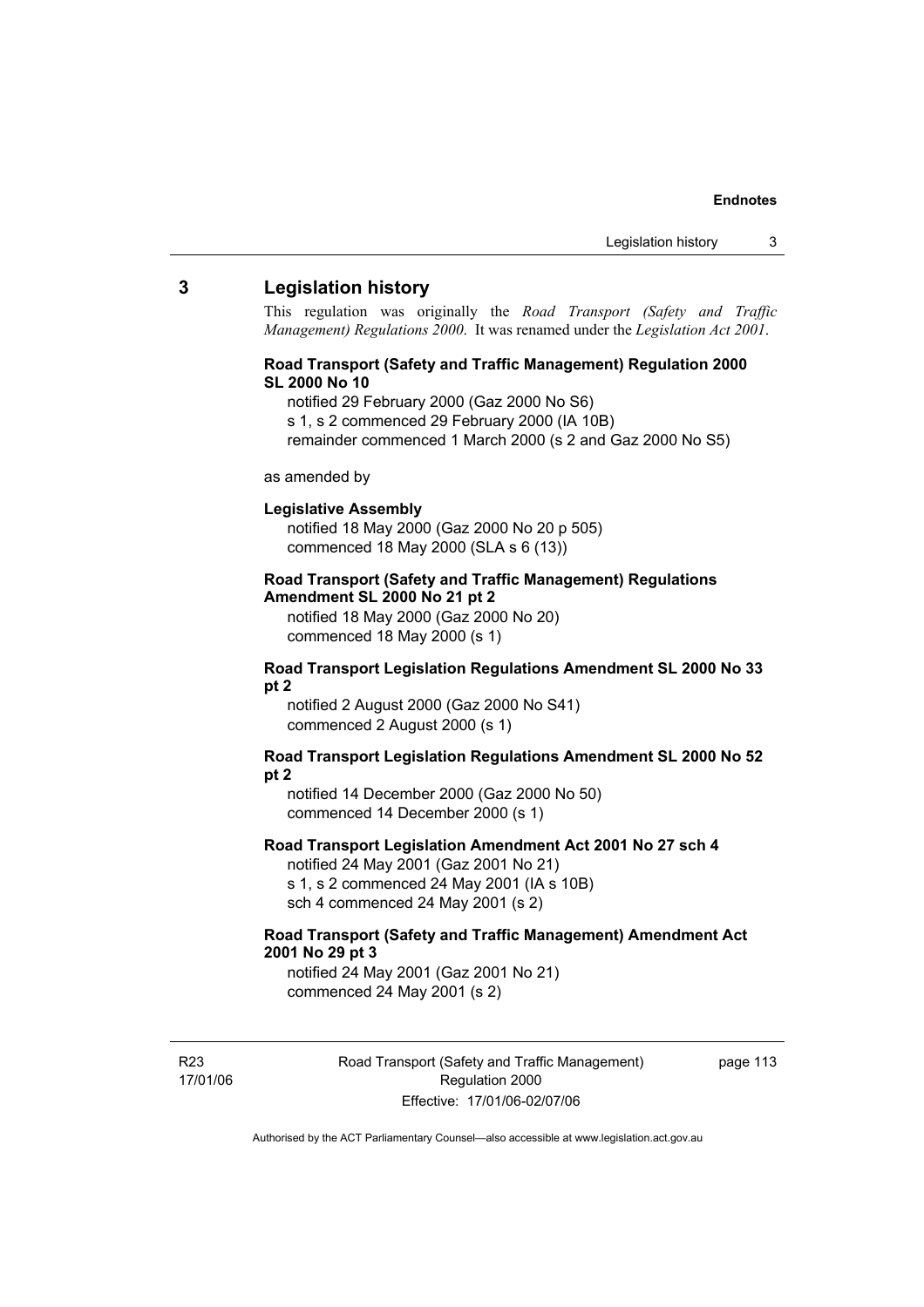## 3 Legislation history

This regulation was originally the *Road Transport (Safety and Traffic Management) Regulations 2000*. It was renamed under the *Legislation Act 2001*.

**Road Transport (Safety and Traffic Management) Regulation 2000 SL 2000 No 10**

notified 29 February 2000 (Gaz 2000 No S6)
s 1, s 2 commenced 29 February 2000 (IA 10B)
remainder commenced 1 March 2000 (s 2 and Gaz 2000 No S5)

as amended by

**Legislative Assembly**

notified 18 May 2000 (Gaz 2000 No 20 p 505)
commenced 18 May 2000 (SLA s 6 (13))

**Road Transport (Safety and Traffic Management) Regulations Amendment SL 2000 No 21 pt 2**

notified 18 May 2000 (Gaz 2000 No 20)
commenced 18 May 2000 (s 1)

**Road Transport Legislation Regulations Amendment SL 2000 No 33 pt 2**

notified 2 August 2000 (Gaz 2000 No S41)
commenced 2 August 2000 (s 1)

**Road Transport Legislation Regulations Amendment SL 2000 No 52 pt 2**

notified 14 December 2000 (Gaz 2000 No 50)
commenced 14 December 2000 (s 1)

**Road Transport Legislation Amendment Act 2001 No 27 sch 4**

notified 24 May 2001 (Gaz 2001 No 21)
s 1, s 2 commenced 24 May 2001 (IA s 10B)
sch 4 commenced 24 May 2001 (s 2)

**Road Transport (Safety and Traffic Management) Amendment Act 2001 No 29 pt 3**

notified 24 May 2001 (Gaz 2001 No 21)
commenced 24 May 2001 (s 2)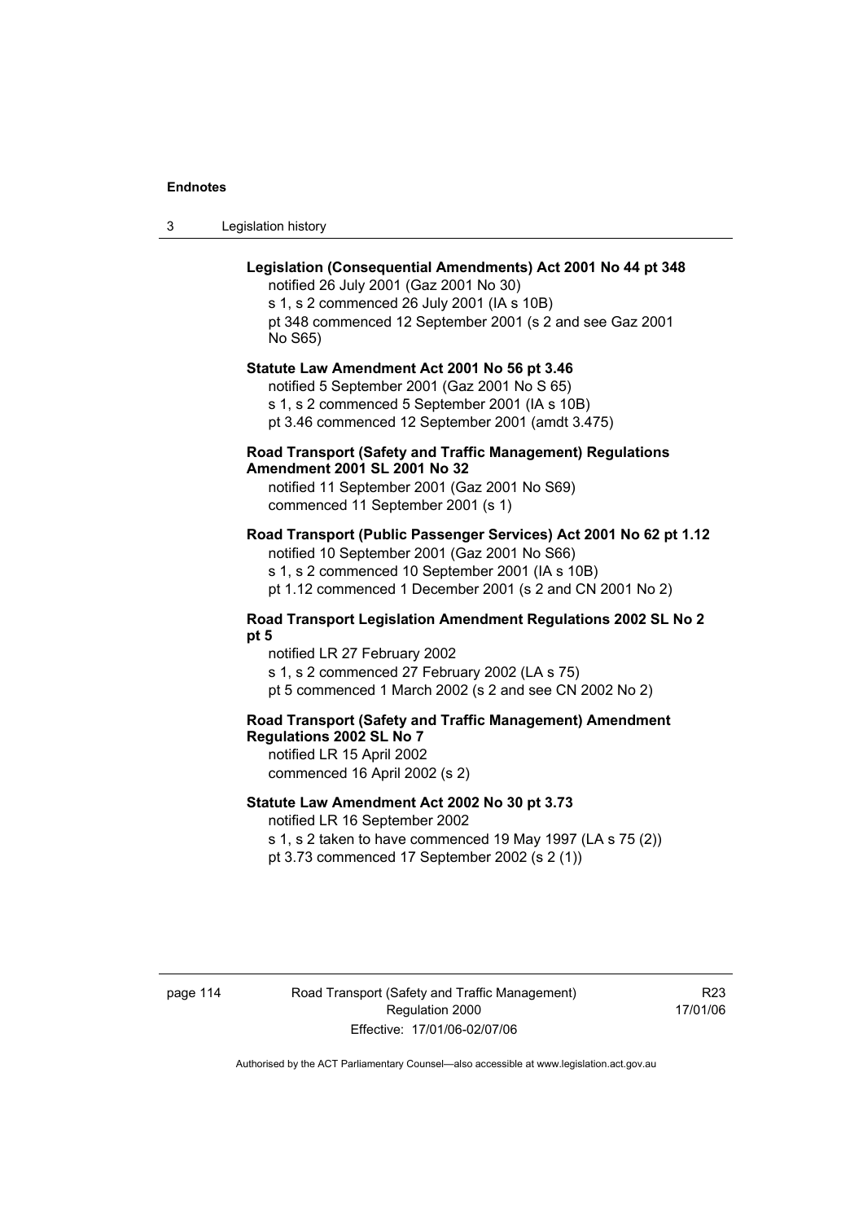**Legislation (Consequential Amendments) Act 2001 No 44 pt 348**

notified 26 July 2001 (Gaz 2001 No 30)
s 1, s 2 commenced 26 July 2001 (IA s 10B)
pt 348 commenced 12 September 2001 (s 2 and see Gaz 2001 No S65)

**Statute Law Amendment Act 2001 No 56 pt 3.46**

notified 5 September 2001 (Gaz 2001 No S 65)
s 1, s 2 commenced 5 September 2001 (IA s 10B)
pt 3.46 commenced 12 September 2001 (amdt 3.475)

**Road Transport (Safety and Traffic Management) Regulations Amendment 2001 SL 2001 No 32**

notified 11 September 2001 (Gaz 2001 No S69)
commenced 11 September 2001 (s 1)

**Road Transport (Public Passenger Services) Act 2001 No 62 pt 1.12**

notified 10 September 2001 (Gaz 2001 No S66)
s 1, s 2 commenced 10 September 2001 (IA s 10B)
pt 1.12 commenced 1 December 2001 (s 2 and CN 2001 No 2)

**Road Transport Legislation Amendment Regulations 2002 SL No 2 pt 5**

notified LR 27 February 2002
s 1, s 2 commenced 27 February 2002 (LA s 75)
pt 5 commenced 1 March 2002 (s 2 and see CN 2002 No 2)

**Road Transport (Safety and Traffic Management) Amendment Regulations 2002 SL No 7**

notified LR 15 April 2002
commenced 16 April 2002 (s 2)

**Statute Law Amendment Act 2002 No 30 pt 3.73**

notified LR 16 September 2002
s 1, s 2 taken to have commenced 19 May 1997 (LA s 75 (2))
pt 3.73 commenced 17 September 2002 (s 2 (1))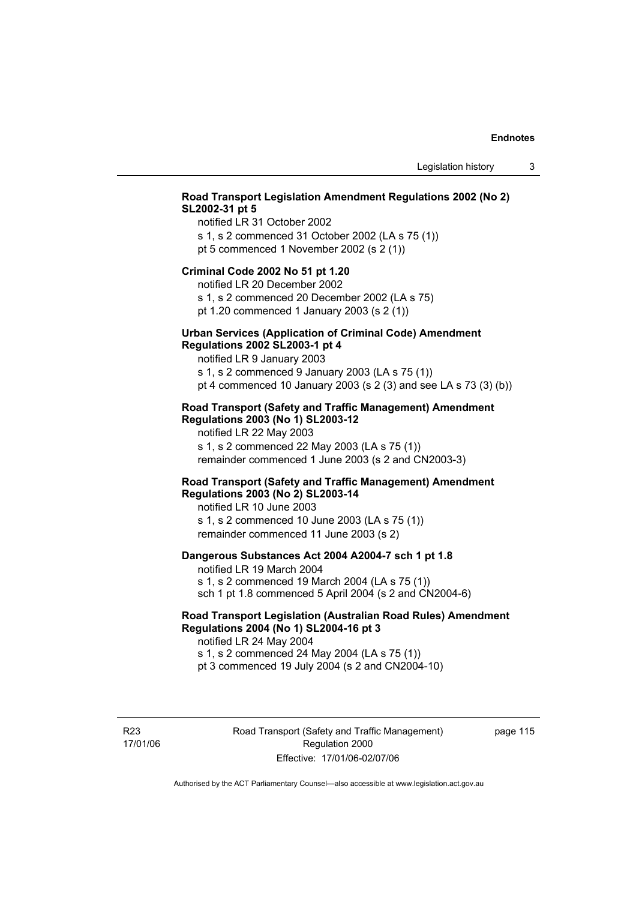**Road Transport Legislation Amendment Regulations 2002 (No 2) SL2002-31 pt 5**

notified LR 31 October 2002
s 1, s 2 commenced 31 October 2002 (LA s 75 (1))
pt 5 commenced 1 November 2002 (s 2 (1))

**Criminal Code 2002 No 51 pt 1.20**

notified LR 20 December 2002
s 1, s 2 commenced 20 December 2002 (LA s 75)
pt 1.20 commenced 1 January 2003 (s 2 (1))

**Urban Services (Application of Criminal Code) Amendment Regulations 2002 SL2003-1 pt 4**

notified LR 9 January 2003
s 1, s 2 commenced 9 January 2003 (LA s 75 (1))
pt 4 commenced 10 January 2003 (s 2 (3) and see LA s 73 (3) (b))

**Road Transport (Safety and Traffic Management) Amendment Regulations 2003 (No 1) SL2003-12**

notified LR 22 May 2003
s 1, s 2 commenced 22 May 2003 (LA s 75 (1))
remainder commenced 1 June 2003 (s 2 and CN2003-3)

**Road Transport (Safety and Traffic Management) Amendment Regulations 2003 (No 2) SL2003-14**

notified LR 10 June 2003
s 1, s 2 commenced 10 June 2003 (LA s 75 (1))
remainder commenced 11 June 2003 (s 2)

**Dangerous Substances Act 2004 A2004-7 sch 1 pt 1.8**

notified LR 19 March 2004
s 1, s 2 commenced 19 March 2004 (LA s 75 (1))
sch 1 pt 1.8 commenced 5 April 2004 (s 2 and CN2004-6)

**Road Transport Legislation (Australian Road Rules) Amendment Regulations 2004 (No 1) SL2004-16 pt 3**

notified LR 24 May 2004
s 1, s 2 commenced 24 May 2004 (LA s 75 (1))
pt 3 commenced 19 July 2004 (s 2 and CN2004-10)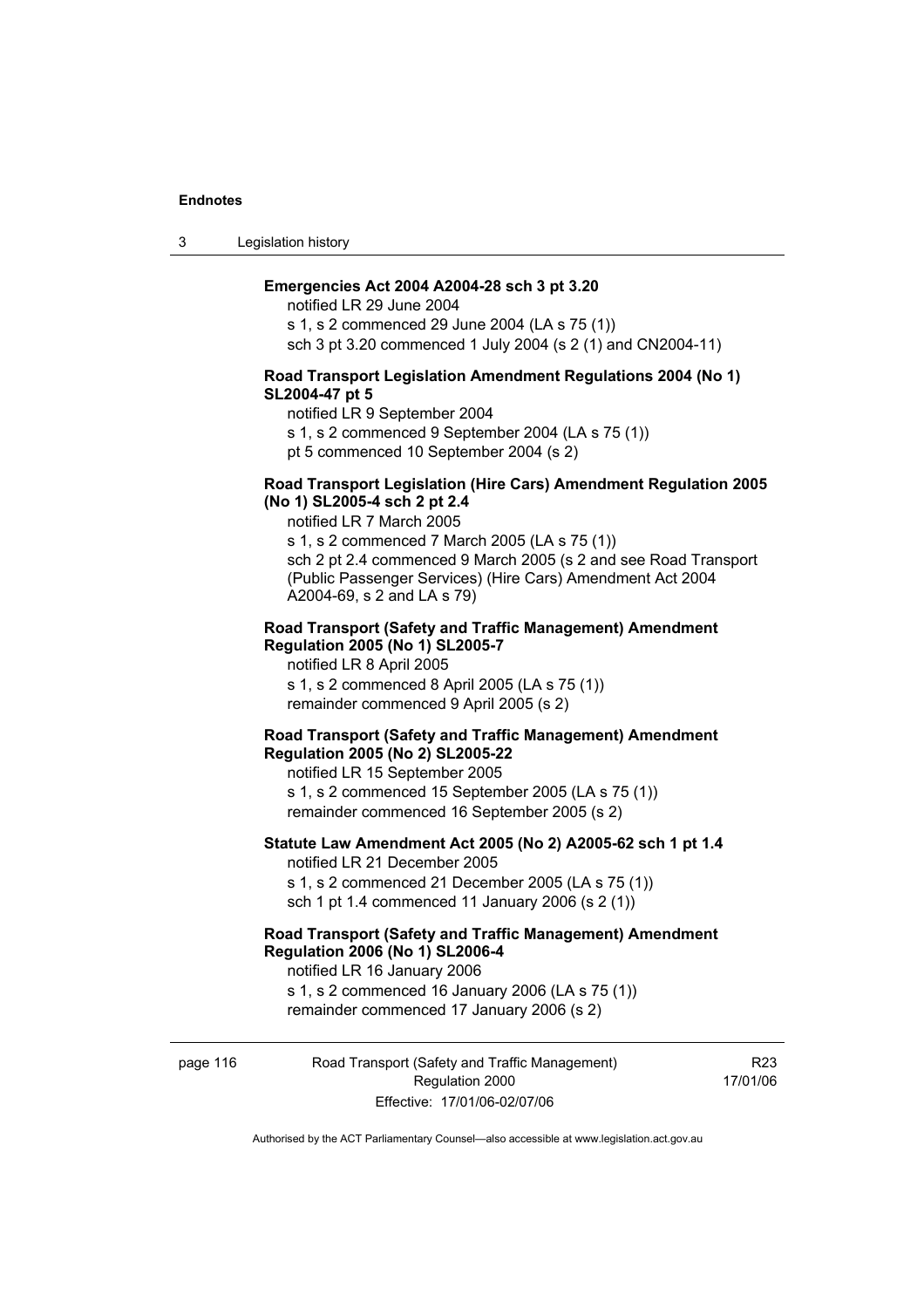**Emergencies Act 2004 A2004-28 sch 3 pt 3.20**

notified LR 29 June 2004

s 1, s 2 commenced 29 June 2004 (LA s 75 (1))

sch 3 pt 3.20 commenced 1 July 2004 (s 2 (1) and CN2004-11)

**Road Transport Legislation Amendment Regulations 2004 (No 1) SL2004-47 pt 5**

notified LR 9 September 2004

s 1, s 2 commenced 9 September 2004 (LA s 75 (1))

pt 5 commenced 10 September 2004 (s 2)

**Road Transport Legislation (Hire Cars) Amendment Regulation 2005 (No 1) SL2005-4 sch 2 pt 2.4**

notified LR 7 March 2005

s 1, s 2 commenced 7 March 2005 (LA s 75 (1))

sch 2 pt 2.4 commenced 9 March 2005 (s 2 and see Road Transport (Public Passenger Services) (Hire Cars) Amendment Act 2004 A2004-69, s 2 and LA s 79)

**Road Transport (Safety and Traffic Management) Amendment Regulation 2005 (No 1) SL2005-7**

notified LR 8 April 2005

s 1, s 2 commenced 8 April 2005 (LA s 75 (1))

remainder commenced 9 April 2005 (s 2)

**Road Transport (Safety and Traffic Management) Amendment Regulation 2005 (No 2) SL2005-22**

notified LR 15 September 2005

s 1, s 2 commenced 15 September 2005 (LA s 75 (1))

remainder commenced 16 September 2005 (s 2)

**Statute Law Amendment Act 2005 (No 2) A2005-62 sch 1 pt 1.4**

notified LR 21 December 2005

s 1, s 2 commenced 21 December 2005 (LA s 75 (1))

sch 1 pt 1.4 commenced 11 January 2006 (s 2 (1))

**Road Transport (Safety and Traffic Management) Amendment Regulation 2006 (No 1) SL2006-4**

notified LR 16 January 2006

s 1, s 2 commenced 16 January 2006 (LA s 75 (1))

remainder commenced 17 January 2006 (s 2)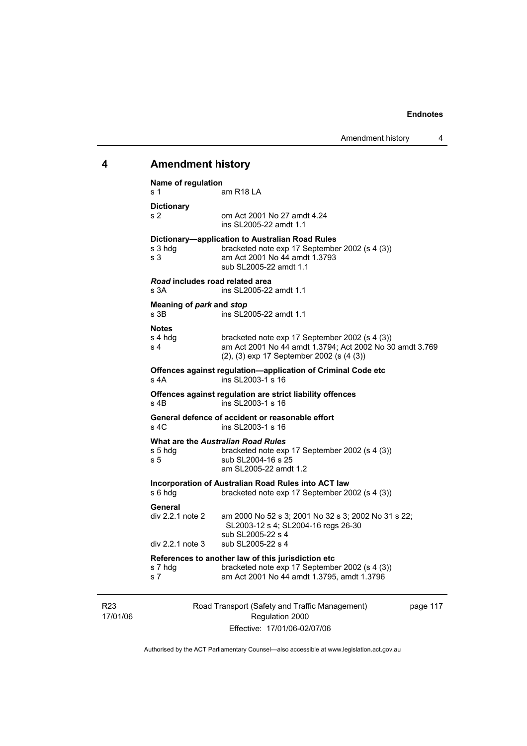## 4 Amendment history

**Name of regulation**
s 1 am R18 LA

**Dictionary**
s 2 om Act 2001 No 27 amdt 4.24
ins SL2005-22 amdt 1.1

**Dictionary—application to Australian Road Rules**
s 3 hdg bracketed note exp 17 September 2002 (s 4 (3))
s 3 am Act 2001 No 44 amdt 1.3793
sub SL2005-22 amdt 1.1

***Road* includes road related area**
s 3A ins SL2005-22 amdt 1.1

**Meaning of *park* and *stop***
s 3B ins SL2005-22 amdt 1.1

**Notes**
s 4 hdg bracketed note exp 17 September 2002 (s 4 (3))
s 4 am Act 2001 No 44 amdt 1.3794; Act 2002 No 30 amdt 3.769
(2), (3) exp 17 September 2002 (s (4 (3))

**Offences against regulation—application of Criminal Code etc**
s 4A ins SL2003-1 s 16

**Offences against regulation are strict liability offences**
s 4B ins SL2003-1 s 16

**General defence of accident or reasonable effort**
s 4C ins SL2003-1 s 16

**What are the *Australian Road Rules***
s 5 hdg bracketed note exp 17 September 2002 (s 4 (3))
s 5 sub SL2004-16 s 25
am SL2005-22 amdt 1.2

**Incorporation of Australian Road Rules into ACT law**
s 6 hdg bracketed note exp 17 September 2002 (s 4 (3))

**General**
div 2.2.1 note 2 am 2000 No 52 s 3; 2001 No 32 s 3; 2002 No 31 s 22; SL2003-12 s 4; SL2004-16 regs 26-30
sub SL2005-22 s 4
div 2.2.1 note 3 sub SL2005-22 s 4

**References to another law of this jurisdiction etc**
s 7 hdg bracketed note exp 17 September 2002 (s 4 (3))
s 7 am Act 2001 No 44 amdt 1.3795, amdt 1.3796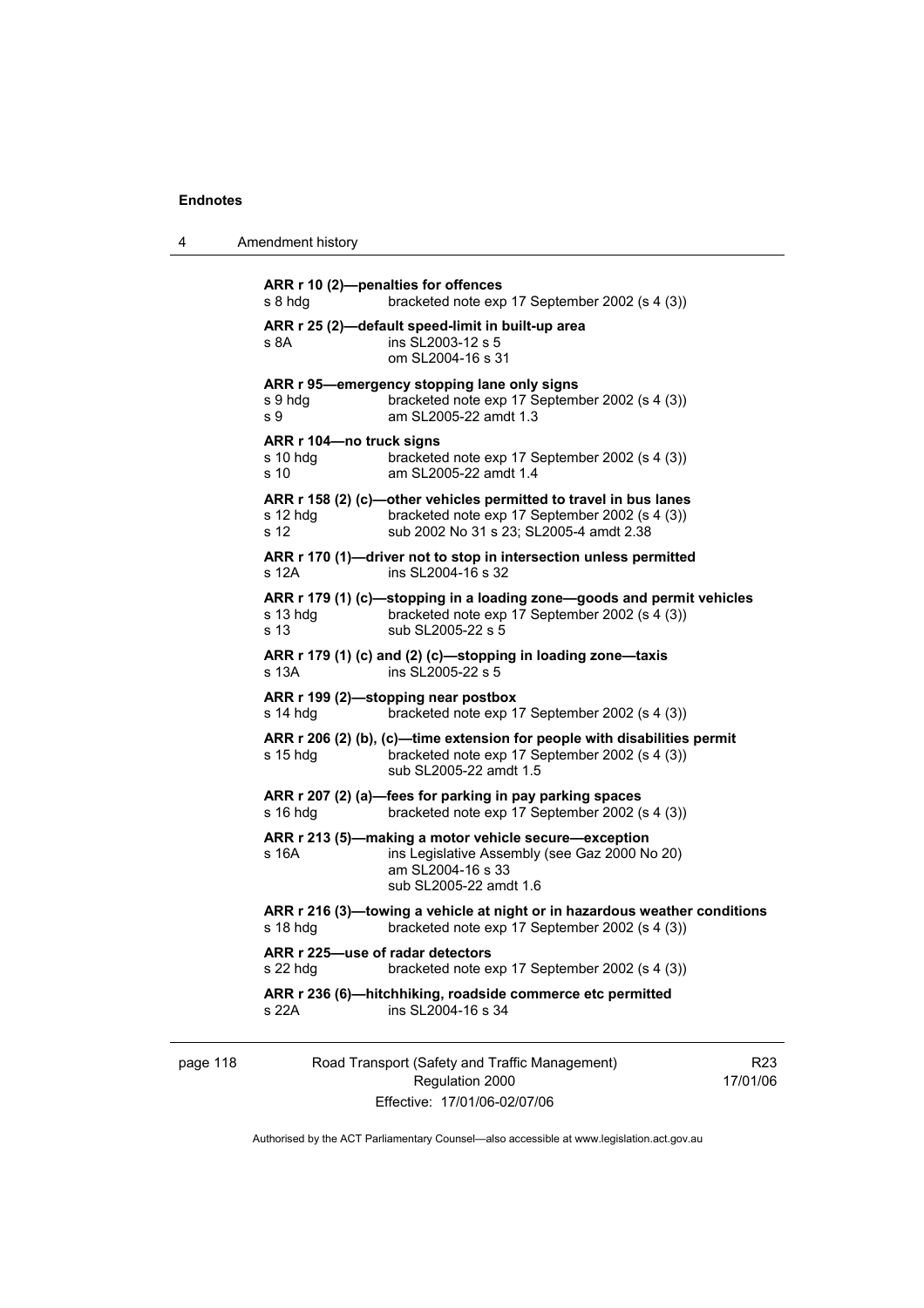**ARR r 10 (2)—penalties for offences**
s 8 hdg bracketed note exp 17 September 2002 (s 4 (3))

**ARR r 25 (2)—default speed-limit in built-up area**
s 8A ins SL2003-12 s 5
om SL2004-16 s 31

**ARR r 95—emergency stopping lane only signs**
s 9 hdg bracketed note exp 17 September 2002 (s 4 (3))
s 9 am SL2005-22 amdt 1.3

**ARR r 104—no truck signs**
s 10 hdg bracketed note exp 17 September 2002 (s 4 (3))
s 10 am SL2005-22 amdt 1.4

**ARR r 158 (2) (c)—other vehicles permitted to travel in bus lanes**
s 12 hdg bracketed note exp 17 September 2002 (s 4 (3))
s 12 sub 2002 No 31 s 23; SL2005-4 amdt 2.38

**ARR r 170 (1)—driver not to stop in intersection unless permitted**
s 12A ins SL2004-16 s 32

**ARR r 179 (1) (c)—stopping in a loading zone—goods and permit vehicles**
s 13 hdg bracketed note exp 17 September 2002 (s 4 (3))
s 13 sub SL2005-22 s 5

**ARR r 179 (1) (c) and (2) (c)—stopping in loading zone—taxis**
s 13A ins SL2005-22 s 5

**ARR r 199 (2)—stopping near postbox**
s 14 hdg bracketed note exp 17 September 2002 (s 4 (3))

**ARR r 206 (2) (b), (c)—time extension for people with disabilities permit**
s 15 hdg bracketed note exp 17 September 2002 (s 4 (3))
sub SL2005-22 amdt 1.5

**ARR r 207 (2) (a)—fees for parking in pay parking spaces**
s 16 hdg bracketed note exp 17 September 2002 (s 4 (3))

**ARR r 213 (5)—making a motor vehicle secure—exception**
s 16A ins Legislative Assembly (see Gaz 2000 No 20)
am SL2004-16 s 33
sub SL2005-22 amdt 1.6

**ARR r 216 (3)—towing a vehicle at night or in hazardous weather conditions**
s 18 hdg bracketed note exp 17 September 2002 (s 4 (3))

**ARR r 225—use of radar detectors**
s 22 hdg bracketed note exp 17 September 2002 (s 4 (3))

**ARR r 236 (6)—hitchhiking, roadside commerce etc permitted**
s 22A ins SL2004-16 s 34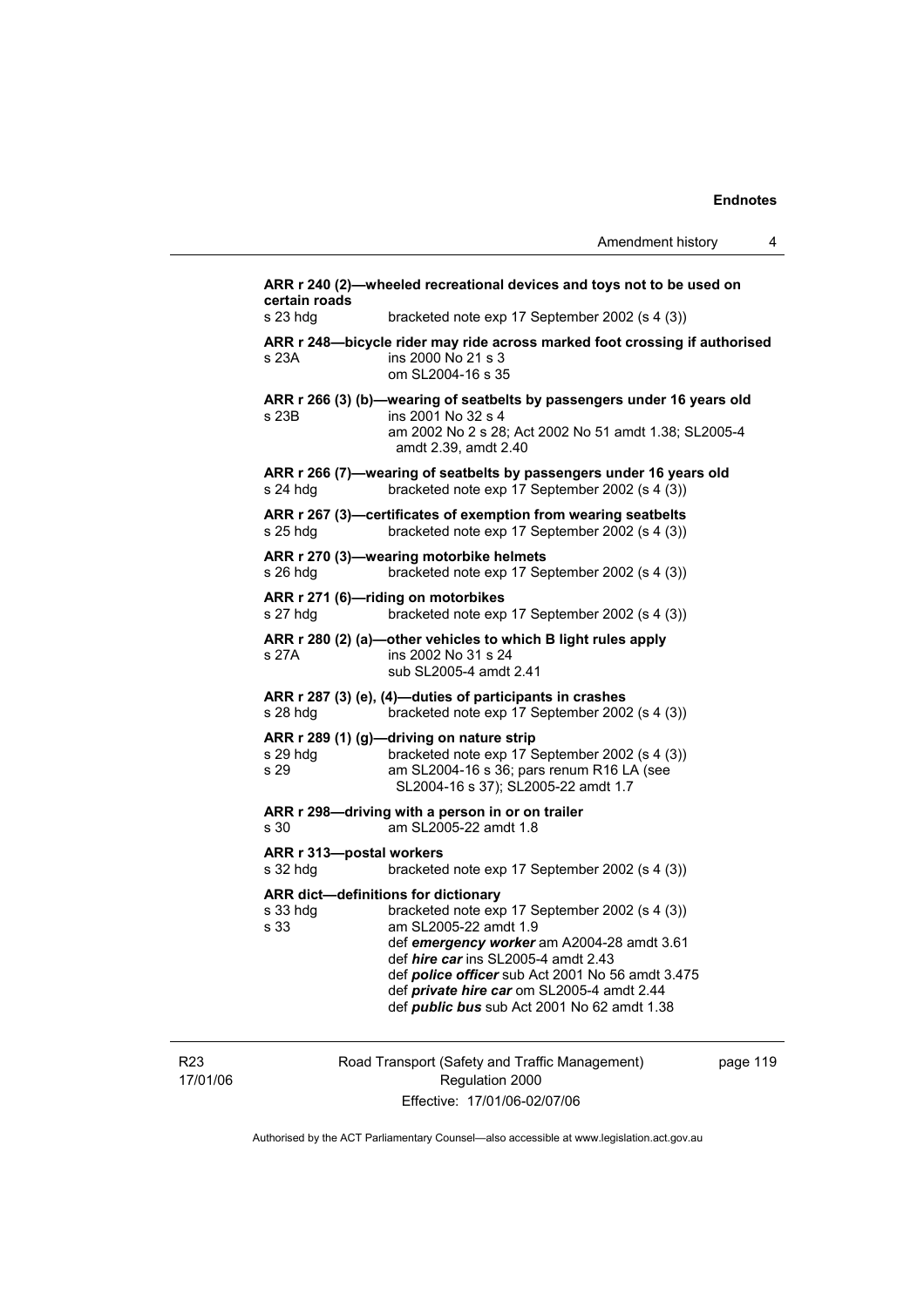**ARR r 240 (2)—wheeled recreational devices and toys not to be used on certain roads**

s 23 hdg bracketed note exp 17 September 2002 (s 4 (3))

**ARR r 248—bicycle rider may ride across marked foot crossing if authorised**

s 23A ins 2000 No 21 s 3
om SL2004-16 s 35

**ARR r 266 (3) (b)—wearing of seatbelts by passengers under 16 years old**

s 23B ins 2001 No 32 s 4
am 2002 No 2 s 28; Act 2002 No 51 amdt 1.38; SL2005-4 amdt 2.39, amdt 2.40

**ARR r 266 (7)—wearing of seatbelts by passengers under 16 years old**

s 24 hdg bracketed note exp 17 September 2002 (s 4 (3))

**ARR r 267 (3)—certificates of exemption from wearing seatbelts**

s 25 hdg bracketed note exp 17 September 2002 (s 4 (3))

**ARR r 270 (3)—wearing motorbike helmets**

s 26 hdg bracketed note exp 17 September 2002 (s 4 (3))

**ARR r 271 (6)—riding on motorbikes**

s 27 hdg bracketed note exp 17 September 2002 (s 4 (3))

**ARR r 280 (2) (a)—other vehicles to which B light rules apply**

s 27A ins 2002 No 31 s 24
sub SL2005-4 amdt 2.41

**ARR r 287 (3) (e), (4)—duties of participants in crashes**

s 28 hdg bracketed note exp 17 September 2002 (s 4 (3))

**ARR r 289 (1) (g)—driving on nature strip**

s 29 hdg bracketed note exp 17 September 2002 (s 4 (3))
s 29 am SL2004-16 s 36; pars renum R16 LA (see SL2004-16 s 37); SL2005-22 amdt 1.7

**ARR r 298—driving with a person in or on trailer**

s 30 am SL2005-22 amdt 1.8

**ARR r 313—postal workers**

s 32 hdg bracketed note exp 17 September 2002 (s 4 (3))

**ARR dict—definitions for dictionary**

s 33 hdg bracketed note exp 17 September 2002 (s 4 (3))
s 33 am SL2005-22 amdt 1.9
def ***emergency worker*** am A2004-28 amdt 3.61
def ***hire car*** ins SL2005-4 amdt 2.43
def ***police officer*** sub Act 2001 No 56 amdt 3.475
def ***private hire car*** om SL2005-4 amdt 2.44
def ***public bus*** sub Act 2001 No 62 amdt 1.38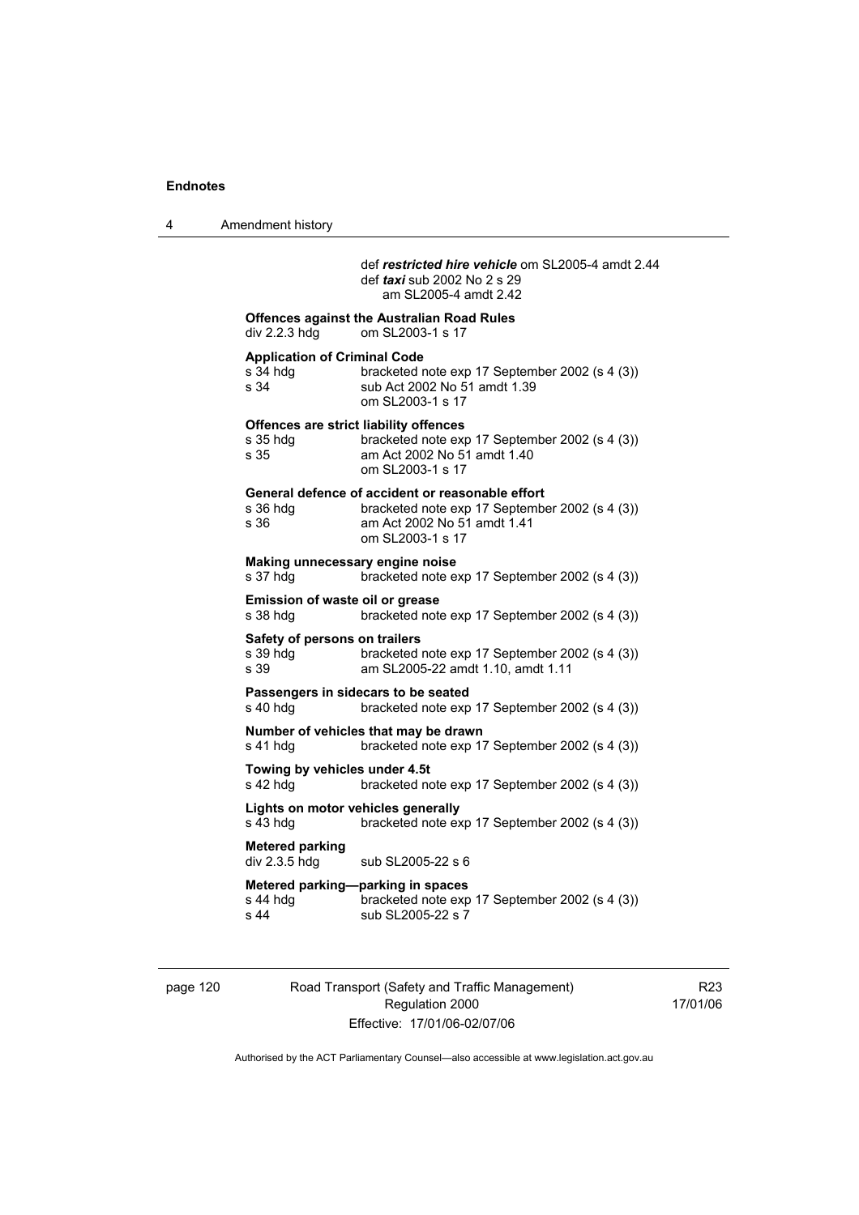def ***restricted hire vehicle*** om SL2005-4 amdt 2.44
def ***taxi*** sub 2002 No 2 s 29
am SL2005-4 amdt 2.42

**Offences against the Australian Road Rules**
div 2.2.3 hdg om SL2003-1 s 17

**Application of Criminal Code**
s 34 hdg bracketed note exp 17 September 2002 (s 4 (3))
s 34 sub Act 2002 No 51 amdt 1.39
om SL2003-1 s 17

**Offences are strict liability offences**
s 35 hdg bracketed note exp 17 September 2002 (s 4 (3))
s 35 am Act 2002 No 51 amdt 1.40
om SL2003-1 s 17

**General defence of accident or reasonable effort**
s 36 hdg bracketed note exp 17 September 2002 (s 4 (3))
s 36 am Act 2002 No 51 amdt 1.41
om SL2003-1 s 17

**Making unnecessary engine noise**
s 37 hdg bracketed note exp 17 September 2002 (s 4 (3))

**Emission of waste oil or grease**
s 38 hdg bracketed note exp 17 September 2002 (s 4 (3))

**Safety of persons on trailers**
s 39 hdg bracketed note exp 17 September 2002 (s 4 (3))
s 39 am SL2005-22 amdt 1.10, amdt 1.11

**Passengers in sidecars to be seated**
s 40 hdg bracketed note exp 17 September 2002 (s 4 (3))

**Number of vehicles that may be drawn**
s 41 hdg bracketed note exp 17 September 2002 (s 4 (3))

**Towing by vehicles under 4.5t**
s 42 hdg bracketed note exp 17 September 2002 (s 4 (3))

**Lights on motor vehicles generally**
s 43 hdg bracketed note exp 17 September 2002 (s 4 (3))

**Metered parking**
div 2.3.5 hdg sub SL2005-22 s 6

**Metered parking—parking in spaces**
s 44 hdg bracketed note exp 17 September 2002 (s 4 (3))
s 44 sub SL2005-22 s 7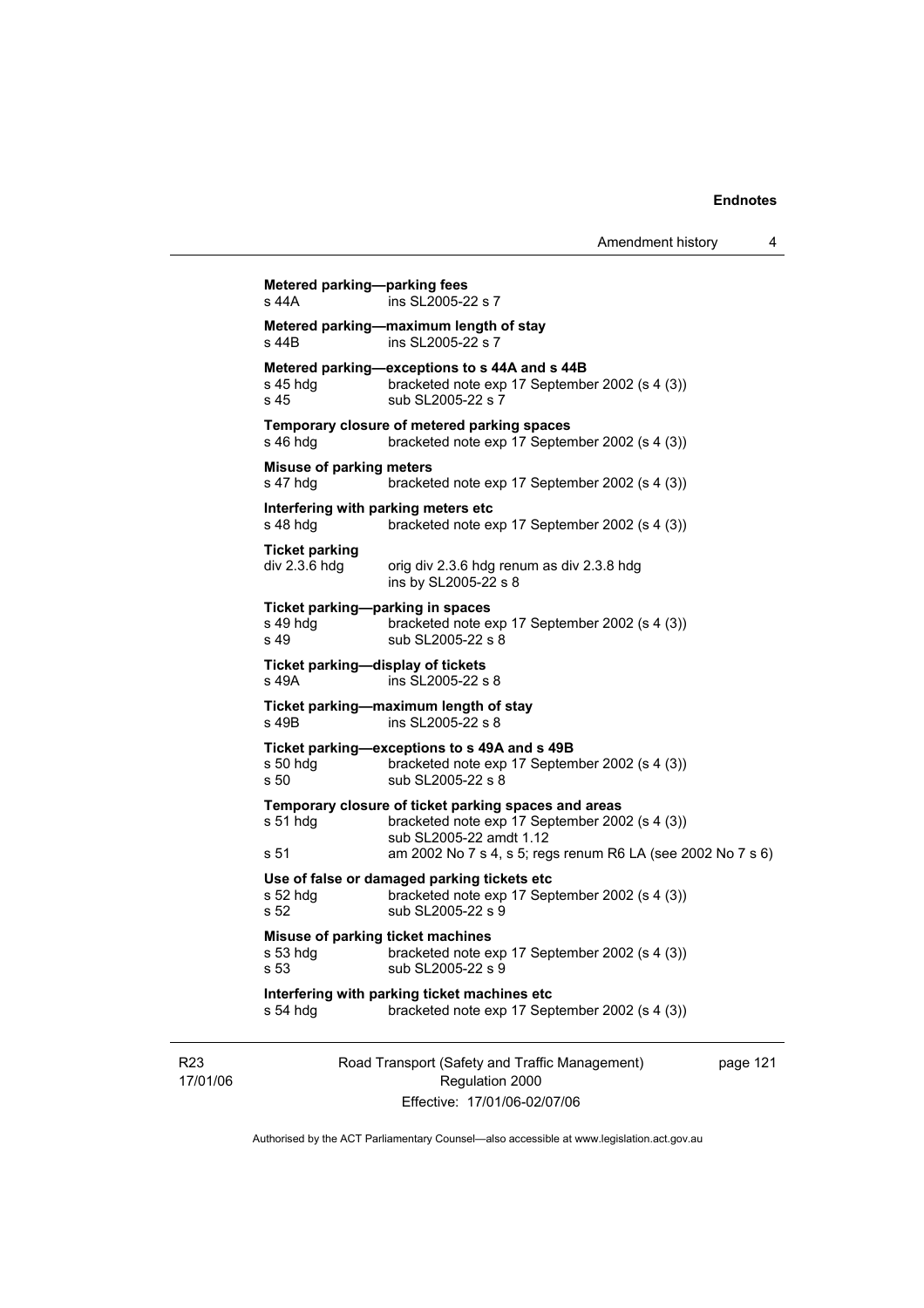**Metered parking—parking fees**
s 44A ins SL2005-22 s 7

**Metered parking—maximum length of stay**
s 44B ins SL2005-22 s 7

**Metered parking—exceptions to s 44A and s 44B**
s 45 hdg bracketed note exp 17 September 2002 (s 4 (3))
s 45 sub SL2005-22 s 7

**Temporary closure of metered parking spaces**
s 46 hdg bracketed note exp 17 September 2002 (s 4 (3))

**Misuse of parking meters**
s 47 hdg bracketed note exp 17 September 2002 (s 4 (3))

**Interfering with parking meters etc**
s 48 hdg bracketed note exp 17 September 2002 (s 4 (3))

**Ticket parking**
div 2.3.6 hdg orig div 2.3.6 hdg renum as div 2.3.8 hdg
ins by SL2005-22 s 8

**Ticket parking—parking in spaces**
s 49 hdg bracketed note exp 17 September 2002 (s 4 (3))
s 49 sub SL2005-22 s 8

**Ticket parking—display of tickets**
s 49A ins SL2005-22 s 8

**Ticket parking—maximum length of stay**
s 49B ins SL2005-22 s 8

**Ticket parking—exceptions to s 49A and s 49B**
s 50 hdg bracketed note exp 17 September 2002 (s 4 (3))
s 50 sub SL2005-22 s 8

**Temporary closure of ticket parking spaces and areas**
s 51 hdg bracketed note exp 17 September 2002 (s 4 (3))
sub SL2005-22 amdt 1.12
s 51 am 2002 No 7 s 4, s 5; regs renum R6 LA (see 2002 No 7 s 6)

**Use of false or damaged parking tickets etc**
s 52 hdg bracketed note exp 17 September 2002 (s 4 (3))
s 52 sub SL2005-22 s 9

**Misuse of parking ticket machines**
s 53 hdg bracketed note exp 17 September 2002 (s 4 (3))
s 53 sub SL2005-22 s 9

**Interfering with parking ticket machines etc**
s 54 hdg bracketed note exp 17 September 2002 (s 4 (3))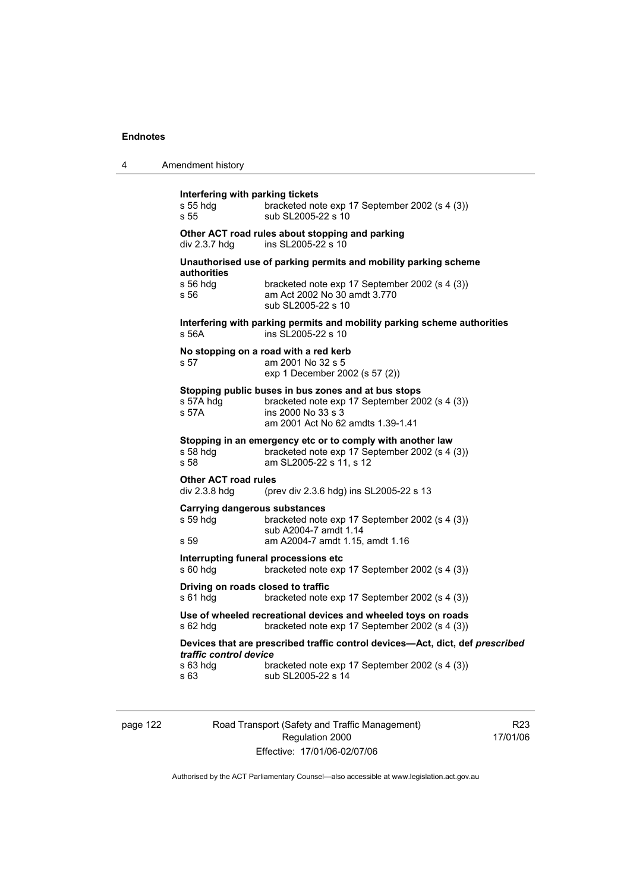**Interfering with parking tickets**

s 55 hdg bracketed note exp 17 September 2002 (s 4 (3))
s 55 sub SL2005-22 s 10

**Other ACT road rules about stopping and parking**

div 2.3.7 hdg ins SL2005-22 s 10

**Unauthorised use of parking permits and mobility parking scheme authorities**

s 56 hdg bracketed note exp 17 September 2002 (s 4 (3))
s 56 am Act 2002 No 30 amdt 3.770
sub SL2005-22 s 10

**Interfering with parking permits and mobility parking scheme authorities**

s 56A ins SL2005-22 s 10

**No stopping on a road with a red kerb**

s 57 am 2001 No 32 s 5
exp 1 December 2002 (s 57 (2))

**Stopping public buses in bus zones and at bus stops**

s 57A hdg bracketed note exp 17 September 2002 (s 4 (3))
s 57A ins 2000 No 33 s 3
am 2001 Act No 62 amdts 1.39-1.41

**Stopping in an emergency etc or to comply with another law**

s 58 hdg bracketed note exp 17 September 2002 (s 4 (3))
s 58 am SL2005-22 s 11, s 12

**Other ACT road rules**

div 2.3.8 hdg (prev div 2.3.6 hdg) ins SL2005-22 s 13

**Carrying dangerous substances**

s 59 hdg bracketed note exp 17 September 2002 (s 4 (3))
sub A2004-7 amdt 1.14
s 59 am A2004-7 amdt 1.15, amdt 1.16

**Interrupting funeral processions etc**

s 60 hdg bracketed note exp 17 September 2002 (s 4 (3))

**Driving on roads closed to traffic**

s 61 hdg bracketed note exp 17 September 2002 (s 4 (3))

**Use of wheeled recreational devices and wheeled toys on roads**

s 62 hdg bracketed note exp 17 September 2002 (s 4 (3))

**Devices that are prescribed traffic control devices—Act, dict, def *prescribed traffic control device***

s 63 hdg bracketed note exp 17 September 2002 (s 4 (3))
s 63 sub SL2005-22 s 14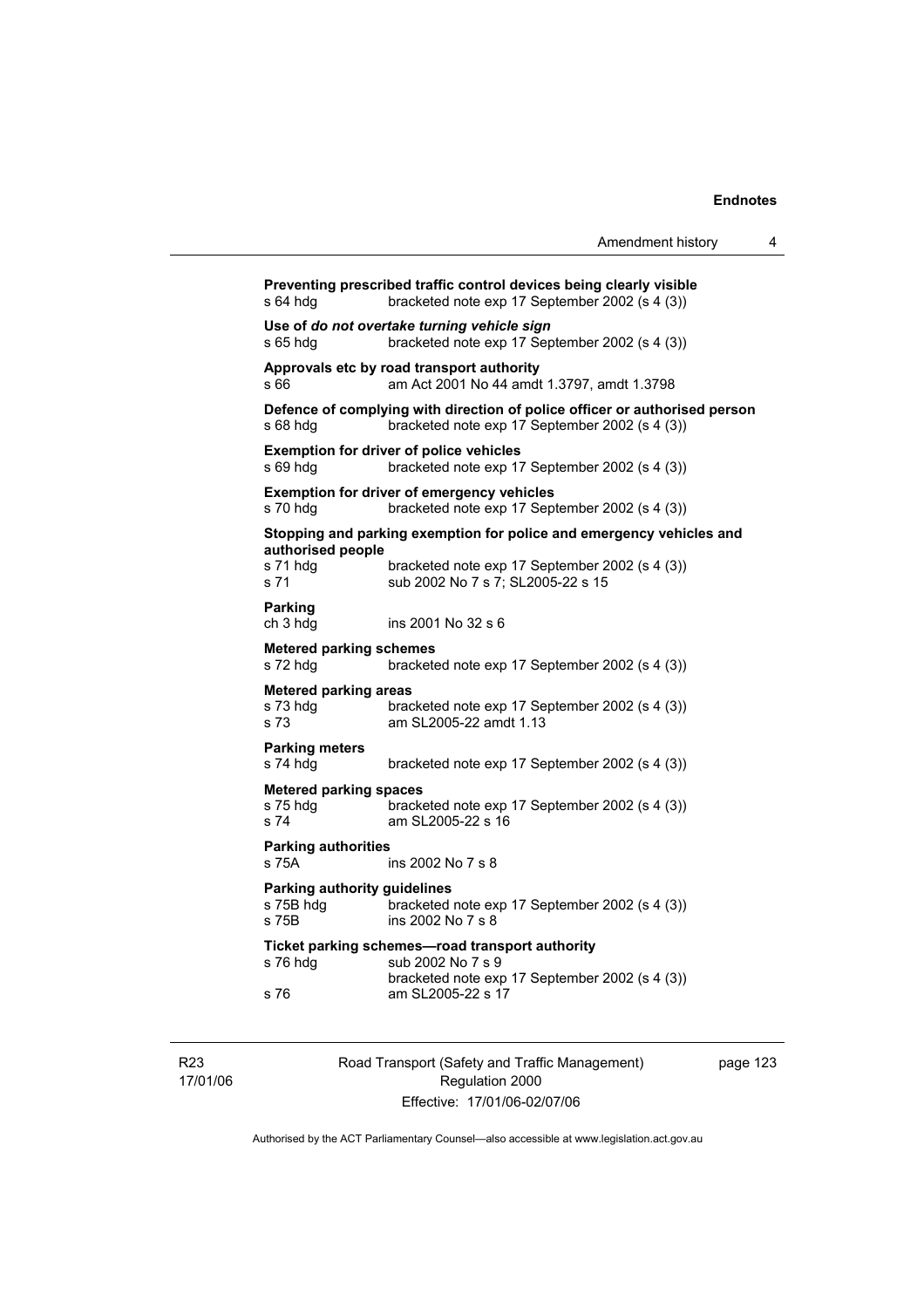**Preventing prescribed traffic control devices being clearly visible**
s 64 hdg bracketed note exp 17 September 2002 (s 4 (3))

**Use of *do not overtake turning vehicle sign***
s 65 hdg bracketed note exp 17 September 2002 (s 4 (3))

**Approvals etc by road transport authority**
s 66 am Act 2001 No 44 amdt 1.3797, amdt 1.3798

**Defence of complying with direction of police officer or authorised person**
s 68 hdg bracketed note exp 17 September 2002 (s 4 (3))

**Exemption for driver of police vehicles**
s 69 hdg bracketed note exp 17 September 2002 (s 4 (3))

**Exemption for driver of emergency vehicles**
s 70 hdg bracketed note exp 17 September 2002 (s 4 (3))

**Stopping and parking exemption for police and emergency vehicles and authorised people**
s 71 hdg bracketed note exp 17 September 2002 (s 4 (3))
s 71 sub 2002 No 7 s 7; SL2005-22 s 15

**Parking**
ch 3 hdg ins 2001 No 32 s 6

**Metered parking schemes**
s 72 hdg bracketed note exp 17 September 2002 (s 4 (3))

**Metered parking areas**
s 73 hdg bracketed note exp 17 September 2002 (s 4 (3))
s 73 am SL2005-22 amdt 1.13

**Parking meters**
s 74 hdg bracketed note exp 17 September 2002 (s 4 (3))

**Metered parking spaces**
s 75 hdg bracketed note exp 17 September 2002 (s 4 (3))
s 74 am SL2005-22 s 16

**Parking authorities**
s 75A ins 2002 No 7 s 8

**Parking authority guidelines**
s 75B hdg bracketed note exp 17 September 2002 (s 4 (3))
s 75B ins 2002 No 7 s 8

**Ticket parking schemes—road transport authority**
s 76 hdg sub 2002 No 7 s 9
bracketed note exp 17 September 2002 (s 4 (3))
s 76 am SL2005-22 s 17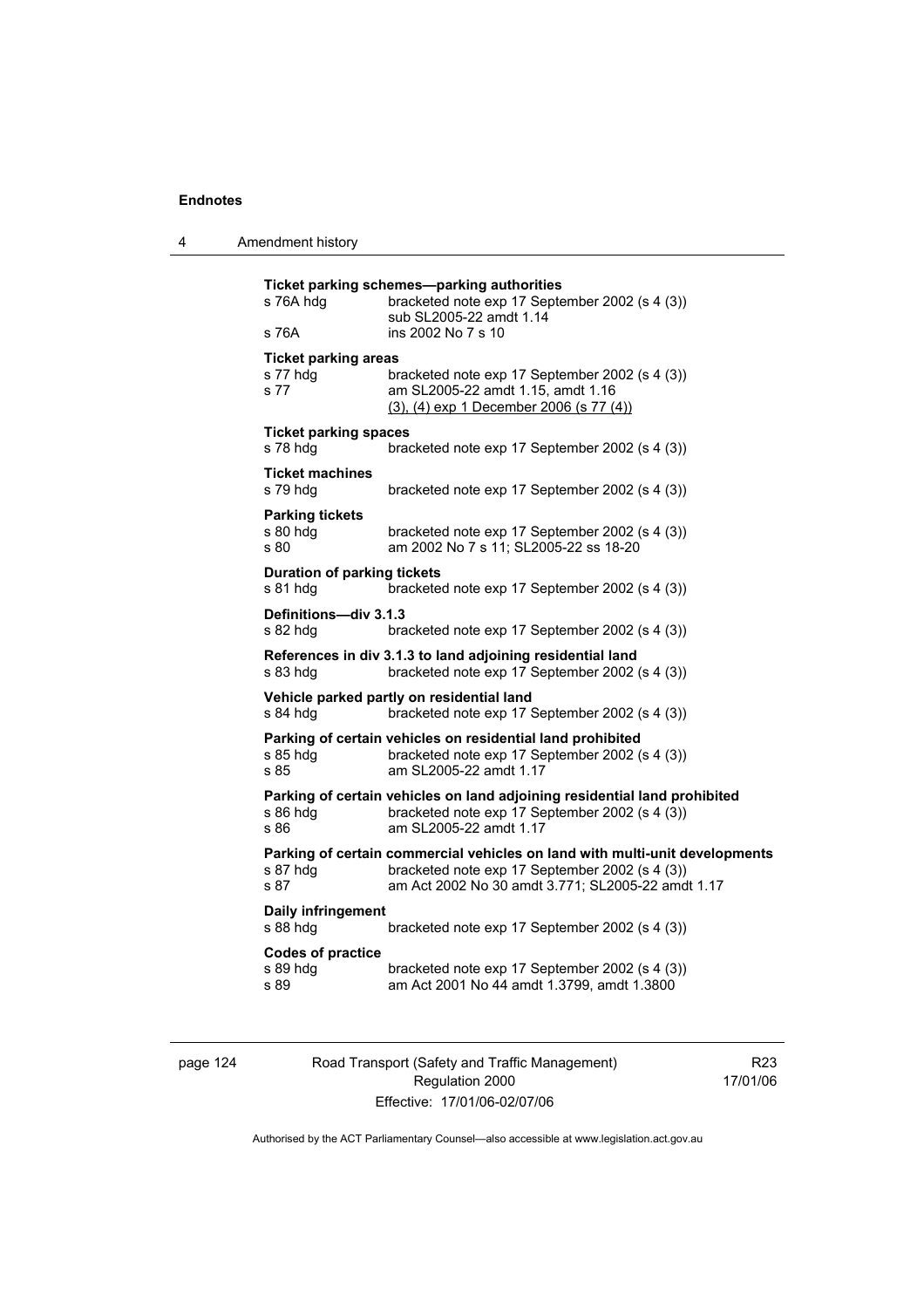**Ticket parking schemes—parking authorities**

s 76A hdg bracketed note exp 17 September 2002 (s 4 (3))
sub SL2005-22 amdt 1.14

s 76A ins 2002 No 7 s 10

**Ticket parking areas**

s 77 hdg bracketed note exp 17 September 2002 (s 4 (3))

s 77 am SL2005-22 amdt 1.15, amdt 1.16
(3), (4) exp 1 December 2006 (s 77 (4))

**Ticket parking spaces**

s 78 hdg bracketed note exp 17 September 2002 (s 4 (3))

**Ticket machines**

s 79 hdg bracketed note exp 17 September 2002 (s 4 (3))

**Parking tickets**

s 80 hdg bracketed note exp 17 September 2002 (s 4 (3))

s 80 am 2002 No 7 s 11; SL2005-22 ss 18-20

**Duration of parking tickets**

s 81 hdg bracketed note exp 17 September 2002 (s 4 (3))

**Definitions—div 3.1.3**

s 82 hdg bracketed note exp 17 September 2002 (s 4 (3))

**References in div 3.1.3 to land adjoining residential land**

s 83 hdg bracketed note exp 17 September 2002 (s 4 (3))

**Vehicle parked partly on residential land**

s 84 hdg bracketed note exp 17 September 2002 (s 4 (3))

**Parking of certain vehicles on residential land prohibited**

s 85 hdg bracketed note exp 17 September 2002 (s 4 (3))

s 85 am SL2005-22 amdt 1.17

**Parking of certain vehicles on land adjoining residential land prohibited**

s 86 hdg bracketed note exp 17 September 2002 (s 4 (3))

s 86 am SL2005-22 amdt 1.17

**Parking of certain commercial vehicles on land with multi-unit developments**

s 87 hdg bracketed note exp 17 September 2002 (s 4 (3))

s 87 am Act 2002 No 30 amdt 3.771; SL2005-22 amdt 1.17

**Daily infringement**

s 88 hdg bracketed note exp 17 September 2002 (s 4 (3))

**Codes of practice**

s 89 hdg bracketed note exp 17 September 2002 (s 4 (3))

s 89 am Act 2001 No 44 amdt 1.3799, amdt 1.3800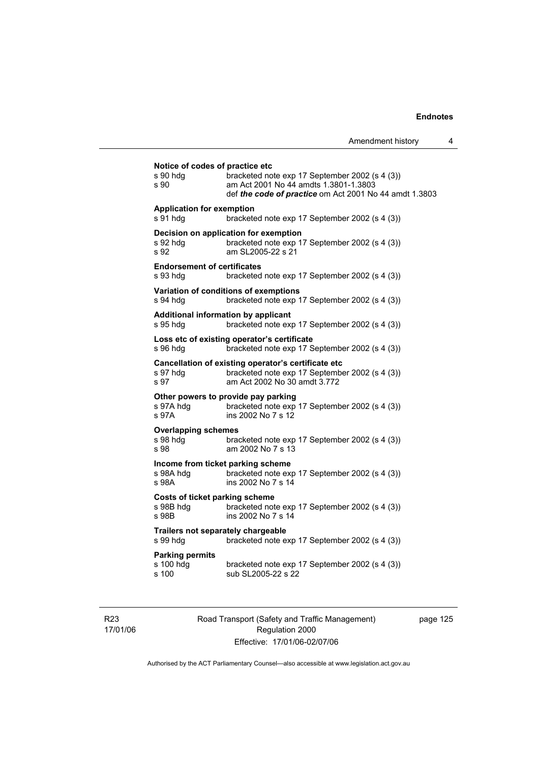**Notice of codes of practice etc**

s 90 hdg bracketed note exp 17 September 2002 (s 4 (3))
s 90 am Act 2001 No 44 amdts 1.3801-1.3803
def ***the code of practice*** om Act 2001 No 44 amdt 1.3803

**Application for exemption**

s 91 hdg bracketed note exp 17 September 2002 (s 4 (3))

**Decision on application for exemption**

s 92 hdg bracketed note exp 17 September 2002 (s 4 (3))
s 92 am SL2005-22 s 21

**Endorsement of certificates**

s 93 hdg bracketed note exp 17 September 2002 (s 4 (3))

**Variation of conditions of exemptions**

s 94 hdg bracketed note exp 17 September 2002 (s 4 (3))

**Additional information by applicant**

s 95 hdg bracketed note exp 17 September 2002 (s 4 (3))

**Loss etc of existing operator's certificate**

s 96 hdg bracketed note exp 17 September 2002 (s 4 (3))

**Cancellation of existing operator's certificate etc**

s 97 hdg bracketed note exp 17 September 2002 (s 4 (3))
s 97 am Act 2002 No 30 amdt 3.772

**Other powers to provide pay parking**

s 97A hdg bracketed note exp 17 September 2002 (s 4 (3))
s 97A ins 2002 No 7 s 12

**Overlapping schemes**

s 98 hdg bracketed note exp 17 September 2002 (s 4 (3))
s 98 am 2002 No 7 s 13

**Income from ticket parking scheme**

s 98A hdg bracketed note exp 17 September 2002 (s 4 (3))
s 98A ins 2002 No 7 s 14

**Costs of ticket parking scheme**

s 98B hdg bracketed note exp 17 September 2002 (s 4 (3))
s 98B ins 2002 No 7 s 14

**Trailers not separately chargeable**

s 99 hdg bracketed note exp 17 September 2002 (s 4 (3))

**Parking permits**

s 100 hdg bracketed note exp 17 September 2002 (s 4 (3))
s 100 sub SL2005-22 s 22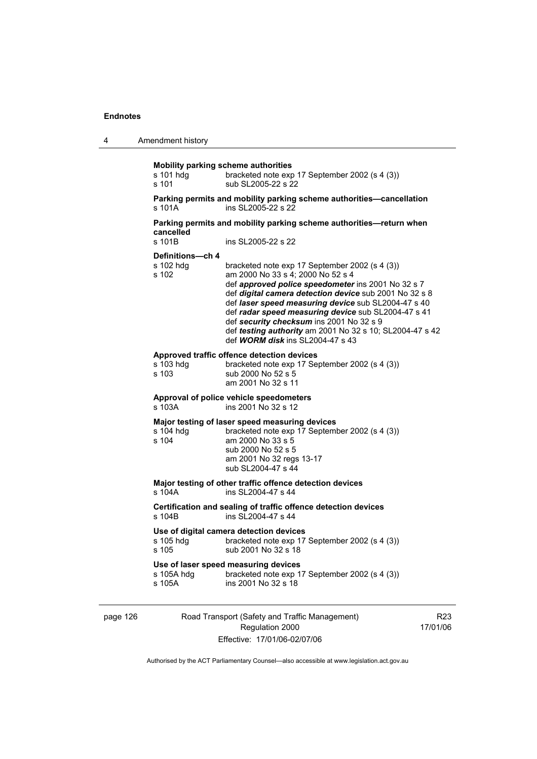**Mobility parking scheme authorities**

s 101 hdg bracketed note exp 17 September 2002 (s 4 (3))
s 101 sub SL2005-22 s 22

**Parking permits and mobility parking scheme authorities—cancellation**

s 101A ins SL2005-22 s 22

**Parking permits and mobility parking scheme authorities—return when cancelled**

s 101B ins SL2005-22 s 22

**Definitions—ch 4**

s 102 hdg bracketed note exp 17 September 2002 (s 4 (3))
s 102 am 2000 No 33 s 4; 2000 No 52 s 4
def ***approved police speedometer*** ins 2001 No 32 s 7
def ***digital camera detection device*** sub 2001 No 32 s 8
def ***laser speed measuring device*** sub SL2004-47 s 40
def ***radar speed measuring device*** sub SL2004-47 s 41
def ***security checksum*** ins 2001 No 32 s 9
def ***testing authority*** am 2001 No 32 s 10; SL2004-47 s 42
def ***WORM disk*** ins SL2004-47 s 43

**Approved traffic offence detection devices**

s 103 hdg bracketed note exp 17 September 2002 (s 4 (3))
s 103 sub 2000 No 52 s 5
am 2001 No 32 s 11

**Approval of police vehicle speedometers**

s 103A ins 2001 No 32 s 12

**Major testing of laser speed measuring devices**

s 104 hdg bracketed note exp 17 September 2002 (s 4 (3))
s 104 am 2000 No 33 s 5
sub 2000 No 52 s 5
am 2001 No 32 regs 13-17
sub SL2004-47 s 44

**Major testing of other traffic offence detection devices**

s 104A ins SL2004-47 s 44

**Certification and sealing of traffic offence detection devices**

s 104B ins SL2004-47 s 44

**Use of digital camera detection devices**

s 105 hdg bracketed note exp 17 September 2002 (s 4 (3))
s 105 sub 2001 No 32 s 18

**Use of laser speed measuring devices**

s 105A hdg bracketed note exp 17 September 2002 (s 4 (3))
s 105A ins 2001 No 32 s 18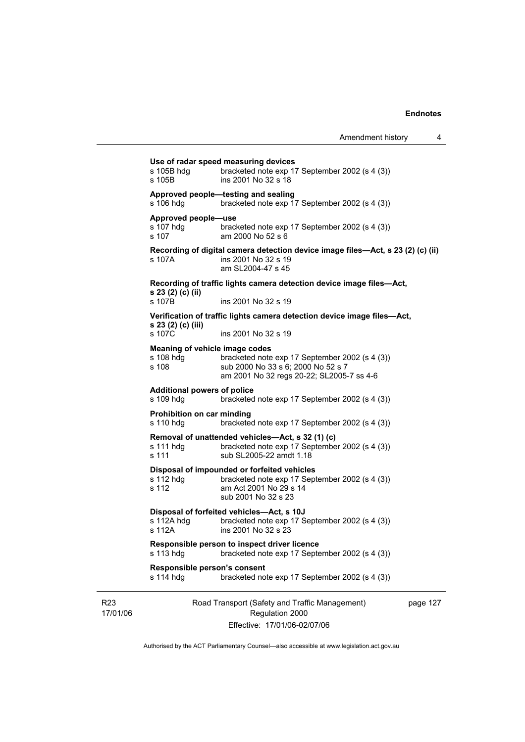**Use of radar speed measuring devices**

s 105B hdg bracketed note exp 17 September 2002 (s 4 (3))
s 105B ins 2001 No 32 s 18

**Approved people—testing and sealing**

s 106 hdg bracketed note exp 17 September 2002 (s 4 (3))

**Approved people—use**

s 107 hdg bracketed note exp 17 September 2002 (s 4 (3))
s 107 am 2000 No 52 s 6

**Recording of digital camera detection device image files—Act, s 23 (2) (c) (ii)**

s 107A ins 2001 No 32 s 19
am SL2004-47 s 45

**Recording of traffic lights camera detection device image files—Act, s 23 (2) (c) (ii)**

s 107B ins 2001 No 32 s 19

**Verification of traffic lights camera detection device image files—Act, s 23 (2) (c) (iii)**

s 107C ins 2001 No 32 s 19

**Meaning of vehicle image codes**

s 108 hdg bracketed note exp 17 September 2002 (s 4 (3))
s 108 sub 2000 No 33 s 6; 2000 No 52 s 7
am 2001 No 32 regs 20-22; SL2005-7 ss 4-6

**Additional powers of police**

s 109 hdg bracketed note exp 17 September 2002 (s 4 (3))

**Prohibition on car minding**

s 110 hdg bracketed note exp 17 September 2002 (s 4 (3))

**Removal of unattended vehicles—Act, s 32 (1) (c)**

s 111 hdg bracketed note exp 17 September 2002 (s 4 (3))
s 111 sub SL2005-22 amdt 1.18

**Disposal of impounded or forfeited vehicles**

s 112 hdg bracketed note exp 17 September 2002 (s 4 (3))
s 112 am Act 2001 No 29 s 14
sub 2001 No 32 s 23

**Disposal of forfeited vehicles—Act, s 10J**

s 112A hdg bracketed note exp 17 September 2002 (s 4 (3))
s 112A ins 2001 No 32 s 23

**Responsible person to inspect driver licence**

s 113 hdg bracketed note exp 17 September 2002 (s 4 (3))

**Responsible person's consent**

s 114 hdg bracketed note exp 17 September 2002 (s 4 (3))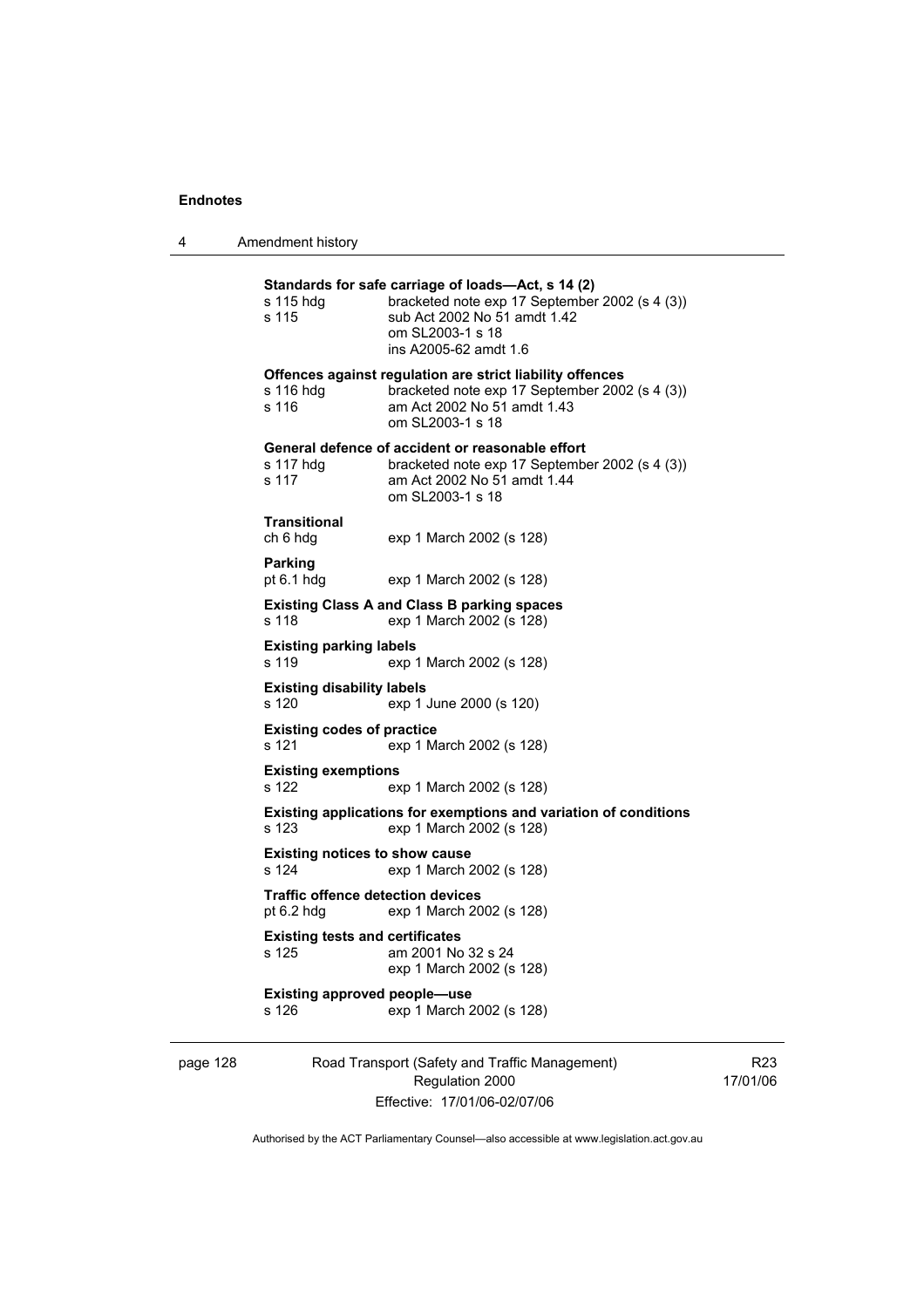**Standards for safe carriage of loads—Act, s 14 (2)**

s 115 hdg bracketed note exp 17 September 2002 (s 4 (3))
s 115 sub Act 2002 No 51 amdt 1.42
om SL2003-1 s 18
ins A2005-62 amdt 1.6

**Offences against regulation are strict liability offences**

s 116 hdg bracketed note exp 17 September 2002 (s 4 (3))
s 116 am Act 2002 No 51 amdt 1.43
om SL2003-1 s 18

**General defence of accident or reasonable effort**

s 117 hdg bracketed note exp 17 September 2002 (s 4 (3))
s 117 am Act 2002 No 51 amdt 1.44
om SL2003-1 s 18

**Transitional**

ch 6 hdg exp 1 March 2002 (s 128)

**Parking**

pt 6.1 hdg exp 1 March 2002 (s 128)

**Existing Class A and Class B parking spaces**

s 118 exp 1 March 2002 (s 128)

**Existing parking labels**

s 119 exp 1 March 2002 (s 128)

**Existing disability labels**

s 120 exp 1 June 2000 (s 120)

**Existing codes of practice**

s 121 exp 1 March 2002 (s 128)

**Existing exemptions**

s 122 exp 1 March 2002 (s 128)

**Existing applications for exemptions and variation of conditions**

s 123 exp 1 March 2002 (s 128)

**Existing notices to show cause**

s 124 exp 1 March 2002 (s 128)

**Traffic offence detection devices**

pt 6.2 hdg exp 1 March 2002 (s 128)

**Existing tests and certificates**

s 125 am 2001 No 32 s 24
exp 1 March 2002 (s 128)

**Existing approved people—use**

s 126 exp 1 March 2002 (s 128)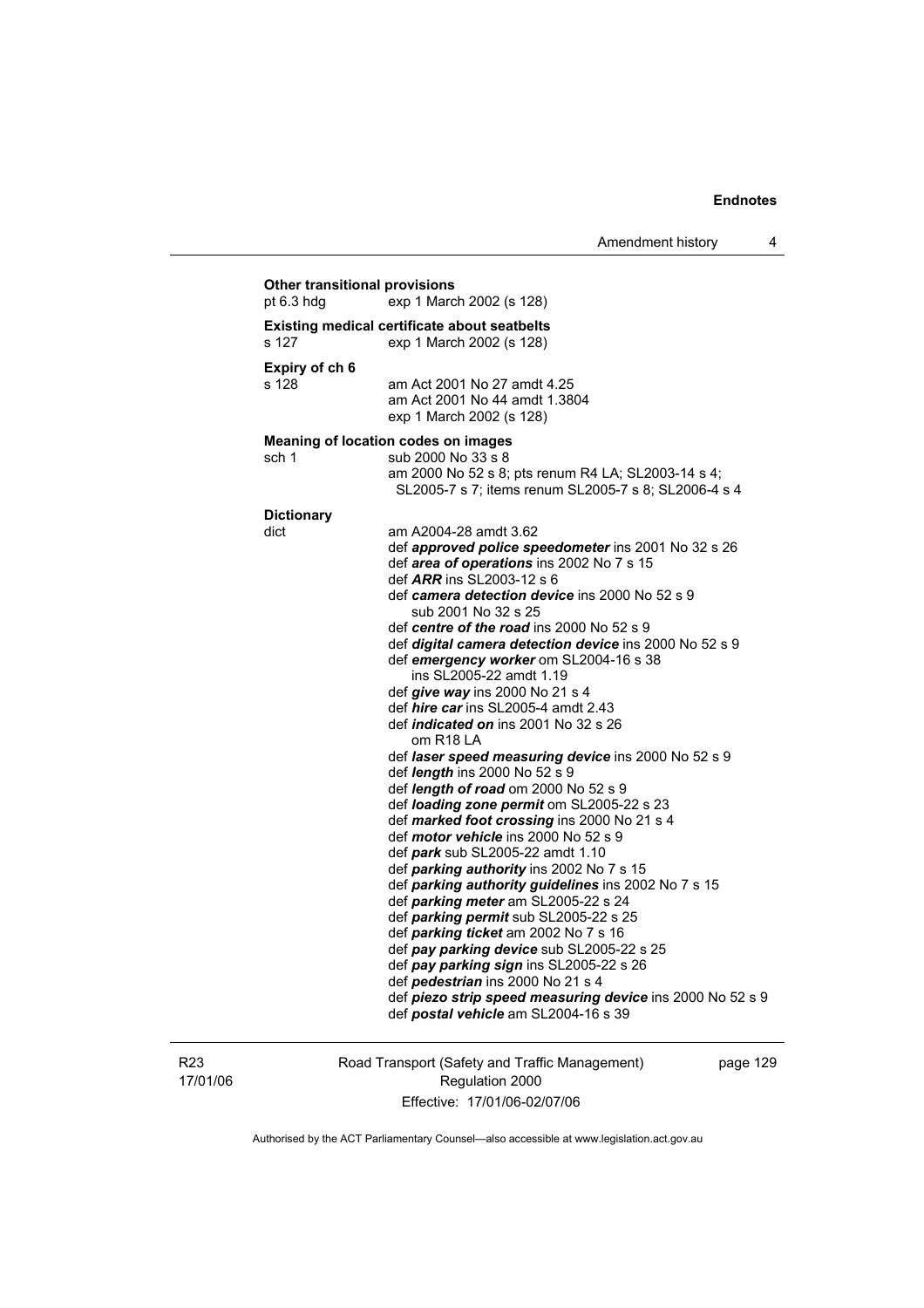**Other transitional provisions**

pt 6.3 hdg exp 1 March 2002 (s 128)

**Existing medical certificate about seatbelts**

s 127 exp 1 March 2002 (s 128)

**Expiry of ch 6**

s 128 am Act 2001 No 27 amdt 4.25
am Act 2001 No 44 amdt 1.3804
exp 1 March 2002 (s 128)

**Meaning of location codes on images**

sch 1 sub 2000 No 33 s 8
am 2000 No 52 s 8; pts renum R4 LA; SL2003-14 s 4; SL2005-7 s 7; items renum SL2005-7 s 8; SL2006-4 s 4

**Dictionary**

dict am A2004-28 amdt 3.62
def ***approved police speedometer*** ins 2001 No 32 s 26
def ***area of operations*** ins 2002 No 7 s 15
def ***ARR*** ins SL2003-12 s 6
def ***camera detection device*** ins 2000 No 52 s 9
sub 2001 No 32 s 25
def ***centre of the road*** ins 2000 No 52 s 9
def ***digital camera detection device*** ins 2000 No 52 s 9
def ***emergency worker*** om SL2004-16 s 38
ins SL2005-22 amdt 1.19
def ***give way*** ins 2000 No 21 s 4
def ***hire car*** ins SL2005-4 amdt 2.43
def ***indicated on*** ins 2001 No 32 s 26
om R18 LA
def ***laser speed measuring device*** ins 2000 No 52 s 9
def ***length*** ins 2000 No 52 s 9
def ***length of road*** om 2000 No 52 s 9
def ***loading zone permit*** om SL2005-22 s 23
def ***marked foot crossing*** ins 2000 No 21 s 4
def ***motor vehicle*** ins 2000 No 52 s 9
def ***park*** sub SL2005-22 amdt 1.10
def ***parking authority*** ins 2002 No 7 s 15
def ***parking authority guidelines*** ins 2002 No 7 s 15
def ***parking meter*** am SL2005-22 s 24
def ***parking permit*** sub SL2005-22 s 25
def ***parking ticket*** am 2002 No 7 s 16
def ***pay parking device*** sub SL2005-22 s 25
def ***pay parking sign*** ins SL2005-22 s 26
def ***pedestrian*** ins 2000 No 21 s 4
def ***piezo strip speed measuring device*** ins 2000 No 52 s 9
def ***postal vehicle*** am SL2004-16 s 39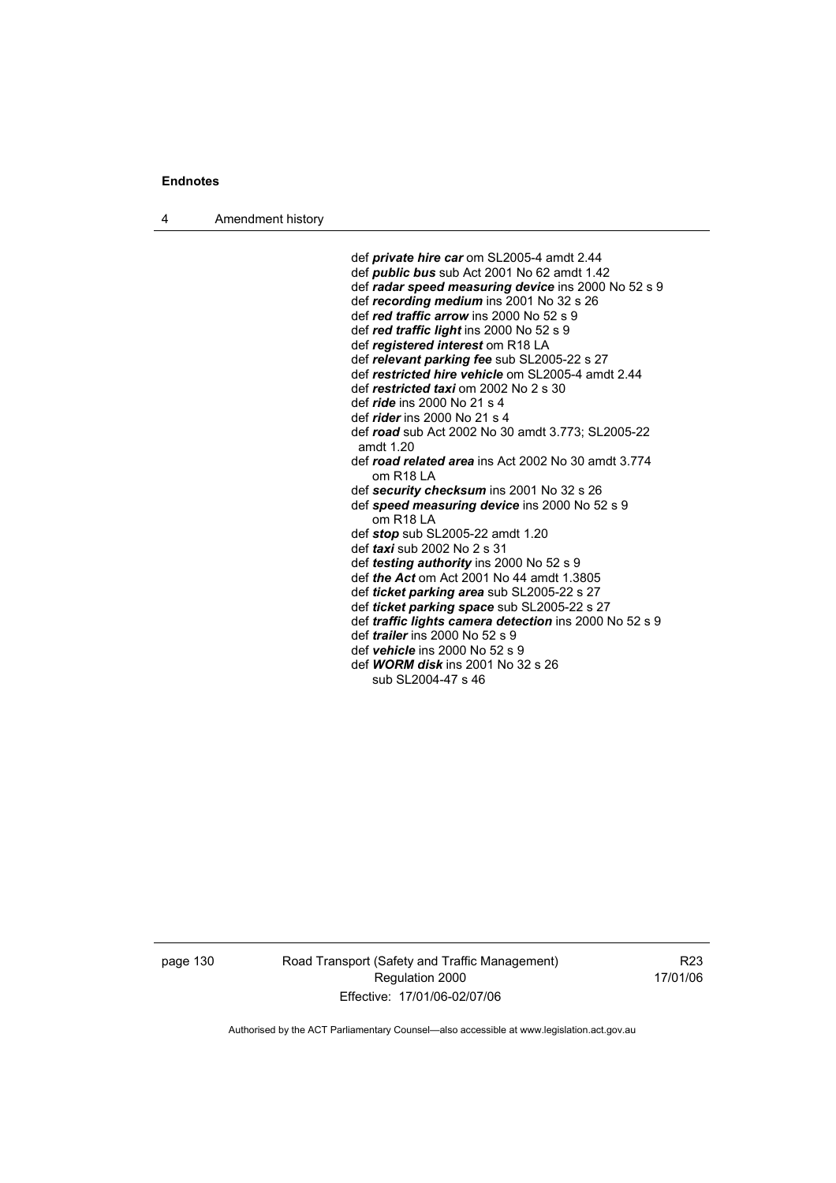def ***private hire car*** om SL2005-4 amdt 2.44
def ***public bus*** sub Act 2001 No 62 amdt 1.42
def ***radar speed measuring device*** ins 2000 No 52 s 9
def ***recording medium*** ins 2001 No 32 s 26
def ***red traffic arrow*** ins 2000 No 52 s 9
def ***red traffic light*** ins 2000 No 52 s 9
def ***registered interest*** om R18 LA
def ***relevant parking fee*** sub SL2005-22 s 27
def ***restricted hire vehicle*** om SL2005-4 amdt 2.44
def ***restricted taxi*** om 2002 No 2 s 30
def ***ride*** ins 2000 No 21 s 4
def ***rider*** ins 2000 No 21 s 4
def ***road*** sub Act 2002 No 30 amdt 3.773; SL2005-22 amdt 1.20
def ***road related area*** ins Act 2002 No 30 amdt 3.774
om R18 LA
def ***security checksum*** ins 2001 No 32 s 26
def ***speed measuring device*** ins 2000 No 52 s 9
om R18 LA
def ***stop*** sub SL2005-22 amdt 1.20
def ***taxi*** sub 2002 No 2 s 31
def ***testing authority*** ins 2000 No 52 s 9
def ***the Act*** om Act 2001 No 44 amdt 1.3805
def ***ticket parking area*** sub SL2005-22 s 27
def ***ticket parking space*** sub SL2005-22 s 27
def ***traffic lights camera detection*** ins 2000 No 52 s 9
def ***trailer*** ins 2000 No 52 s 9
def ***vehicle*** ins 2000 No 52 s 9
def ***WORM disk*** ins 2001 No 32 s 26
sub SL2004-47 s 46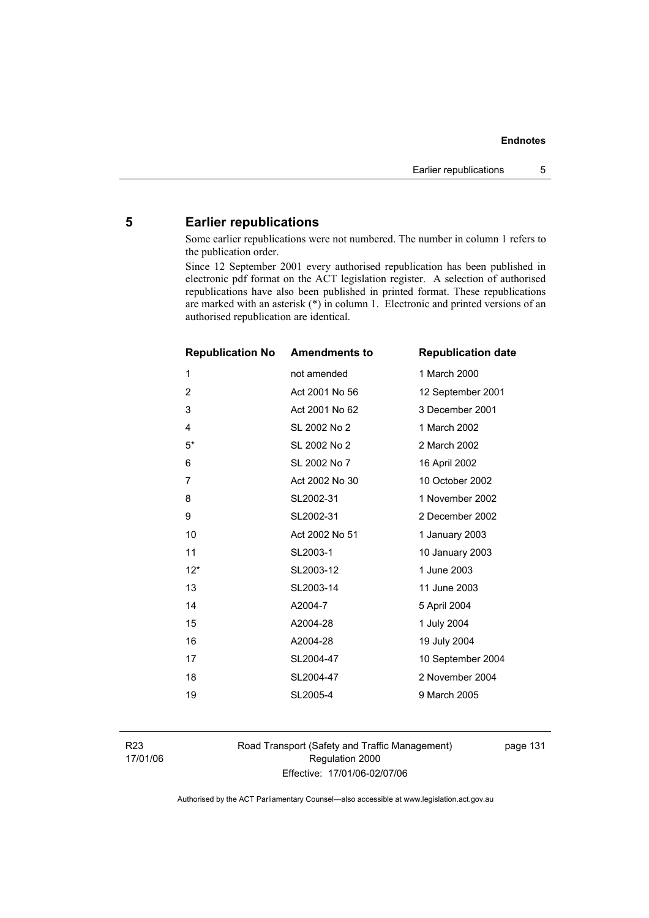## 5 Earlier republications

Some earlier republications were not numbered. The number in column 1 refers to the publication order.

Since 12 September 2001 every authorised republication has been published in electronic pdf format on the ACT legislation register. A selection of authorised republications have also been published in printed format. These republications are marked with an asterisk (*) in column 1. Electronic and printed versions of an authorised republication are identical.

| Republication No | Amendments to | Republication date |
|---|---|---|
| 1 | not amended | 1 March 2000 |
| 2 | Act 2001 No 56 | 12 September 2001 |
| 3 | Act 2001 No 62 | 3 December 2001 |
| 4 | SL 2002 No 2 | 1 March 2002 |
| 5* | SL 2002 No 2 | 2 March 2002 |
| 6 | SL 2002 No 7 | 16 April 2002 |
| 7 | Act 2002 No 30 | 10 October 2002 |
| 8 | SL2002-31 | 1 November 2002 |
| 9 | SL2002-31 | 2 December 2002 |
| 10 | Act 2002 No 51 | 1 January 2003 |
| 11 | SL2003-1 | 10 January 2003 |
| 12* | SL2003-12 | 1 June 2003 |
| 13 | SL2003-14 | 11 June 2003 |
| 14 | A2004-7 | 5 April 2004 |
| 15 | A2004-28 | 1 July 2004 |
| 16 | A2004-28 | 19 July 2004 |
| 17 | SL2004-47 | 10 September 2004 |
| 18 | SL2004-47 | 2 November 2004 |
| 19 | SL2005-4 | 9 March 2005 |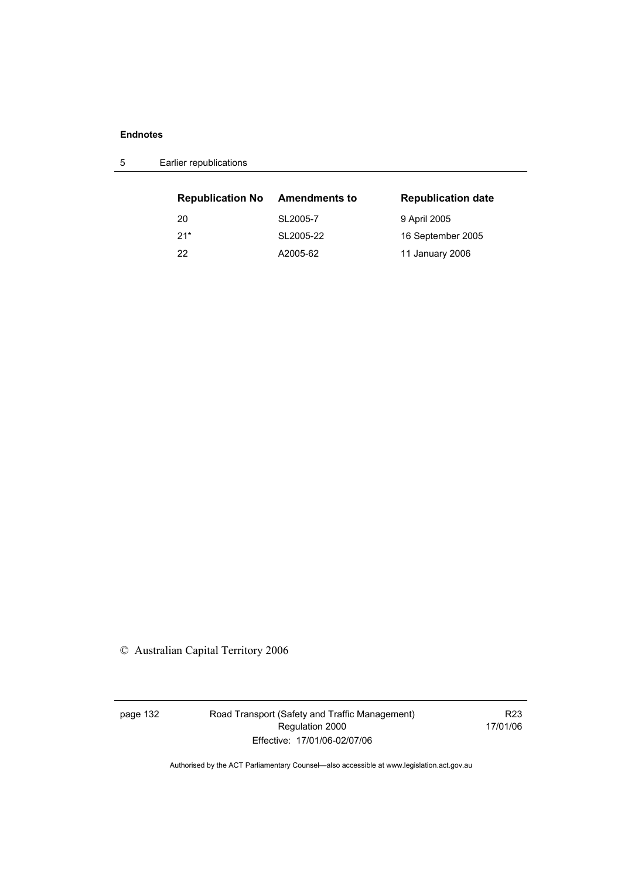## 5 Earlier republications

| Republication No | Amendments to | Republication date |
|---|---|---|
| 20 | SL2005-7 | 9 April 2005 |
| 21* | SL2005-22 | 16 September 2005 |
| 22 | A2005-62 | 11 January 2006 |

© Australian Capital Territory 2006